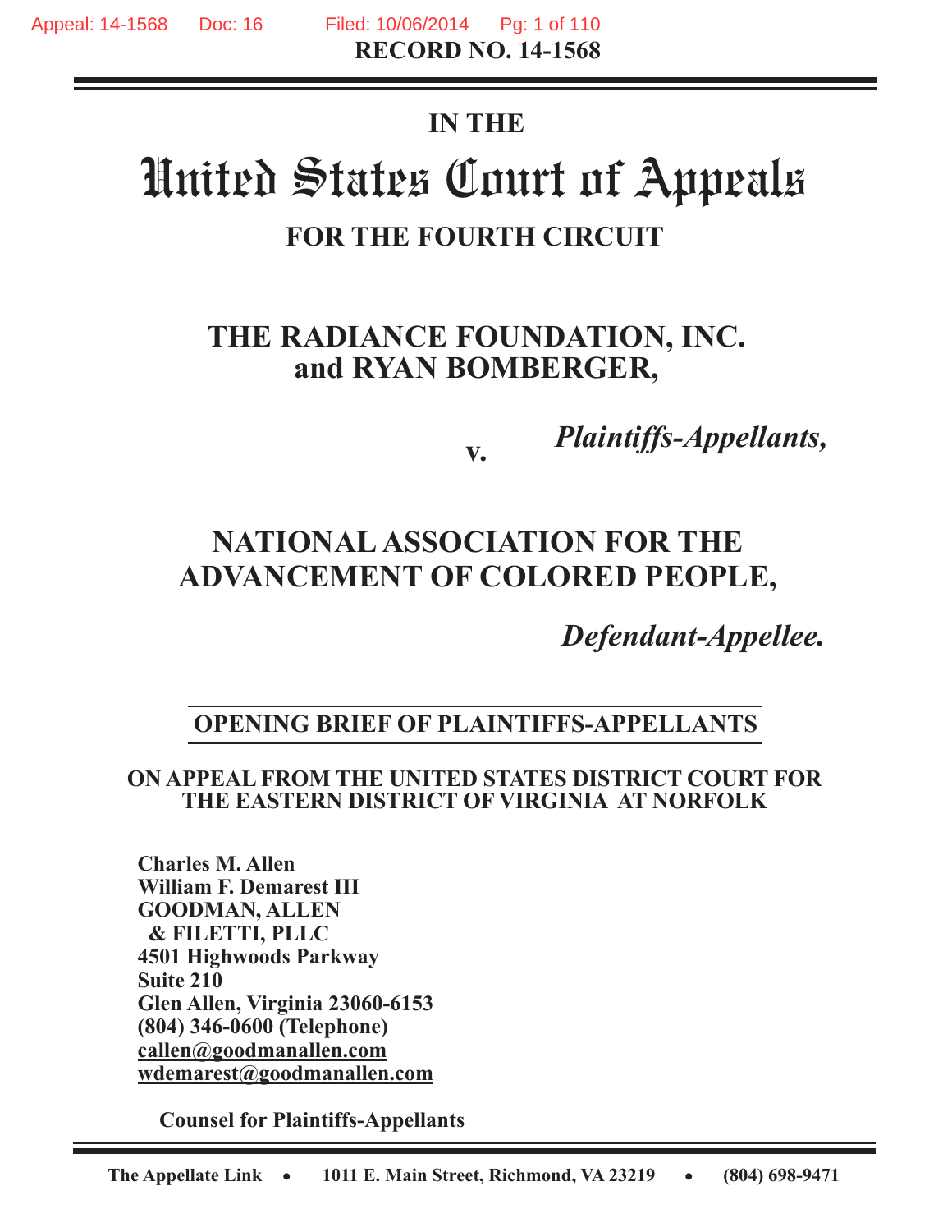**RECORD NO. 14-1568**

**IN THE**

# United States Court of Appeals

## FOR THE FOURTH CIRCUIT

## THE RADIANCE FOUNDATION, INC. and RYAN BOMBERGER,

*Plaintiffs-Appellants,*

**v.**

## NATIONAL ASSOCIATION FOR THE ADVANCEMENT OF COLORED PEOPLE,

*Defendant-Appellee.*

**OPENING BRIEF OF PLAINTIFFS-APPELLANTS**

**ON APPEAL FROM THE UNITED STATES DISTRICT COURT FOR THE EASTERN DISTRICT OF VIRGINIA AT NORFOLK**

**Charles M. Allen**
**William F. Demarest III**
**GOODMAN, ALLEN & FILETTI, PLLC**
**4501 Highwoods Parkway**
**Suite 210**
**Glen Allen, Virginia 23060-6153**
**(804) 346-0600 (Telephone)**
**callen@goodmanallen.com**
**wdemarest@goodmanallen.com**

**Counsel for Plaintiffs-Appellants**

**The Appellate Link • 1011 E. Main Street, Richmond, VA 23219 • (804) 698-9471**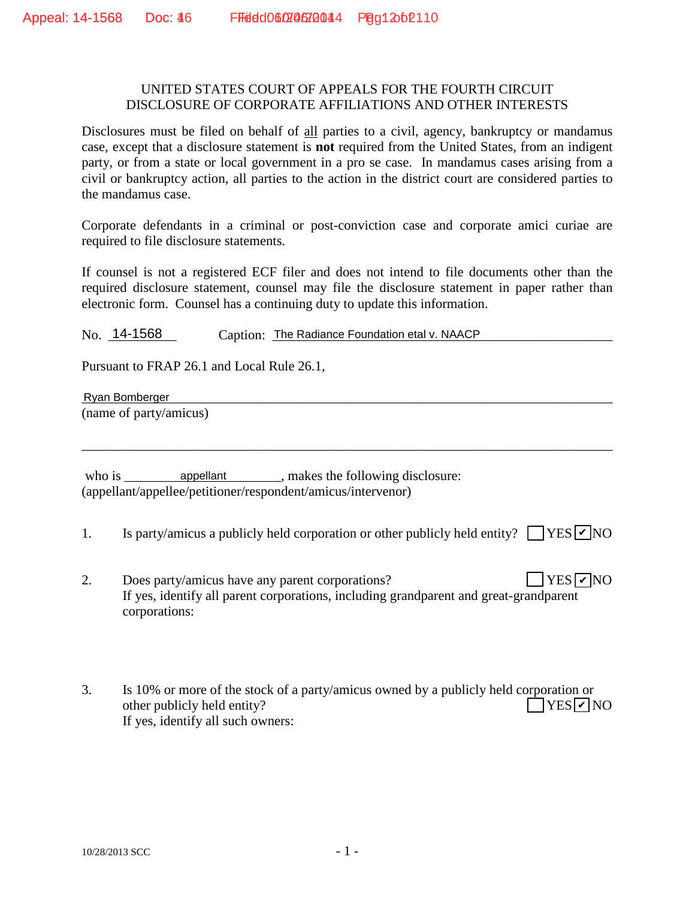UNITED STATES COURT OF APPEALS FOR THE FOURTH CIRCUIT
DISCLOSURE OF CORPORATE AFFILIATIONS AND OTHER INTERESTS

Disclosures must be filed on behalf of all parties to a civil, agency, bankruptcy or mandamus case, except that a disclosure statement is **not** required from the United States, from an indigent party, or from a state or local government in a pro se case. In mandamus cases arising from a civil or bankruptcy action, all parties to the action in the district court are considered parties to the mandamus case.

Corporate defendants in a criminal or post-conviction case and corporate amici curiae are required to file disclosure statements.

If counsel is not a registered ECF filer and does not intend to file documents other than the required disclosure statement, counsel may file the disclosure statement in paper rather than electronic form. Counsel has a continuing duty to update this information.

No. 14-1568 Caption: The Radiance Foundation etal v. NAACP

Pursuant to FRAP 26.1 and Local Rule 26.1,

Ryan Bomberger
(name of party/amicus)

who is appellant, makes the following disclosure:
(appellant/appellee/petitioner/respondent/amicus/intervenor)

1. Is party/amicus a publicly held corporation or other publicly held entity? ☐ YES ☑ NO

2. Does party/amicus have any parent corporations? ☐ YES ☑ NO
If yes, identify all parent corporations, including grandparent and great-grandparent corporations:

3. Is 10% or more of the stock of a party/amicus owned by a publicly held corporation or other publicly held entity? ☐ YES ☑ NO
If yes, identify all such owners:

10/28/2013 SCC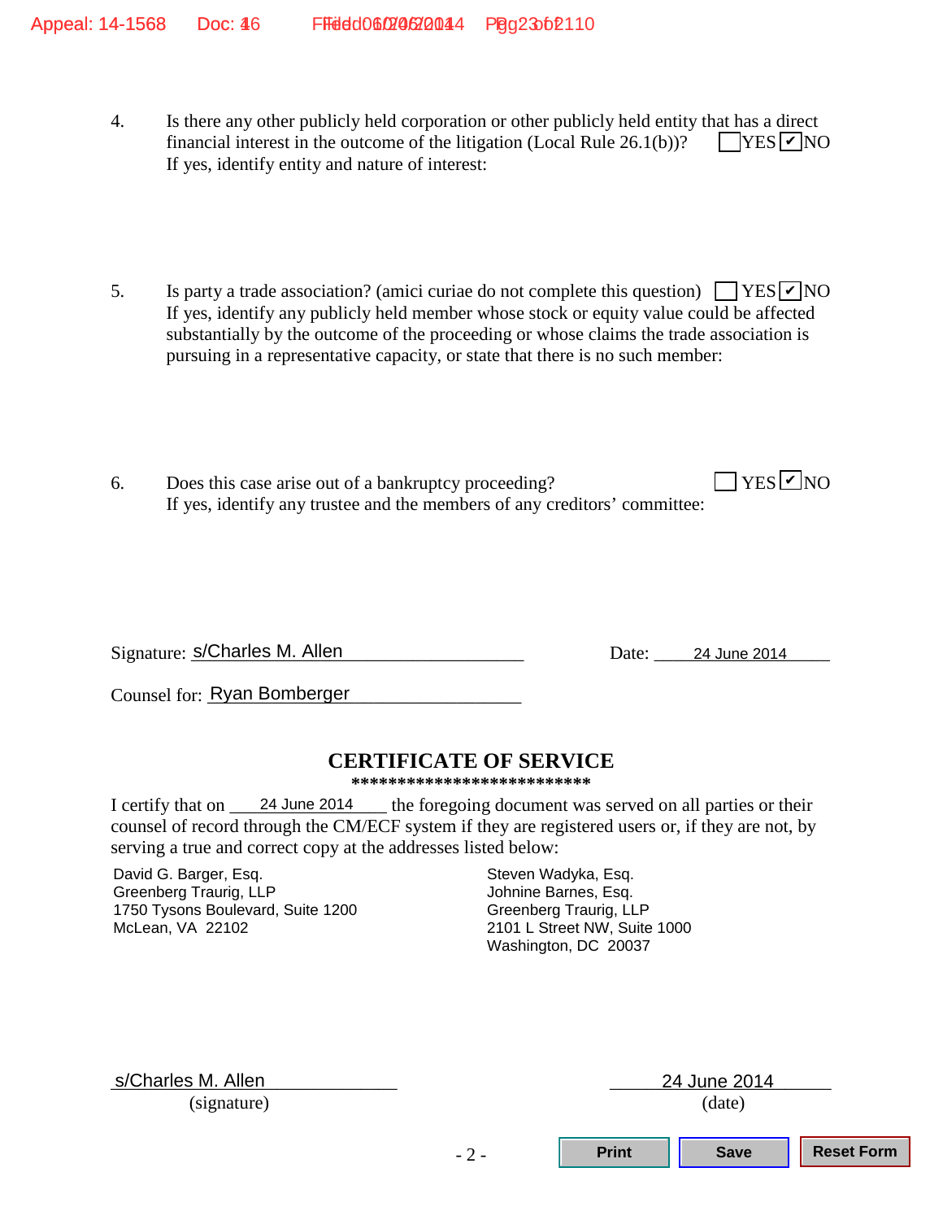4. Is there any other publicly held corporation or other publicly held entity that has a direct financial interest in the outcome of the litigation (Local Rule 26.1(b))? ☐ YES ☑ NO
If yes, identify entity and nature of interest:

5. Is party a trade association? (amici curiae do not complete this question) ☐ YES ☑ NO
If yes, identify any publicly held member whose stock or equity value could be affected substantially by the outcome of the proceeding or whose claims the trade association is pursuing in a representative capacity, or state that there is no such member:

6. Does this case arise out of a bankruptcy proceeding? ☐ YES ☑ NO
If yes, identify any trustee and the members of any creditors' committee:

Signature: s/Charles M. Allen Date: 24 June 2014

Counsel for: Ryan Bomberger

## CERTIFICATE OF SERVICE

**************************

I certify that on 24 June 2014 the foregoing document was served on all parties or their counsel of record through the CM/ECF system if they are registered users or, if they are not, by serving a true and correct copy at the addresses listed below:

David G. Barger, Esq.
Greenberg Traurig, LLP
1750 Tysons Boulevard, Suite 1200
McLean, VA 22102

Steven Wadyka, Esq.
Johnine Barnes, Esq.
Greenberg Traurig, LLP
2101 L Street NW, Suite 1000
Washington, DC 20037

s/Charles M. Allen
(signature)

24 June 2014
(date)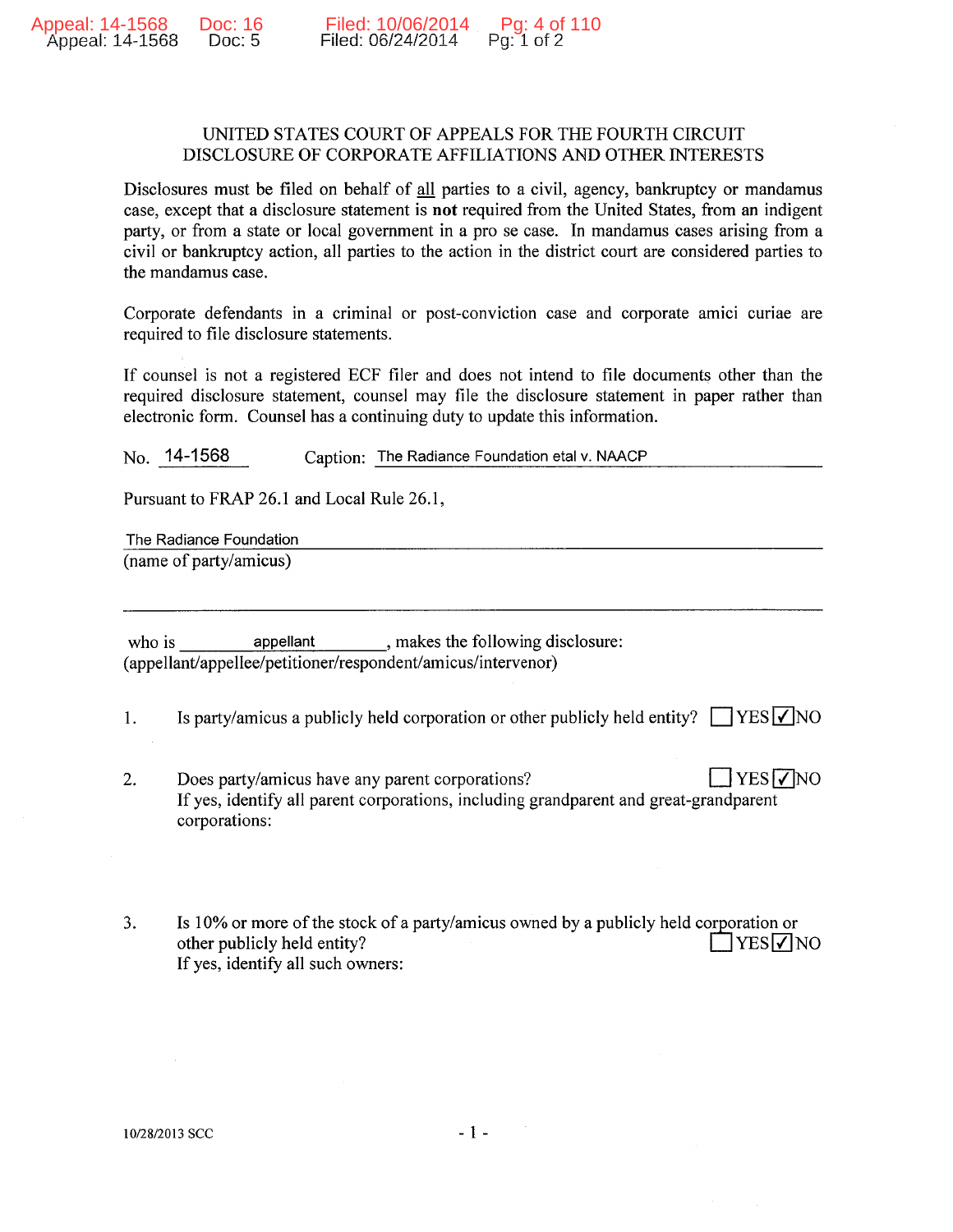# UNITED STATES COURT OF APPEALS FOR THE FOURTH CIRCUIT
## DISCLOSURE OF CORPORATE AFFILIATIONS AND OTHER INTERESTS

Disclosures must be filed on behalf of all parties to a civil, agency, bankruptcy or mandamus case, except that a disclosure statement is **not** required from the United States, from an indigent party, or from a state or local government in a pro se case. In mandamus cases arising from a civil or bankruptcy action, all parties to the action in the district court are considered parties to the mandamus case.

Corporate defendants in a criminal or post-conviction case and corporate amici curiae are required to file disclosure statements.

If counsel is not a registered ECF filer and does not intend to file documents other than the required disclosure statement, counsel may file the disclosure statement in paper rather than electronic form. Counsel has a continuing duty to update this information.

No. 14-1568 Caption: The Radiance Foundation etal v. NAACP

Pursuant to FRAP 26.1 and Local Rule 26.1,

The Radiance Foundation
(name of party/amicus)

who is appellant, makes the following disclosure:
(appellant/appellee/petitioner/respondent/amicus/intervenor)

1. Is party/amicus a publicly held corporation or other publicly held entity? ☐ YES ☑ NO

2. Does party/amicus have any parent corporations? ☐ YES ☑ NO
If yes, identify all parent corporations, including grandparent and great-grandparent corporations:

3. Is 10% or more of the stock of a party/amicus owned by a publicly held corporation or other publicly held entity? ☐ YES ☑ NO
If yes, identify all such owners:

10/28/2013 SCC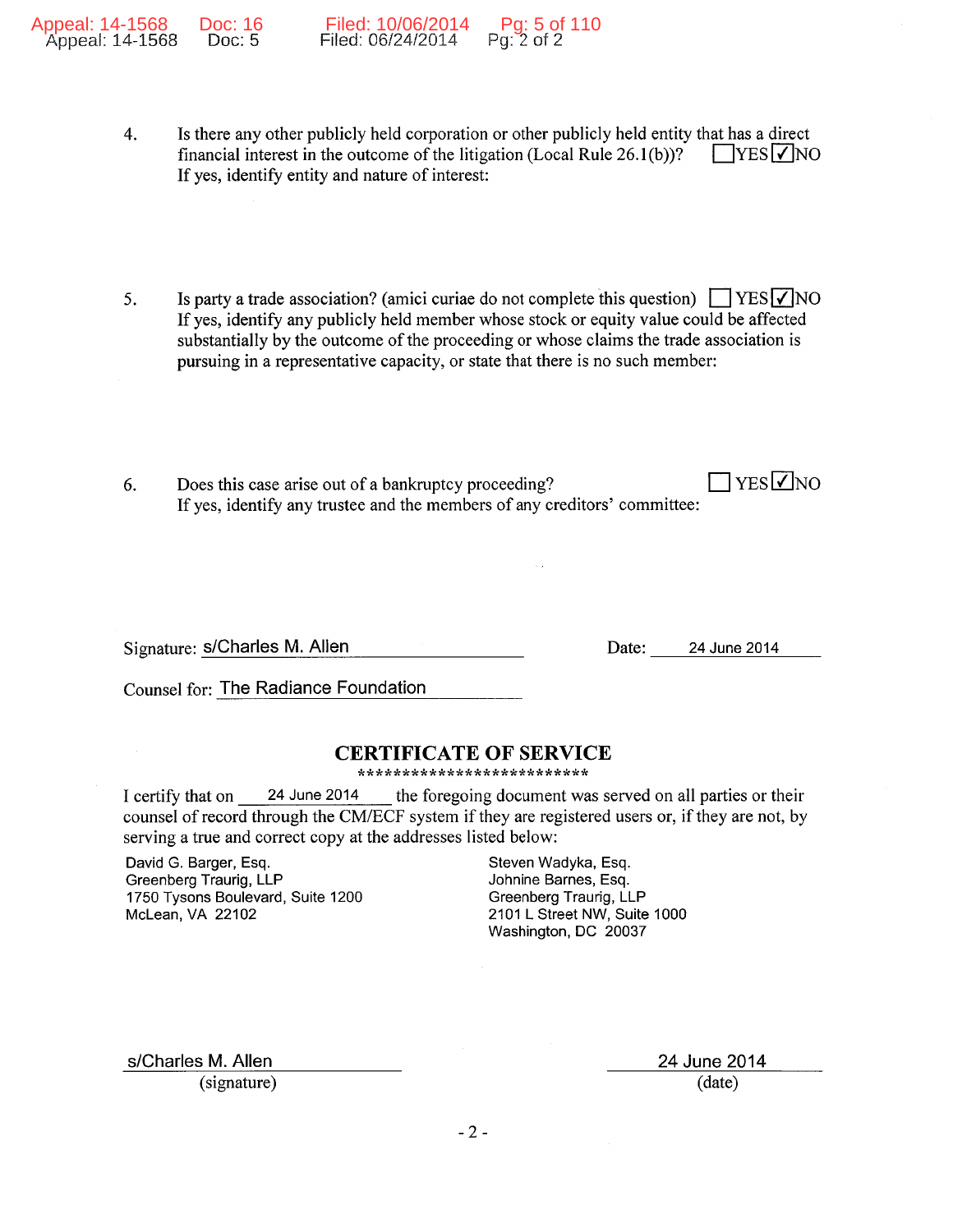4. Is there any other publicly held corporation or other publicly held entity that has a direct financial interest in the outcome of the litigation (Local Rule 26.1(b))? ☐ YES ☑ NO
   If yes, identify entity and nature of interest:

5. Is party a trade association? (amici curiae do not complete this question) ☐ YES ☑ NO
   If yes, identify any publicly held member whose stock or equity value could be affected substantially by the outcome of the proceeding or whose claims the trade association is pursuing in a representative capacity, or state that there is no such member:

6. Does this case arise out of a bankruptcy proceeding? ☐ YES ☑ NO
   If yes, identify any trustee and the members of any creditors' committee:

Signature: s/Charles M. Allen                Date: 24 June 2014

Counsel for: The Radiance Foundation

## CERTIFICATE OF SERVICE

***************************

I certify that on 24 June 2014 the foregoing document was served on all parties or their counsel of record through the CM/ECF system if they are registered users or, if they are not, by serving a true and correct copy at the addresses listed below:

David G. Barger, Esq.
Greenberg Traurig, LLP
1750 Tysons Boulevard, Suite 1200
McLean, VA 22102

Steven Wadyka, Esq.
Johnine Barnes, Esq.
Greenberg Traurig, LLP
2101 L Street NW, Suite 1000
Washington, DC 20037

s/Charles M. Allen
(signature)

24 June 2014
(date)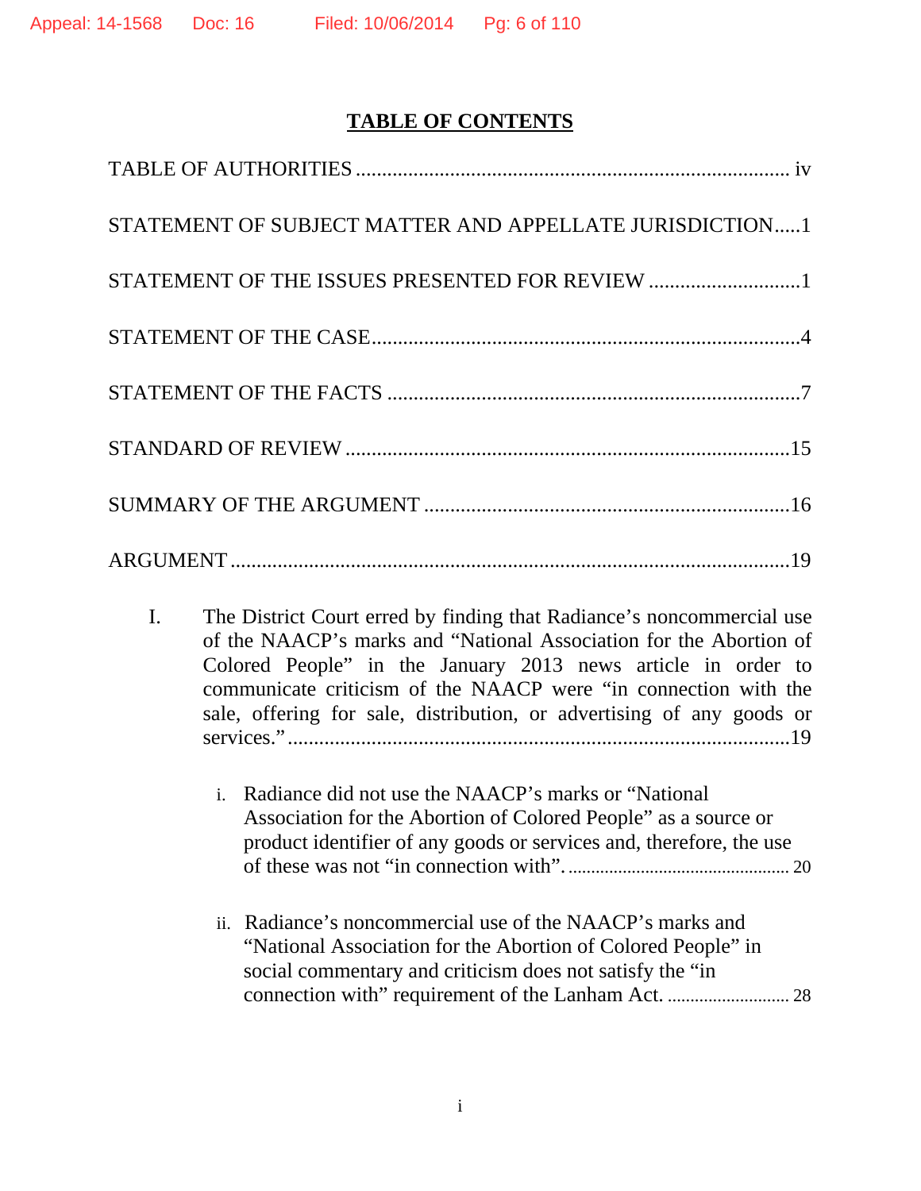# TABLE OF CONTENTS

TABLE OF AUTHORITIES ..................................................................................... iv

STATEMENT OF SUBJECT MATTER AND APPELLATE JURISDICTION.....1

STATEMENT OF THE ISSUES PRESENTED FOR REVIEW .............................1

STATEMENT OF THE CASE..................................................................................4

STATEMENT OF THE FACTS ...............................................................................7

STANDARD OF REVIEW .....................................................................................15

SUMMARY OF THE ARGUMENT ......................................................................16

ARGUMENT ..........................................................................................................19

I. The District Court erred by finding that Radiance's noncommercial use of the NAACP's marks and "National Association for the Abortion of Colored People" in the January 2013 news article in order to communicate criticism of the NAACP were "in connection with the sale, offering for sale, distribution, or advertising of any goods or services." ..................................................................................19

   i. Radiance did not use the NAACP's marks or "National Association for the Abortion of Colored People" as a source or product identifier of any goods or services and, therefore, the use of these was not "in connection with". ................................................ 20

   ii. Radiance's noncommercial use of the NAACP's marks and "National Association for the Abortion of Colored People" in social commentary and criticism does not satisfy the "in connection with" requirement of the Lanham Act. ........................... 28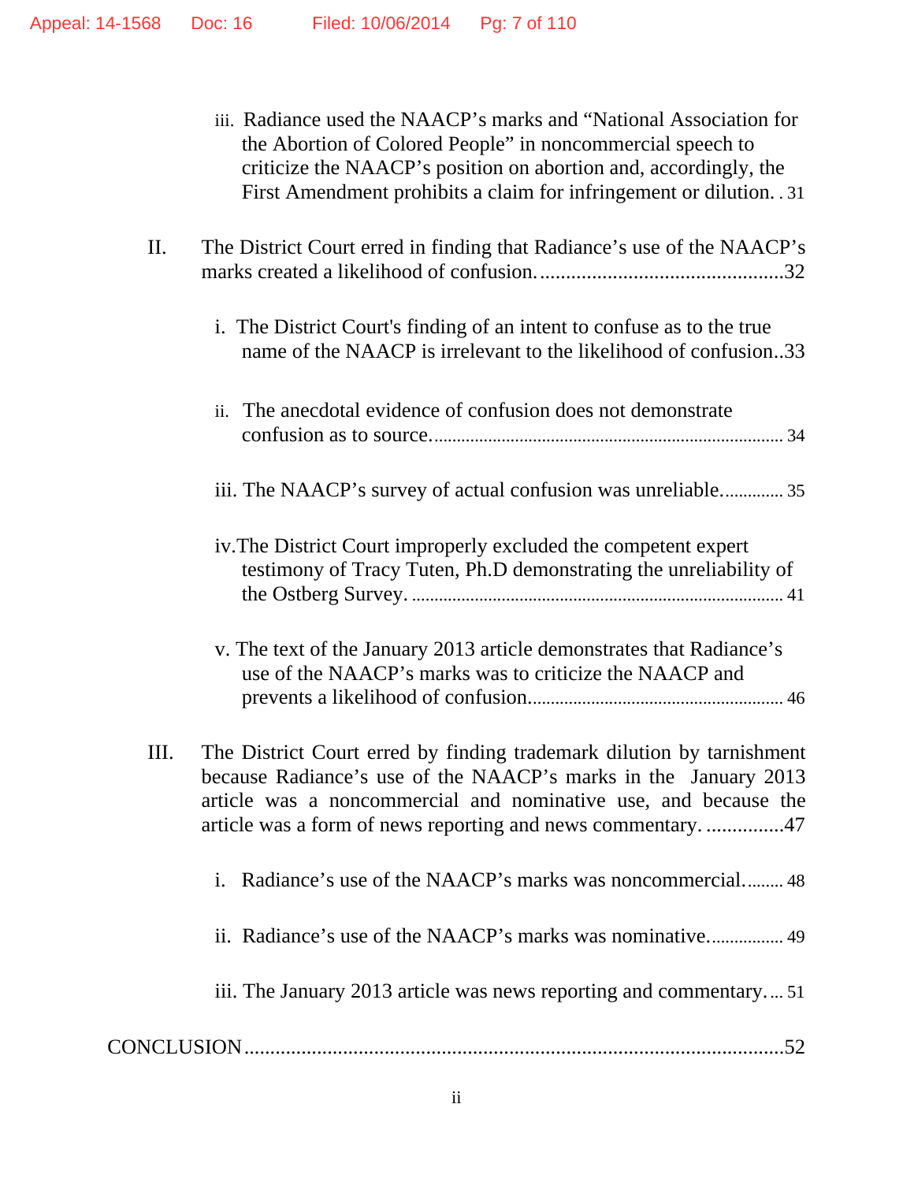iii. Radiance used the NAACP's marks and "National Association for the Abortion of Colored People" in noncommercial speech to criticize the NAACP's position on abortion and, accordingly, the First Amendment prohibits a claim for infringement or dilution. . 31

II. The District Court erred in finding that Radiance's use of the NAACP's marks created a likelihood of confusion. ...............................................32

i. The District Court's finding of an intent to confuse as to the true name of the NAACP is irrelevant to the likelihood of confusion..33

ii. The anecdotal evidence of confusion does not demonstrate confusion as to source. ............................................................................ 34

iii. The NAACP's survey of actual confusion was unreliable. ............. 35

iv. The District Court improperly excluded the competent expert testimony of Tracy Tuten, Ph.D demonstrating the unreliability of the Ostberg Survey. ................................................................................. 41

v. The text of the January 2013 article demonstrates that Radiance's use of the NAACP's marks was to criticize the NAACP and prevents a likelihood of confusion. ....................................................... 46

III. The District Court erred by finding trademark dilution by tarnishment because Radiance's use of the NAACP's marks in the January 2013 article was a noncommercial and nominative use, and because the article was a form of news reporting and news commentary. ...............47

i. Radiance's use of the NAACP's marks was noncommercial. ........ 48

ii. Radiance's use of the NAACP's marks was nominative. ................ 49

iii. The January 2013 article was news reporting and commentary. ... 51

CONCLUSION ......................................................................................52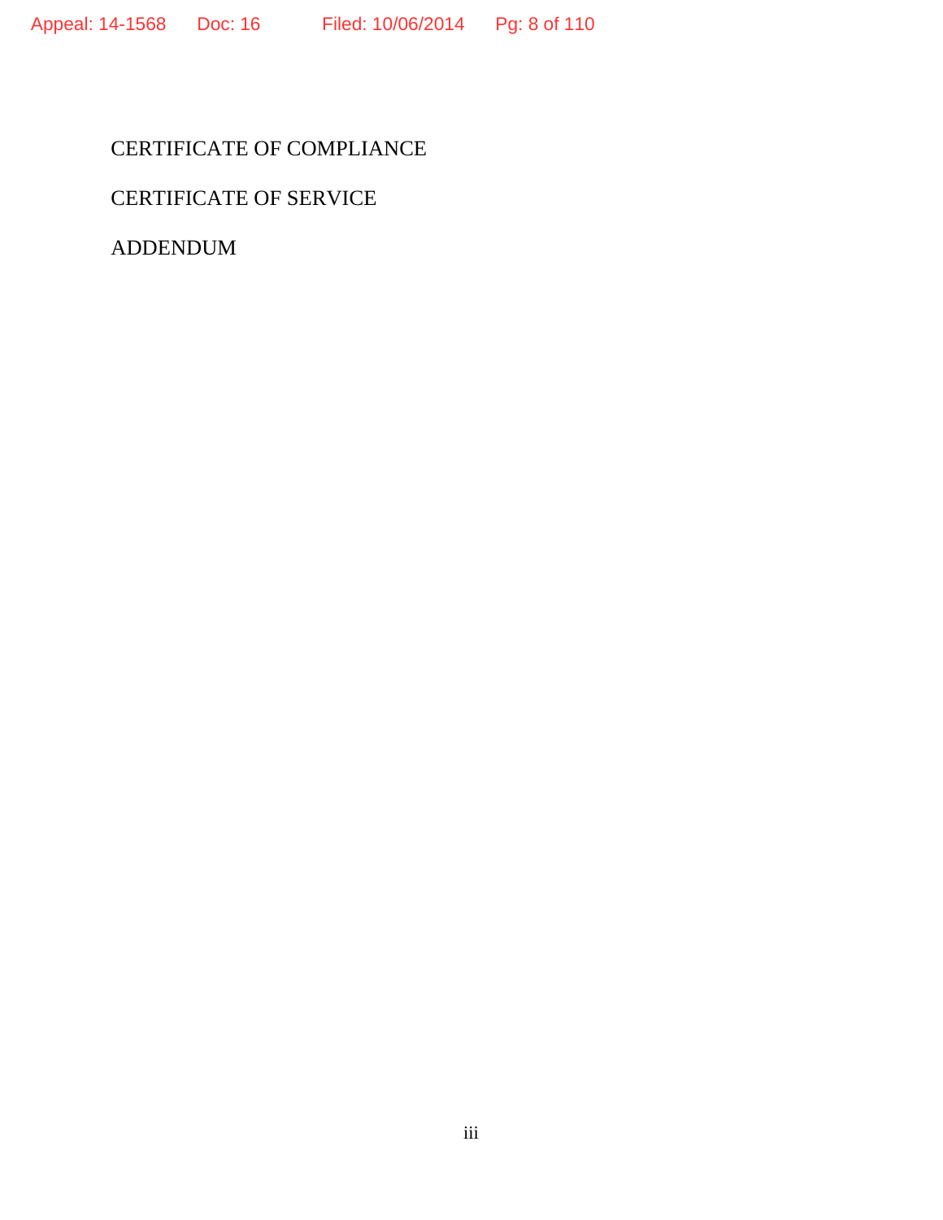CERTIFICATE OF COMPLIANCE

CERTIFICATE OF SERVICE

ADDENDUM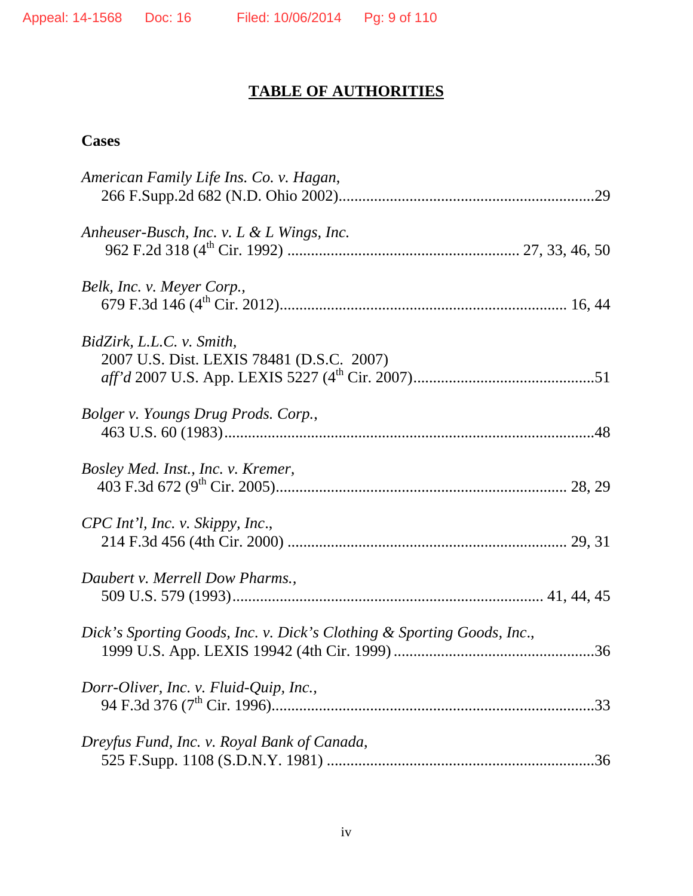# TABLE OF AUTHORITIES

**Cases**

*American Family Life Ins. Co. v. Hagan*,
266 F.Supp.2d 682 (N.D. Ohio 2002)................................................................29

*Anheuser-Busch, Inc. v. L & L Wings, Inc.*
962 F.2d 318 (4th Cir. 1992) ......................................................... 27, 33, 46, 50

*Belk, Inc. v. Meyer Corp.*,
679 F.3d 146 (4th Cir. 2012)...................................................................... 16, 44

*BidZirk, L.L.C. v. Smith*,
2007 U.S. Dist. LEXIS 78481 (D.S.C. 2007)
*aff'd* 2007 U.S. App. LEXIS 5227 (4th Cir. 2007).............................................51

*Bolger v. Youngs Drug Prods. Corp.*,
463 U.S. 60 (1983)............................................................................................48

*Bosley Med. Inst., Inc. v. Kremer*,
403 F.3d 672 (9th Cir. 2005)........................................................................ 28, 29

*CPC Int'l, Inc. v. Skippy, Inc*.,
214 F.3d 456 (4th Cir. 2000) ..................................................................... 29, 31

*Daubert v. Merrell Dow Pharms.*,
509 U.S. 579 (1993)............................................................................ 41, 44, 45

*Dick's Sporting Goods, Inc. v. Dick's Clothing & Sporting Goods, Inc.*,
1999 U.S. App. LEXIS 19942 (4th Cir. 1999) ..................................................36

*Dorr-Oliver, Inc. v. Fluid-Quip, Inc.*,
94 F.3d 376 (7th Cir. 1996)................................................................................33

*Dreyfus Fund, Inc. v. Royal Bank of Canada*,
525 F.Supp. 1108 (S.D.N.Y. 1981) ...................................................................36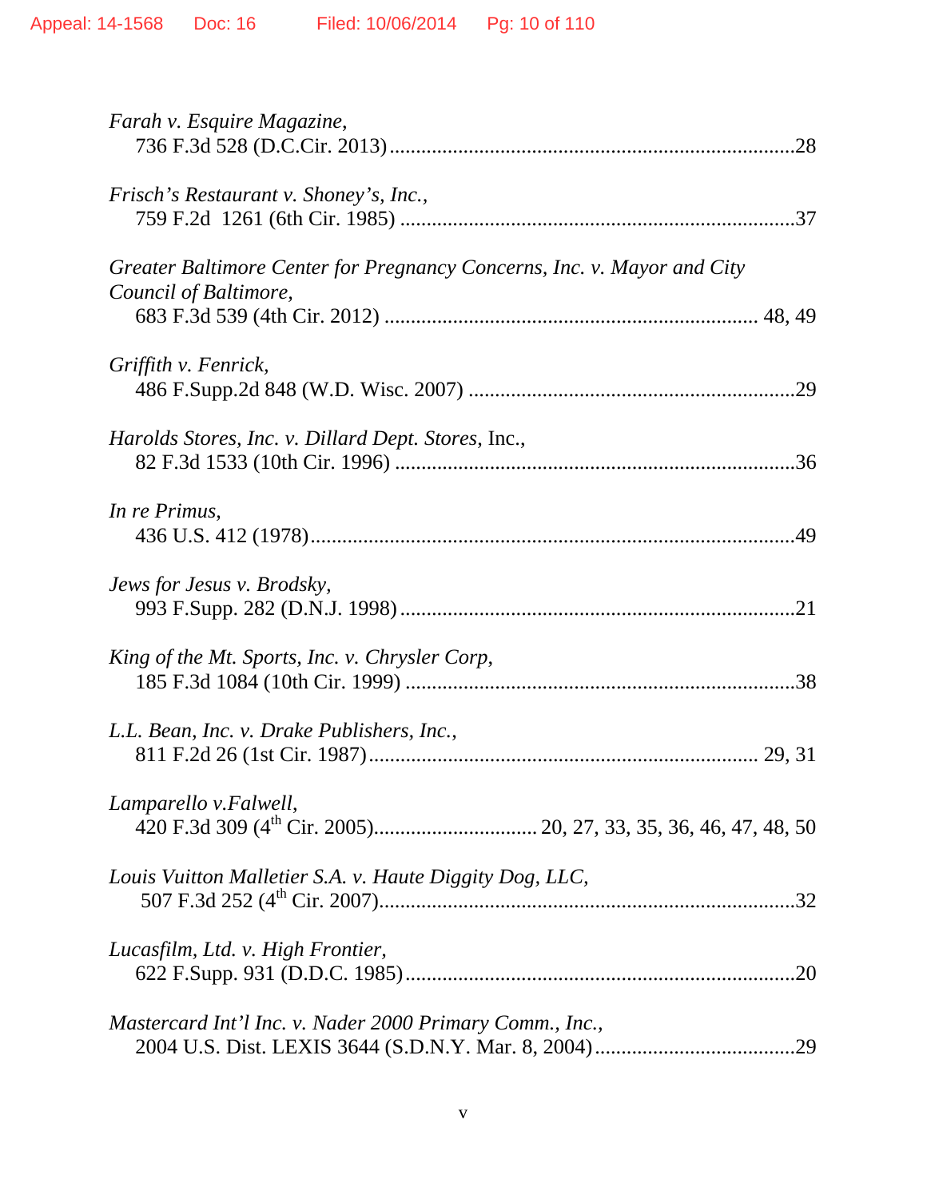*Farah v. Esquire Magazine*,
736 F.3d 528 (D.C.Cir. 2013) ............................................................................28

*Frisch's Restaurant v. Shoney's, Inc.*,
759 F.2d 1261 (6th Cir. 1985) ..........................................................................37

*Greater Baltimore Center for Pregnancy Concerns, Inc. v. Mayor and City Council of Baltimore*,
683 F.3d 539 (4th Cir. 2012) ..................................................................... 48, 49

*Griffith v. Fenrick*,
486 F.Supp.2d 848 (W.D. Wisc. 2007) .............................................................29

*Harolds Stores, Inc. v. Dillard Dept. Stores*, Inc.,
82 F.3d 1533 (10th Cir. 1996) ...........................................................................36

*In re Primus*,
436 U.S. 412 (1978)...........................................................................................49

*Jews for Jesus v. Brodsky*,
993 F.Supp. 282 (D.N.J. 1998) ..........................................................................21

*King of the Mt. Sports, Inc. v. Chrysler Corp*,
185 F.3d 1084 (10th Cir. 1999) .........................................................................38

*L.L. Bean, Inc. v. Drake Publishers, Inc.*,
811 F.2d 26 (1st Cir. 1987)......................................................................... 29, 31

*Lamparello v.Falwell*,
420 F.3d 309 (4th Cir. 2005).............................. 20, 27, 33, 35, 36, 46, 47, 48, 50

*Louis Vuitton Malletier S.A. v. Haute Diggity Dog, LLC*,
507 F.3d 252 (4th Cir. 2007)..............................................................................32

*Lucasfilm, Ltd. v. High Frontier*,
622 F.Supp. 931 (D.D.C. 1985).........................................................................20

*Mastercard Int'l Inc. v. Nader 2000 Primary Comm., Inc.*,
2004 U.S. Dist. LEXIS 3644 (S.D.N.Y. Mar. 8, 2004)......................................29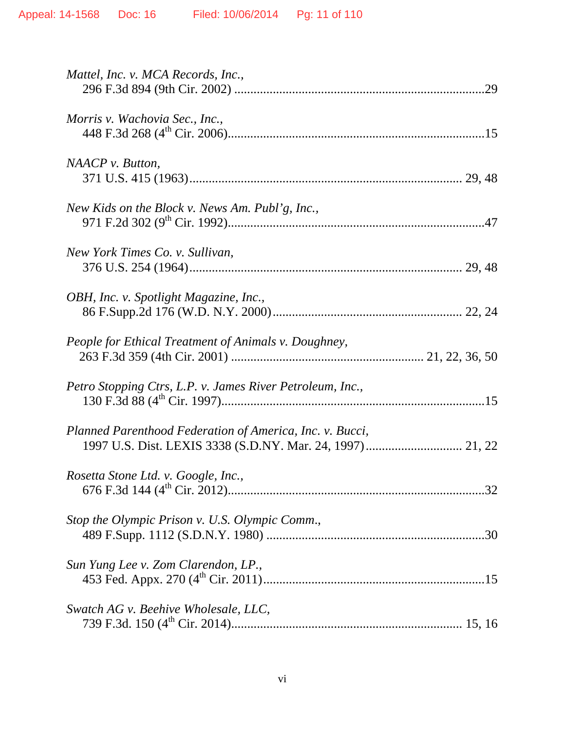*Mattel, Inc. v. MCA Records, Inc.*,
296 F.3d 894 (9th Cir. 2002) ....................................................................................29

*Morris v. Wachovia Sec., Inc.*,
448 F.3d 268 (4th Cir. 2006)......................................................................................15

*NAACP v. Button*,
371 U.S. 415 (1963)........................................................................................... 29, 48

*New Kids on the Block v. News Am. Publ'g, Inc.*,
971 F.2d 302 (9th Cir. 1992)......................................................................................47

*New York Times Co. v. Sullivan*,
376 U.S. 254 (1964)........................................................................................... 29, 48

*OBH, Inc. v. Spotlight Magazine, Inc.*,
86 F.Supp.2d 176 (W.D. N.Y. 2000)................................................................ 22, 24

*People for Ethical Treatment of Animals v. Doughney*,
263 F.3d 359 (4th Cir. 2001) ................................................................ 21, 22, 36, 50

*Petro Stopping Ctrs, L.P. v. James River Petroleum, Inc.*,
130 F.3d 88 (4th Cir. 1997)........................................................................................15

*Planned Parenthood Federation of America, Inc. v. Bucci*,
1997 U.S. Dist. LEXIS 3338 (S.D.NY. Mar. 24, 1997)................................. 21, 22

*Rosetta Stone Ltd. v. Google, Inc.*,
676 F.3d 144 (4th Cir. 2012)......................................................................................32

*Stop the Olympic Prison v. U.S. Olympic Comm.*,
489 F.Supp. 1112 (S.D.N.Y. 1980) ..........................................................................30

*Sun Yung Lee v. Zom Clarendon, LP.*,
453 Fed. Appx. 270 (4th Cir. 2011)...........................................................................15

*Swatch AG v. Beehive Wholesale, LLC*,
739 F.3d. 150 (4th Cir. 2014)............................................................................. 15, 16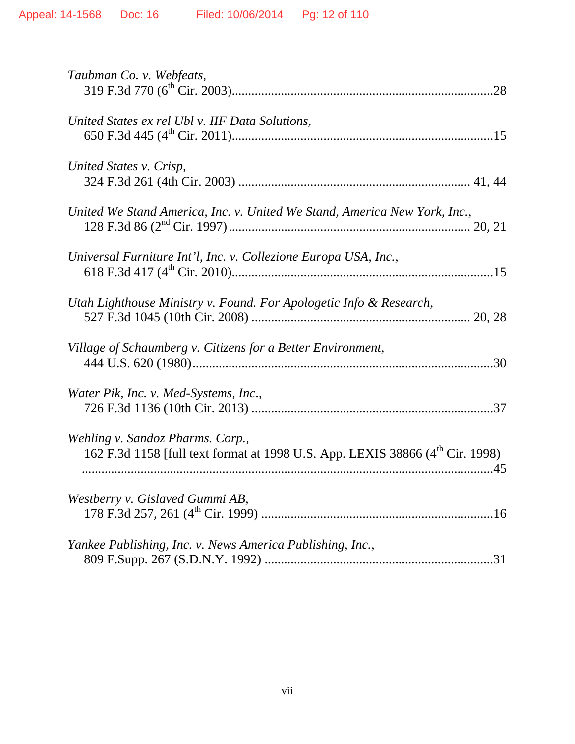*Taubman Co. v. Webfeats*,
319 F.3d 770 (6th Cir. 2003)..........................................................................28

*United States ex rel Ubl v. IIF Data Solutions*,
650 F.3d 445 (4th Cir. 2011)..........................................................................15

*United States v. Crisp*,
324 F.3d 261 (4th Cir. 2003) ................................................................. 41, 44

*United We Stand America, Inc. v. United We Stand, America New York, Inc.*,
128 F.3d 86 (2nd Cir. 1997) .................................................................... 20, 21

*Universal Furniture Int'l, Inc. v. Collezione Europa USA, Inc.*,
618 F.3d 417 (4th Cir. 2010)..........................................................................15

*Utah Lighthouse Ministry v. Found. For Apologetic Info & Research*,
527 F.3d 1045 (10th Cir. 2008) ............................................................. 20, 28

*Village of Schaumberg v. Citizens for a Better Environment*,
444 U.S. 620 (1980)........................................................................................30

*Water Pik, Inc. v. Med-Systems, Inc.*,
726 F.3d 1136 (10th Cir. 2013) ....................................................................37

*Wehling v. Sandoz Pharms. Corp.*,
162 F.3d 1158 [full text format at 1998 U.S. App. LEXIS 38866 (4th Cir. 1998)
...........................................................................................................................45

*Westberry v. Gislaved Gummi AB*,
178 F.3d 257, 261 (4th Cir. 1999) .................................................................16

*Yankee Publishing, Inc. v. News America Publishing, Inc.*,
809 F.Supp. 267 (S.D.N.Y. 1992) .................................................................31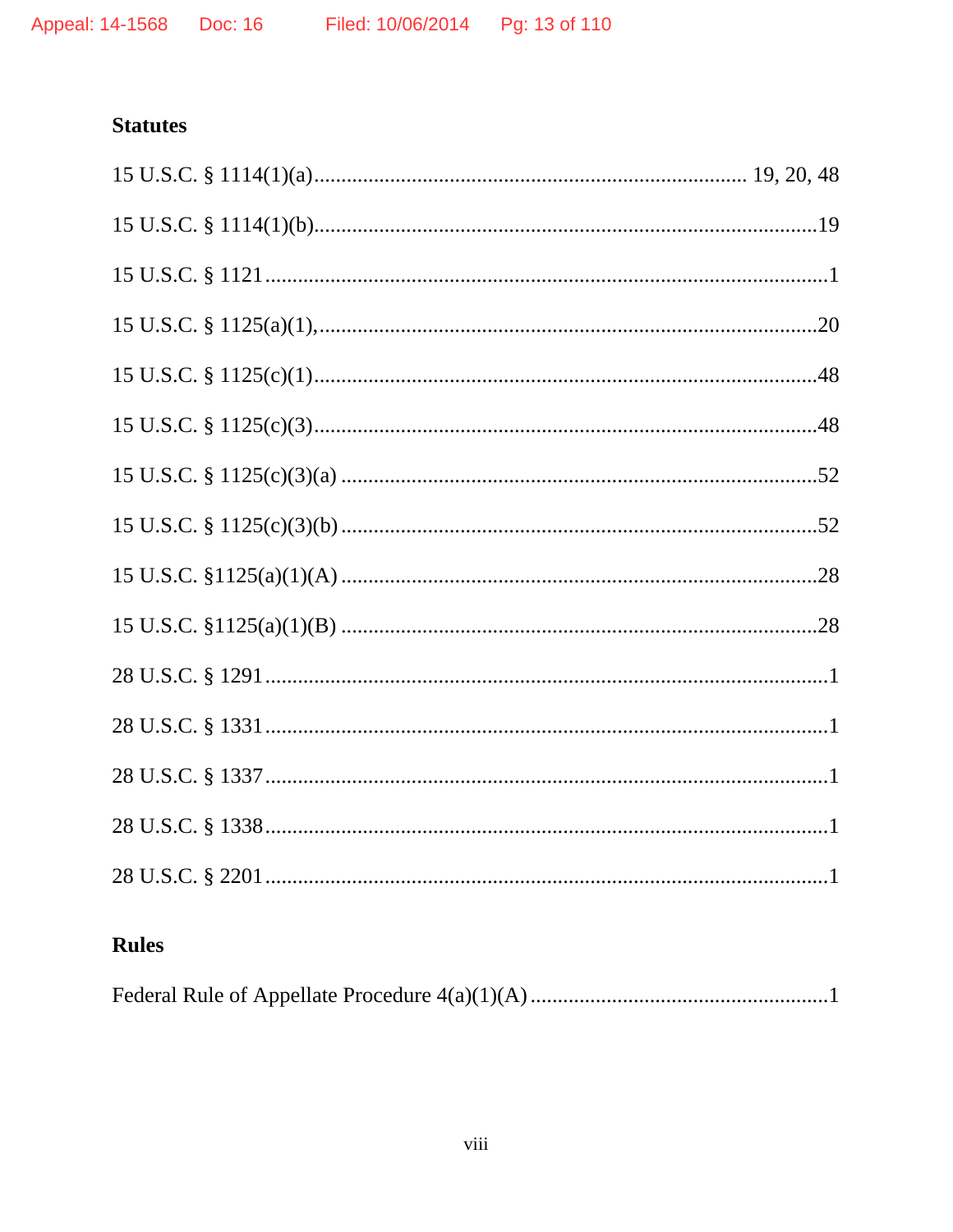### Statutes

15 U.S.C. § 1114(1)(a) .......................................................................... 19, 20, 48

15 U.S.C. § 1114(1)(b) ..........................................................................................19

15 U.S.C. § 1121 ....................................................................................................1

15 U.S.C. § 1125(a)(1), .........................................................................................20

15 U.S.C. § 1125(c)(1) ..........................................................................................48

15 U.S.C. § 1125(c)(3) ..........................................................................................48

15 U.S.C. § 1125(c)(3)(a) ......................................................................................52

15 U.S.C. § 1125(c)(3)(b) ......................................................................................52

15 U.S.C. §1125(a)(1)(A) ......................................................................................28

15 U.S.C. §1125(a)(1)(B) ......................................................................................28

28 U.S.C. § 1291 ....................................................................................................1

28 U.S.C. § 1331 ....................................................................................................1

28 U.S.C. § 1337 ....................................................................................................1

28 U.S.C. § 1338 ....................................................................................................1

28 U.S.C. § 2201 ....................................................................................................1

### Rules

Federal Rule of Appellate Procedure 4(a)(1)(A) ......................................................1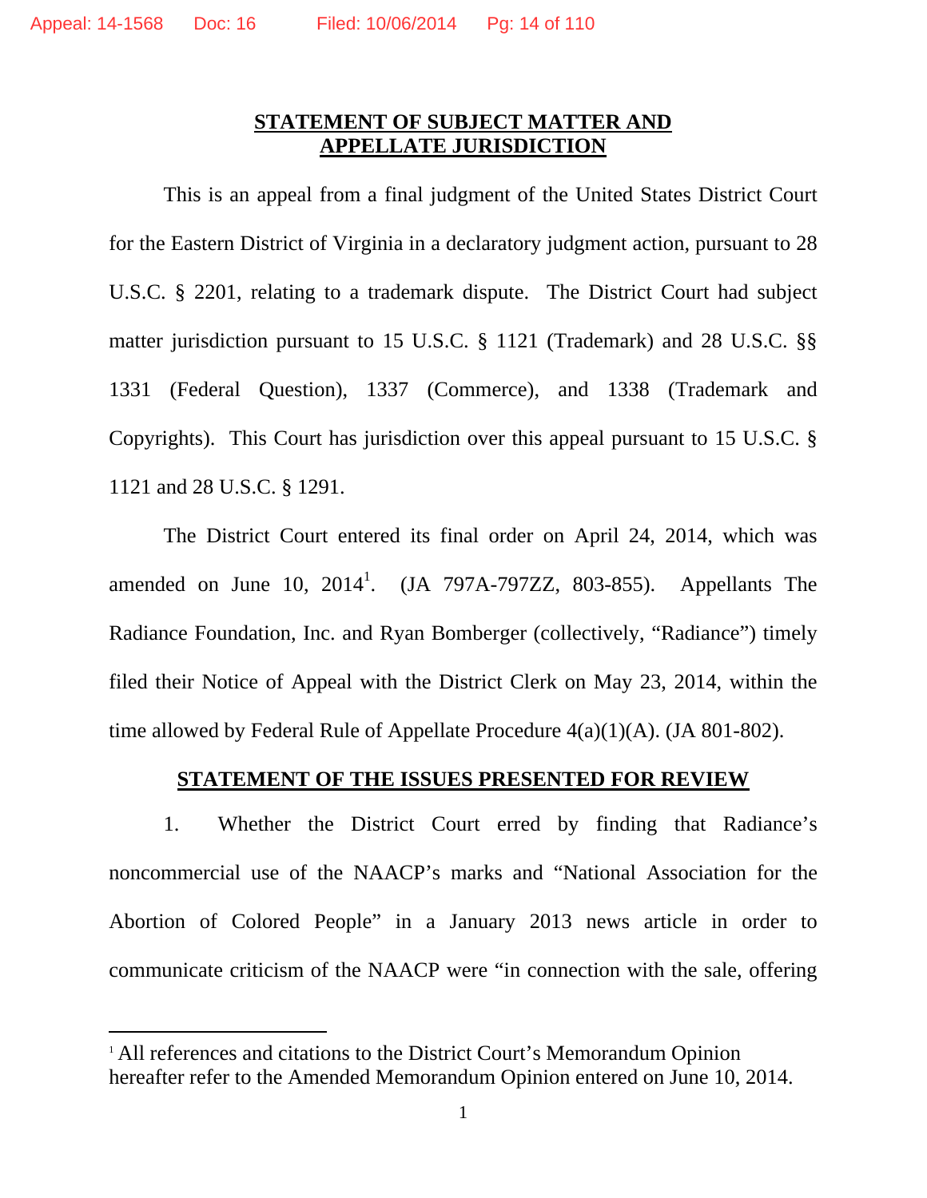## STATEMENT OF SUBJECT MATTER AND APPELLATE JURISDICTION

This is an appeal from a final judgment of the United States District Court for the Eastern District of Virginia in a declaratory judgment action, pursuant to 28 U.S.C. § 2201, relating to a trademark dispute. The District Court had subject matter jurisdiction pursuant to 15 U.S.C. § 1121 (Trademark) and 28 U.S.C. §§ 1331 (Federal Question), 1337 (Commerce), and 1338 (Trademark and Copyrights). This Court has jurisdiction over this appeal pursuant to 15 U.S.C. § 1121 and 28 U.S.C. § 1291.

The District Court entered its final order on April 24, 2014, which was amended on June 10, 2014[1]. (JA 797A-797ZZ, 803-855). Appellants The Radiance Foundation, Inc. and Ryan Bomberger (collectively, "Radiance") timely filed their Notice of Appeal with the District Clerk on May 23, 2014, within the time allowed by Federal Rule of Appellate Procedure 4(a)(1)(A). (JA 801-802).

## STATEMENT OF THE ISSUES PRESENTED FOR REVIEW

1. Whether the District Court erred by finding that Radiance's noncommercial use of the NAACP's marks and "National Association for the Abortion of Colored People" in a January 2013 news article in order to communicate criticism of the NAACP were "in connection with the sale, offering

---

[1] All references and citations to the District Court's Memorandum Opinion hereafter refer to the Amended Memorandum Opinion entered on June 10, 2014.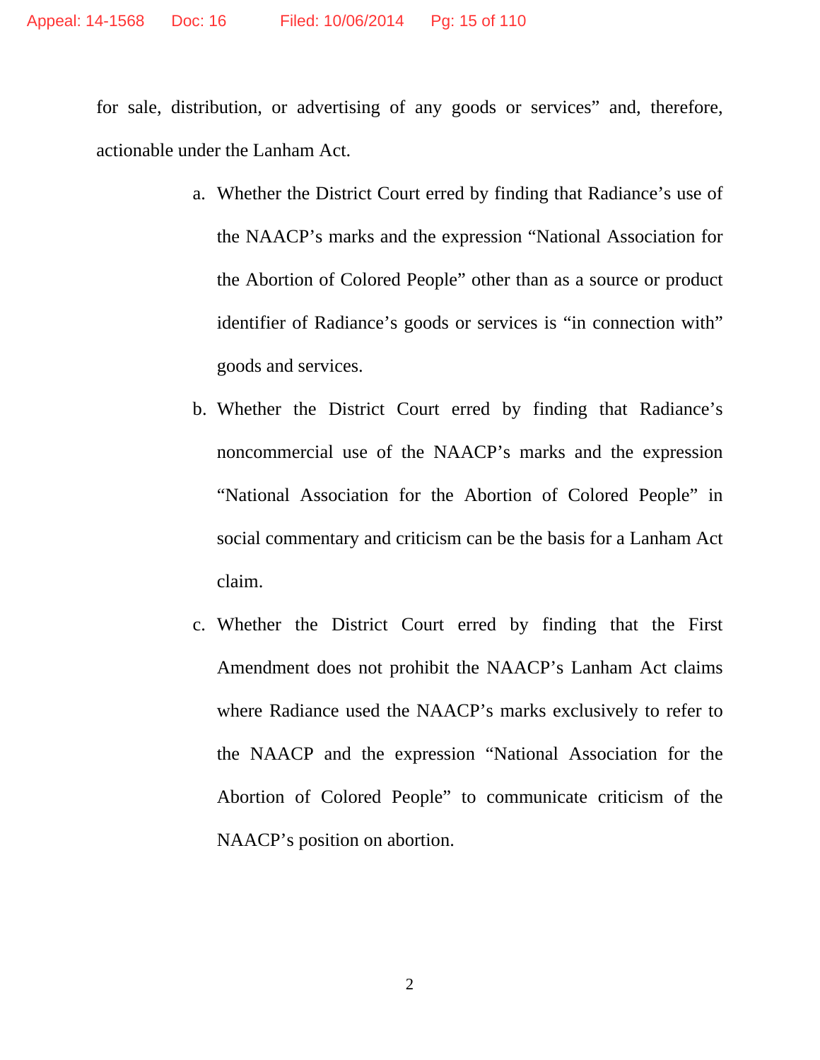for sale, distribution, or advertising of any goods or services" and, therefore, actionable under the Lanham Act.

a. Whether the District Court erred by finding that Radiance's use of the NAACP's marks and the expression "National Association for the Abortion of Colored People" other than as a source or product identifier of Radiance's goods or services is "in connection with" goods and services.

b. Whether the District Court erred by finding that Radiance's noncommercial use of the NAACP's marks and the expression "National Association for the Abortion of Colored People" in social commentary and criticism can be the basis for a Lanham Act claim.

c. Whether the District Court erred by finding that the First Amendment does not prohibit the NAACP's Lanham Act claims where Radiance used the NAACP's marks exclusively to refer to the NAACP and the expression "National Association for the Abortion of Colored People" to communicate criticism of the NAACP's position on abortion.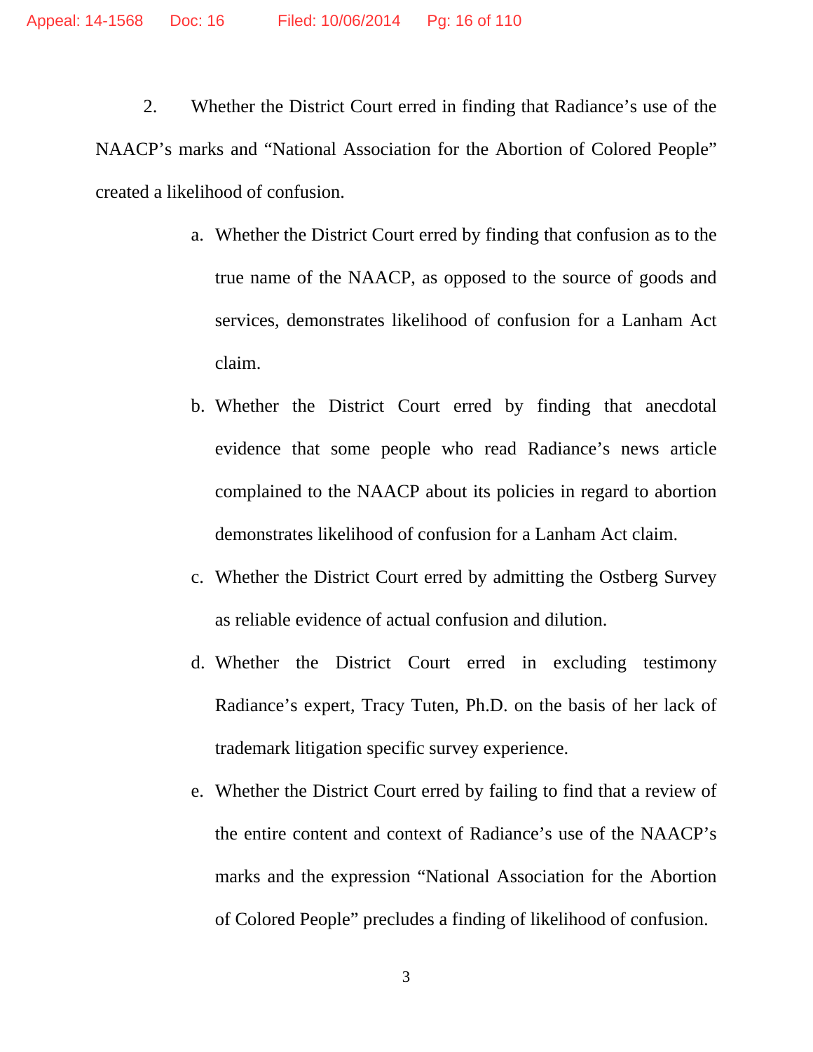2. Whether the District Court erred in finding that Radiance's use of the NAACP's marks and "National Association for the Abortion of Colored People" created a likelihood of confusion.

   a. Whether the District Court erred by finding that confusion as to the true name of the NAACP, as opposed to the source of goods and services, demonstrates likelihood of confusion for a Lanham Act claim.

   b. Whether the District Court erred by finding that anecdotal evidence that some people who read Radiance's news article complained to the NAACP about its policies in regard to abortion demonstrates likelihood of confusion for a Lanham Act claim.

   c. Whether the District Court erred by admitting the Ostberg Survey as reliable evidence of actual confusion and dilution.

   d. Whether the District Court erred in excluding testimony Radiance's expert, Tracy Tuten, Ph.D. on the basis of her lack of trademark litigation specific survey experience.

   e. Whether the District Court erred by failing to find that a review of the entire content and context of Radiance's use of the NAACP's marks and the expression "National Association for the Abortion of Colored People" precludes a finding of likelihood of confusion.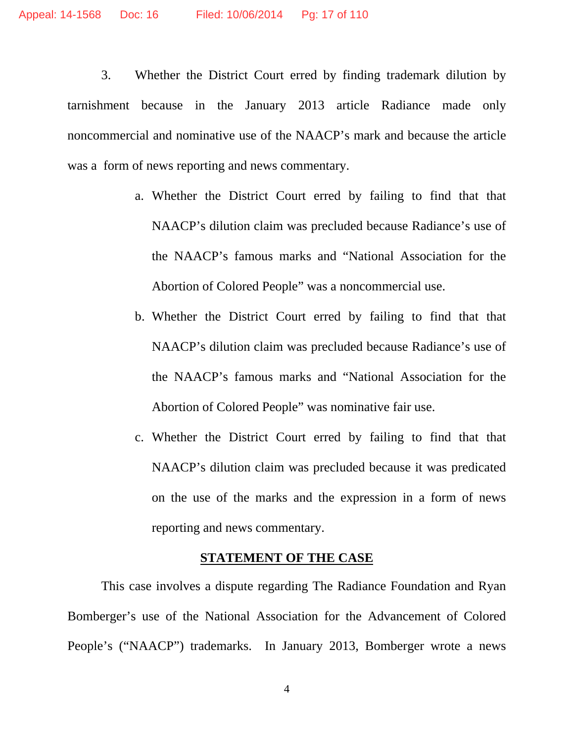3. Whether the District Court erred by finding trademark dilution by tarnishment because in the January 2013 article Radiance made only noncommercial and nominative use of the NAACP's mark and because the article was a form of news reporting and news commentary.

   a. Whether the District Court erred by failing to find that that NAACP's dilution claim was precluded because Radiance's use of the NAACP's famous marks and "National Association for the Abortion of Colored People" was a noncommercial use.

   b. Whether the District Court erred by failing to find that that NAACP's dilution claim was precluded because Radiance's use of the NAACP's famous marks and "National Association for the Abortion of Colored People" was nominative fair use.

   c. Whether the District Court erred by failing to find that that NAACP's dilution claim was precluded because it was predicated on the use of the marks and the expression in a form of news reporting and news commentary.

## STATEMENT OF THE CASE

This case involves a dispute regarding The Radiance Foundation and Ryan Bomberger's use of the National Association for the Advancement of Colored People's ("NAACP") trademarks. In January 2013, Bomberger wrote a news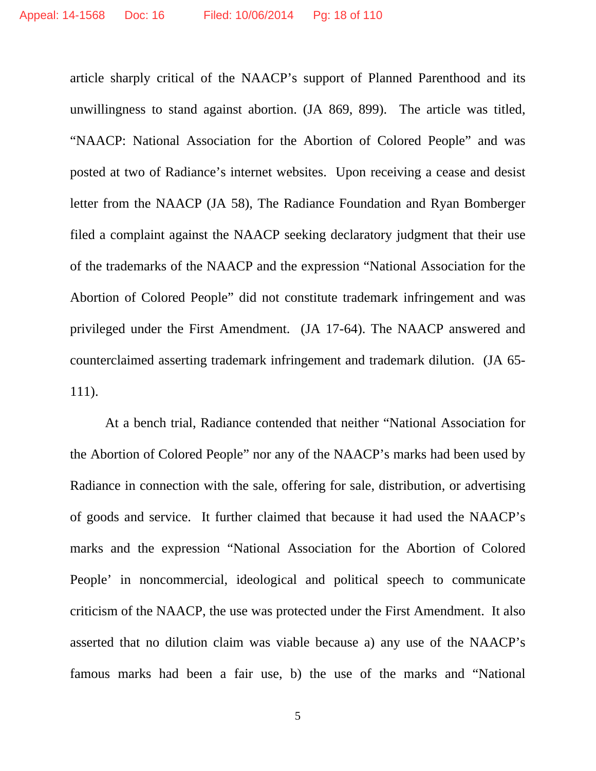article sharply critical of the NAACP's support of Planned Parenthood and its unwillingness to stand against abortion. (JA 869, 899). The article was titled, "NAACP: National Association for the Abortion of Colored People" and was posted at two of Radiance's internet websites. Upon receiving a cease and desist letter from the NAACP (JA 58), The Radiance Foundation and Ryan Bomberger filed a complaint against the NAACP seeking declaratory judgment that their use of the trademarks of the NAACP and the expression "National Association for the Abortion of Colored People" did not constitute trademark infringement and was privileged under the First Amendment. (JA 17-64). The NAACP answered and counterclaimed asserting trademark infringement and trademark dilution. (JA 65-111).

At a bench trial, Radiance contended that neither "National Association for the Abortion of Colored People" nor any of the NAACP's marks had been used by Radiance in connection with the sale, offering for sale, distribution, or advertising of goods and service. It further claimed that because it had used the NAACP's marks and the expression "National Association for the Abortion of Colored People' in noncommercial, ideological and political speech to communicate criticism of the NAACP, the use was protected under the First Amendment. It also asserted that no dilution claim was viable because a) any use of the NAACP's famous marks had been a fair use, b) the use of the marks and "National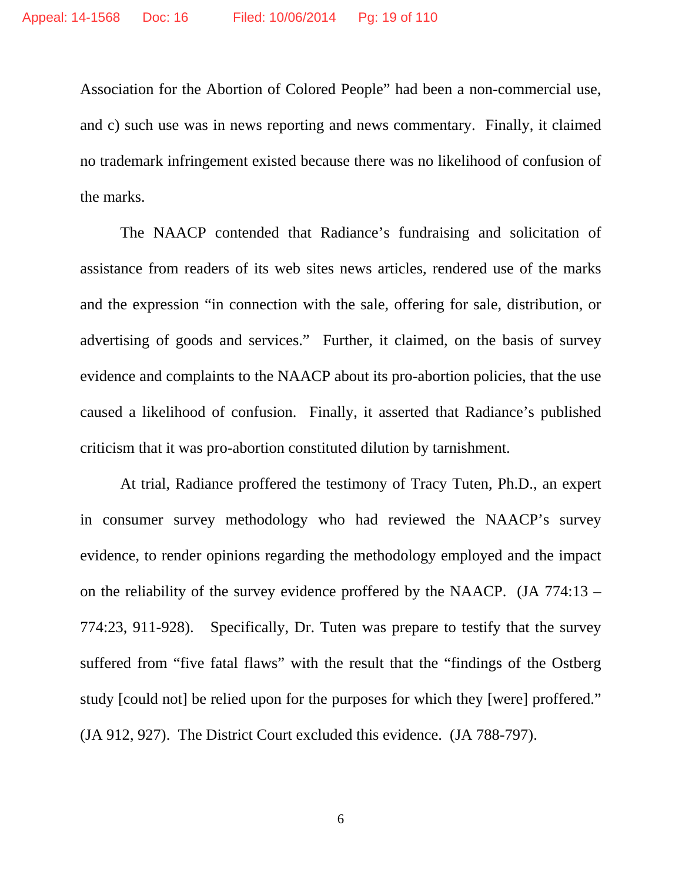Association for the Abortion of Colored People" had been a non-commercial use, and c) such use was in news reporting and news commentary. Finally, it claimed no trademark infringement existed because there was no likelihood of confusion of the marks.

The NAACP contended that Radiance's fundraising and solicitation of assistance from readers of its web sites news articles, rendered use of the marks and the expression "in connection with the sale, offering for sale, distribution, or advertising of goods and services." Further, it claimed, on the basis of survey evidence and complaints to the NAACP about its pro-abortion policies, that the use caused a likelihood of confusion. Finally, it asserted that Radiance's published criticism that it was pro-abortion constituted dilution by tarnishment.

At trial, Radiance proffered the testimony of Tracy Tuten, Ph.D., an expert in consumer survey methodology who had reviewed the NAACP's survey evidence, to render opinions regarding the methodology employed and the impact on the reliability of the survey evidence proffered by the NAACP. (JA 774:13 – 774:23, 911-928). Specifically, Dr. Tuten was prepare to testify that the survey suffered from "five fatal flaws" with the result that the "findings of the Ostberg study [could not] be relied upon for the purposes for which they [were] proffered." (JA 912, 927). The District Court excluded this evidence. (JA 788-797).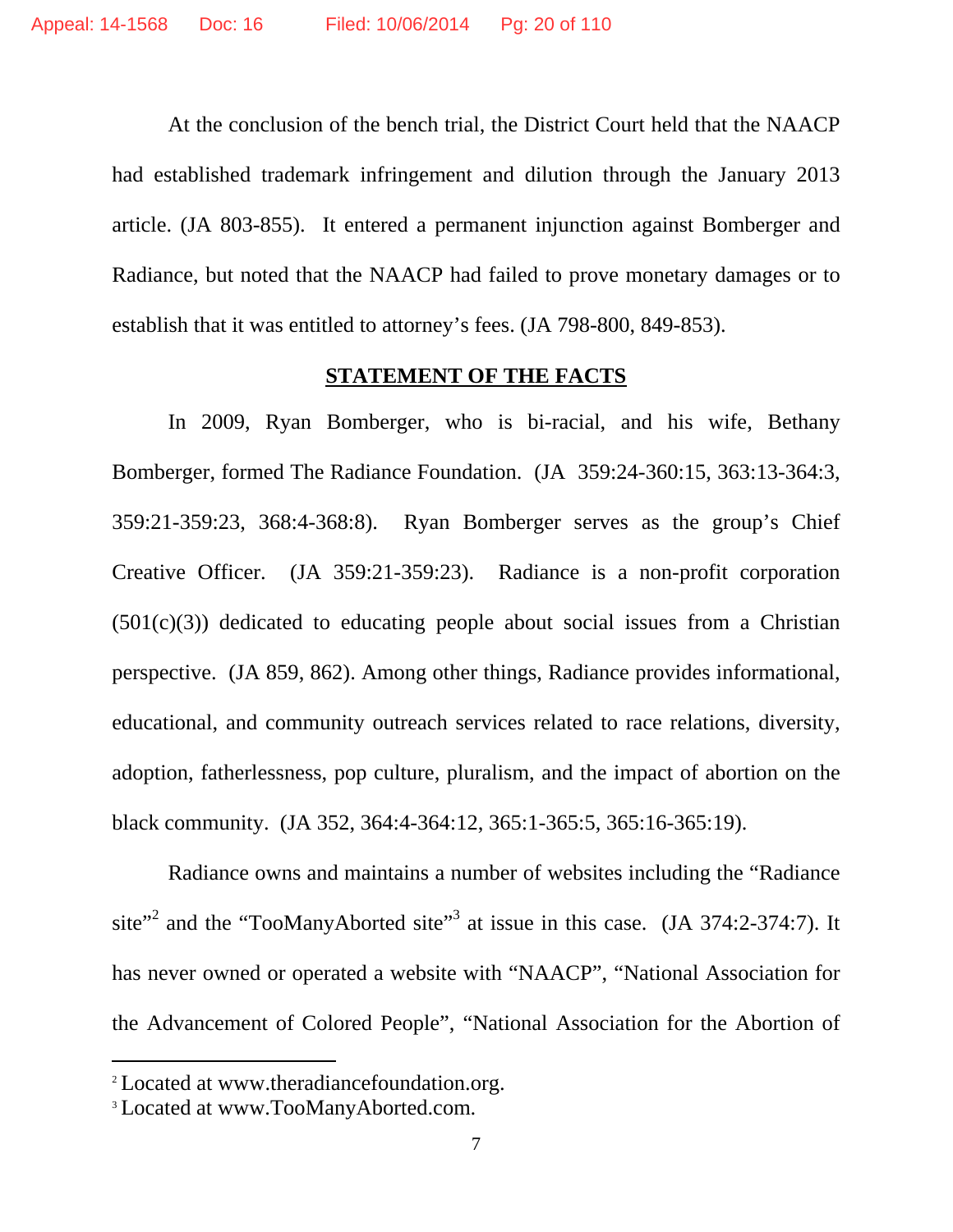At the conclusion of the bench trial, the District Court held that the NAACP had established trademark infringement and dilution through the January 2013 article. (JA 803-855). It entered a permanent injunction against Bomberger and Radiance, but noted that the NAACP had failed to prove monetary damages or to establish that it was entitled to attorney's fees. (JA 798-800, 849-853).

## STATEMENT OF THE FACTS

In 2009, Ryan Bomberger, who is bi-racial, and his wife, Bethany Bomberger, formed The Radiance Foundation. (JA 359:24-360:15, 363:13-364:3, 359:21-359:23, 368:4-368:8). Ryan Bomberger serves as the group's Chief Creative Officer. (JA 359:21-359:23). Radiance is a non-profit corporation (501(c)(3)) dedicated to educating people about social issues from a Christian perspective. (JA 859, 862). Among other things, Radiance provides informational, educational, and community outreach services related to race relations, diversity, adoption, fatherlessness, pop culture, pluralism, and the impact of abortion on the black community. (JA 352, 364:4-364:12, 365:1-365:5, 365:16-365:19).

Radiance owns and maintains a number of websites including the "Radiance site"[2] and the "TooManyAborted site"[3] at issue in this case. (JA 374:2-374:7). It has never owned or operated a website with "NAACP", "National Association for the Advancement of Colored People", "National Association for the Abortion of

[2] Located at www.theradiancefoundation.org.

[3] Located at www.TooManyAborted.com.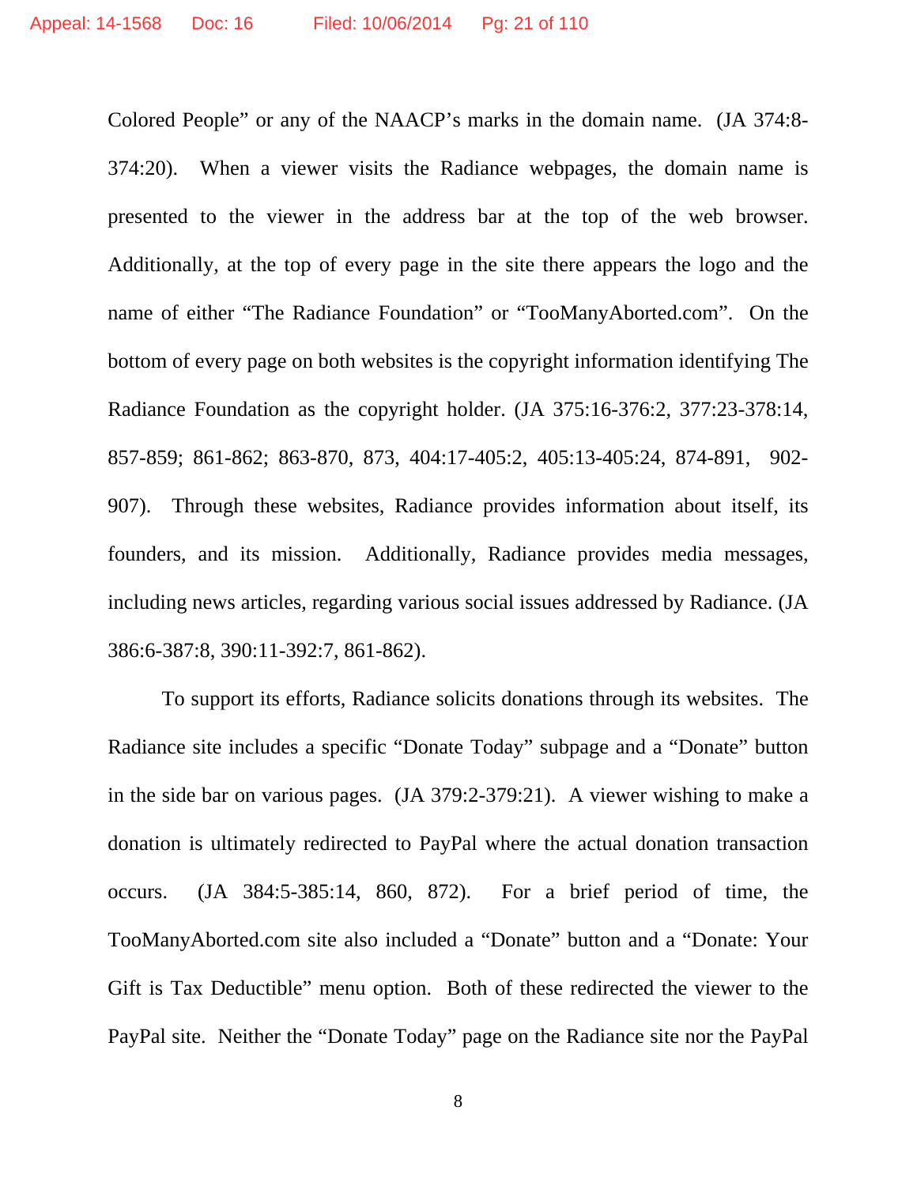Colored People” or any of the NAACP’s marks in the domain name. (JA 374:8-374:20). When a viewer visits the Radiance webpages, the domain name is presented to the viewer in the address bar at the top of the web browser. Additionally, at the top of every page in the site there appears the logo and the name of either “The Radiance Foundation” or “TooManyAborted.com”. On the bottom of every page on both websites is the copyright information identifying The Radiance Foundation as the copyright holder. (JA 375:16-376:2, 377:23-378:14, 857-859; 861-862; 863-870, 873, 404:17-405:2, 405:13-405:24, 874-891, 902-907). Through these websites, Radiance provides information about itself, its founders, and its mission. Additionally, Radiance provides media messages, including news articles, regarding various social issues addressed by Radiance. (JA 386:6-387:8, 390:11-392:7, 861-862).

To support its efforts, Radiance solicits donations through its websites. The Radiance site includes a specific “Donate Today” subpage and a “Donate” button in the side bar on various pages. (JA 379:2-379:21). A viewer wishing to make a donation is ultimately redirected to PayPal where the actual donation transaction occurs. (JA 384:5-385:14, 860, 872). For a brief period of time, the TooManyAborted.com site also included a “Donate” button and a “Donate: Your Gift is Tax Deductible” menu option. Both of these redirected the viewer to the PayPal site. Neither the “Donate Today” page on the Radiance site nor the PayPal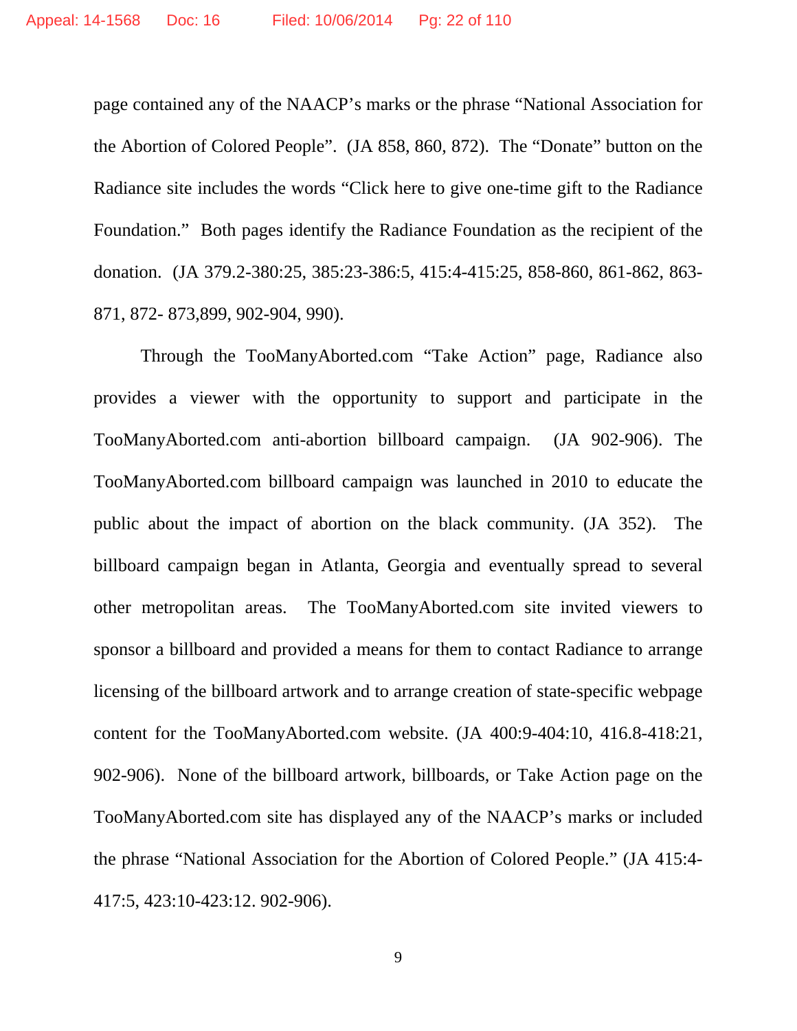page contained any of the NAACP's marks or the phrase "National Association for the Abortion of Colored People". (JA 858, 860, 872). The "Donate" button on the Radiance site includes the words "Click here to give one-time gift to the Radiance Foundation." Both pages identify the Radiance Foundation as the recipient of the donation. (JA 379.2-380:25, 385:23-386:5, 415:4-415:25, 858-860, 861-862, 863-871, 872- 873,899, 902-904, 990).

Through the TooManyAborted.com "Take Action" page, Radiance also provides a viewer with the opportunity to support and participate in the TooManyAborted.com anti-abortion billboard campaign. (JA 902-906). The TooManyAborted.com billboard campaign was launched in 2010 to educate the public about the impact of abortion on the black community. (JA 352). The billboard campaign began in Atlanta, Georgia and eventually spread to several other metropolitan areas. The TooManyAborted.com site invited viewers to sponsor a billboard and provided a means for them to contact Radiance to arrange licensing of the billboard artwork and to arrange creation of state-specific webpage content for the TooManyAborted.com website. (JA 400:9-404:10, 416.8-418:21, 902-906). None of the billboard artwork, billboards, or Take Action page on the TooManyAborted.com site has displayed any of the NAACP's marks or included the phrase "National Association for the Abortion of Colored People." (JA 415:4-417:5, 423:10-423:12. 902-906).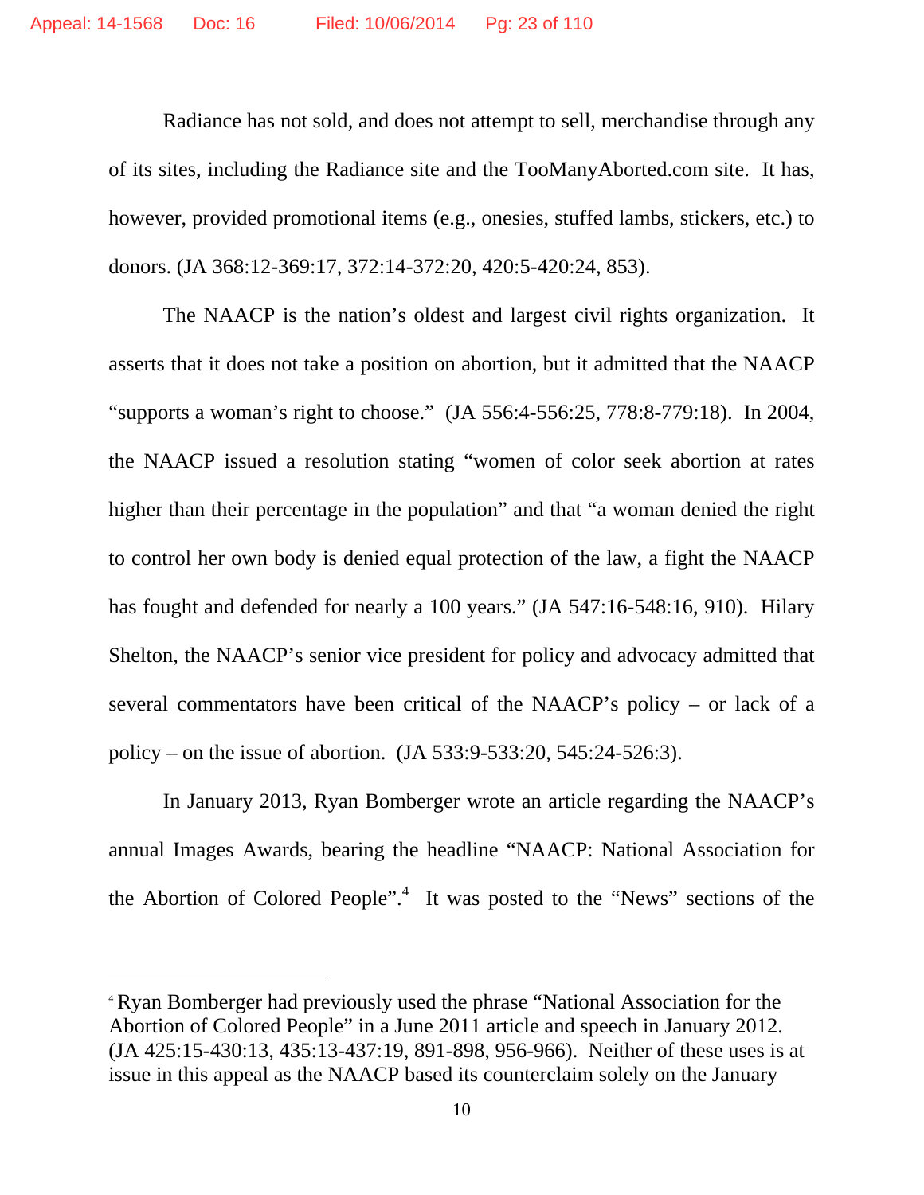Radiance has not sold, and does not attempt to sell, merchandise through any of its sites, including the Radiance site and the TooManyAborted.com site. It has, however, provided promotional items (e.g., onesies, stuffed lambs, stickers, etc.) to donors. (JA 368:12-369:17, 372:14-372:20, 420:5-420:24, 853).

The NAACP is the nation's oldest and largest civil rights organization. It asserts that it does not take a position on abortion, but it admitted that the NAACP "supports a woman's right to choose." (JA 556:4-556:25, 778:8-779:18). In 2004, the NAACP issued a resolution stating "women of color seek abortion at rates higher than their percentage in the population" and that "a woman denied the right to control her own body is denied equal protection of the law, a fight the NAACP has fought and defended for nearly a 100 years." (JA 547:16-548:16, 910). Hilary Shelton, the NAACP's senior vice president for policy and advocacy admitted that several commentators have been critical of the NAACP's policy – or lack of a policy – on the issue of abortion. (JA 533:9-533:20, 545:24-526:3).

In January 2013, Ryan Bomberger wrote an article regarding the NAACP's annual Images Awards, bearing the headline "NAACP: National Association for the Abortion of Colored People".[4] It was posted to the "News" sections of the

[4] Ryan Bomberger had previously used the phrase "National Association for the Abortion of Colored People" in a June 2011 article and speech in January 2012. (JA 425:15-430:13, 435:13-437:19, 891-898, 956-966). Neither of these uses is at issue in this appeal as the NAACP based its counterclaim solely on the January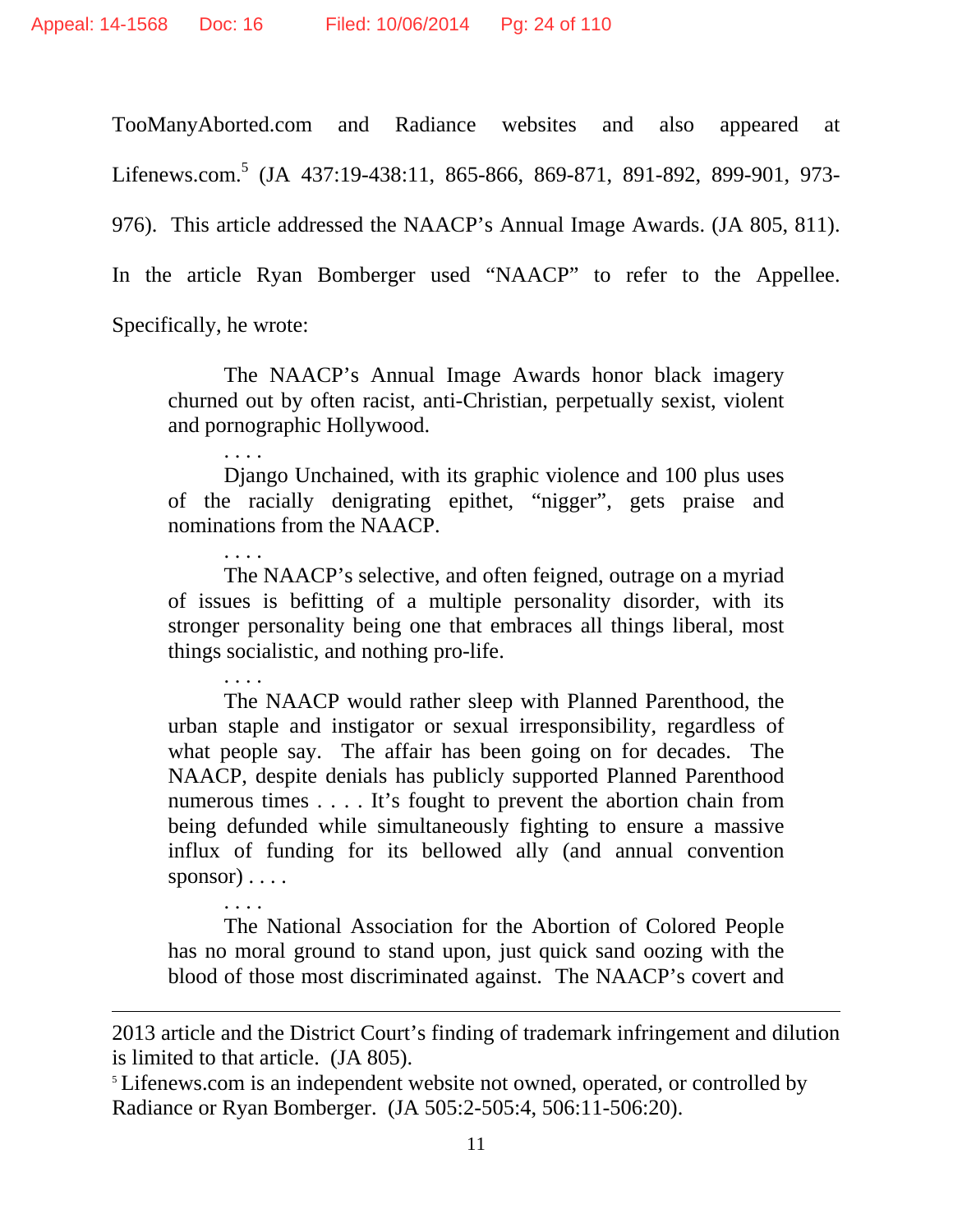TooManyAborted.com and Radiance websites and also appeared at Lifenews.com.[5] (JA 437:19-438:11, 865-866, 869-871, 891-892, 899-901, 973-976). This article addressed the NAACP's Annual Image Awards. (JA 805, 811). In the article Ryan Bomberger used "NAACP" to refer to the Appellee. Specifically, he wrote:

> The NAACP's Annual Image Awards honor black imagery churned out by often racist, anti-Christian, perpetually sexist, violent and pornographic Hollywood.
>
> . . . .
>
> Django Unchained, with its graphic violence and 100 plus uses of the racially denigrating epithet, "nigger", gets praise and nominations from the NAACP.
>
> . . . .
>
> The NAACP's selective, and often feigned, outrage on a myriad of issues is befitting of a multiple personality disorder, with its stronger personality being one that embraces all things liberal, most things socialistic, and nothing pro-life.
>
> . . . .
>
> The NAACP would rather sleep with Planned Parenthood, the urban staple and instigator or sexual irresponsibility, regardless of what people say. The affair has been going on for decades. The NAACP, despite denials has publicly supported Planned Parenthood numerous times . . . . It's fought to prevent the abortion chain from being defunded while simultaneously fighting to ensure a massive influx of funding for its bellowed ally (and annual convention sponsor) . . . .
>
> . . . .
>
> The National Association for the Abortion of Colored People has no moral ground to stand upon, just quick sand oozing with the blood of those most discriminated against. The NAACP's covert and

---

2013 article and the District Court's finding of trademark infringement and dilution is limited to that article. (JA 805).

[5] Lifenews.com is an independent website not owned, operated, or controlled by Radiance or Ryan Bomberger. (JA 505:2-505:4, 506:11-506:20).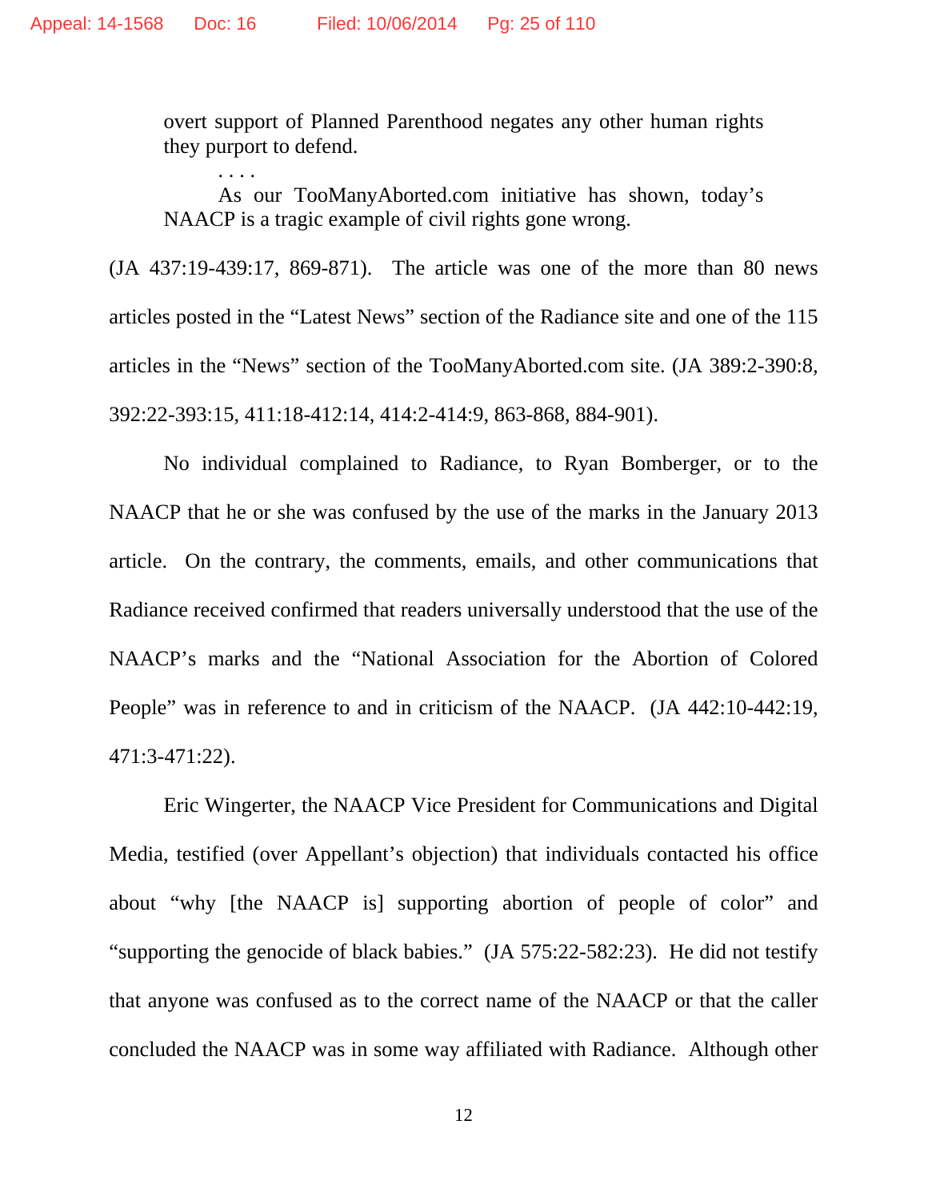> overt support of Planned Parenthood negates any other human rights they purport to defend.
>
> . . . .
>
> As our TooManyAborted.com initiative has shown, today's NAACP is a tragic example of civil rights gone wrong.

(JA 437:19-439:17, 869-871). The article was one of the more than 80 news articles posted in the "Latest News" section of the Radiance site and one of the 115 articles in the "News" section of the TooManyAborted.com site. (JA 389:2-390:8, 392:22-393:15, 411:18-412:14, 414:2-414:9, 863-868, 884-901).

No individual complained to Radiance, to Ryan Bomberger, or to the NAACP that he or she was confused by the use of the marks in the January 2013 article. On the contrary, the comments, emails, and other communications that Radiance received confirmed that readers universally understood that the use of the NAACP's marks and the "National Association for the Abortion of Colored People" was in reference to and in criticism of the NAACP. (JA 442:10-442:19, 471:3-471:22).

Eric Wingerter, the NAACP Vice President for Communications and Digital Media, testified (over Appellant's objection) that individuals contacted his office about "why [the NAACP is] supporting abortion of people of color" and "supporting the genocide of black babies." (JA 575:22-582:23). He did not testify that anyone was confused as to the correct name of the NAACP or that the caller concluded the NAACP was in some way affiliated with Radiance. Although other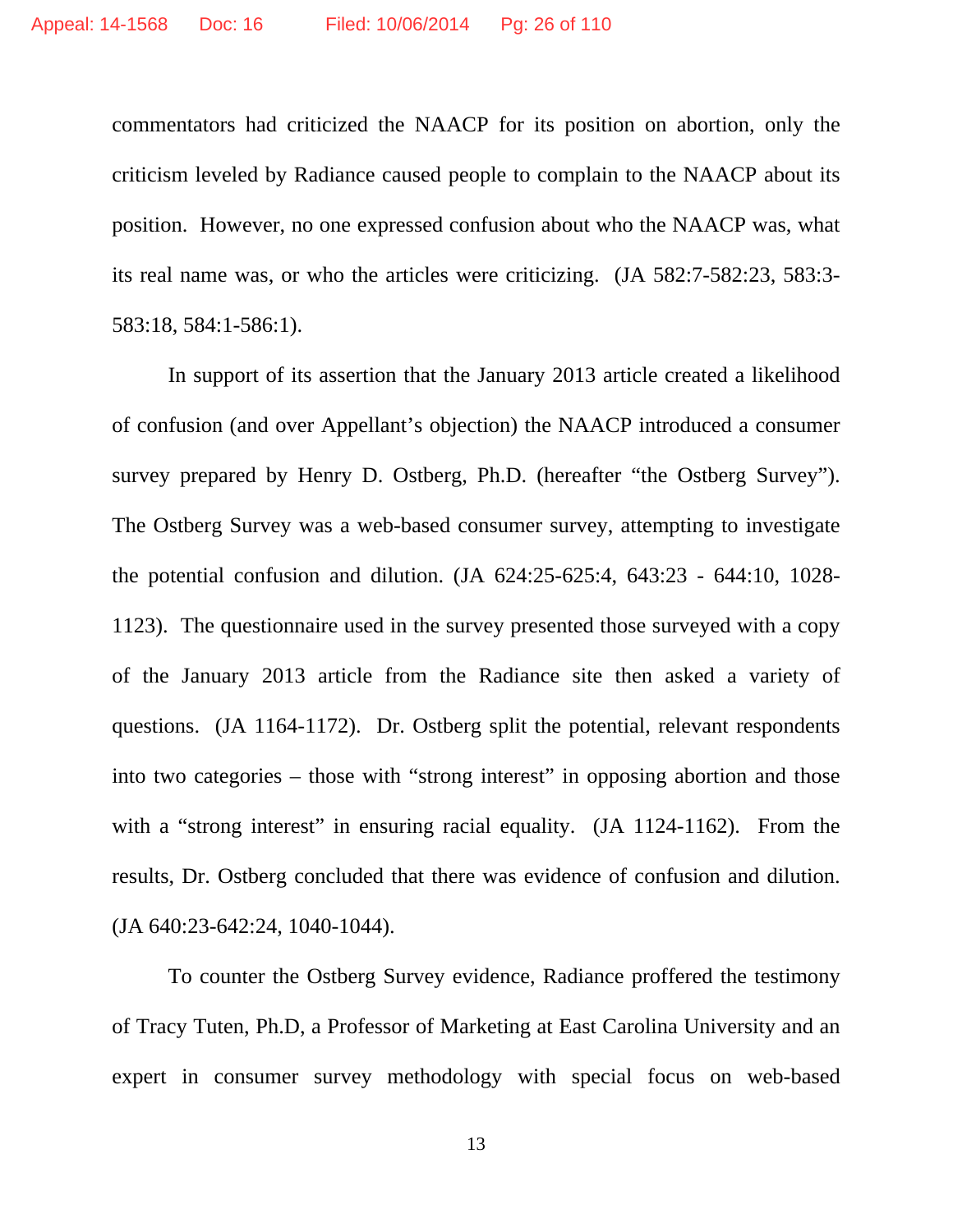commentators had criticized the NAACP for its position on abortion, only the criticism leveled by Radiance caused people to complain to the NAACP about its position. However, no one expressed confusion about who the NAACP was, what its real name was, or who the articles were criticizing. (JA 582:7-582:23, 583:3-583:18, 584:1-586:1).

In support of its assertion that the January 2013 article created a likelihood of confusion (and over Appellant's objection) the NAACP introduced a consumer survey prepared by Henry D. Ostberg, Ph.D. (hereafter "the Ostberg Survey"). The Ostberg Survey was a web-based consumer survey, attempting to investigate the potential confusion and dilution. (JA 624:25-625:4, 643:23 - 644:10, 1028-1123). The questionnaire used in the survey presented those surveyed with a copy of the January 2013 article from the Radiance site then asked a variety of questions. (JA 1164-1172). Dr. Ostberg split the potential, relevant respondents into two categories – those with "strong interest" in opposing abortion and those with a "strong interest" in ensuring racial equality. (JA 1124-1162). From the results, Dr. Ostberg concluded that there was evidence of confusion and dilution. (JA 640:23-642:24, 1040-1044).

To counter the Ostberg Survey evidence, Radiance proffered the testimony of Tracy Tuten, Ph.D, a Professor of Marketing at East Carolina University and an expert in consumer survey methodology with special focus on web-based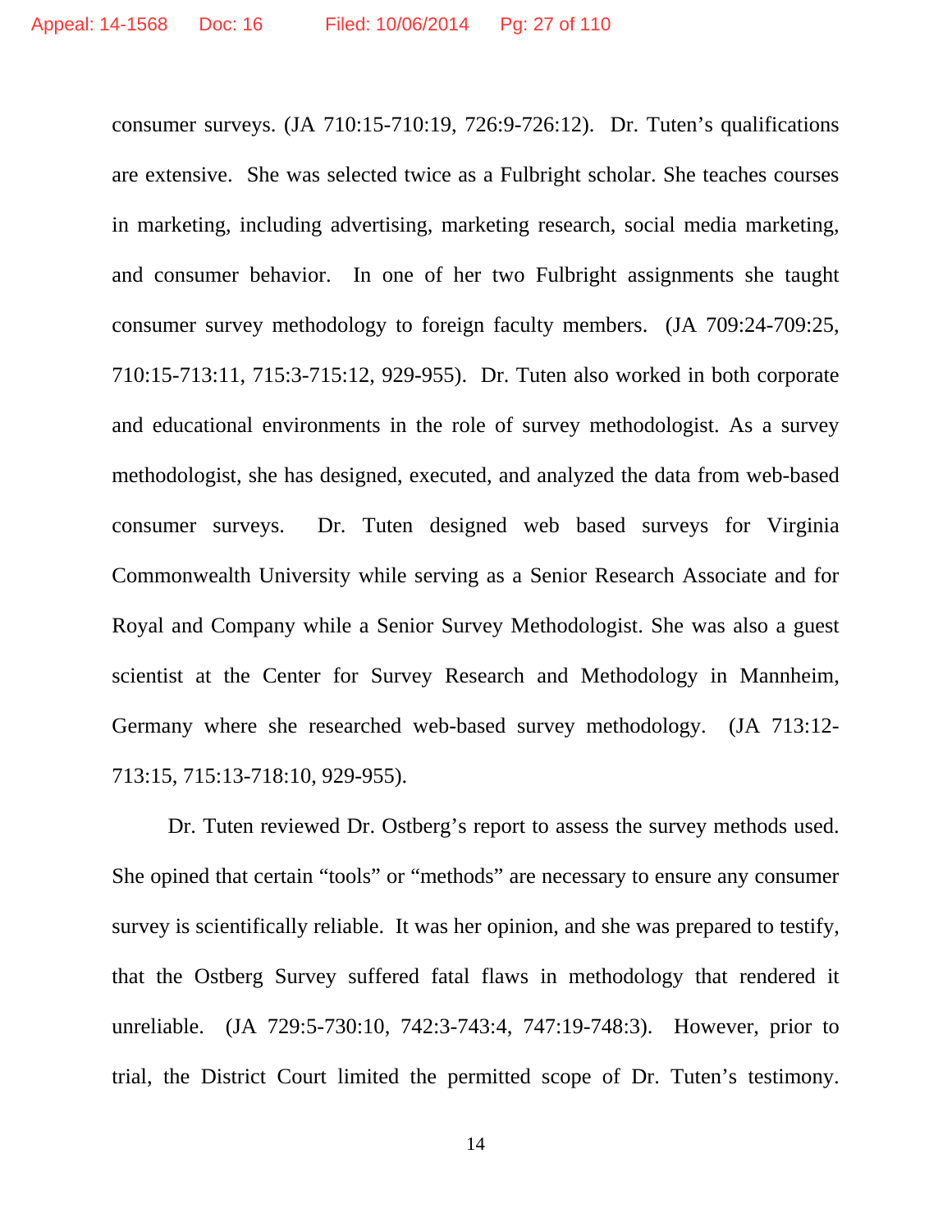consumer surveys. (JA 710:15-710:19, 726:9-726:12). Dr. Tuten's qualifications are extensive. She was selected twice as a Fulbright scholar. She teaches courses in marketing, including advertising, marketing research, social media marketing, and consumer behavior. In one of her two Fulbright assignments she taught consumer survey methodology to foreign faculty members. (JA 709:24-709:25, 710:15-713:11, 715:3-715:12, 929-955). Dr. Tuten also worked in both corporate and educational environments in the role of survey methodologist. As a survey methodologist, she has designed, executed, and analyzed the data from web-based consumer surveys. Dr. Tuten designed web based surveys for Virginia Commonwealth University while serving as a Senior Research Associate and for Royal and Company while a Senior Survey Methodologist. She was also a guest scientist at the Center for Survey Research and Methodology in Mannheim, Germany where she researched web-based survey methodology. (JA 713:12-713:15, 715:13-718:10, 929-955).

Dr. Tuten reviewed Dr. Ostberg's report to assess the survey methods used. She opined that certain "tools" or "methods" are necessary to ensure any consumer survey is scientifically reliable. It was her opinion, and she was prepared to testify, that the Ostberg Survey suffered fatal flaws in methodology that rendered it unreliable. (JA 729:5-730:10, 742:3-743:4, 747:19-748:3). However, prior to trial, the District Court limited the permitted scope of Dr. Tuten's testimony.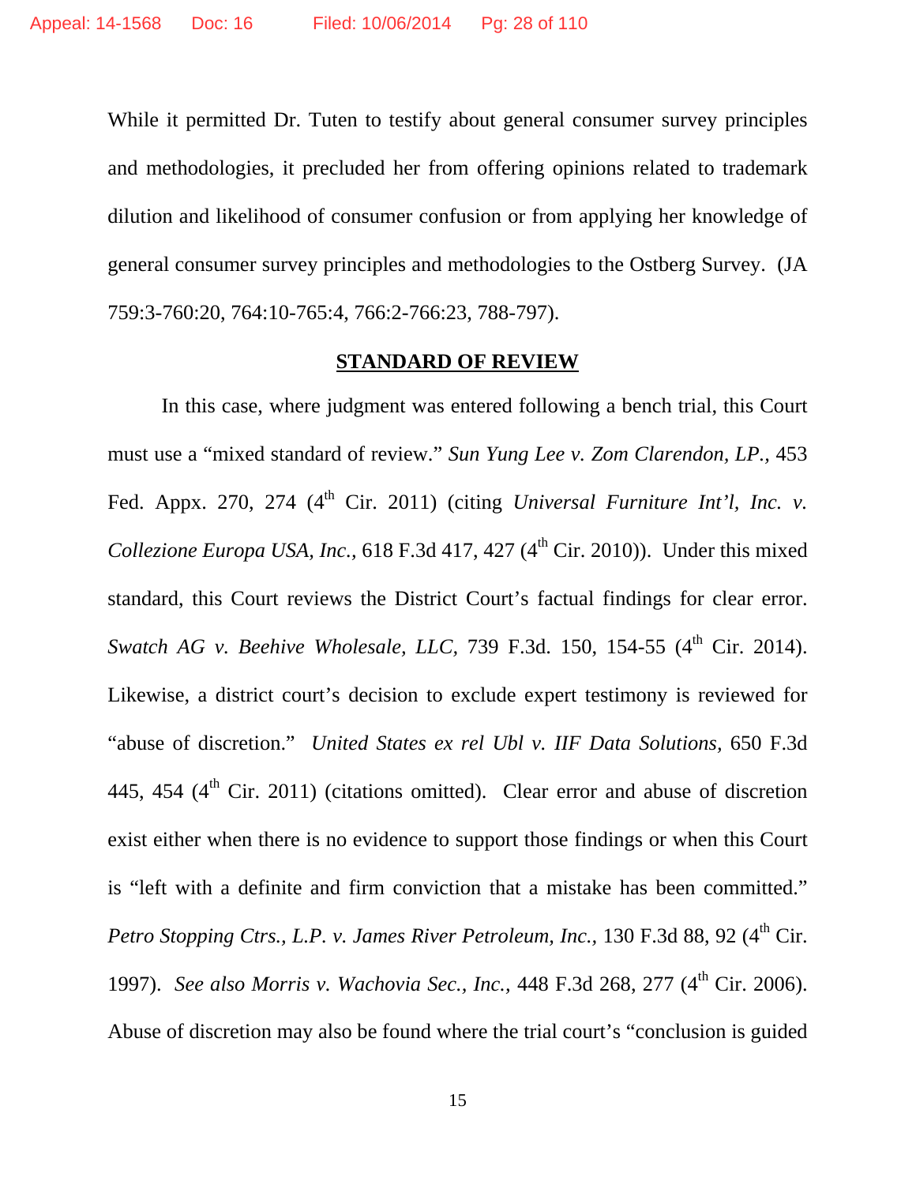While it permitted Dr. Tuten to testify about general consumer survey principles and methodologies, it precluded her from offering opinions related to trademark dilution and likelihood of consumer confusion or from applying her knowledge of general consumer survey principles and methodologies to the Ostberg Survey. (JA 759:3-760:20, 764:10-765:4, 766:2-766:23, 788-797).

## STANDARD OF REVIEW

In this case, where judgment was entered following a bench trial, this Court must use a "mixed standard of review." *Sun Yung Lee v. Zom Clarendon, LP.*, 453 Fed. Appx. 270, 274 (4th Cir. 2011) (citing *Universal Furniture Int'l, Inc. v. Collezione Europa USA, Inc.*, 618 F.3d 417, 427 (4th Cir. 2010)). Under this mixed standard, this Court reviews the District Court's factual findings for clear error. *Swatch AG v. Beehive Wholesale, LLC,* 739 F.3d. 150, 154-55 (4th Cir. 2014). Likewise, a district court's decision to exclude expert testimony is reviewed for "abuse of discretion." *United States ex rel Ubl v. IIF Data Solutions*, 650 F.3d 445, 454 (4th Cir. 2011) (citations omitted). Clear error and abuse of discretion exist either when there is no evidence to support those findings or when this Court is "left with a definite and firm conviction that a mistake has been committed." *Petro Stopping Ctrs., L.P. v. James River Petroleum, Inc.*, 130 F.3d 88, 92 (4th Cir. 1997). *See also Morris v. Wachovia Sec., Inc.*, 448 F.3d 268, 277 (4th Cir. 2006). Abuse of discretion may also be found where the trial court's "conclusion is guided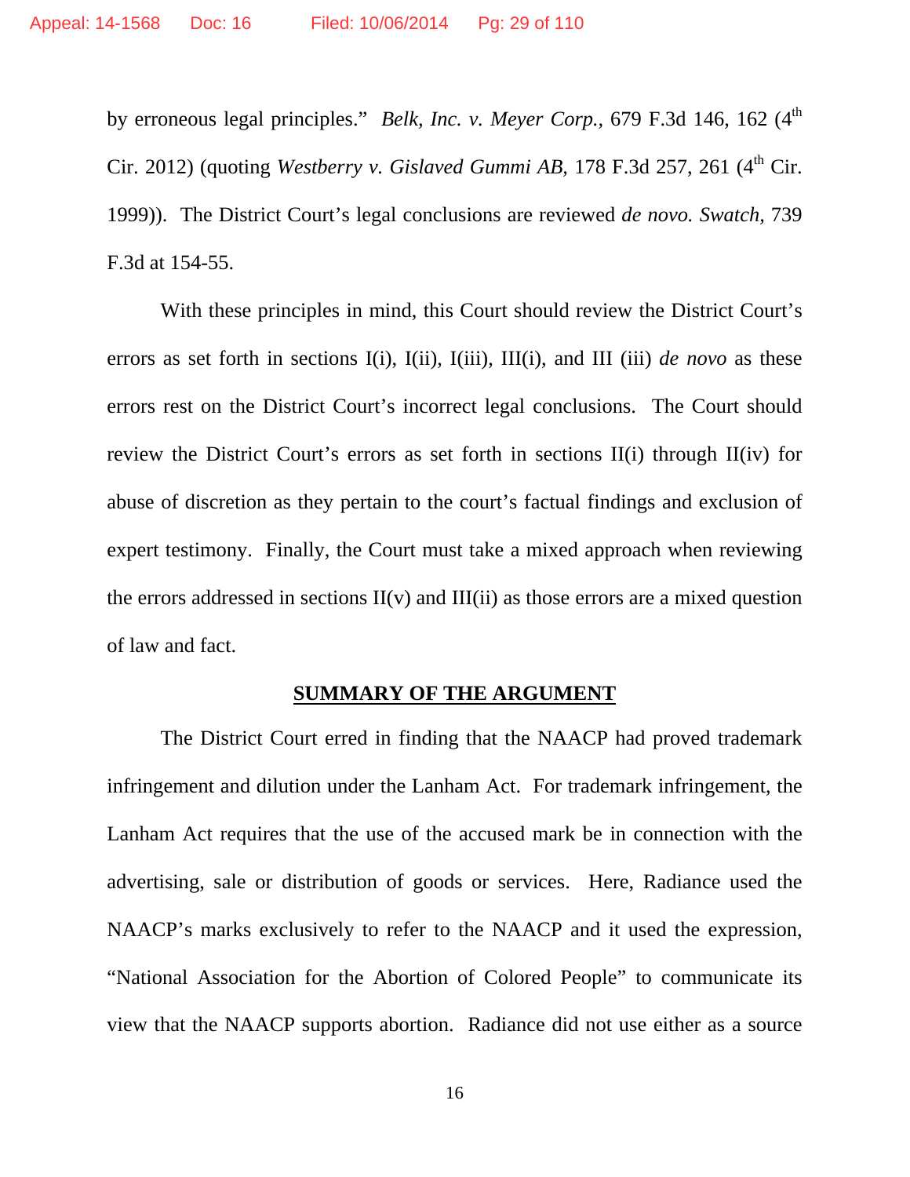by erroneous legal principles." *Belk, Inc. v. Meyer Corp.*, 679 F.3d 146, 162 (4th Cir. 2012) (quoting *Westberry v. Gislaved Gummi AB*, 178 F.3d 257, 261 (4th Cir. 1999)). The District Court's legal conclusions are reviewed *de novo. Swatch*, 739 F.3d at 154-55.

With these principles in mind, this Court should review the District Court's errors as set forth in sections I(i), I(ii), I(iii), III(i), and III (iii) *de novo* as these errors rest on the District Court's incorrect legal conclusions. The Court should review the District Court's errors as set forth in sections II(i) through II(iv) for abuse of discretion as they pertain to the court's factual findings and exclusion of expert testimony. Finally, the Court must take a mixed approach when reviewing the errors addressed in sections II(v) and III(ii) as those errors are a mixed question of law and fact.

## SUMMARY OF THE ARGUMENT

The District Court erred in finding that the NAACP had proved trademark infringement and dilution under the Lanham Act. For trademark infringement, the Lanham Act requires that the use of the accused mark be in connection with the advertising, sale or distribution of goods or services. Here, Radiance used the NAACP's marks exclusively to refer to the NAACP and it used the expression, "National Association for the Abortion of Colored People" to communicate its view that the NAACP supports abortion. Radiance did not use either as a source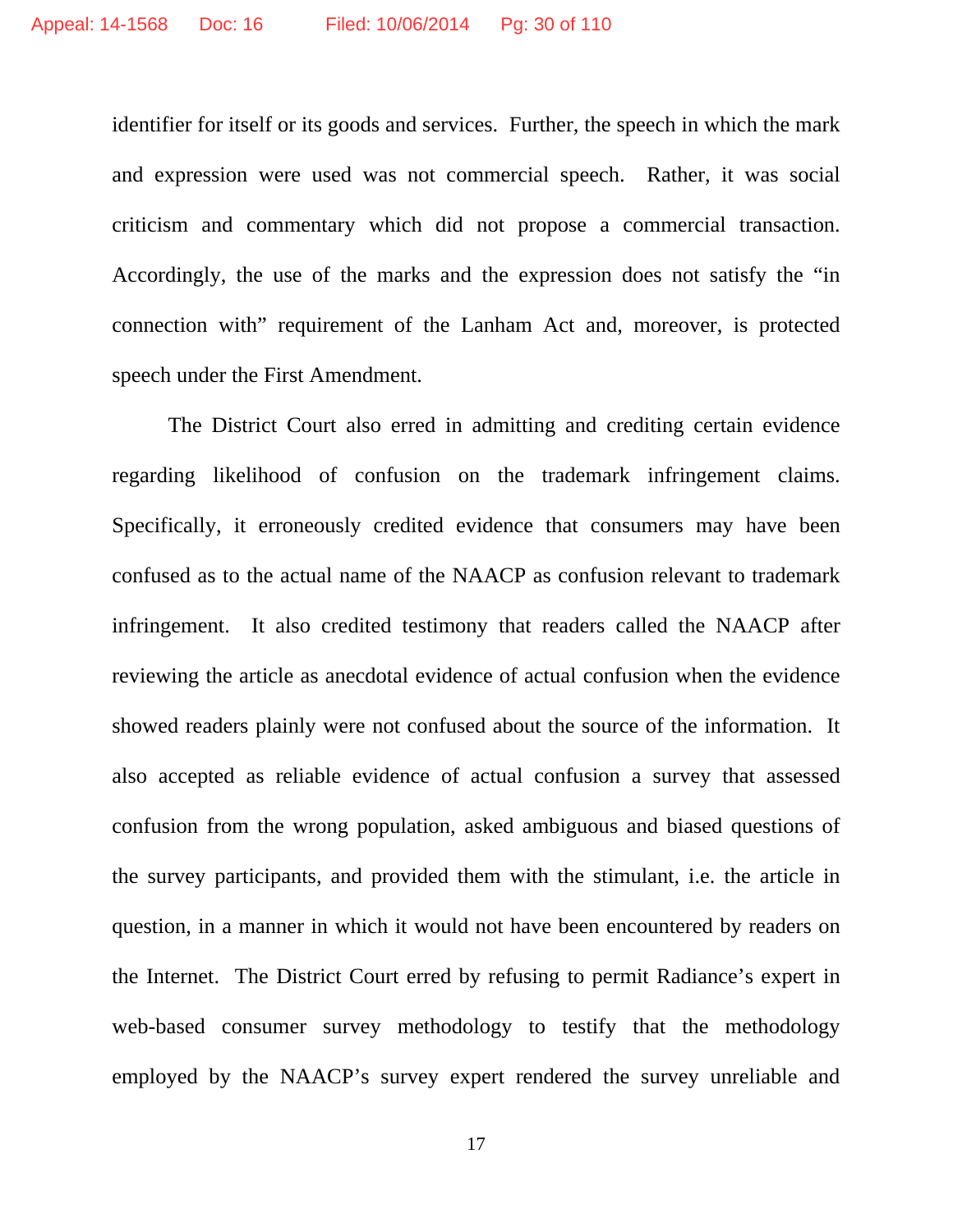identifier for itself or its goods and services. Further, the speech in which the mark and expression were used was not commercial speech. Rather, it was social criticism and commentary which did not propose a commercial transaction. Accordingly, the use of the marks and the expression does not satisfy the "in connection with" requirement of the Lanham Act and, moreover, is protected speech under the First Amendment.

The District Court also erred in admitting and crediting certain evidence regarding likelihood of confusion on the trademark infringement claims. Specifically, it erroneously credited evidence that consumers may have been confused as to the actual name of the NAACP as confusion relevant to trademark infringement. It also credited testimony that readers called the NAACP after reviewing the article as anecdotal evidence of actual confusion when the evidence showed readers plainly were not confused about the source of the information. It also accepted as reliable evidence of actual confusion a survey that assessed confusion from the wrong population, asked ambiguous and biased questions of the survey participants, and provided them with the stimulant, i.e. the article in question, in a manner in which it would not have been encountered by readers on the Internet. The District Court erred by refusing to permit Radiance's expert in web-based consumer survey methodology to testify that the methodology employed by the NAACP's survey expert rendered the survey unreliable and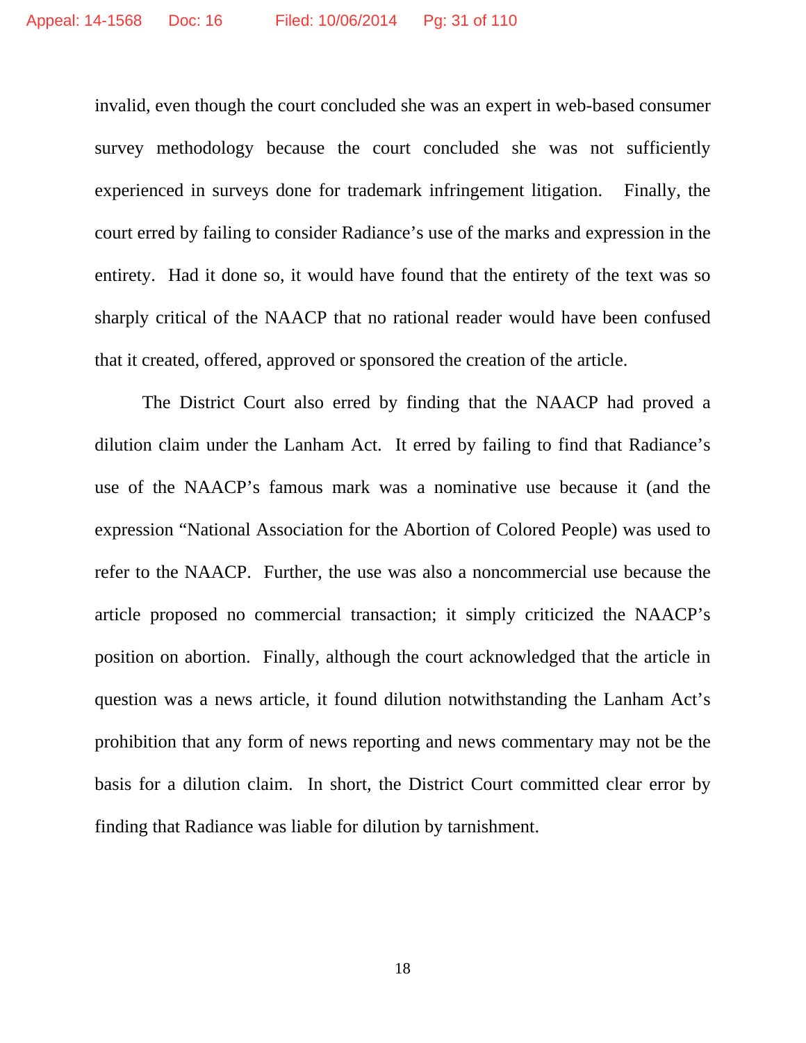invalid, even though the court concluded she was an expert in web-based consumer survey methodology because the court concluded she was not sufficiently experienced in surveys done for trademark infringement litigation. Finally, the court erred by failing to consider Radiance's use of the marks and expression in the entirety. Had it done so, it would have found that the entirety of the text was so sharply critical of the NAACP that no rational reader would have been confused that it created, offered, approved or sponsored the creation of the article.

The District Court also erred by finding that the NAACP had proved a dilution claim under the Lanham Act. It erred by failing to find that Radiance's use of the NAACP's famous mark was a nominative use because it (and the expression "National Association for the Abortion of Colored People) was used to refer to the NAACP. Further, the use was also a noncommercial use because the article proposed no commercial transaction; it simply criticized the NAACP's position on abortion. Finally, although the court acknowledged that the article in question was a news article, it found dilution notwithstanding the Lanham Act's prohibition that any form of news reporting and news commentary may not be the basis for a dilution claim. In short, the District Court committed clear error by finding that Radiance was liable for dilution by tarnishment.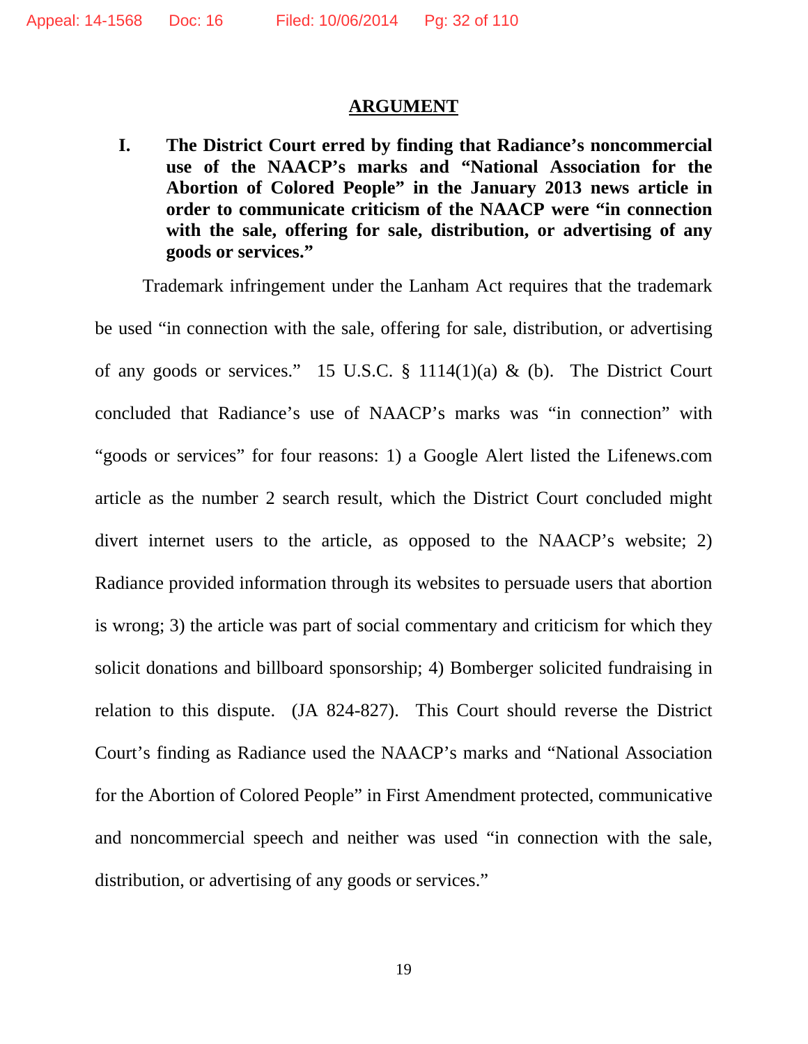## ARGUMENT

**I. The District Court erred by finding that Radiance's noncommercial use of the NAACP's marks and "National Association for the Abortion of Colored People" in the January 2013 news article in order to communicate criticism of the NAACP were "in connection with the sale, offering for sale, distribution, or advertising of any goods or services."**

Trademark infringement under the Lanham Act requires that the trademark be used "in connection with the sale, offering for sale, distribution, or advertising of any goods or services." 15 U.S.C. § 1114(1)(a) & (b). The District Court concluded that Radiance's use of NAACP's marks was "in connection" with "goods or services" for four reasons: 1) a Google Alert listed the Lifenews.com article as the number 2 search result, which the District Court concluded might divert internet users to the article, as opposed to the NAACP's website; 2) Radiance provided information through its websites to persuade users that abortion is wrong; 3) the article was part of social commentary and criticism for which they solicit donations and billboard sponsorship; 4) Bomberger solicited fundraising in relation to this dispute. (JA 824-827). This Court should reverse the District Court's finding as Radiance used the NAACP's marks and "National Association for the Abortion of Colored People" in First Amendment protected, communicative and noncommercial speech and neither was used "in connection with the sale, distribution, or advertising of any goods or services."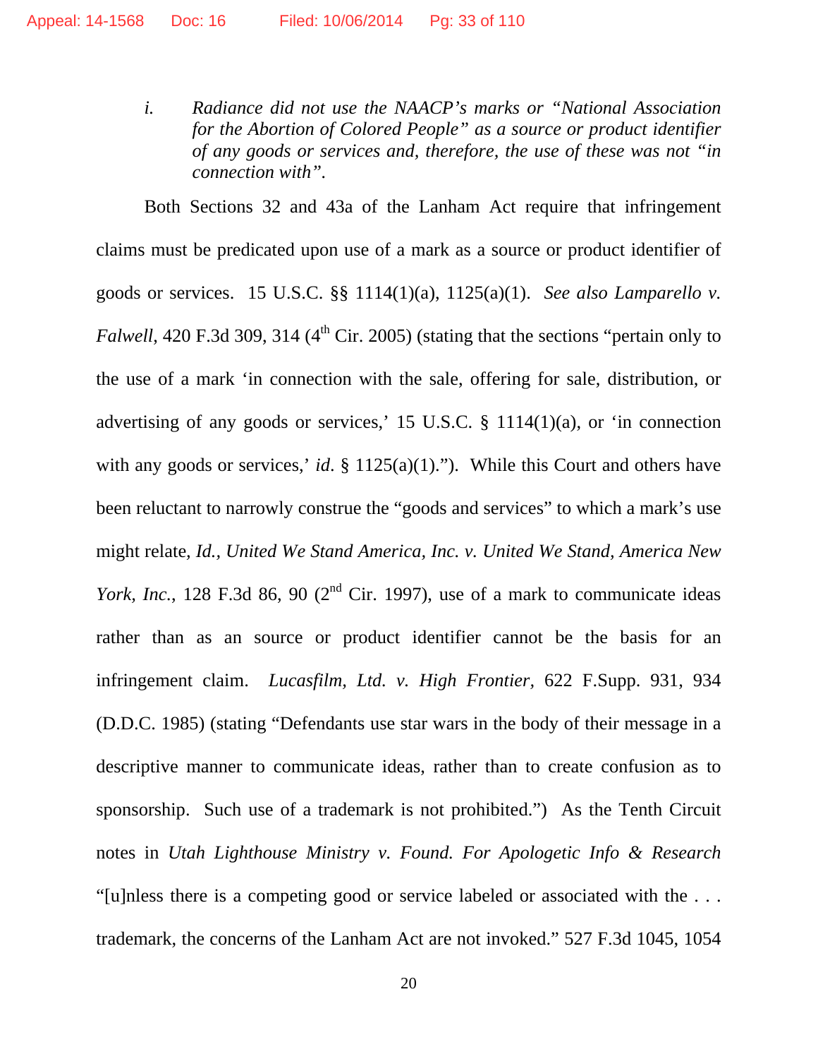*i. Radiance did not use the NAACP's marks or "National Association for the Abortion of Colored People" as a source or product identifier of any goods or services and, therefore, the use of these was not "in connection with".*

Both Sections 32 and 43a of the Lanham Act require that infringement claims must be predicated upon use of a mark as a source or product identifier of goods or services. 15 U.S.C. §§ 1114(1)(a), 1125(a)(1). *See also Lamparello v. Falwell*, 420 F.3d 309, 314 (4th Cir. 2005) (stating that the sections "pertain only to the use of a mark 'in connection with the sale, offering for sale, distribution, or advertising of any goods or services,' 15 U.S.C. § 1114(1)(a), or 'in connection with any goods or services,' *id*. § 1125(a)(1)."). While this Court and others have been reluctant to narrowly construe the "goods and services" to which a mark's use might relate, *Id.*, *United We Stand America, Inc. v. United We Stand, America New York, Inc.*, 128 F.3d 86, 90 (2nd Cir. 1997), use of a mark to communicate ideas rather than as an source or product identifier cannot be the basis for an infringement claim. *Lucasfilm, Ltd. v. High Frontier,* 622 F.Supp. 931, 934 (D.D.C. 1985) (stating "Defendants use star wars in the body of their message in a descriptive manner to communicate ideas, rather than to create confusion as to sponsorship. Such use of a trademark is not prohibited.") As the Tenth Circuit notes in *Utah Lighthouse Ministry v. Found. For Apologetic Info & Research* "[u]nless there is a competing good or service labeled or associated with the . . . trademark, the concerns of the Lanham Act are not invoked." 527 F.3d 1045, 1054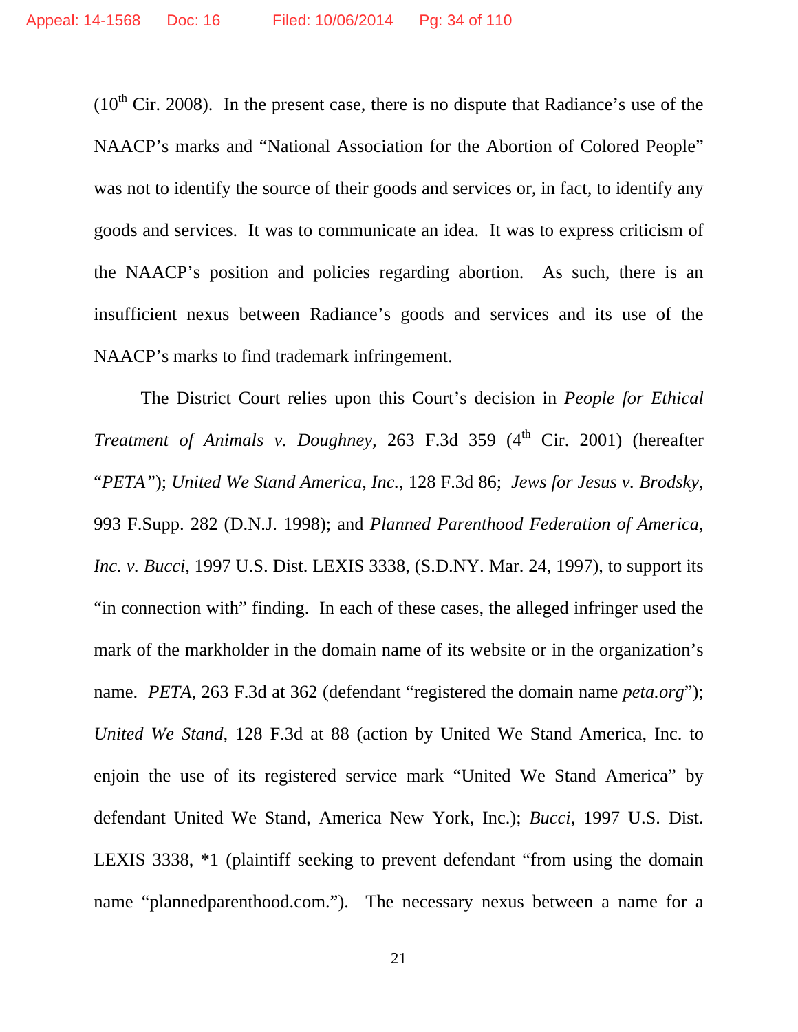(10th Cir. 2008). In the present case, there is no dispute that Radiance's use of the NAACP's marks and "National Association for the Abortion of Colored People" was not to identify the source of their goods and services or, in fact, to identify any goods and services. It was to communicate an idea. It was to express criticism of the NAACP's position and policies regarding abortion. As such, there is an insufficient nexus between Radiance's goods and services and its use of the NAACP's marks to find trademark infringement.

The District Court relies upon this Court's decision in *People for Ethical Treatment of Animals v. Doughney,* 263 F.3d 359 (4th Cir. 2001) (hereafter "*PETA"*); *United We Stand America, Inc.*, 128 F.3d 86; *Jews for Jesus v. Brodsky,* 993 F.Supp. 282 (D.N.J. 1998); and *Planned Parenthood Federation of America, Inc. v. Bucci,* 1997 U.S. Dist. LEXIS 3338, (S.D.NY. Mar. 24, 1997), to support its "in connection with" finding. In each of these cases, the alleged infringer used the mark of the markholder in the domain name of its website or in the organization's name. *PETA*, 263 F.3d at 362 (defendant "registered the domain name *peta.org*"); *United We Stand*, 128 F.3d at 88 (action by United We Stand America, Inc. to enjoin the use of its registered service mark "United We Stand America" by defendant United We Stand, America New York, Inc.); *Bucci,* 1997 U.S. Dist. LEXIS 3338, *1 (plaintiff seeking to prevent defendant "from using the domain name "plannedparenthood.com."). The necessary nexus between a name for a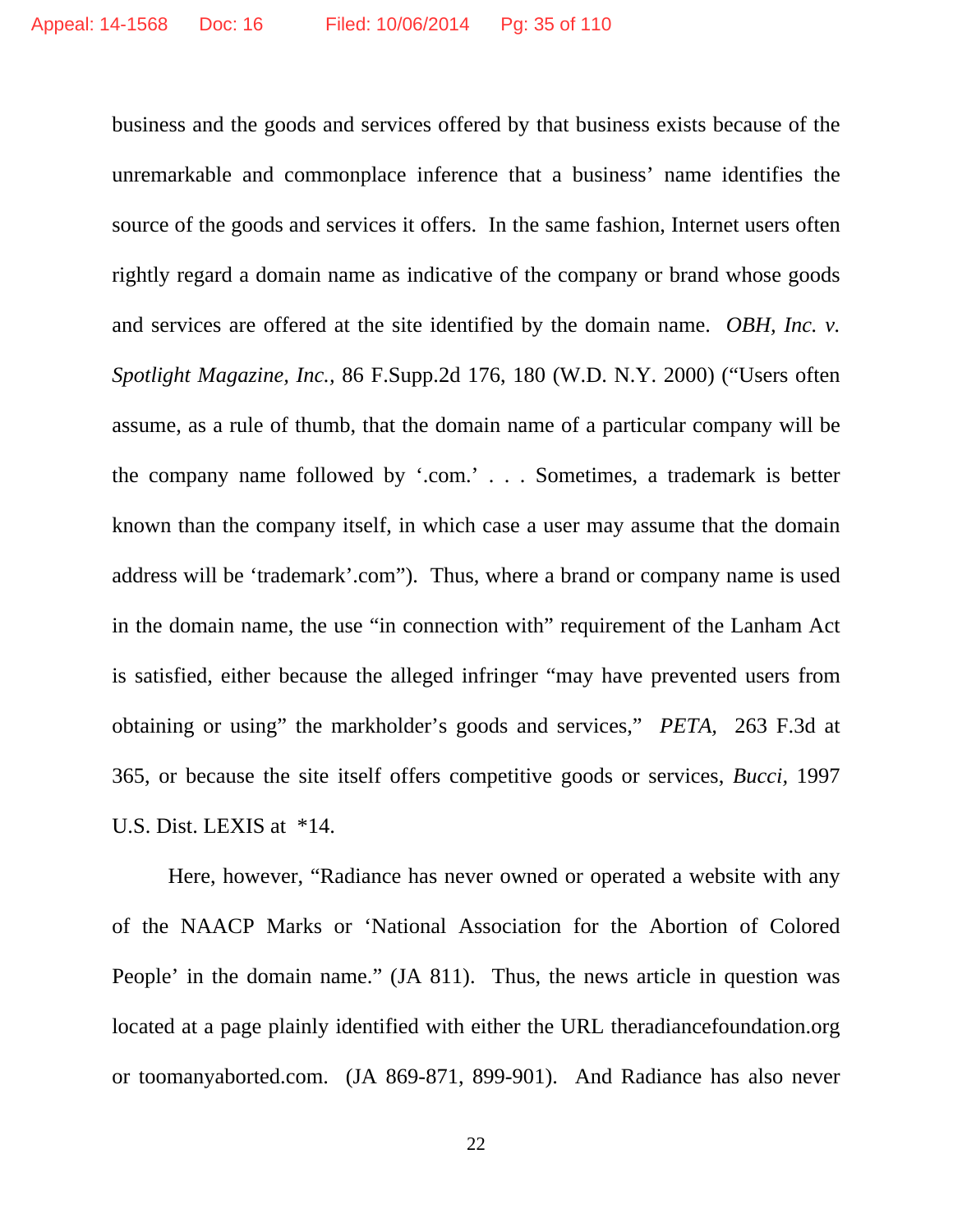business and the goods and services offered by that business exists because of the unremarkable and commonplace inference that a business' name identifies the source of the goods and services it offers. In the same fashion, Internet users often rightly regard a domain name as indicative of the company or brand whose goods and services are offered at the site identified by the domain name. *OBH, Inc. v. Spotlight Magazine, Inc.*, 86 F.Supp.2d 176, 180 (W.D. N.Y. 2000) ("Users often assume, as a rule of thumb, that the domain name of a particular company will be the company name followed by '.com.' . . . Sometimes, a trademark is better known than the company itself, in which case a user may assume that the domain address will be 'trademark'.com"). Thus, where a brand or company name is used in the domain name, the use "in connection with" requirement of the Lanham Act is satisfied, either because the alleged infringer "may have prevented users from obtaining or using" the markholder's goods and services," *PETA*, 263 F.3d at 365, or because the site itself offers competitive goods or services, *Bucci*, 1997 U.S. Dist. LEXIS at *14.

Here, however, "Radiance has never owned or operated a website with any of the NAACP Marks or 'National Association for the Abortion of Colored People' in the domain name." (JA 811). Thus, the news article in question was located at a page plainly identified with either the URL theradiancefoundation.org or toomanyaborted.com. (JA 869-871, 899-901). And Radiance has also never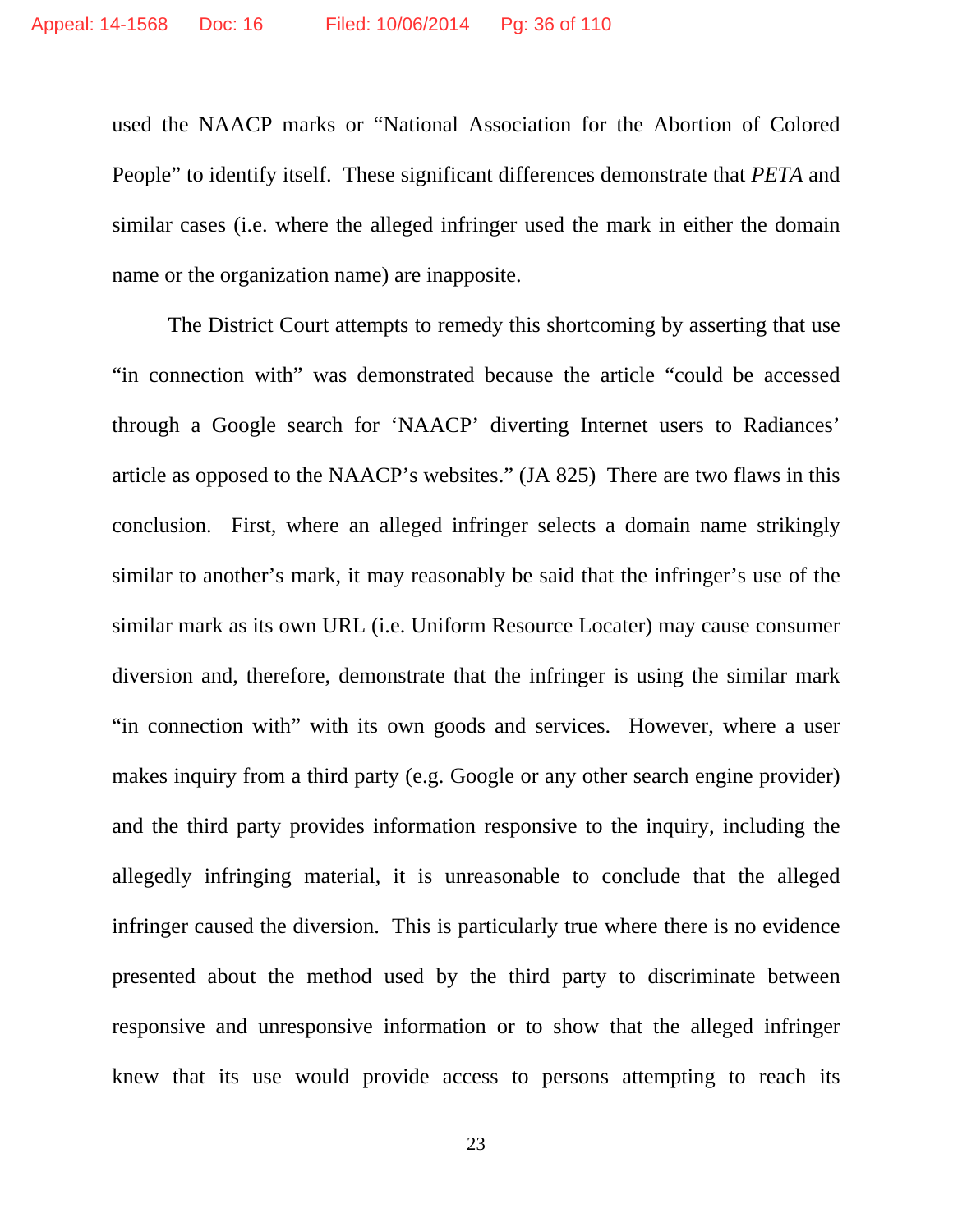used the NAACP marks or "National Association for the Abortion of Colored People" to identify itself. These significant differences demonstrate that *PETA* and similar cases (i.e. where the alleged infringer used the mark in either the domain name or the organization name) are inapposite.

The District Court attempts to remedy this shortcoming by asserting that use "in connection with" was demonstrated because the article "could be accessed through a Google search for 'NAACP' diverting Internet users to Radiances' article as opposed to the NAACP's websites." (JA 825) There are two flaws in this conclusion. First, where an alleged infringer selects a domain name strikingly similar to another's mark, it may reasonably be said that the infringer's use of the similar mark as its own URL (i.e. Uniform Resource Locater) may cause consumer diversion and, therefore, demonstrate that the infringer is using the similar mark "in connection with" with its own goods and services. However, where a user makes inquiry from a third party (e.g. Google or any other search engine provider) and the third party provides information responsive to the inquiry, including the allegedly infringing material, it is unreasonable to conclude that the alleged infringer caused the diversion. This is particularly true where there is no evidence presented about the method used by the third party to discriminate between responsive and unresponsive information or to show that the alleged infringer knew that its use would provide access to persons attempting to reach its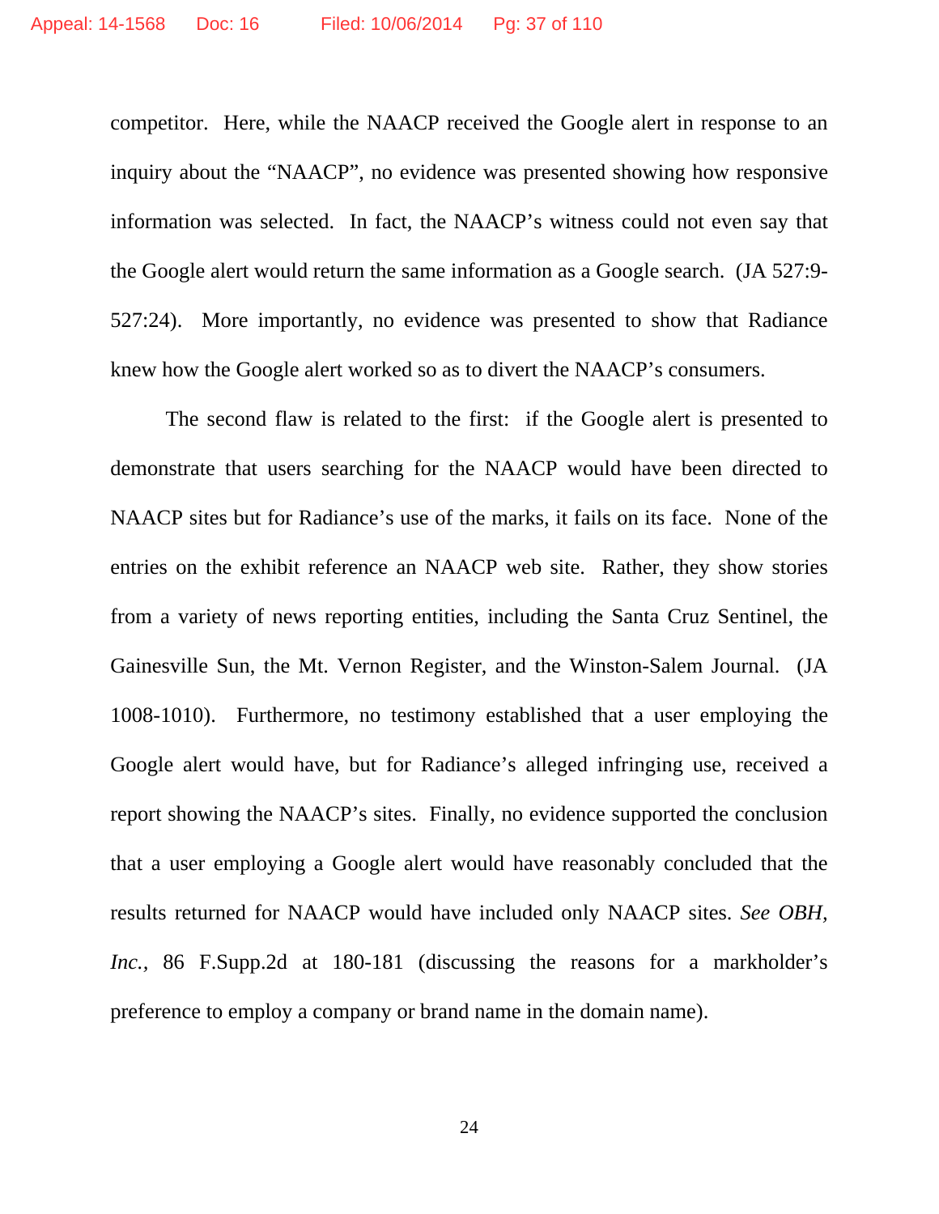competitor. Here, while the NAACP received the Google alert in response to an inquiry about the "NAACP", no evidence was presented showing how responsive information was selected. In fact, the NAACP's witness could not even say that the Google alert would return the same information as a Google search. (JA 527:9-527:24). More importantly, no evidence was presented to show that Radiance knew how the Google alert worked so as to divert the NAACP's consumers.

The second flaw is related to the first: if the Google alert is presented to demonstrate that users searching for the NAACP would have been directed to NAACP sites but for Radiance's use of the marks, it fails on its face. None of the entries on the exhibit reference an NAACP web site. Rather, they show stories from a variety of news reporting entities, including the Santa Cruz Sentinel, the Gainesville Sun, the Mt. Vernon Register, and the Winston-Salem Journal. (JA 1008-1010). Furthermore, no testimony established that a user employing the Google alert would have, but for Radiance's alleged infringing use, received a report showing the NAACP's sites. Finally, no evidence supported the conclusion that a user employing a Google alert would have reasonably concluded that the results returned for NAACP would have included only NAACP sites. *See OBH, Inc.*, 86 F.Supp.2d at 180-181 (discussing the reasons for a markholder's preference to employ a company or brand name in the domain name).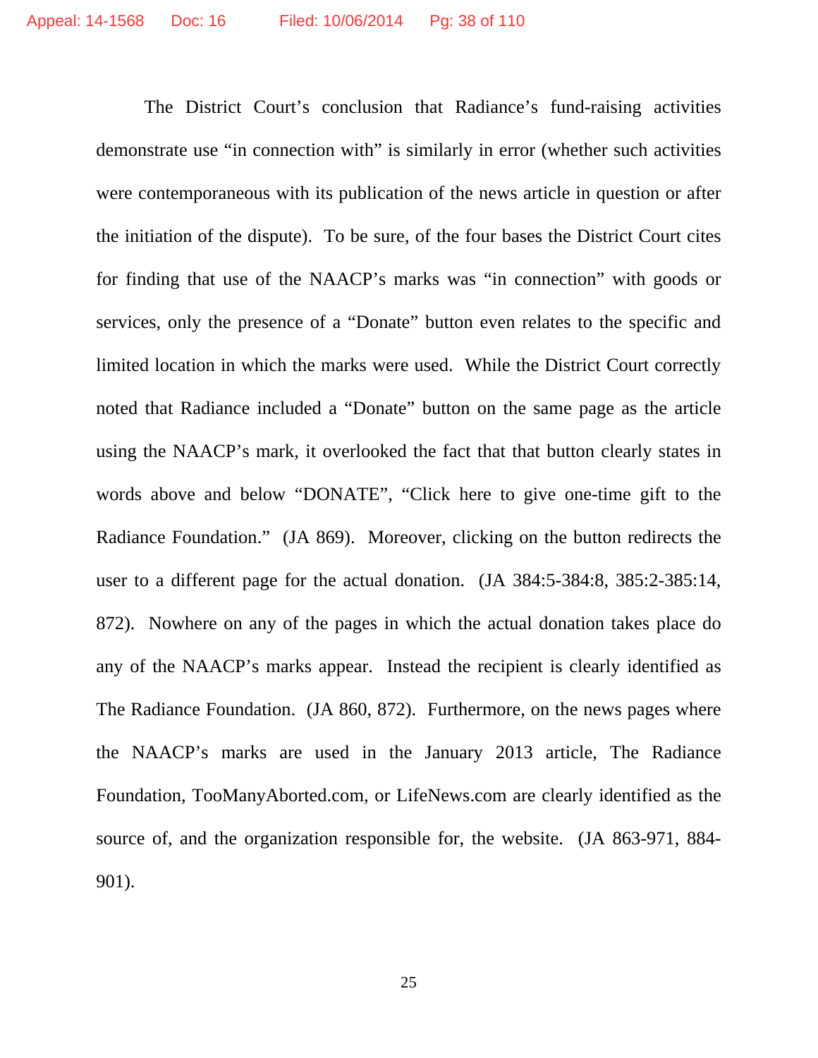The District Court's conclusion that Radiance's fund-raising activities demonstrate use "in connection with" is similarly in error (whether such activities were contemporaneous with its publication of the news article in question or after the initiation of the dispute). To be sure, of the four bases the District Court cites for finding that use of the NAACP's marks was "in connection" with goods or services, only the presence of a "Donate" button even relates to the specific and limited location in which the marks were used. While the District Court correctly noted that Radiance included a "Donate" button on the same page as the article using the NAACP's mark, it overlooked the fact that that button clearly states in words above and below "DONATE", "Click here to give one-time gift to the Radiance Foundation." (JA 869). Moreover, clicking on the button redirects the user to a different page for the actual donation. (JA 384:5-384:8, 385:2-385:14, 872). Nowhere on any of the pages in which the actual donation takes place do any of the NAACP's marks appear. Instead the recipient is clearly identified as The Radiance Foundation. (JA 860, 872). Furthermore, on the news pages where the NAACP's marks are used in the January 2013 article, The Radiance Foundation, TooManyAborted.com, or LifeNews.com are clearly identified as the source of, and the organization responsible for, the website. (JA 863-971, 884-901).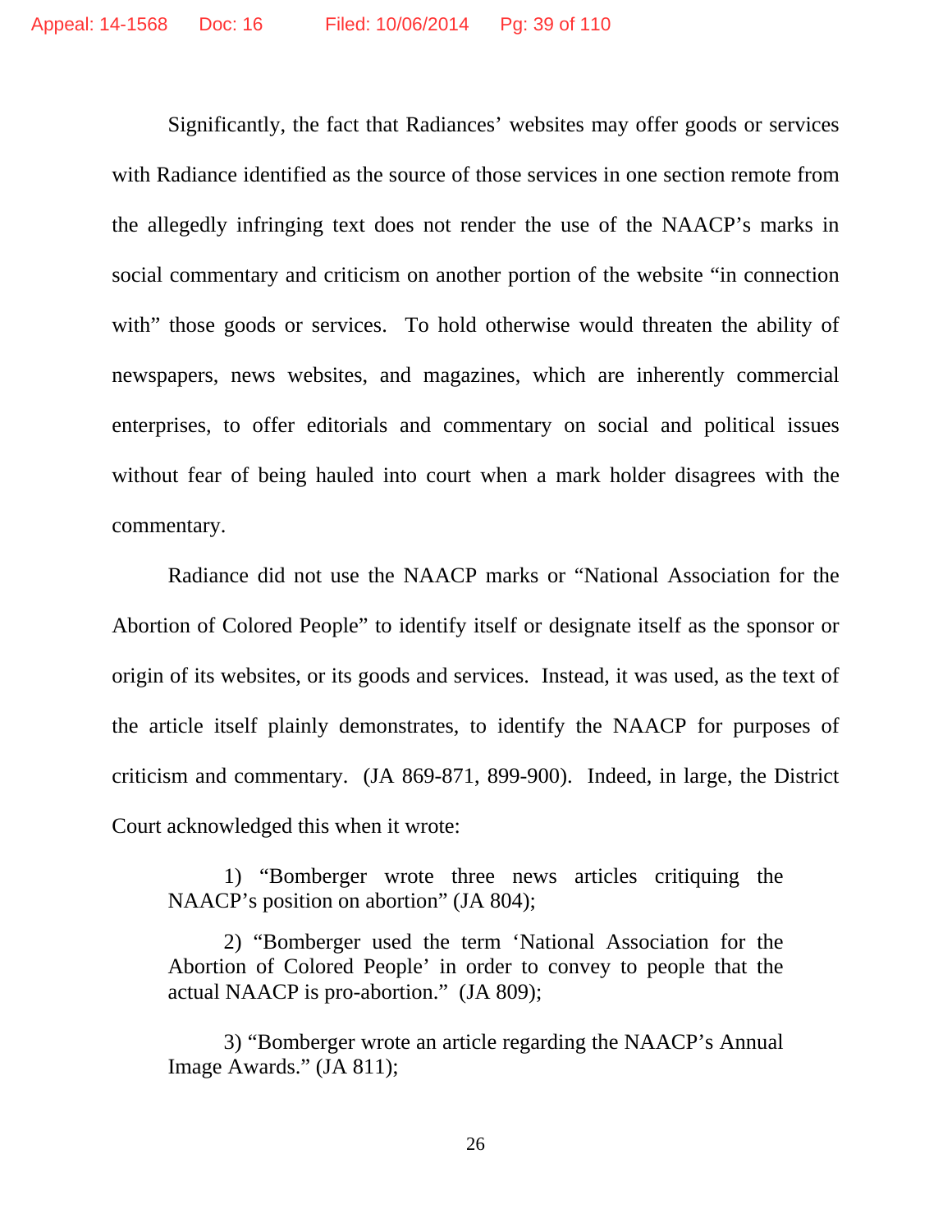Significantly, the fact that Radiances' websites may offer goods or services with Radiance identified as the source of those services in one section remote from the allegedly infringing text does not render the use of the NAACP's marks in social commentary and criticism on another portion of the website "in connection with" those goods or services. To hold otherwise would threaten the ability of newspapers, news websites, and magazines, which are inherently commercial enterprises, to offer editorials and commentary on social and political issues without fear of being hauled into court when a mark holder disagrees with the commentary.

Radiance did not use the NAACP marks or "National Association for the Abortion of Colored People" to identify itself or designate itself as the sponsor or origin of its websites, or its goods and services. Instead, it was used, as the text of the article itself plainly demonstrates, to identify the NAACP for purposes of criticism and commentary. (JA 869-871, 899-900). Indeed, in large, the District Court acknowledged this when it wrote:

> 1) "Bomberger wrote three news articles critiquing the NAACP's position on abortion" (JA 804);
>
> 2) "Bomberger used the term 'National Association for the Abortion of Colored People' in order to convey to people that the actual NAACP is pro-abortion." (JA 809);
>
> 3) "Bomberger wrote an article regarding the NAACP's Annual Image Awards." (JA 811);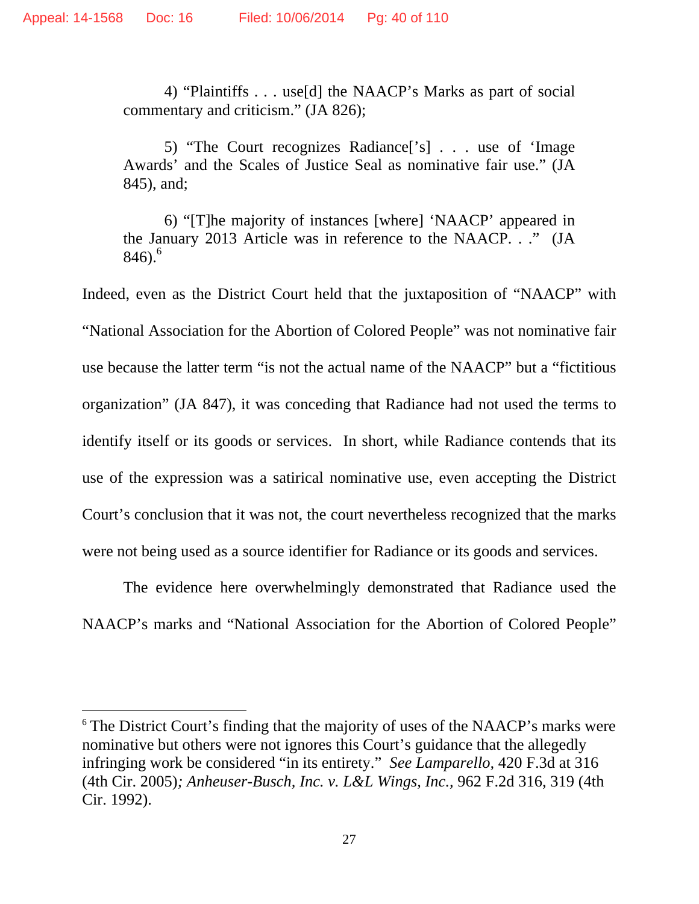4) "Plaintiffs . . . use[d] the NAACP's Marks as part of social commentary and criticism." (JA 826);

5) "The Court recognizes Radiance['s] . . . use of 'Image Awards' and the Scales of Justice Seal as nominative fair use." (JA 845), and;

6) "[T]he majority of instances [where] 'NAACP' appeared in the January 2013 Article was in reference to the NAACP. . ." (JA 846).[6]

Indeed, even as the District Court held that the juxtaposition of "NAACP" with "National Association for the Abortion of Colored People" was not nominative fair use because the latter term "is not the actual name of the NAACP" but a "fictitious organization" (JA 847), it was conceding that Radiance had not used the terms to identify itself or its goods or services. In short, while Radiance contends that its use of the expression was a satirical nominative use, even accepting the District Court's conclusion that it was not, the court nevertheless recognized that the marks were not being used as a source identifier for Radiance or its goods and services.

The evidence here overwhelmingly demonstrated that Radiance used the NAACP's marks and "National Association for the Abortion of Colored People"

---

[6] The District Court's finding that the majority of uses of the NAACP's marks were nominative but others were not ignores this Court's guidance that the allegedly infringing work be considered "in its entirety." *See Lamparello*, 420 F.3d at 316 (4th Cir. 2005)*; Anheuser-Busch, Inc. v. L&L Wings, Inc.*, 962 F.2d 316, 319 (4th Cir. 1992).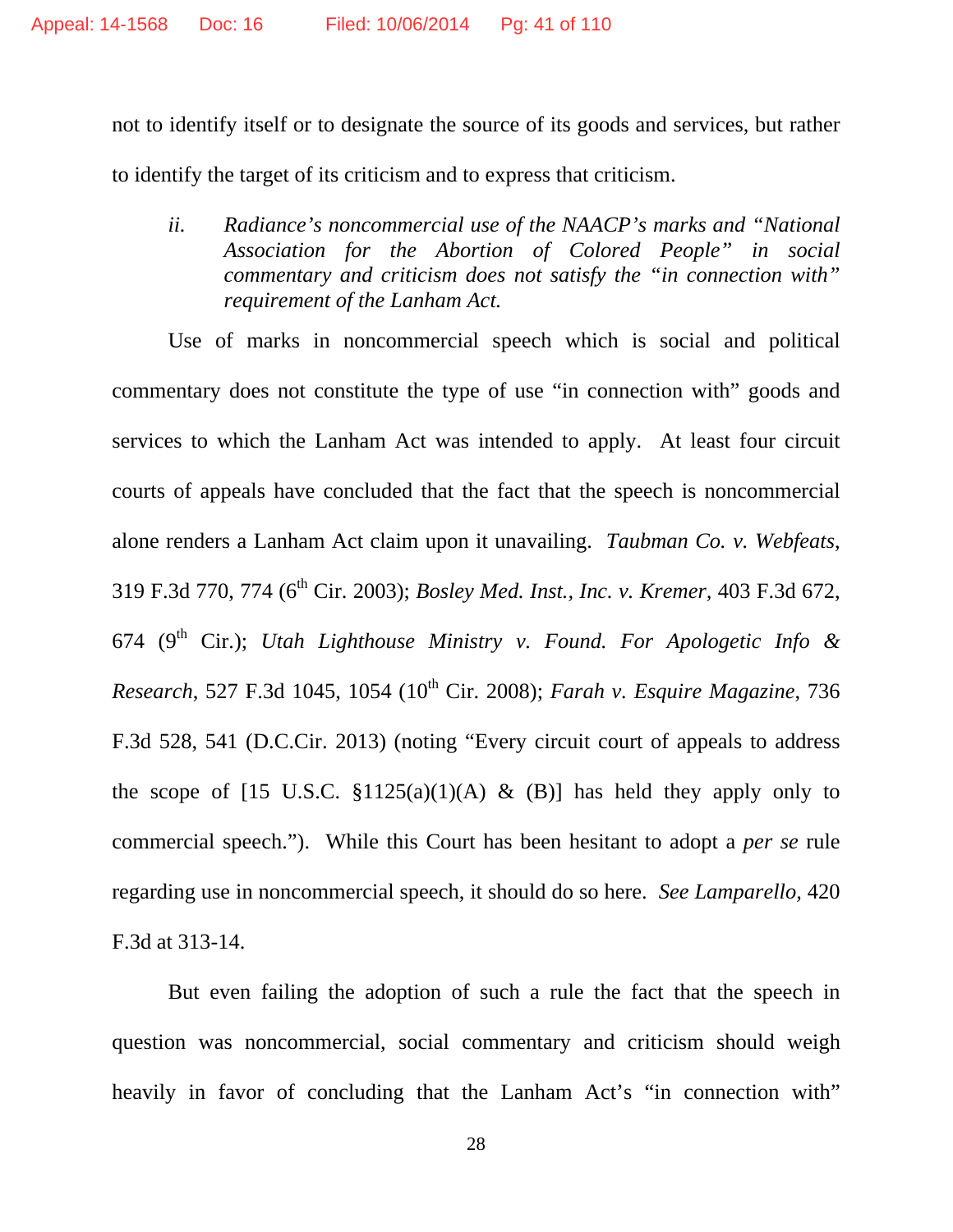not to identify itself or to designate the source of its goods and services, but rather to identify the target of its criticism and to express that criticism.

*ii. Radiance's noncommercial use of the NAACP's marks and "National Association for the Abortion of Colored People" in social commentary and criticism does not satisfy the "in connection with" requirement of the Lanham Act.*

Use of marks in noncommercial speech which is social and political commentary does not constitute the type of use "in connection with" goods and services to which the Lanham Act was intended to apply. At least four circuit courts of appeals have concluded that the fact that the speech is noncommercial alone renders a Lanham Act claim upon it unavailing. *Taubman Co. v. Webfeats*, 319 F.3d 770, 774 (6th Cir. 2003); *Bosley Med. Inst., Inc. v. Kremer*, 403 F.3d 672, 674 (9th Cir.); *Utah Lighthouse Ministry v. Found. For Apologetic Info & Research*, 527 F.3d 1045, 1054 (10th Cir. 2008); *Farah v. Esquire Magazine*, 736 F.3d 528, 541 (D.C.Cir. 2013) (noting "Every circuit court of appeals to address the scope of [15 U.S.C. §1125(a)(1)(A) & (B)] has held they apply only to commercial speech."). While this Court has been hesitant to adopt a *per se* rule regarding use in noncommercial speech, it should do so here. *See Lamparello,* 420 F.3d at 313-14.

But even failing the adoption of such a rule the fact that the speech in question was noncommercial, social commentary and criticism should weigh heavily in favor of concluding that the Lanham Act's "in connection with"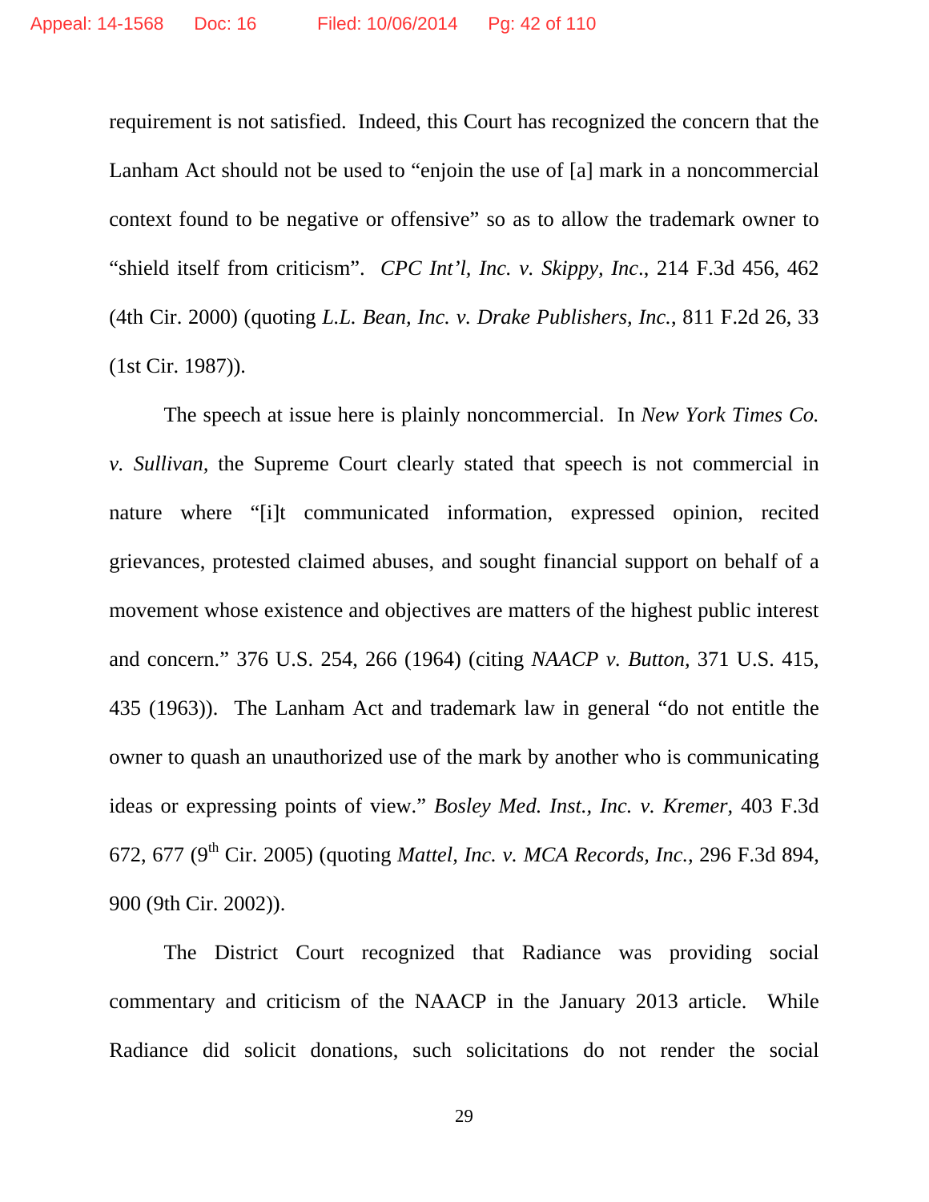requirement is not satisfied. Indeed, this Court has recognized the concern that the Lanham Act should not be used to "enjoin the use of [a] mark in a noncommercial context found to be negative or offensive" so as to allow the trademark owner to "shield itself from criticism". *CPC Int'l, Inc. v. Skippy, Inc*., 214 F.3d 456, 462 (4th Cir. 2000) (quoting *L.L. Bean, Inc. v. Drake Publishers, Inc.*, 811 F.2d 26, 33 (1st Cir. 1987)).

The speech at issue here is plainly noncommercial. In *New York Times Co. v. Sullivan,* the Supreme Court clearly stated that speech is not commercial in nature where "[i]t communicated information, expressed opinion, recited grievances, protested claimed abuses, and sought financial support on behalf of a movement whose existence and objectives are matters of the highest public interest and concern." 376 U.S. 254, 266 (1964) (citing *NAACP v. Button*, 371 U.S. 415, 435 (1963)). The Lanham Act and trademark law in general "do not entitle the owner to quash an unauthorized use of the mark by another who is communicating ideas or expressing points of view." *Bosley Med. Inst., Inc. v. Kremer,* 403 F.3d 672, 677 (9th Cir. 2005) (quoting *Mattel, Inc. v. MCA Records, Inc.*, 296 F.3d 894, 900 (9th Cir. 2002)).

The District Court recognized that Radiance was providing social commentary and criticism of the NAACP in the January 2013 article. While Radiance did solicit donations, such solicitations do not render the social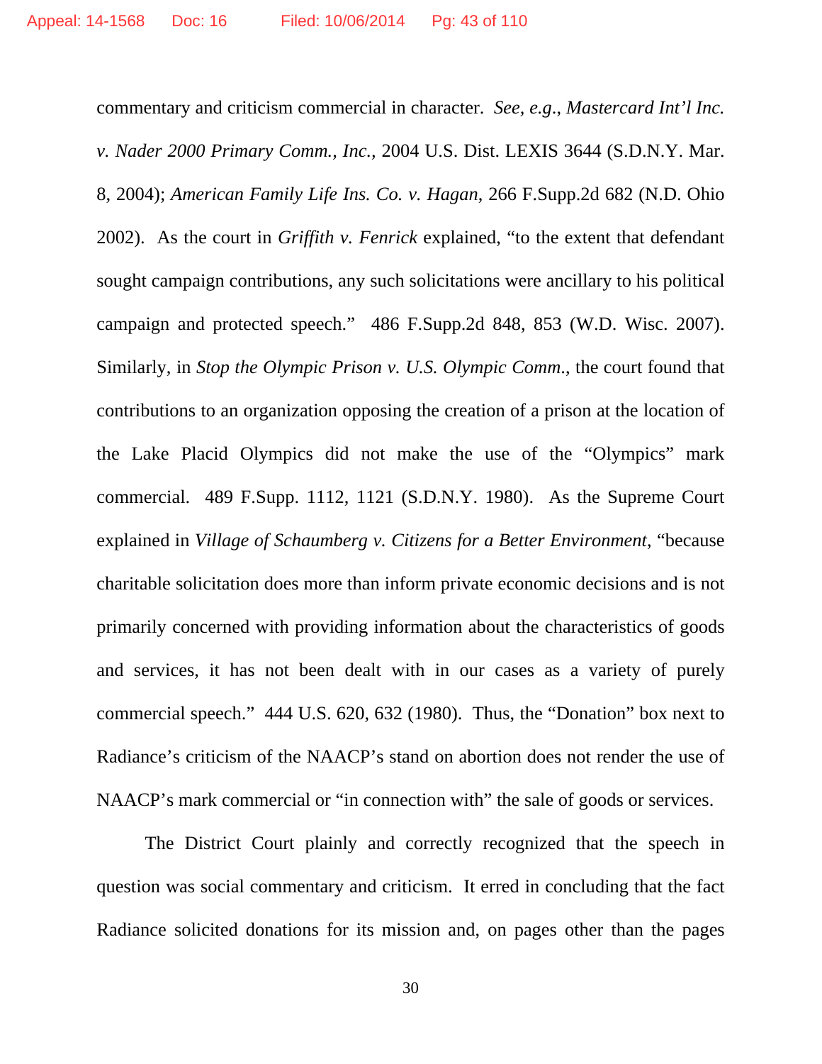commentary and criticism commercial in character. *See, e.g.*, *Mastercard Int'l Inc. v. Nader 2000 Primary Comm., Inc.*, 2004 U.S. Dist. LEXIS 3644 (S.D.N.Y. Mar. 8, 2004); *American Family Life Ins. Co. v. Hagan*, 266 F.Supp.2d 682 (N.D. Ohio 2002). As the court in *Griffith v. Fenrick* explained, "to the extent that defendant sought campaign contributions, any such solicitations were ancillary to his political campaign and protected speech." 486 F.Supp.2d 848, 853 (W.D. Wisc. 2007). Similarly, in *Stop the Olympic Prison v. U.S. Olympic Comm.*, the court found that contributions to an organization opposing the creation of a prison at the location of the Lake Placid Olympics did not make the use of the "Olympics" mark commercial. 489 F.Supp. 1112, 1121 (S.D.N.Y. 1980). As the Supreme Court explained in *Village of Schaumberg v. Citizens for a Better Environment*, "because charitable solicitation does more than inform private economic decisions and is not primarily concerned with providing information about the characteristics of goods and services, it has not been dealt with in our cases as a variety of purely commercial speech." 444 U.S. 620, 632 (1980). Thus, the "Donation" box next to Radiance's criticism of the NAACP's stand on abortion does not render the use of NAACP's mark commercial or "in connection with" the sale of goods or services.

The District Court plainly and correctly recognized that the speech in question was social commentary and criticism. It erred in concluding that the fact Radiance solicited donations for its mission and, on pages other than the pages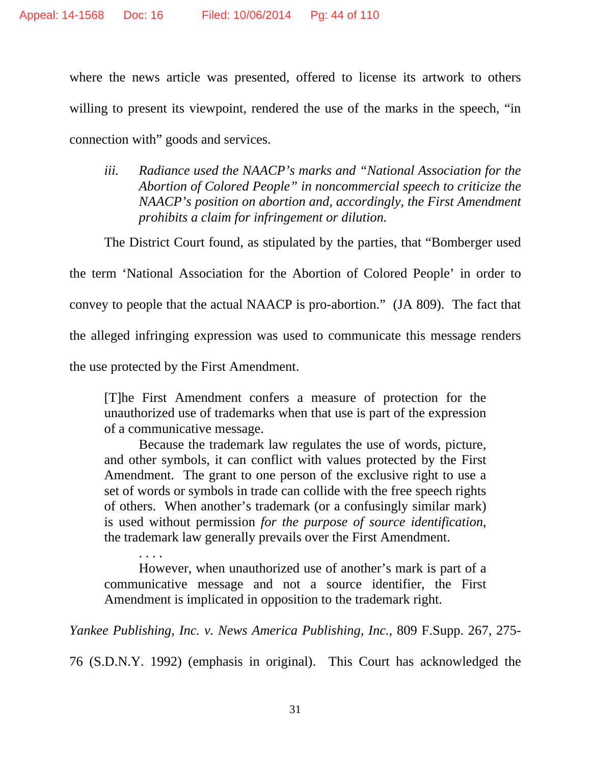where the news article was presented, offered to license its artwork to others willing to present its viewpoint, rendered the use of the marks in the speech, "in connection with" goods and services.

> *iii. Radiance used the NAACP's marks and "National Association for the Abortion of Colored People" in noncommercial speech to criticize the NAACP's position on abortion and, accordingly, the First Amendment prohibits a claim for infringement or dilution.*

The District Court found, as stipulated by the parties, that "Bomberger used the term 'National Association for the Abortion of Colored People' in order to convey to people that the actual NAACP is pro-abortion." (JA 809). The fact that the alleged infringing expression was used to communicate this message renders the use protected by the First Amendment.

> [T]he First Amendment confers a measure of protection for the unauthorized use of trademarks when that use is part of the expression of a communicative message.
>
> Because the trademark law regulates the use of words, picture, and other symbols, it can conflict with values protected by the First Amendment. The grant to one person of the exclusive right to use a set of words or symbols in trade can collide with the free speech rights of others. When another's trademark (or a confusingly similar mark) is used without permission *for the purpose of source identification,* the trademark law generally prevails over the First Amendment.
>
> . . . .
>
> However, when unauthorized use of another's mark is part of a communicative message and not a source identifier, the First Amendment is implicated in opposition to the trademark right.

*Yankee Publishing, Inc. v. News America Publishing, Inc.*, 809 F.Supp. 267, 275-76 (S.D.N.Y. 1992) (emphasis in original). This Court has acknowledged the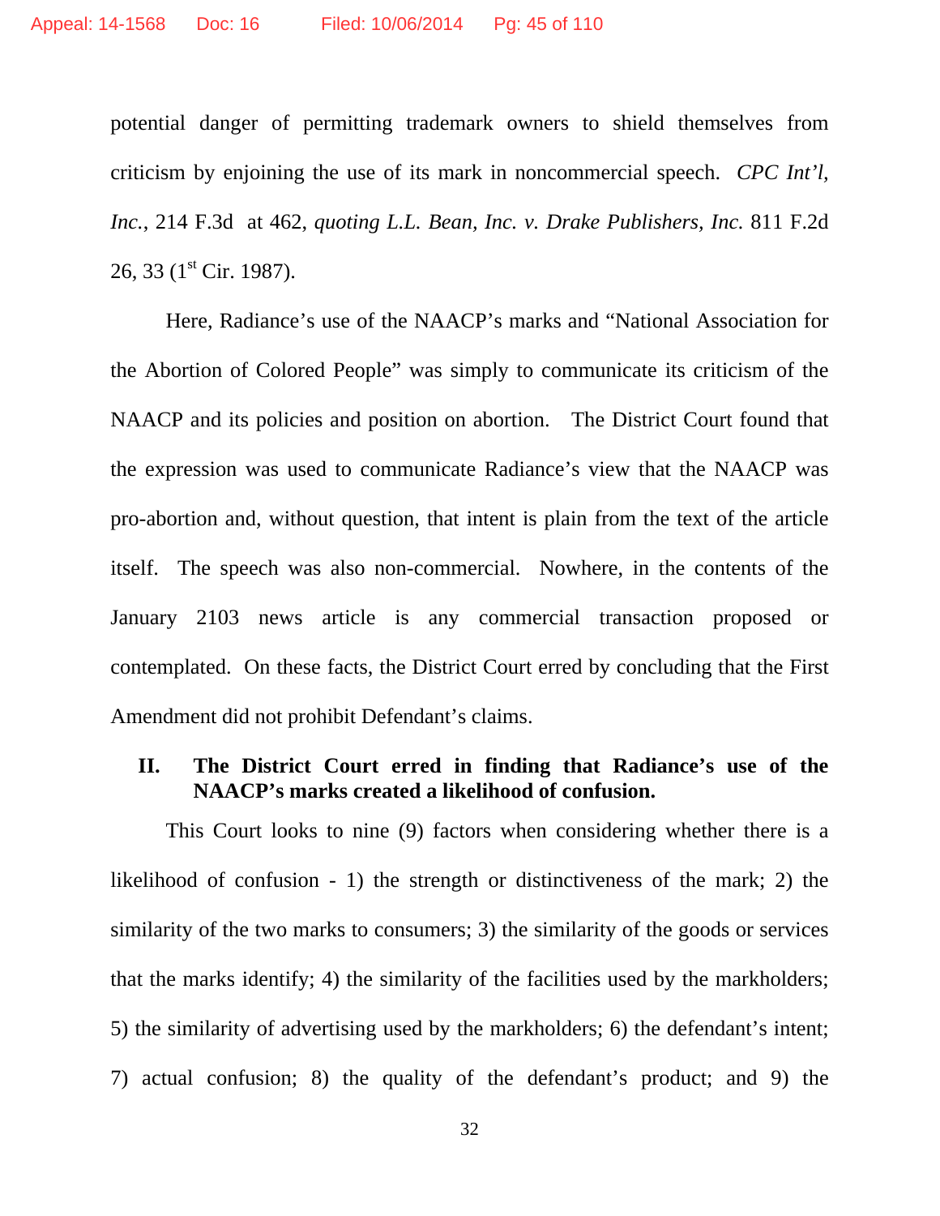potential danger of permitting trademark owners to shield themselves from criticism by enjoining the use of its mark in noncommercial speech. *CPC Int'l, Inc.*, 214 F.3d at 462, *quoting L.L. Bean, Inc. v. Drake Publishers, Inc.* 811 F.2d 26, 33 (1st Cir. 1987).

Here, Radiance's use of the NAACP's marks and "National Association for the Abortion of Colored People" was simply to communicate its criticism of the NAACP and its policies and position on abortion. The District Court found that the expression was used to communicate Radiance's view that the NAACP was pro-abortion and, without question, that intent is plain from the text of the article itself. The speech was also non-commercial. Nowhere, in the contents of the January 2103 news article is any commercial transaction proposed or contemplated. On these facts, the District Court erred by concluding that the First Amendment did not prohibit Defendant's claims.

## II. The District Court erred in finding that Radiance's use of the NAACP's marks created a likelihood of confusion.

This Court looks to nine (9) factors when considering whether there is a likelihood of confusion - 1) the strength or distinctiveness of the mark; 2) the similarity of the two marks to consumers; 3) the similarity of the goods or services that the marks identify; 4) the similarity of the facilities used by the markholders; 5) the similarity of advertising used by the markholders; 6) the defendant's intent; 7) actual confusion; 8) the quality of the defendant's product; and 9) the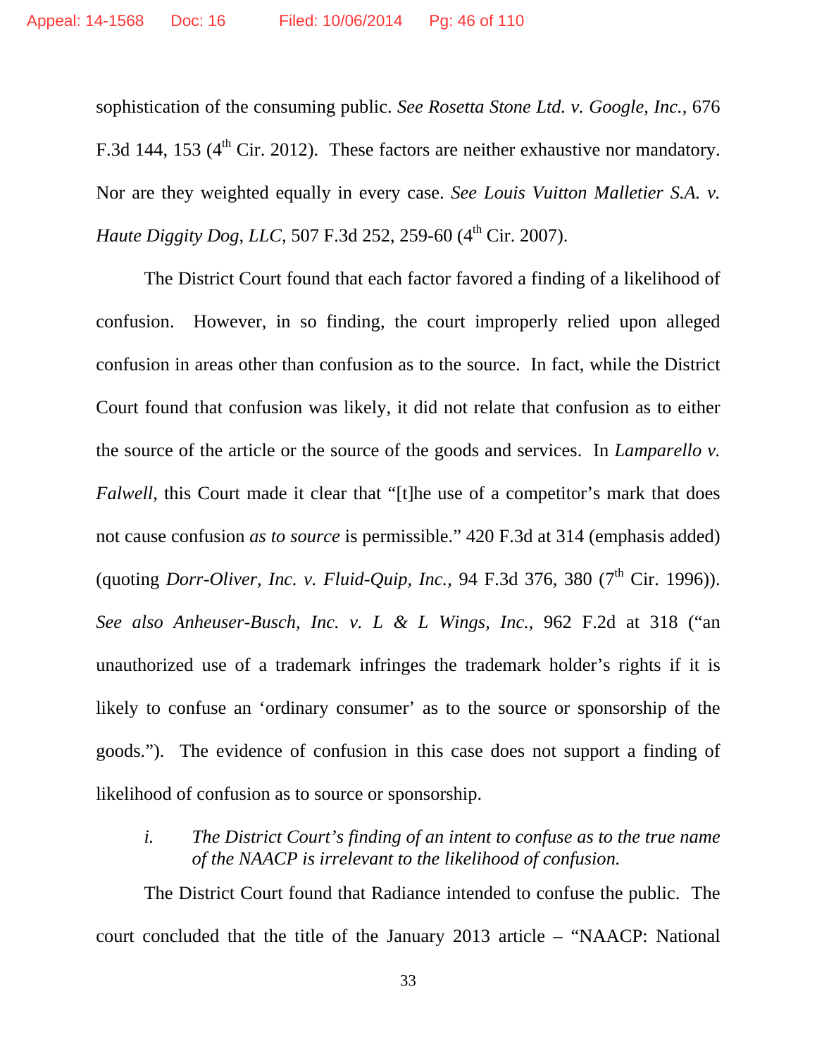sophistication of the consuming public. *See Rosetta Stone Ltd. v. Google, Inc.,* 676 F.3d 144, 153 (4th Cir. 2012). These factors are neither exhaustive nor mandatory. Nor are they weighted equally in every case. *See Louis Vuitton Malletier S.A. v. Haute Diggity Dog, LLC,* 507 F.3d 252, 259-60 (4th Cir. 2007).

The District Court found that each factor favored a finding of a likelihood of confusion. However, in so finding, the court improperly relied upon alleged confusion in areas other than confusion as to the source. In fact, while the District Court found that confusion was likely, it did not relate that confusion as to either the source of the article or the source of the goods and services. In *Lamparello v. Falwell,* this Court made it clear that "[t]he use of a competitor's mark that does not cause confusion *as to source* is permissible." 420 F.3d at 314 (emphasis added) (quoting *Dorr-Oliver, Inc. v. Fluid-Quip, Inc.,* 94 F.3d 376, 380 (7th Cir. 1996)). *See also Anheuser-Busch, Inc. v. L & L Wings, Inc.,* 962 F.2d at 318 ("an unauthorized use of a trademark infringes the trademark holder's rights if it is likely to confuse an 'ordinary consumer' as to the source or sponsorship of the goods."). The evidence of confusion in this case does not support a finding of likelihood of confusion as to source or sponsorship.

*i. The District Court's finding of an intent to confuse as to the true name of the NAACP is irrelevant to the likelihood of confusion.*

The District Court found that Radiance intended to confuse the public. The court concluded that the title of the January 2013 article – "NAACP: National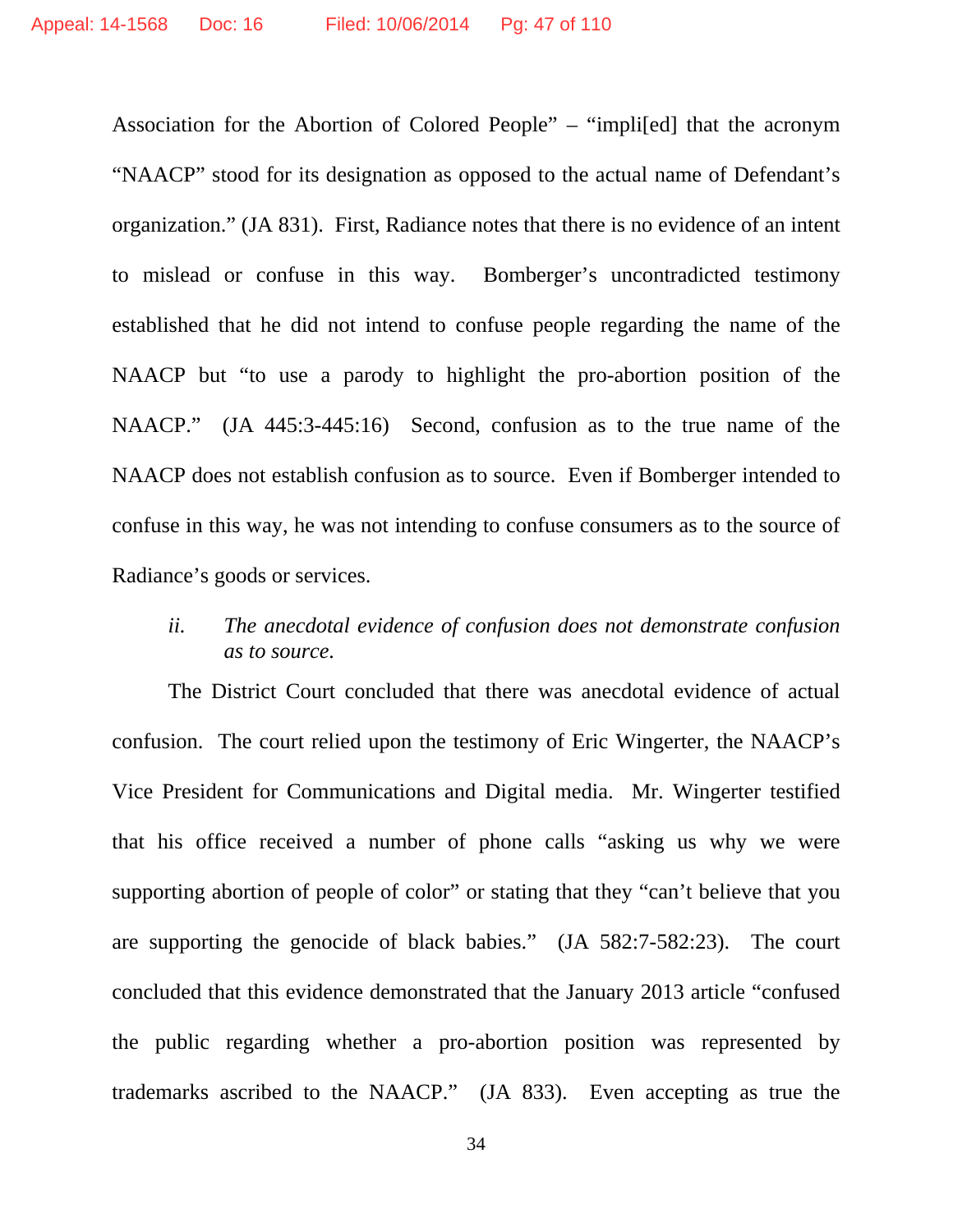Association for the Abortion of Colored People" – "impli[ed] that the acronym "NAACP" stood for its designation as opposed to the actual name of Defendant's organization." (JA 831). First, Radiance notes that there is no evidence of an intent to mislead or confuse in this way. Bomberger's uncontradicted testimony established that he did not intend to confuse people regarding the name of the NAACP but "to use a parody to highlight the pro-abortion position of the NAACP." (JA 445:3-445:16) Second, confusion as to the true name of the NAACP does not establish confusion as to source. Even if Bomberger intended to confuse in this way, he was not intending to confuse consumers as to the source of Radiance's goods or services.

*ii. The anecdotal evidence of confusion does not demonstrate confusion as to source.*

The District Court concluded that there was anecdotal evidence of actual confusion. The court relied upon the testimony of Eric Wingerter, the NAACP's Vice President for Communications and Digital media. Mr. Wingerter testified that his office received a number of phone calls "asking us why we were supporting abortion of people of color" or stating that they "can't believe that you are supporting the genocide of black babies." (JA 582:7-582:23). The court concluded that this evidence demonstrated that the January 2013 article "confused the public regarding whether a pro-abortion position was represented by trademarks ascribed to the NAACP." (JA 833). Even accepting as true the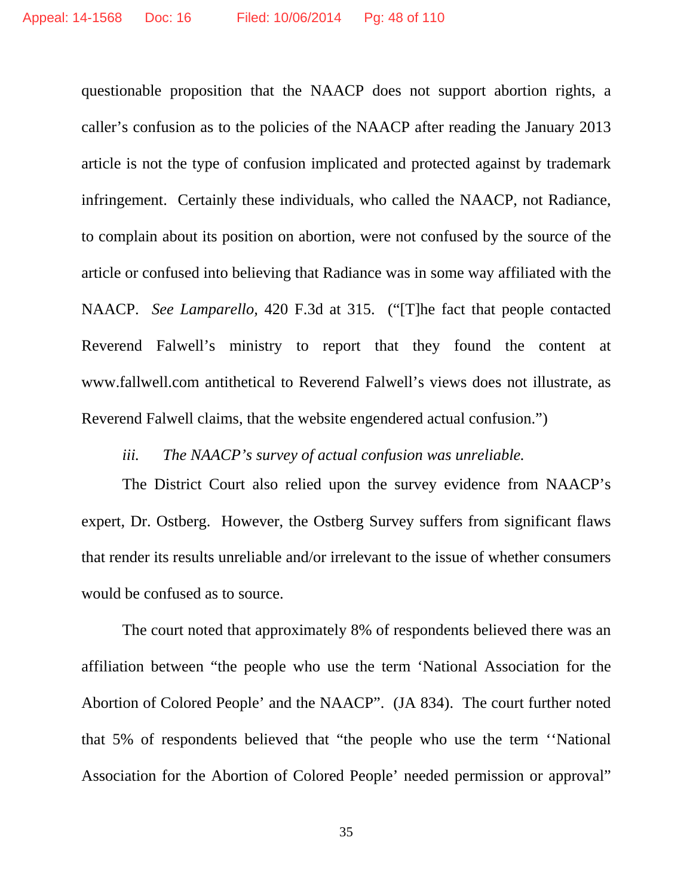questionable proposition that the NAACP does not support abortion rights, a caller's confusion as to the policies of the NAACP after reading the January 2013 article is not the type of confusion implicated and protected against by trademark infringement. Certainly these individuals, who called the NAACP, not Radiance, to complain about its position on abortion, were not confused by the source of the article or confused into believing that Radiance was in some way affiliated with the NAACP. *See Lamparello,* 420 F.3d at 315. ("[T]he fact that people contacted Reverend Falwell's ministry to report that they found the content at www.fallwell.com antithetical to Reverend Falwell's views does not illustrate, as Reverend Falwell claims, that the website engendered actual confusion.")

*iii. The NAACP's survey of actual confusion was unreliable.*

The District Court also relied upon the survey evidence from NAACP's expert, Dr. Ostberg. However, the Ostberg Survey suffers from significant flaws that render its results unreliable and/or irrelevant to the issue of whether consumers would be confused as to source.

The court noted that approximately 8% of respondents believed there was an affiliation between "the people who use the term 'National Association for the Abortion of Colored People' and the NAACP". (JA 834). The court further noted that 5% of respondents believed that "the people who use the term ''National Association for the Abortion of Colored People' needed permission or approval"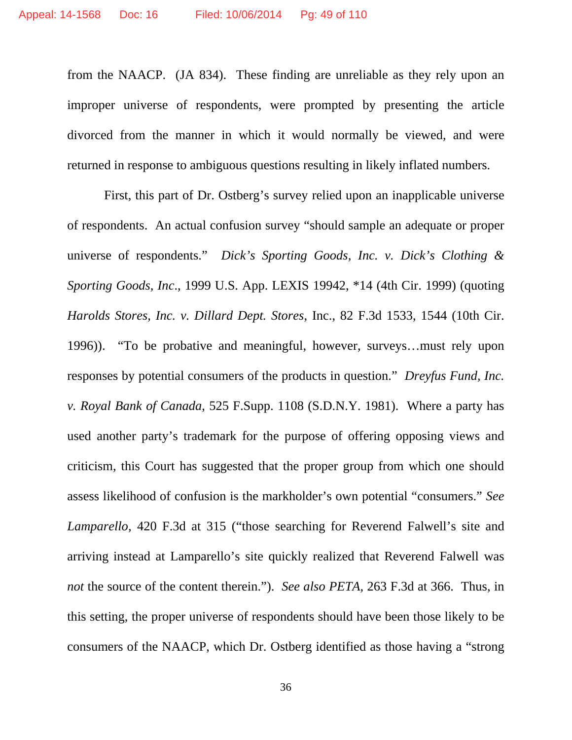from the NAACP. (JA 834). These finding are unreliable as they rely upon an improper universe of respondents, were prompted by presenting the article divorced from the manner in which it would normally be viewed, and were returned in response to ambiguous questions resulting in likely inflated numbers.

First, this part of Dr. Ostberg's survey relied upon an inapplicable universe of respondents. An actual confusion survey "should sample an adequate or proper universe of respondents." *Dick's Sporting Goods, Inc. v. Dick's Clothing & Sporting Goods, Inc*., 1999 U.S. App. LEXIS 19942, *14 (4th Cir. 1999) (quoting *Harolds Stores, Inc. v. Dillard Dept. Stores*, Inc., 82 F.3d 1533, 1544 (10th Cir. 1996)). "To be probative and meaningful, however, surveys…must rely upon responses by potential consumers of the products in question." *Dreyfus Fund, Inc. v. Royal Bank of Canada*, 525 F.Supp. 1108 (S.D.N.Y. 1981). Where a party has used another party's trademark for the purpose of offering opposing views and criticism, this Court has suggested that the proper group from which one should assess likelihood of confusion is the markholder's own potential "consumers." *See Lamparello,* 420 F.3d at 315 ("those searching for Reverend Falwell's site and arriving instead at Lamparello's site quickly realized that Reverend Falwell was *not* the source of the content therein."). *See also PETA,* 263 F.3d at 366. Thus, in this setting, the proper universe of respondents should have been those likely to be consumers of the NAACP, which Dr. Ostberg identified as those having a "strong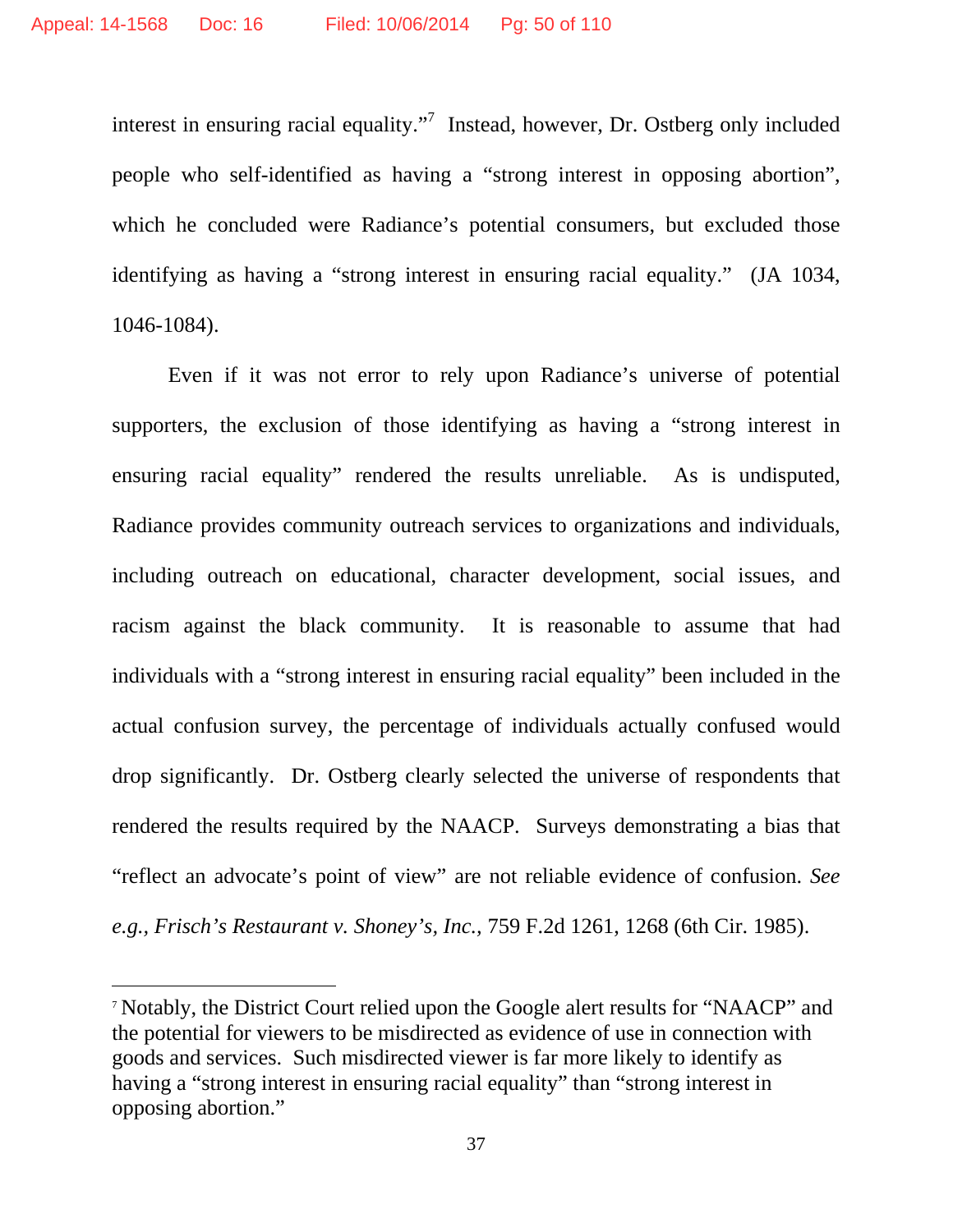interest in ensuring racial equality."[7] Instead, however, Dr. Ostberg only included people who self-identified as having a "strong interest in opposing abortion", which he concluded were Radiance's potential consumers, but excluded those identifying as having a "strong interest in ensuring racial equality." (JA 1034, 1046-1084).

Even if it was not error to rely upon Radiance's universe of potential supporters, the exclusion of those identifying as having a "strong interest in ensuring racial equality" rendered the results unreliable. As is undisputed, Radiance provides community outreach services to organizations and individuals, including outreach on educational, character development, social issues, and racism against the black community. It is reasonable to assume that had individuals with a "strong interest in ensuring racial equality" been included in the actual confusion survey, the percentage of individuals actually confused would drop significantly. Dr. Ostberg clearly selected the universe of respondents that rendered the results required by the NAACP. Surveys demonstrating a bias that "reflect an advocate's point of view" are not reliable evidence of confusion. *See e.g., Frisch's Restaurant v. Shoney's, Inc.*, 759 F.2d 1261, 1268 (6th Cir. 1985).

---

[7] Notably, the District Court relied upon the Google alert results for "NAACP" and the potential for viewers to be misdirected as evidence of use in connection with goods and services. Such misdirected viewer is far more likely to identify as having a "strong interest in ensuring racial equality" than "strong interest in opposing abortion."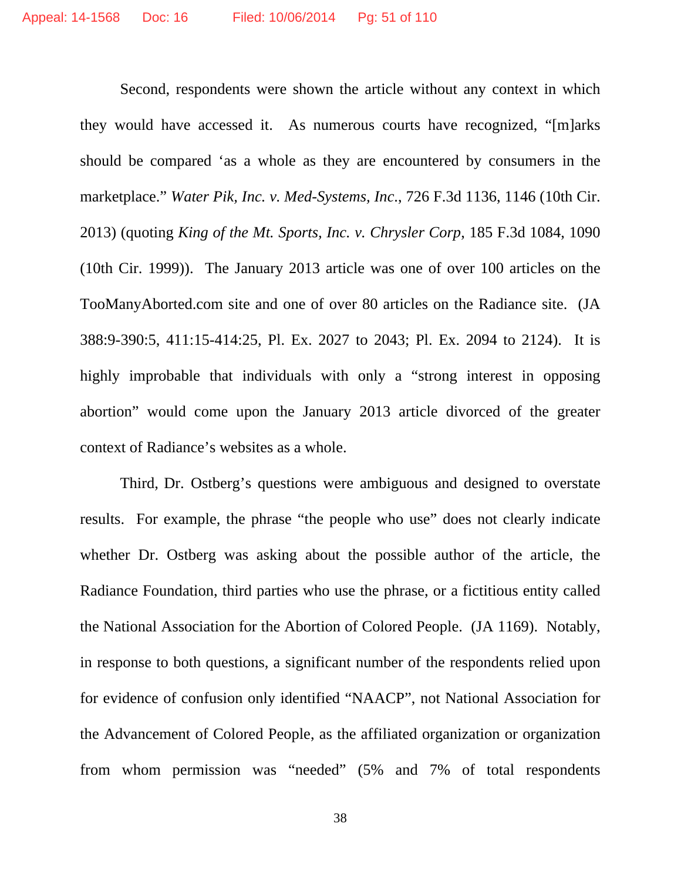Second, respondents were shown the article without any context in which they would have accessed it. As numerous courts have recognized, "[m]arks should be compared 'as a whole as they are encountered by consumers in the marketplace." *Water Pik, Inc. v. Med-Systems, Inc.*, 726 F.3d 1136, 1146 (10th Cir. 2013) (quoting *King of the Mt. Sports, Inc. v. Chrysler Corp*, 185 F.3d 1084, 1090 (10th Cir. 1999)). The January 2013 article was one of over 100 articles on the TooManyAborted.com site and one of over 80 articles on the Radiance site. (JA 388:9-390:5, 411:15-414:25, Pl. Ex. 2027 to 2043; Pl. Ex. 2094 to 2124). It is highly improbable that individuals with only a "strong interest in opposing abortion" would come upon the January 2013 article divorced of the greater context of Radiance's websites as a whole.

Third, Dr. Ostberg's questions were ambiguous and designed to overstate results. For example, the phrase "the people who use" does not clearly indicate whether Dr. Ostberg was asking about the possible author of the article, the Radiance Foundation, third parties who use the phrase, or a fictitious entity called the National Association for the Abortion of Colored People. (JA 1169). Notably, in response to both questions, a significant number of the respondents relied upon for evidence of confusion only identified "NAACP", not National Association for the Advancement of Colored People, as the affiliated organization or organization from whom permission was "needed" (5% and 7% of total respondents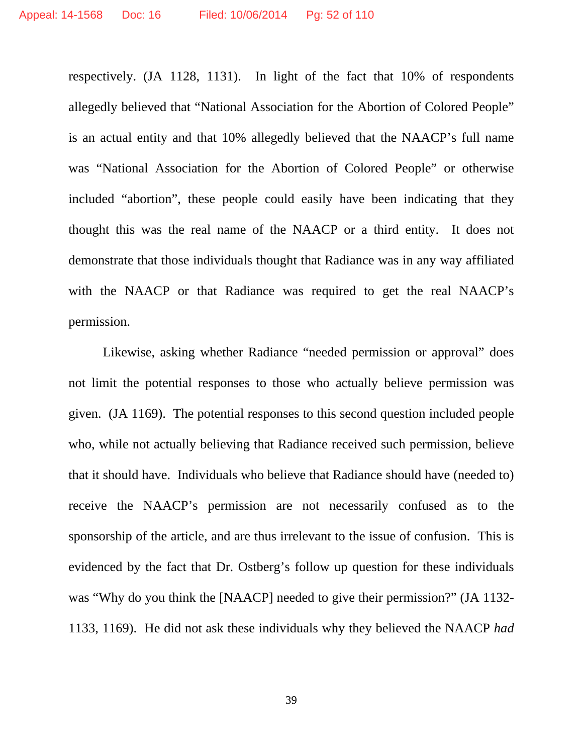respectively. (JA 1128, 1131). In light of the fact that 10% of respondents allegedly believed that "National Association for the Abortion of Colored People" is an actual entity and that 10% allegedly believed that the NAACP's full name was "National Association for the Abortion of Colored People" or otherwise included "abortion", these people could easily have been indicating that they thought this was the real name of the NAACP or a third entity. It does not demonstrate that those individuals thought that Radiance was in any way affiliated with the NAACP or that Radiance was required to get the real NAACP's permission.

Likewise, asking whether Radiance "needed permission or approval" does not limit the potential responses to those who actually believe permission was given. (JA 1169). The potential responses to this second question included people who, while not actually believing that Radiance received such permission, believe that it should have. Individuals who believe that Radiance should have (needed to) receive the NAACP's permission are not necessarily confused as to the sponsorship of the article, and are thus irrelevant to the issue of confusion. This is evidenced by the fact that Dr. Ostberg's follow up question for these individuals was "Why do you think the [NAACP] needed to give their permission?" (JA 1132-1133, 1169). He did not ask these individuals why they believed the NAACP *had*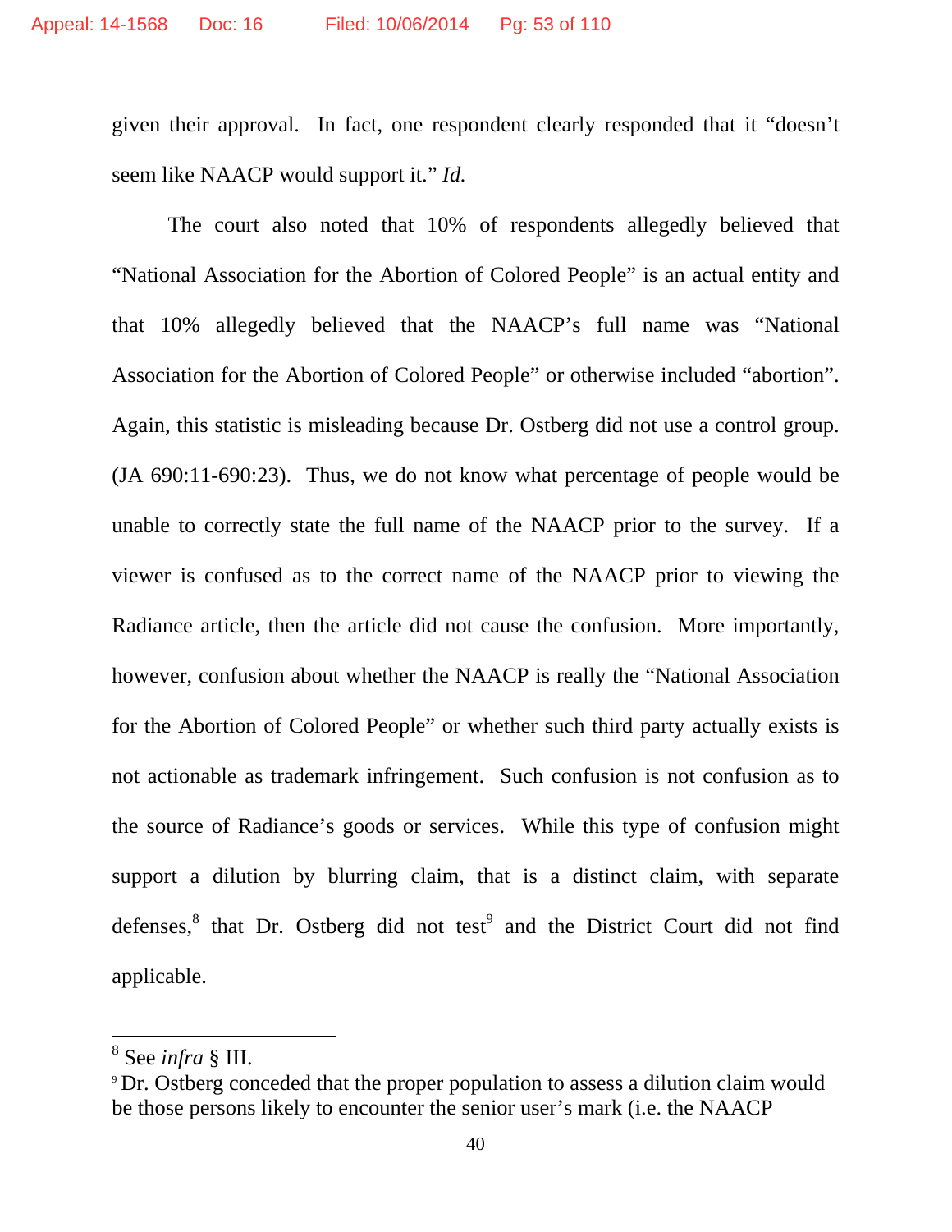given their approval. In fact, one respondent clearly responded that it "doesn't seem like NAACP would support it." *Id.*

The court also noted that 10% of respondents allegedly believed that "National Association for the Abortion of Colored People" is an actual entity and that 10% allegedly believed that the NAACP's full name was "National Association for the Abortion of Colored People" or otherwise included "abortion". Again, this statistic is misleading because Dr. Ostberg did not use a control group. (JA 690:11-690:23). Thus, we do not know what percentage of people would be unable to correctly state the full name of the NAACP prior to the survey. If a viewer is confused as to the correct name of the NAACP prior to viewing the Radiance article, then the article did not cause the confusion. More importantly, however, confusion about whether the NAACP is really the "National Association for the Abortion of Colored People" or whether such third party actually exists is not actionable as trademark infringement. Such confusion is not confusion as to the source of Radiance's goods or services. While this type of confusion might support a dilution by blurring claim, that is a distinct claim, with separate defenses,[8] that Dr. Ostberg did not test[9] and the District Court did not find applicable.

---

[8] See *infra* § III.

[9] Dr. Ostberg conceded that the proper population to assess a dilution claim would be those persons likely to encounter the senior user's mark (i.e. the NAACP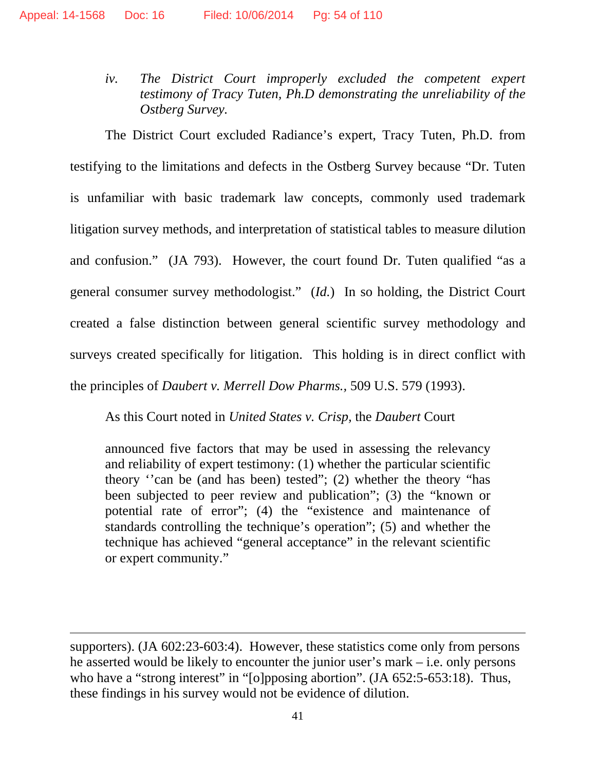*iv. The District Court improperly excluded the competent expert testimony of Tracy Tuten, Ph.D demonstrating the unreliability of the Ostberg Survey.*

The District Court excluded Radiance's expert, Tracy Tuten, Ph.D. from testifying to the limitations and defects in the Ostberg Survey because "Dr. Tuten is unfamiliar with basic trademark law concepts, commonly used trademark litigation survey methods, and interpretation of statistical tables to measure dilution and confusion." (JA 793). However, the court found Dr. Tuten qualified "as a general consumer survey methodologist." (*Id.*) In so holding, the District Court created a false distinction between general scientific survey methodology and surveys created specifically for litigation. This holding is in direct conflict with the principles of *Daubert v. Merrell Dow Pharms.*, 509 U.S. 579 (1993).

As this Court noted in *United States v. Crisp*, the *Daubert* Court

> announced five factors that may be used in assessing the relevancy and reliability of expert testimony: (1) whether the particular scientific theory ''can be (and has been) tested"; (2) whether the theory "has been subjected to peer review and publication"; (3) the "known or potential rate of error"; (4) the "existence and maintenance of standards controlling the technique's operation"; (5) and whether the technique has achieved "general acceptance" in the relevant scientific or expert community."

---

supporters). (JA 602:23-603:4). However, these statistics come only from persons he asserted would be likely to encounter the junior user's mark – i.e. only persons who have a "strong interest" in "[o]pposing abortion". (JA 652:5-653:18). Thus, these findings in his survey would not be evidence of dilution.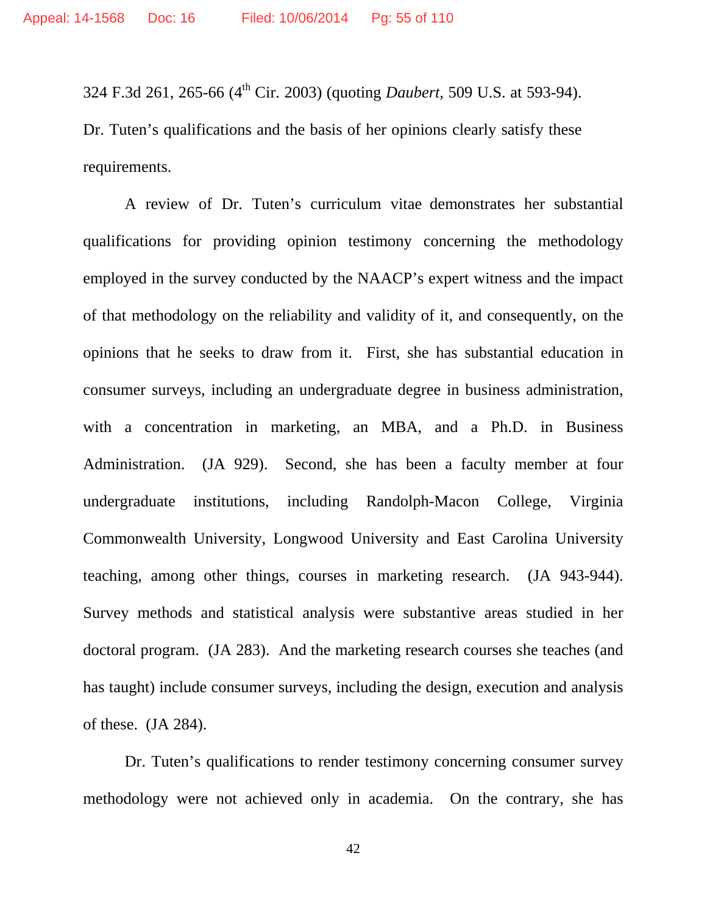324 F.3d 261, 265-66 (4th Cir. 2003) (quoting *Daubert*, 509 U.S. at 593-94). Dr. Tuten's qualifications and the basis of her opinions clearly satisfy these requirements.

A review of Dr. Tuten's curriculum vitae demonstrates her substantial qualifications for providing opinion testimony concerning the methodology employed in the survey conducted by the NAACP's expert witness and the impact of that methodology on the reliability and validity of it, and consequently, on the opinions that he seeks to draw from it. First, she has substantial education in consumer surveys, including an undergraduate degree in business administration, with a concentration in marketing, an MBA, and a Ph.D. in Business Administration. (JA 929). Second, she has been a faculty member at four undergraduate institutions, including Randolph-Macon College, Virginia Commonwealth University, Longwood University and East Carolina University teaching, among other things, courses in marketing research. (JA 943-944). Survey methods and statistical analysis were substantive areas studied in her doctoral program. (JA 283). And the marketing research courses she teaches (and has taught) include consumer surveys, including the design, execution and analysis of these. (JA 284).

Dr. Tuten's qualifications to render testimony concerning consumer survey methodology were not achieved only in academia. On the contrary, she has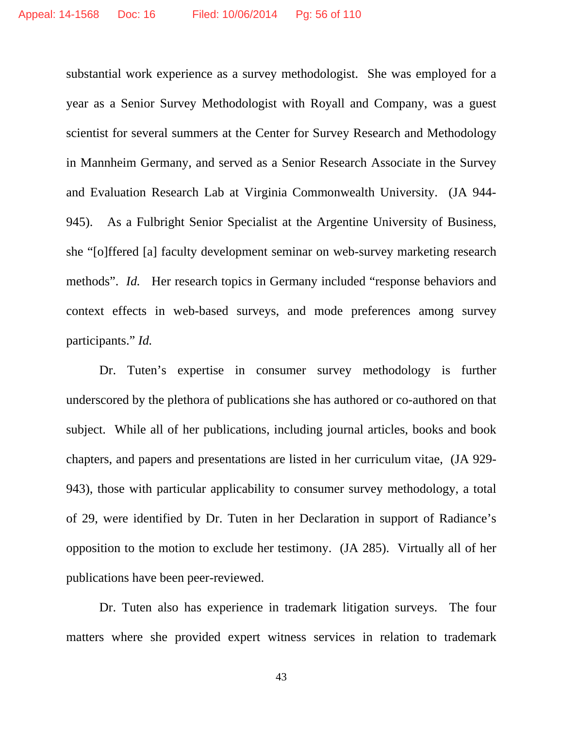substantial work experience as a survey methodologist. She was employed for a year as a Senior Survey Methodologist with Royall and Company, was a guest scientist for several summers at the Center for Survey Research and Methodology in Mannheim Germany, and served as a Senior Research Associate in the Survey and Evaluation Research Lab at Virginia Commonwealth University. (JA 944-945). As a Fulbright Senior Specialist at the Argentine University of Business, she "[o]ffered [a] faculty development seminar on web-survey marketing research methods". *Id.* Her research topics in Germany included "response behaviors and context effects in web-based surveys, and mode preferences among survey participants." *Id.*

Dr. Tuten's expertise in consumer survey methodology is further underscored by the plethora of publications she has authored or co-authored on that subject. While all of her publications, including journal articles, books and book chapters, and papers and presentations are listed in her curriculum vitae, (JA 929-943), those with particular applicability to consumer survey methodology, a total of 29, were identified by Dr. Tuten in her Declaration in support of Radiance's opposition to the motion to exclude her testimony. (JA 285). Virtually all of her publications have been peer-reviewed.

Dr. Tuten also has experience in trademark litigation surveys. The four matters where she provided expert witness services in relation to trademark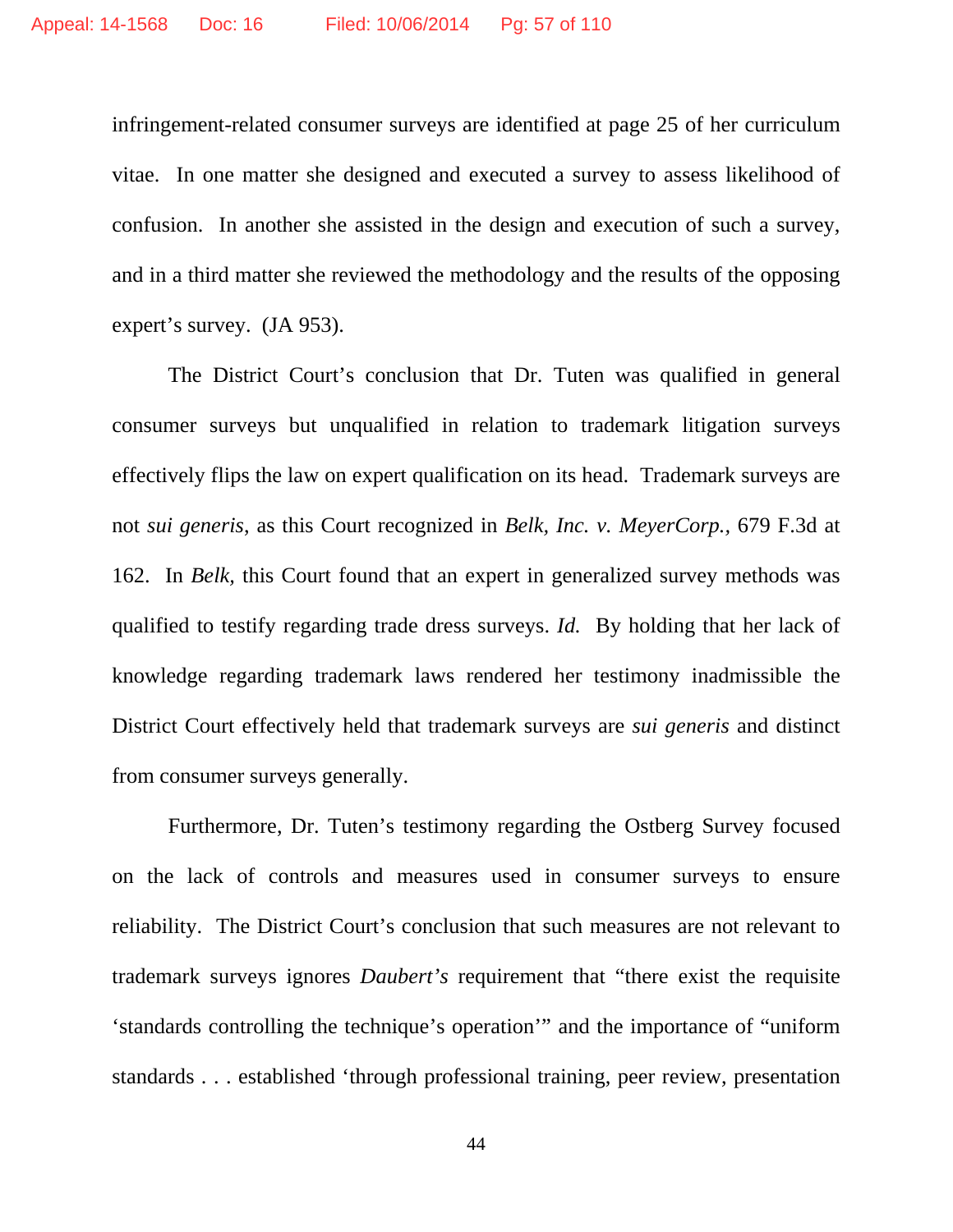infringement-related consumer surveys are identified at page 25 of her curriculum vitae. In one matter she designed and executed a survey to assess likelihood of confusion. In another she assisted in the design and execution of such a survey, and in a third matter she reviewed the methodology and the results of the opposing expert's survey. (JA 953).

The District Court's conclusion that Dr. Tuten was qualified in general consumer surveys but unqualified in relation to trademark litigation surveys effectively flips the law on expert qualification on its head. Trademark surveys are not *sui generis*, as this Court recognized in *Belk, Inc. v. MeyerCorp.*, 679 F.3d at 162. In *Belk,* this Court found that an expert in generalized survey methods was qualified to testify regarding trade dress surveys. *Id.* By holding that her lack of knowledge regarding trademark laws rendered her testimony inadmissible the District Court effectively held that trademark surveys are *sui generis* and distinct from consumer surveys generally.

Furthermore, Dr. Tuten's testimony regarding the Ostberg Survey focused on the lack of controls and measures used in consumer surveys to ensure reliability. The District Court's conclusion that such measures are not relevant to trademark surveys ignores *Daubert's* requirement that "there exist the requisite 'standards controlling the technique's operation'" and the importance of "uniform standards . . . established 'through professional training, peer review, presentation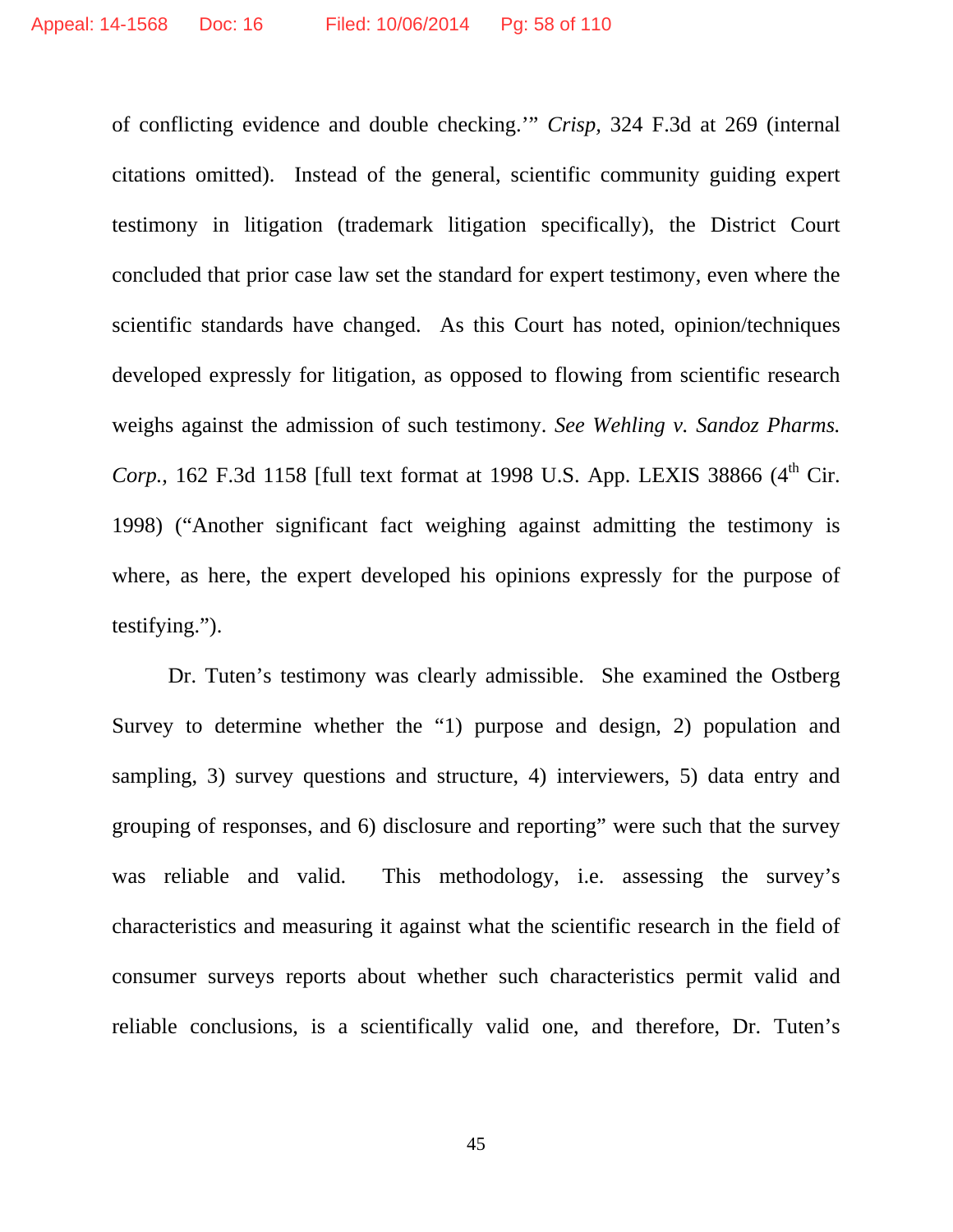of conflicting evidence and double checking.'" *Crisp*, 324 F.3d at 269 (internal citations omitted). Instead of the general, scientific community guiding expert testimony in litigation (trademark litigation specifically), the District Court concluded that prior case law set the standard for expert testimony, even where the scientific standards have changed. As this Court has noted, opinion/techniques developed expressly for litigation, as opposed to flowing from scientific research weighs against the admission of such testimony. *See Wehling v. Sandoz Pharms. Corp.*, 162 F.3d 1158 [full text format at 1998 U.S. App. LEXIS 38866 (4th Cir. 1998) ("Another significant fact weighing against admitting the testimony is where, as here, the expert developed his opinions expressly for the purpose of testifying.").

Dr. Tuten's testimony was clearly admissible. She examined the Ostberg Survey to determine whether the "1) purpose and design, 2) population and sampling, 3) survey questions and structure, 4) interviewers, 5) data entry and grouping of responses, and 6) disclosure and reporting" were such that the survey was reliable and valid. This methodology, i.e. assessing the survey's characteristics and measuring it against what the scientific research in the field of consumer surveys reports about whether such characteristics permit valid and reliable conclusions, is a scientifically valid one, and therefore, Dr. Tuten's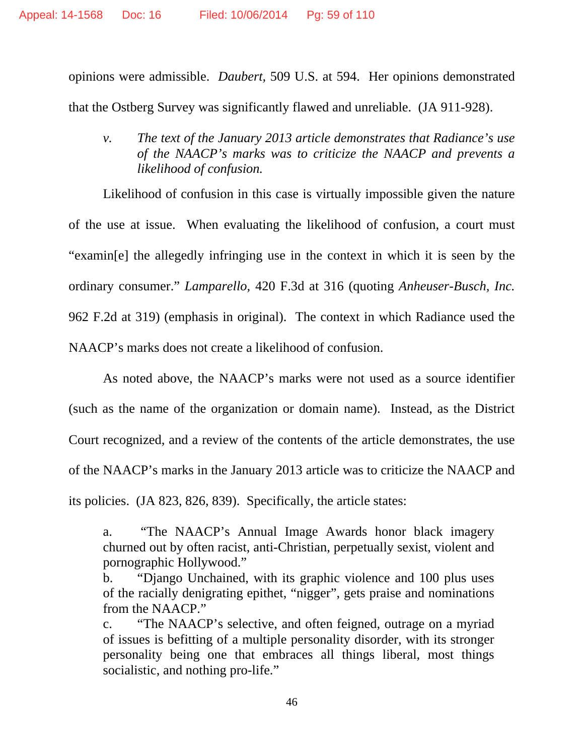opinions were admissible. *Daubert,* 509 U.S. at 594. Her opinions demonstrated that the Ostberg Survey was significantly flawed and unreliable. (JA 911-928).

*v. The text of the January 2013 article demonstrates that Radiance's use of the NAACP's marks was to criticize the NAACP and prevents a likelihood of confusion.*

Likelihood of confusion in this case is virtually impossible given the nature of the use at issue. When evaluating the likelihood of confusion, a court must "examin[e] the allegedly infringing use in the context in which it is seen by the ordinary consumer." *Lamparello,* 420 F.3d at 316 (quoting *Anheuser-Busch, Inc.* 962 F.2d at 319) (emphasis in original). The context in which Radiance used the NAACP's marks does not create a likelihood of confusion.

As noted above, the NAACP's marks were not used as a source identifier (such as the name of the organization or domain name). Instead, as the District Court recognized, and a review of the contents of the article demonstrates, the use of the NAACP's marks in the January 2013 article was to criticize the NAACP and its policies. (JA 823, 826, 839). Specifically, the article states:

> a. "The NAACP's Annual Image Awards honor black imagery churned out by often racist, anti-Christian, perpetually sexist, violent and pornographic Hollywood."
>
> b. "Django Unchained, with its graphic violence and 100 plus uses of the racially denigrating epithet, "nigger", gets praise and nominations from the NAACP."
>
> c. "The NAACP's selective, and often feigned, outrage on a myriad of issues is befitting of a multiple personality disorder, with its stronger personality being one that embraces all things liberal, most things socialistic, and nothing pro-life."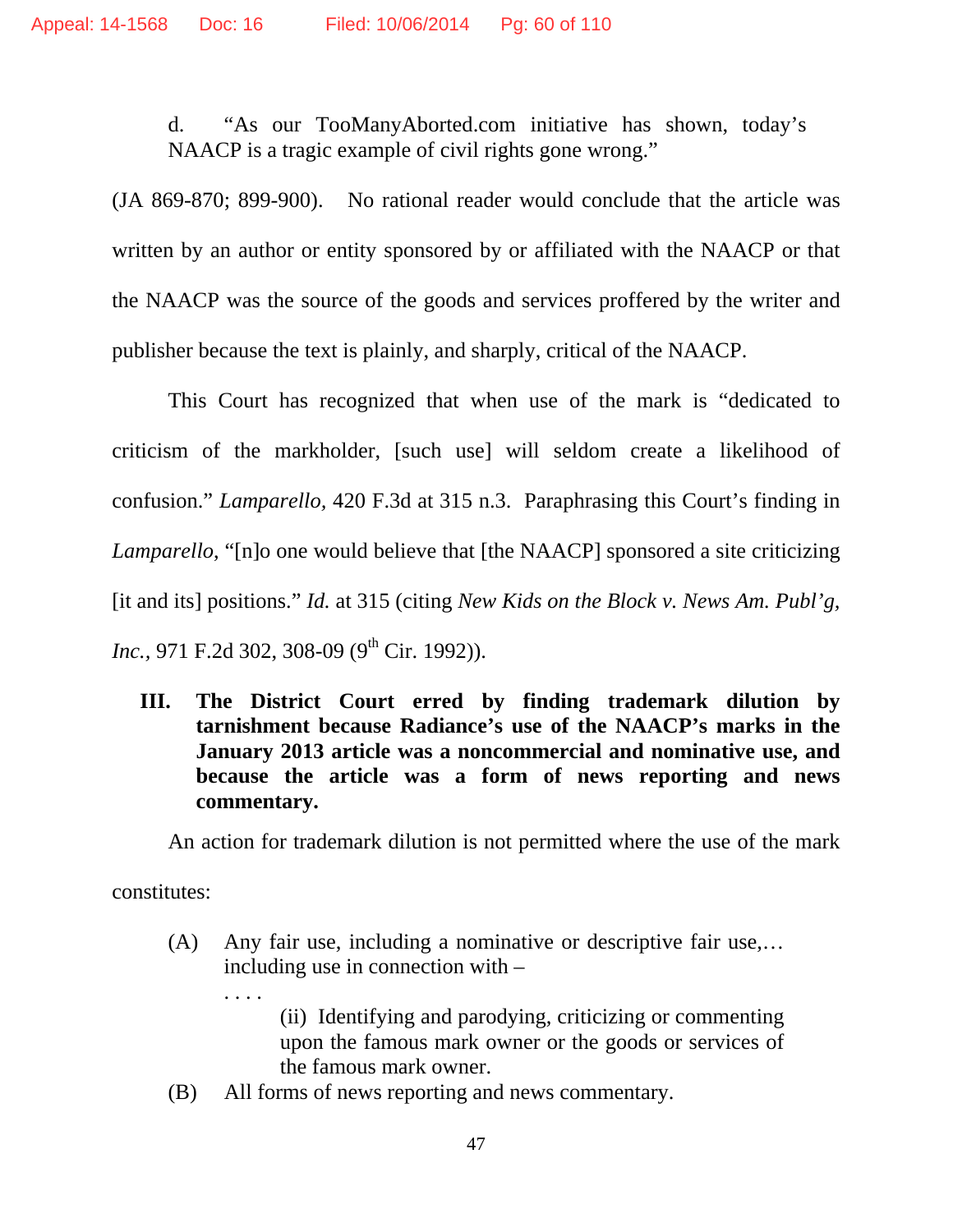d. "As our TooManyAborted.com initiative has shown, today's NAACP is a tragic example of civil rights gone wrong."

(JA 869-870; 899-900). No rational reader would conclude that the article was written by an author or entity sponsored by or affiliated with the NAACP or that the NAACP was the source of the goods and services proffered by the writer and publisher because the text is plainly, and sharply, critical of the NAACP.

This Court has recognized that when use of the mark is "dedicated to criticism of the markholder, [such use] will seldom create a likelihood of confusion." *Lamparello,* 420 F.3d at 315 n.3. Paraphrasing this Court's finding in *Lamparello*, "[n]o one would believe that [the NAACP] sponsored a site criticizing [it and its] positions." *Id.* at 315 (citing *New Kids on the Block v. News Am. Publ'g, Inc.*, 971 F.2d 302, 308-09 (9th Cir. 1992)).

**III. The District Court erred by finding trademark dilution by tarnishment because Radiance's use of the NAACP's marks in the January 2013 article was a noncommercial and nominative use, and because the article was a form of news reporting and news commentary.**

An action for trademark dilution is not permitted where the use of the mark constitutes:

> (A) Any fair use, including a nominative or descriptive fair use,… including use in connection with –
>
> . . . .
>
> (ii) Identifying and parodying, criticizing or commenting upon the famous mark owner or the goods or services of the famous mark owner.
>
> (B) All forms of news reporting and news commentary.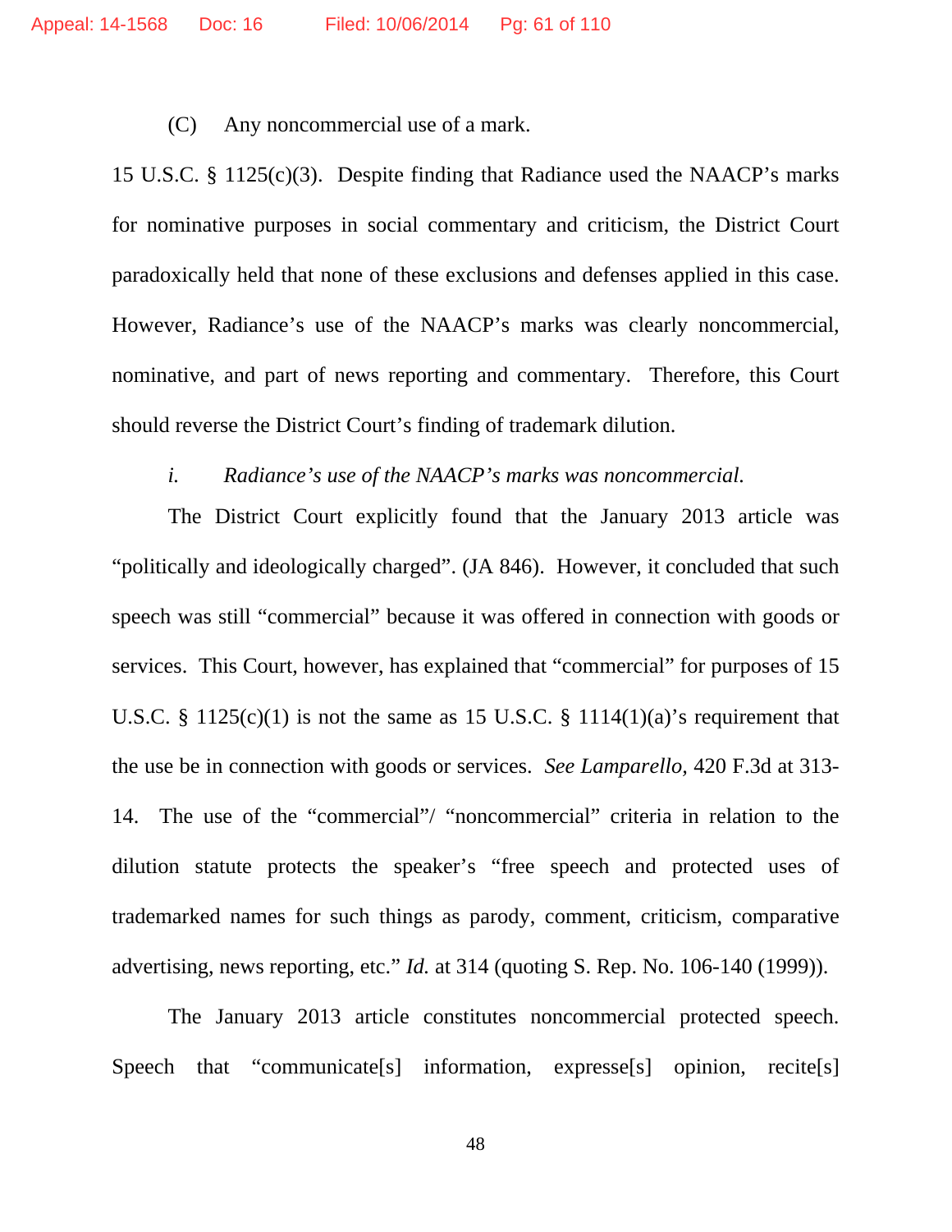(C) Any noncommercial use of a mark.

15 U.S.C. § 1125(c)(3). Despite finding that Radiance used the NAACP's marks for nominative purposes in social commentary and criticism, the District Court paradoxically held that none of these exclusions and defenses applied in this case. However, Radiance's use of the NAACP's marks was clearly noncommercial, nominative, and part of news reporting and commentary. Therefore, this Court should reverse the District Court's finding of trademark dilution.

*i. Radiance's use of the NAACP's marks was noncommercial.*

The District Court explicitly found that the January 2013 article was "politically and ideologically charged". (JA 846). However, it concluded that such speech was still "commercial" because it was offered in connection with goods or services. This Court, however, has explained that "commercial" for purposes of 15 U.S.C. § 1125(c)(1) is not the same as 15 U.S.C. § 1114(1)(a)'s requirement that the use be in connection with goods or services. *See Lamparello,* 420 F.3d at 313-14. The use of the "commercial"/ "noncommercial" criteria in relation to the dilution statute protects the speaker's "free speech and protected uses of trademarked names for such things as parody, comment, criticism, comparative advertising, news reporting, etc." *Id.* at 314 (quoting S. Rep. No. 106-140 (1999)).

The January 2013 article constitutes noncommercial protected speech. Speech that "communicate[s] information, expresse[s] opinion, recite[s]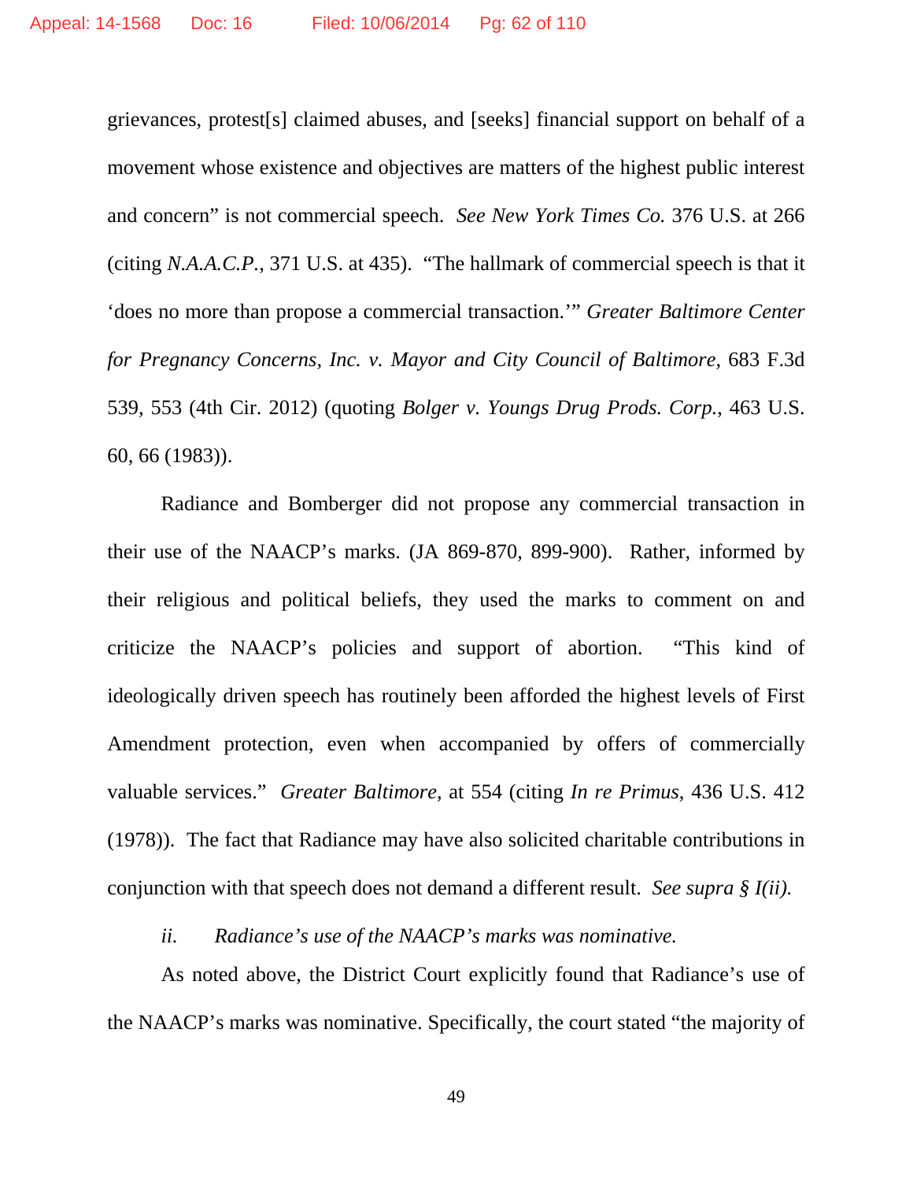grievances, protest[s] claimed abuses, and [seeks] financial support on behalf of a movement whose existence and objectives are matters of the highest public interest and concern" is not commercial speech. *See New York Times Co.* 376 U.S. at 266 (citing *N.A.A.C.P.*, 371 U.S. at 435). "The hallmark of commercial speech is that it 'does no more than propose a commercial transaction.'" *Greater Baltimore Center for Pregnancy Concerns, Inc. v. Mayor and City Council of Baltimore*, 683 F.3d 539, 553 (4th Cir. 2012) (quoting *Bolger v. Youngs Drug Prods. Corp.*, 463 U.S. 60, 66 (1983)).

Radiance and Bomberger did not propose any commercial transaction in their use of the NAACP's marks. (JA 869-870, 899-900). Rather, informed by their religious and political beliefs, they used the marks to comment on and criticize the NAACP's policies and support of abortion. "This kind of ideologically driven speech has routinely been afforded the highest levels of First Amendment protection, even when accompanied by offers of commercially valuable services." *Greater Baltimore*, at 554 (citing *In re Primus*, 436 U.S. 412 (1978)). The fact that Radiance may have also solicited charitable contributions in conjunction with that speech does not demand a different result. *See supra § I(ii).*

*ii. Radiance's use of the NAACP's marks was nominative.*

As noted above, the District Court explicitly found that Radiance's use of the NAACP's marks was nominative. Specifically, the court stated "the majority of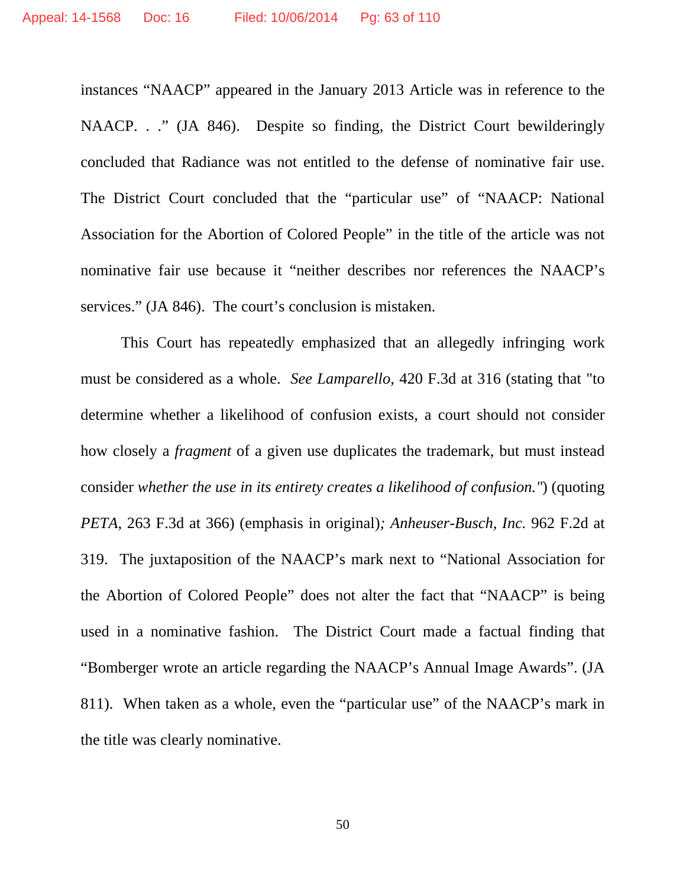instances "NAACP" appeared in the January 2013 Article was in reference to the NAACP. . ." (JA 846). Despite so finding, the District Court bewilderingly concluded that Radiance was not entitled to the defense of nominative fair use. The District Court concluded that the "particular use" of "NAACP: National Association for the Abortion of Colored People" in the title of the article was not nominative fair use because it "neither describes nor references the NAACP's services." (JA 846). The court's conclusion is mistaken.

This Court has repeatedly emphasized that an allegedly infringing work must be considered as a whole. *See Lamparello,* 420 F.3d at 316 (stating that "to determine whether a likelihood of confusion exists, a court should not consider how closely a *fragment* of a given use duplicates the trademark, but must instead consider *whether the use in its entirety creates a likelihood of confusion."*) (quoting *PETA,* 263 F.3d at 366) (emphasis in original)*; Anheuser-Busch, Inc.* 962 F.2d at 319. The juxtaposition of the NAACP's mark next to "National Association for the Abortion of Colored People" does not alter the fact that "NAACP" is being used in a nominative fashion. The District Court made a factual finding that "Bomberger wrote an article regarding the NAACP's Annual Image Awards". (JA 811). When taken as a whole, even the "particular use" of the NAACP's mark in the title was clearly nominative.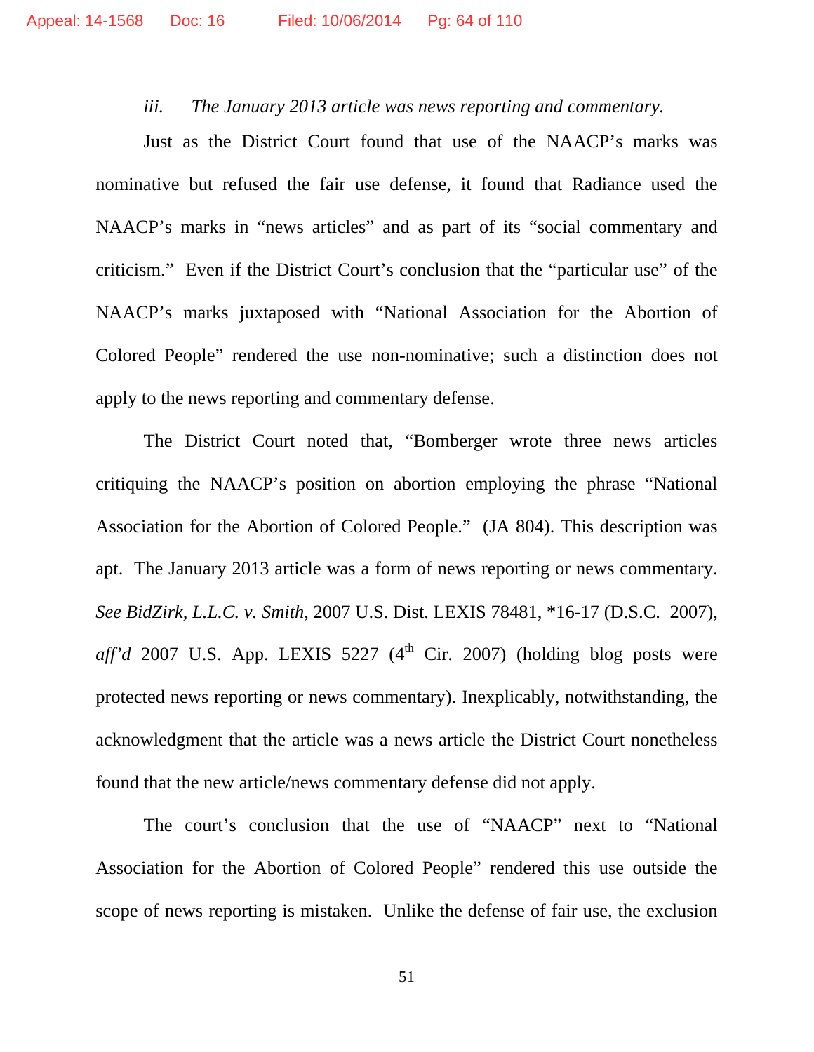*iii. The January 2013 article was news reporting and commentary.*

Just as the District Court found that use of the NAACP's marks was nominative but refused the fair use defense, it found that Radiance used the NAACP's marks in "news articles" and as part of its "social commentary and criticism." Even if the District Court's conclusion that the "particular use" of the NAACP's marks juxtaposed with "National Association for the Abortion of Colored People" rendered the use non-nominative; such a distinction does not apply to the news reporting and commentary defense.

The District Court noted that, "Bomberger wrote three news articles critiquing the NAACP's position on abortion employing the phrase "National Association for the Abortion of Colored People." (JA 804). This description was apt. The January 2013 article was a form of news reporting or news commentary. *See BidZirk, L.L.C. v. Smith*, 2007 U.S. Dist. LEXIS 78481, *16-17 (D.S.C. 2007), *aff'd* 2007 U.S. App. LEXIS 5227 (4th Cir. 2007) (holding blog posts were protected news reporting or news commentary). Inexplicably, notwithstanding, the acknowledgment that the article was a news article the District Court nonetheless found that the new article/news commentary defense did not apply.

The court's conclusion that the use of "NAACP" next to "National Association for the Abortion of Colored People" rendered this use outside the scope of news reporting is mistaken. Unlike the defense of fair use, the exclusion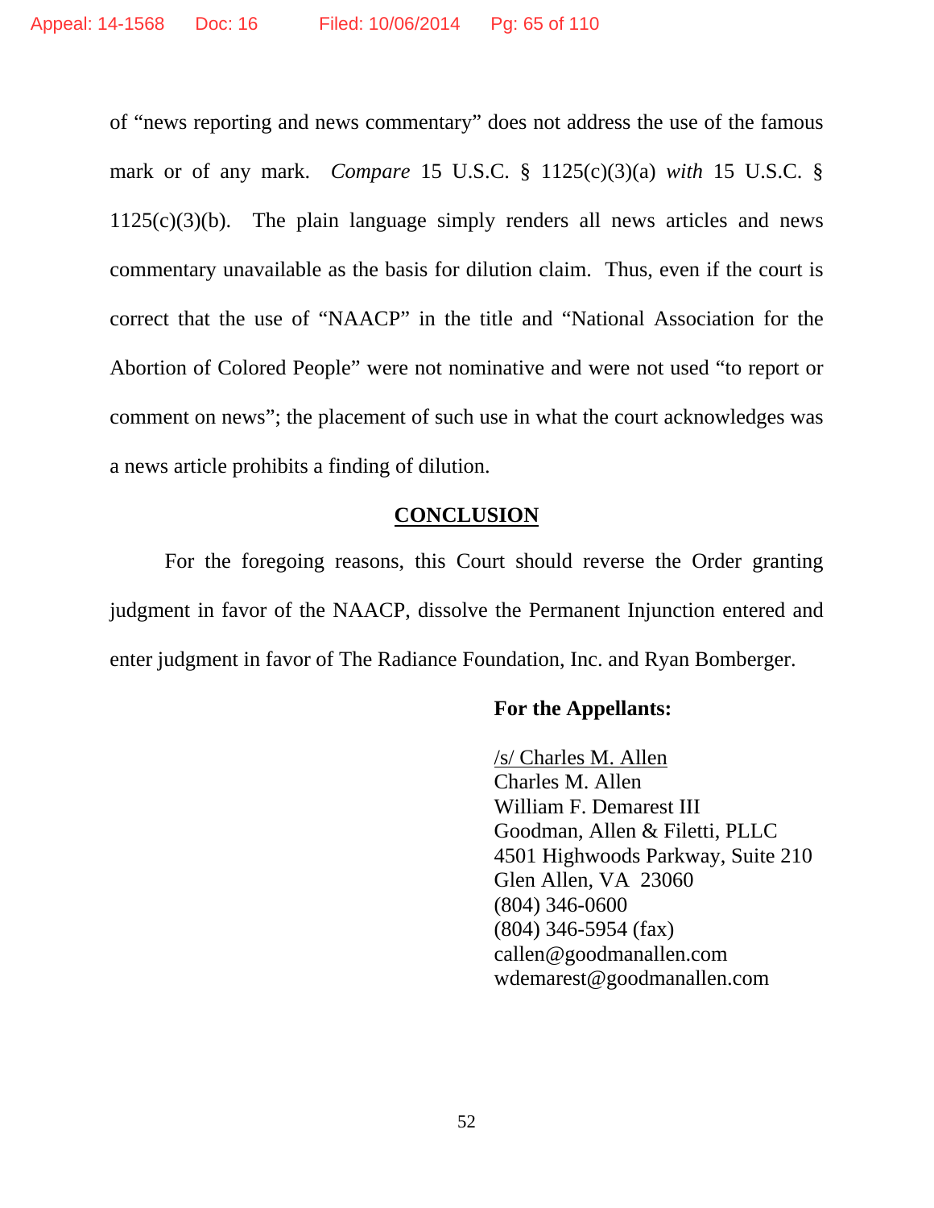of "news reporting and news commentary" does not address the use of the famous mark or of any mark. *Compare* 15 U.S.C. § 1125(c)(3)(a) *with* 15 U.S.C. § 1125(c)(3)(b). The plain language simply renders all news articles and news commentary unavailable as the basis for dilution claim. Thus, even if the court is correct that the use of "NAACP" in the title and "National Association for the Abortion of Colored People" were not nominative and were not used "to report or comment on news"; the placement of such use in what the court acknowledges was a news article prohibits a finding of dilution.

## CONCLUSION

For the foregoing reasons, this Court should reverse the Order granting judgment in favor of the NAACP, dissolve the Permanent Injunction entered and enter judgment in favor of The Radiance Foundation, Inc. and Ryan Bomberger.

**For the Appellants:**

/s/ Charles M. Allen
Charles M. Allen
William F. Demarest III
Goodman, Allen & Filetti, PLLC
4501 Highwoods Parkway, Suite 210
Glen Allen, VA 23060
(804) 346-0600
(804) 346-5954 (fax)
callen@goodmanallen.com
wdemarest@goodmanallen.com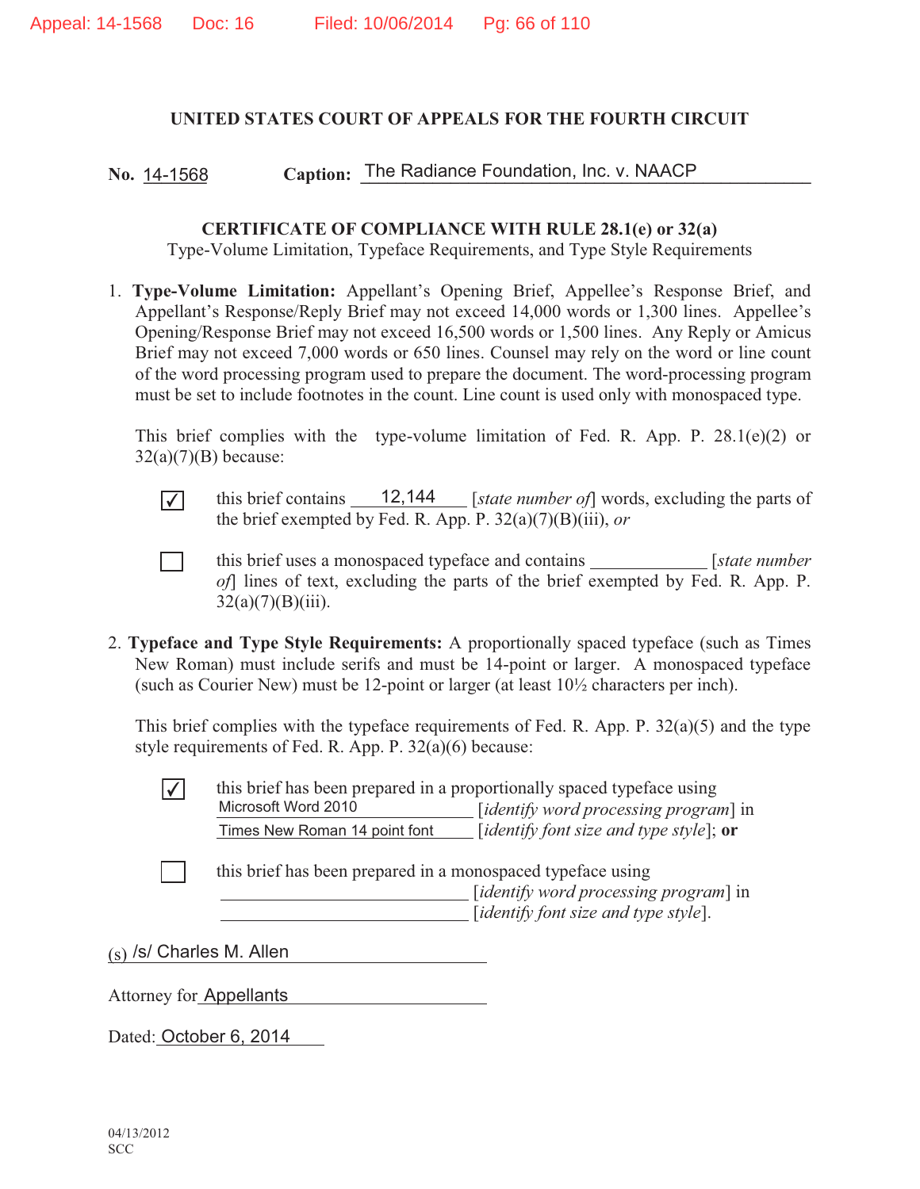**UNITED STATES COURT OF APPEALS FOR THE FOURTH CIRCUIT**

**No.** 14-1568 **Caption:** The Radiance Foundation, Inc. v. NAACP

**CERTIFICATE OF COMPLIANCE WITH RULE 28.1(e) or 32(a)**

Type-Volume Limitation, Typeface Requirements, and Type Style Requirements

1. **Type-Volume Limitation:** Appellant's Opening Brief, Appellee's Response Brief, and Appellant's Response/Reply Brief may not exceed 14,000 words or 1,300 lines. Appellee's Opening/Response Brief may not exceed 16,500 words or 1,500 lines. Any Reply or Amicus Brief may not exceed 7,000 words or 650 lines. Counsel may rely on the word or line count of the word processing program used to prepare the document. The word-processing program must be set to include footnotes in the count. Line count is used only with monospaced type.

   This brief complies with the type-volume limitation of Fed. R. App. P. 28.1(e)(2) or 32(a)(7)(B) because:

   - [x] this brief contains 12,144 [*state number of*] words, excluding the parts of the brief exempted by Fed. R. App. P. 32(a)(7)(B)(iii), *or*

   - [ ] this brief uses a monospaced typeface and contains \_\_\_\_\_\_\_\_\_\_ [*state number of*] lines of text, excluding the parts of the brief exempted by Fed. R. App. P. 32(a)(7)(B)(iii).

2. **Typeface and Type Style Requirements:** A proportionally spaced typeface (such as Times New Roman) must include serifs and must be 14-point or larger. A monospaced typeface (such as Courier New) must be 12-point or larger (at least 10½ characters per inch).

   This brief complies with the typeface requirements of Fed. R. App. P. 32(a)(5) and the type style requirements of Fed. R. App. P. 32(a)(6) because:

   - [x] this brief has been prepared in a proportionally spaced typeface using Microsoft Word 2010 [*identify word processing program*] in Times New Roman 14 point font [*identify font size and type style*]; **or**

   - [ ] this brief has been prepared in a monospaced typeface using \_\_\_\_\_\_\_\_\_\_ [*identify word processing program*] in \_\_\_\_\_\_\_\_\_\_ [*identify font size and type style*].

(s) /s/ Charles M. Allen

Attorney for Appellants

Dated: October 6, 2014

04/13/2012
SCC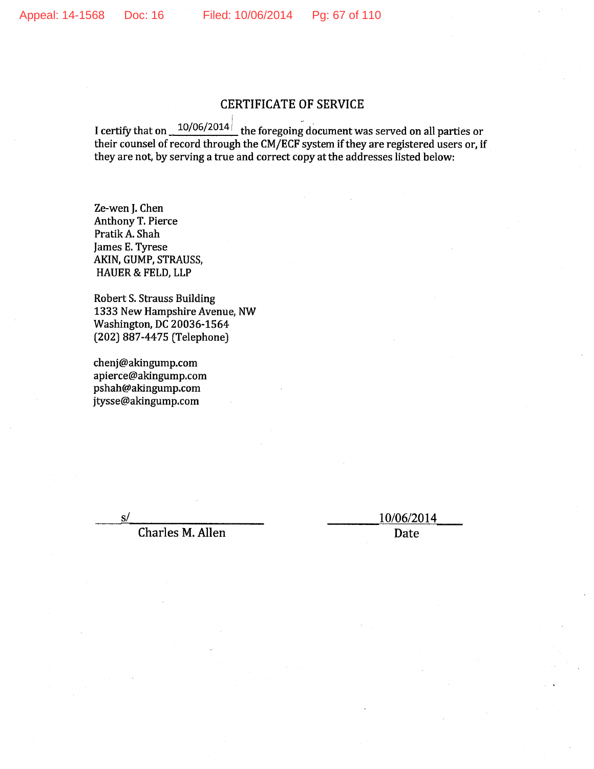## CERTIFICATE OF SERVICE

I certify that on 10/06/2014 the foregoing document was served on all parties or their counsel of record through the CM/ECF system if they are registered users or, if they are not, by serving a true and correct copy at the addresses listed below:

Ze-wen J. Chen
Anthony T. Pierce
Pratik A. Shah
James E. Tyrese
AKIN, GUMP, STRAUSS,
HAUER & FELD, LLP

Robert S. Strauss Building
1333 New Hampshire Avenue, NW
Washington, DC 20036-1564
(202) 887-4475 (Telephone)

chenj@akingump.com
apierce@akingump.com
pshah@akingump.com
jtysse@akingump.com

s/
Charles M. Allen

10/06/2014
Date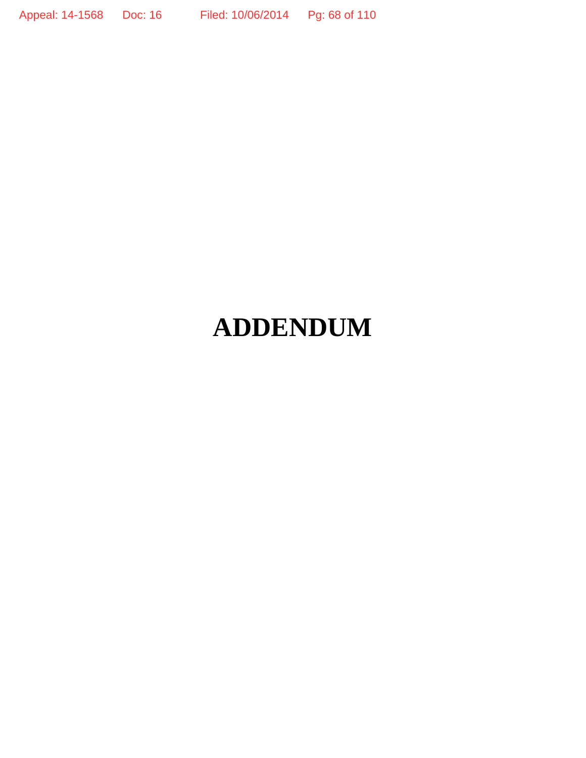# ADDENDUM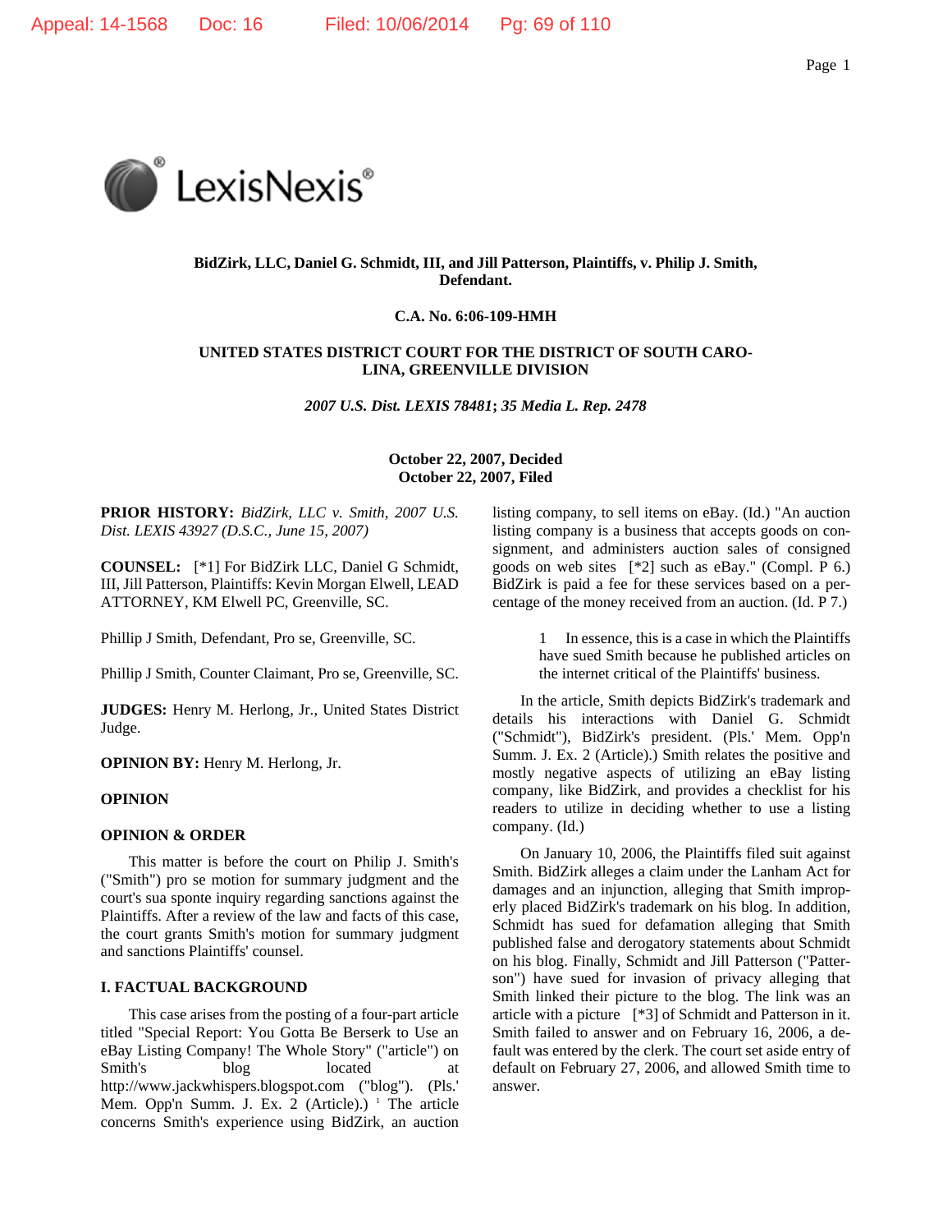**BidZirk, LLC, Daniel G. Schmidt, III, and Jill Patterson, Plaintiffs, v. Philip J. Smith, Defendant.**

**C.A. No. 6:06-109-HMH**

**UNITED STATES DISTRICT COURT FOR THE DISTRICT OF SOUTH CAROLINA, GREENVILLE DIVISION**

***2007 U.S. Dist. LEXIS 78481*; *35 Media L. Rep. 2478***

**October 22, 2007, Decided**
**October 22, 2007, Filed**

**PRIOR HISTORY:** *BidZirk, LLC v. Smith, 2007 U.S. Dist. LEXIS 43927 (D.S.C., June 15, 2007)*

**COUNSEL:** [*1] For BidZirk LLC, Daniel G Schmidt, III, Jill Patterson, Plaintiffs: Kevin Morgan Elwell, LEAD ATTORNEY, KM Elwell PC, Greenville, SC.

Phillip J Smith, Defendant, Pro se, Greenville, SC.

Phillip J Smith, Counter Claimant, Pro se, Greenville, SC.

**JUDGES:** Henry M. Herlong, Jr., United States District Judge.

**OPINION BY:** Henry M. Herlong, Jr.

**OPINION**

**OPINION & ORDER**

This matter is before the court on Philip J. Smith's ("Smith") pro se motion for summary judgment and the court's sua sponte inquiry regarding sanctions against the Plaintiffs. After a review of the law and facts of this case, the court grants Smith's motion for summary judgment and sanctions Plaintiffs' counsel.

**I. FACTUAL BACKGROUND**

This case arises from the posting of a four-part article titled "Special Report: You Gotta Be Berserk to Use an eBay Listing Company! The Whole Story" ("article") on Smith's blog located at http://www.jackwhispers.blogspot.com ("blog"). (Pls.' Mem. Opp'n Summ. J. Ex. 2 (Article).) [1] The article concerns Smith's experience using BidZirk, an auction listing company, to sell items on eBay. (Id.) "An auction listing company is a business that accepts goods on consignment, and administers auction sales of consigned goods on web sites [*2] such as eBay." (Compl. P 6.) BidZirk is paid a fee for these services based on a percentage of the money received from an auction. (Id. P 7.)

> 1 In essence, this is a case in which the Plaintiffs have sued Smith because he published articles on the internet critical of the Plaintiffs' business.

In the article, Smith depicts BidZirk's trademark and details his interactions with Daniel G. Schmidt ("Schmidt"), BidZirk's president. (Pls.' Mem. Opp'n Summ. J. Ex. 2 (Article).) Smith relates the positive and mostly negative aspects of utilizing an eBay listing company, like BidZirk, and provides a checklist for his readers to utilize in deciding whether to use a listing company. (Id.)

On January 10, 2006, the Plaintiffs filed suit against Smith. BidZirk alleges a claim under the Lanham Act for damages and an injunction, alleging that Smith improperly placed BidZirk's trademark on his blog. In addition, Schmidt has sued for defamation alleging that Smith published false and derogatory statements about Schmidt on his blog. Finally, Schmidt and Jill Patterson ("Patterson") have sued for invasion of privacy alleging that Smith linked their picture to the blog. The link was an article with a picture [*3] of Schmidt and Patterson in it. Smith failed to answer and on February 16, 2006, a default was entered by the clerk. The court set aside entry of default on February 27, 2006, and allowed Smith time to answer.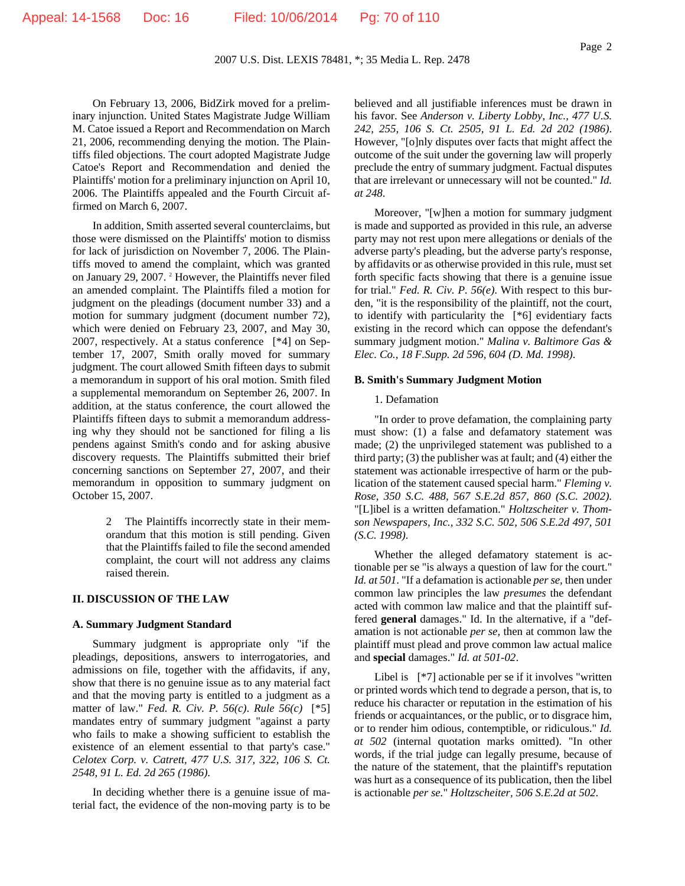On February 13, 2006, BidZirk moved for a preliminary injunction. United States Magistrate Judge William M. Catoe issued a Report and Recommendation on March 21, 2006, recommending denying the motion. The Plaintiffs filed objections. The court adopted Magistrate Judge Catoe's Report and Recommendation and denied the Plaintiffs' motion for a preliminary injunction on April 10, 2006. The Plaintiffs appealed and the Fourth Circuit affirmed on March 6, 2007.

In addition, Smith asserted several counterclaims, but those were dismissed on the Plaintiffs' motion to dismiss for lack of jurisdiction on November 7, 2006. The Plaintiffs moved to amend the complaint, which was granted on January 29, 2007. [2] However, the Plaintiffs never filed an amended complaint. The Plaintiffs filed a motion for judgment on the pleadings (document number 33) and a motion for summary judgment (document number 72), which were denied on February 23, 2007, and May 30, 2007, respectively. At a status conference [*4] on September 17, 2007, Smith orally moved for summary judgment. The court allowed Smith fifteen days to submit a memorandum in support of his oral motion. Smith filed a supplemental memorandum on September 26, 2007. In addition, at the status conference, the court allowed the Plaintiffs fifteen days to submit a memorandum addressing why they should not be sanctioned for filing a lis pendens against Smith's condo and for asking abusive discovery requests. The Plaintiffs submitted their brief concerning sanctions on September 27, 2007, and their memorandum in opposition to summary judgment on October 15, 2007.

> 2 The Plaintiffs incorrectly state in their memorandum that this motion is still pending. Given that the Plaintiffs failed to file the second amended complaint, the court will not address any claims raised therein.

## II. DISCUSSION OF THE LAW

### A. Summary Judgment Standard

Summary judgment is appropriate only "if the pleadings, depositions, answers to interrogatories, and admissions on file, together with the affidavits, if any, show that there is no genuine issue as to any material fact and that the moving party is entitled to a judgment as a matter of law." *Fed. R. Civ. P. 56(c)*. *Rule 56(c)* [*5] mandates entry of summary judgment "against a party who fails to make a showing sufficient to establish the existence of an element essential to that party's case." *Celotex Corp. v. Catrett, 477 U.S. 317, 322, 106 S. Ct. 2548, 91 L. Ed. 2d 265 (1986)*.

In deciding whether there is a genuine issue of material fact, the evidence of the non-moving party is to be believed and all justifiable inferences must be drawn in his favor. See *Anderson v. Liberty Lobby, Inc., 477 U.S. 242, 255, 106 S. Ct. 2505, 91 L. Ed. 2d 202 (1986)*. However, "[o]nly disputes over facts that might affect the outcome of the suit under the governing law will properly preclude the entry of summary judgment. Factual disputes that are irrelevant or unnecessary will not be counted." *Id. at 248*.

Moreover, "[w]hen a motion for summary judgment is made and supported as provided in this rule, an adverse party may not rest upon mere allegations or denials of the adverse party's pleading, but the adverse party's response, by affidavits or as otherwise provided in this rule, must set forth specific facts showing that there is a genuine issue for trial." *Fed. R. Civ. P. 56(e)*. With respect to this burden, "it is the responsibility of the plaintiff, not the court, to identify with particularity the [*6] evidentiary facts existing in the record which can oppose the defendant's summary judgment motion." *Malina v. Baltimore Gas & Elec. Co., 18 F.Supp. 2d 596, 604 (D. Md. 1998)*.

### B. Smith's Summary Judgment Motion

1. Defamation

"In order to prove defamation, the complaining party must show: (1) a false and defamatory statement was made; (2) the unprivileged statement was published to a third party; (3) the publisher was at fault; and (4) either the statement was actionable irrespective of harm or the publication of the statement caused special harm." *Fleming v. Rose, 350 S.C. 488, 567 S.E.2d 857, 860 (S.C. 2002)*. "[L]ibel is a written defamation." *Holtzscheiter v. Thomson Newspapers, Inc., 332 S.C. 502, 506 S.E.2d 497, 501 (S.C. 1998)*.

Whether the alleged defamatory statement is actionable per se "is always a question of law for the court." *Id. at 501*. "If a defamation is actionable *per se*, then under common law principles the law *presumes* the defendant acted with common law malice and that the plaintiff suffered **general** damages." Id. In the alternative, if a "defamation is not actionable *per se*, then at common law the plaintiff must plead and prove common law actual malice and **special** damages." *Id. at 501-02*.

Libel is [*7] actionable per se if it involves "written or printed words which tend to degrade a person, that is, to reduce his character or reputation in the estimation of his friends or acquaintances, or the public, or to disgrace him, or to render him odious, contemptible, or ridiculous." *Id. at 502* (internal quotation marks omitted). "In other words, if the trial judge can legally presume, because of the nature of the statement, that the plaintiff's reputation was hurt as a consequence of its publication, then the libel is actionable *per se*." *Holtzscheiter, 506 S.E.2d at 502*.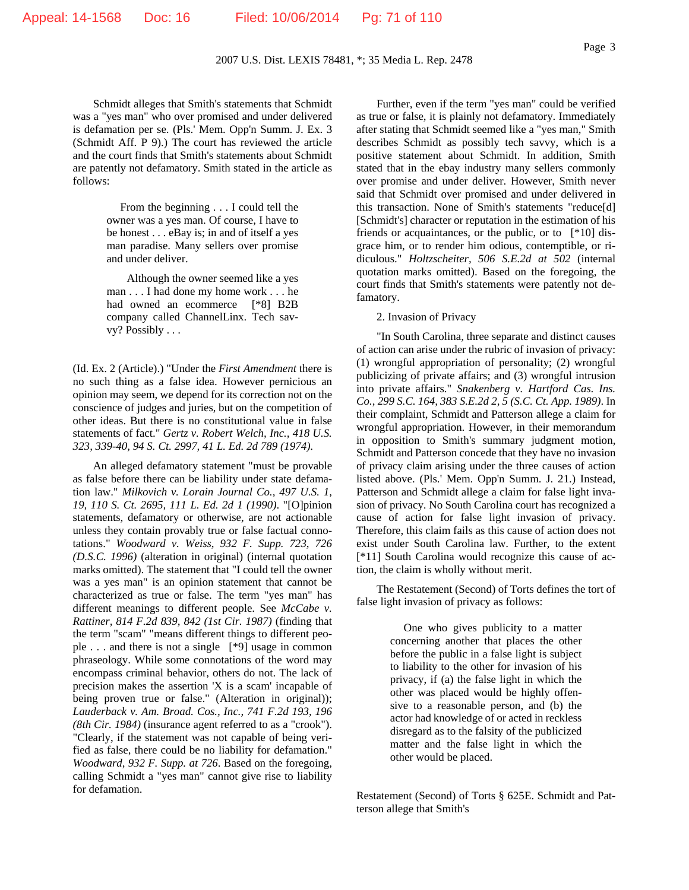Schmidt alleges that Smith's statements that Schmidt was a "yes man" who over promised and under delivered is defamation per se. (Pls.' Mem. Opp'n Summ. J. Ex. 3 (Schmidt Aff. P 9).) The court has reviewed the article and the court finds that Smith's statements about Schmidt are patently not defamatory. Smith stated in the article as follows:

> From the beginning . . . I could tell the owner was a yes man. Of course, I have to be honest . . . eBay is; in and of itself a yes man paradise. Many sellers over promise and under deliver.
>
> Although the owner seemed like a yes man . . . I had done my home work . . . he had owned an ecommerce [*8] B2B company called ChannelLinx. Tech savvy? Possibly . . .

(Id. Ex. 2 (Article).) "Under the *First Amendment* there is no such thing as a false idea. However pernicious an opinion may seem, we depend for its correction not on the conscience of judges and juries, but on the competition of other ideas. But there is no constitutional value in false statements of fact." *Gertz v. Robert Welch, Inc., 418 U.S. 323, 339-40, 94 S. Ct. 2997, 41 L. Ed. 2d 789 (1974)*.

An alleged defamatory statement "must be provable as false before there can be liability under state defamation law." *Milkovich v. Lorain Journal Co., 497 U.S. 1, 19, 110 S. Ct. 2695, 111 L. Ed. 2d 1 (1990)*. "[O]pinion statements, defamatory or otherwise, are not actionable unless they contain provably true or false factual connotations." *Woodward v. Weiss, 932 F. Supp. 723, 726 (D.S.C. 1996)* (alteration in original) (internal quotation marks omitted). The statement that "I could tell the owner was a yes man" is an opinion statement that cannot be characterized as true or false. The term "yes man" has different meanings to different people. See *McCabe v. Rattiner, 814 F.2d 839, 842 (1st Cir. 1987)* (finding that the term "scam" "means different things to different people . . . and there is not a single [*9] usage in common phraseology. While some connotations of the word may encompass criminal behavior, others do not. The lack of precision makes the assertion 'X is a scam' incapable of being proven true or false." (Alteration in original)); *Lauderback v. Am. Broad. Cos., Inc., 741 F.2d 193, 196 (8th Cir. 1984)* (insurance agent referred to as a "crook"). "Clearly, if the statement was not capable of being verified as false, there could be no liability for defamation." *Woodward, 932 F. Supp. at 726*. Based on the foregoing, calling Schmidt a "yes man" cannot give rise to liability for defamation.

Further, even if the term "yes man" could be verified as true or false, it is plainly not defamatory. Immediately after stating that Schmidt seemed like a "yes man," Smith describes Schmidt as possibly tech savvy, which is a positive statement about Schmidt. In addition, Smith stated that in the ebay industry many sellers commonly over promise and under deliver. However, Smith never said that Schmidt over promised and under delivered in this transaction. None of Smith's statements "reduce[d] [Schmidt's] character or reputation in the estimation of his friends or acquaintances, or the public, or to [*10] disgrace him, or to render him odious, contemptible, or ridiculous." *Holtzscheiter, 506 S.E.2d at 502* (internal quotation marks omitted). Based on the foregoing, the court finds that Smith's statements were patently not defamatory.

2. Invasion of Privacy

"In South Carolina, three separate and distinct causes of action can arise under the rubric of invasion of privacy: (1) wrongful appropriation of personality; (2) wrongful publicizing of private affairs; and (3) wrongful intrusion into private affairs." *Snakenberg v. Hartford Cas. Ins. Co., 299 S.C. 164, 383 S.E.2d 2, 5 (S.C. Ct. App. 1989)*. In their complaint, Schmidt and Patterson allege a claim for wrongful appropriation. However, in their memorandum in opposition to Smith's summary judgment motion, Schmidt and Patterson concede that they have no invasion of privacy claim arising under the three causes of action listed above. (Pls.' Mem. Opp'n Summ. J. 21.) Instead, Patterson and Schmidt allege a claim for false light invasion of privacy. No South Carolina court has recognized a cause of action for false light invasion of privacy. Therefore, this claim fails as this cause of action does not exist under South Carolina law. Further, to the extent [*11] South Carolina would recognize this cause of action, the claim is wholly without merit.

The Restatement (Second) of Torts defines the tort of false light invasion of privacy as follows:

> One who gives publicity to a matter concerning another that places the other before the public in a false light is subject to liability to the other for invasion of his privacy, if (a) the false light in which the other was placed would be highly offensive to a reasonable person, and (b) the actor had knowledge of or acted in reckless disregard as to the falsity of the publicized matter and the false light in which the other would be placed.

Restatement (Second) of Torts § 625E. Schmidt and Patterson allege that Smith's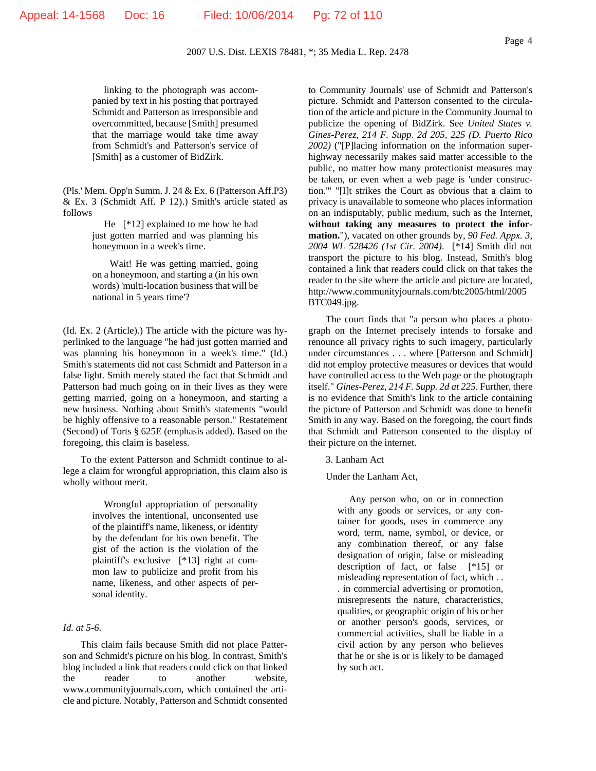> linking to the photograph was accompanied by text in his posting that portrayed Schmidt and Patterson as irresponsible and overcommitted, because [Smith] presumed that the marriage would take time away from Schmidt's and Patterson's service of [Smith] as a customer of BidZirk.

(Pls.' Mem. Opp'n Summ. J. 24 & Ex. 6 (Patterson Aff.P3) & Ex. 3 (Schmidt Aff. P 12).) Smith's article stated as follows

> He [*12] explained to me how he had just gotten married and was planning his honeymoon in a week's time.
>
> Wait! He was getting married, going on a honeymoon, and starting a (in his own words) 'multi-location business that will be national in 5 years time'?

(Id. Ex. 2 (Article).) The article with the picture was hyperlinked to the language "he had just gotten married and was planning his honeymoon in a week's time." (Id.) Smith's statements did not cast Schmidt and Patterson in a false light. Smith merely stated the fact that Schmidt and Patterson had much going on in their lives as they were getting married, going on a honeymoon, and starting a new business. Nothing about Smith's statements "would be highly offensive to a reasonable person." Restatement (Second) of Torts § 625E (emphasis added). Based on the foregoing, this claim is baseless.

To the extent Patterson and Schmidt continue to allege a claim for wrongful appropriation, this claim also is wholly without merit.

> Wrongful appropriation of personality involves the intentional, unconsented use of the plaintiff's name, likeness, or identity by the defendant for his own benefit. The gist of the action is the violation of the plaintiff's exclusive [*13] right at common law to publicize and profit from his name, likeness, and other aspects of personal identity.

*Id. at 5-6.*

This claim fails because Smith did not place Patterson and Schmidt's picture on his blog. In contrast, Smith's blog included a link that readers could click on that linked the reader to another website, www.communityjournals.com, which contained the article and picture. Notably, Patterson and Schmidt consented to Community Journals' use of Schmidt and Patterson's picture. Schmidt and Patterson consented to the circulation of the article and picture in the Community Journal to publicize the opening of BidZirk. See *United States v. Gines-Perez, 214 F. Supp. 2d 205, 225 (D. Puerto Rico 2002)* ("[P]lacing information on the information superhighway necessarily makes said matter accessible to the public, no matter how many protectionist measures may be taken, or even when a web page is 'under construction.'" "[I]t strikes the Court as obvious that a claim to privacy is unavailable to someone who places information on an indisputably, public medium, such as the Internet, **without taking any measures to protect the information.**"), vacated on other grounds by, *90 Fed. Appx. 3, 2004 WL 528426 (1st Cir. 2004)*. [*14] Smith did not transport the picture to his blog. Instead, Smith's blog contained a link that readers could click on that takes the reader to the site where the article and picture are located, http://www.communityjournals.com/btc2005/html/2005BTC049.jpg.

The court finds that "a person who places a photograph on the Internet precisely intends to forsake and renounce all privacy rights to such imagery, particularly under circumstances . . . where [Patterson and Schmidt] did not employ protective measures or devices that would have controlled access to the Web page or the photograph itself." *Gines-Perez, 214 F. Supp. 2d at 225*. Further, there is no evidence that Smith's link to the article containing the picture of Patterson and Schmidt was done to benefit Smith in any way. Based on the foregoing, the court finds that Schmidt and Patterson consented to the display of their picture on the internet.

3. Lanham Act

Under the Lanham Act,

> Any person who, on or in connection with any goods or services, or any container for goods, uses in commerce any word, term, name, symbol, or device, or any combination thereof, or any false designation of origin, false or misleading description of fact, or false [*15] or misleading representation of fact, which . . . in commercial advertising or promotion, misrepresents the nature, characteristics, qualities, or geographic origin of his or her or another person's goods, services, or commercial activities, shall be liable in a civil action by any person who believes that he or she is or is likely to be damaged by such act.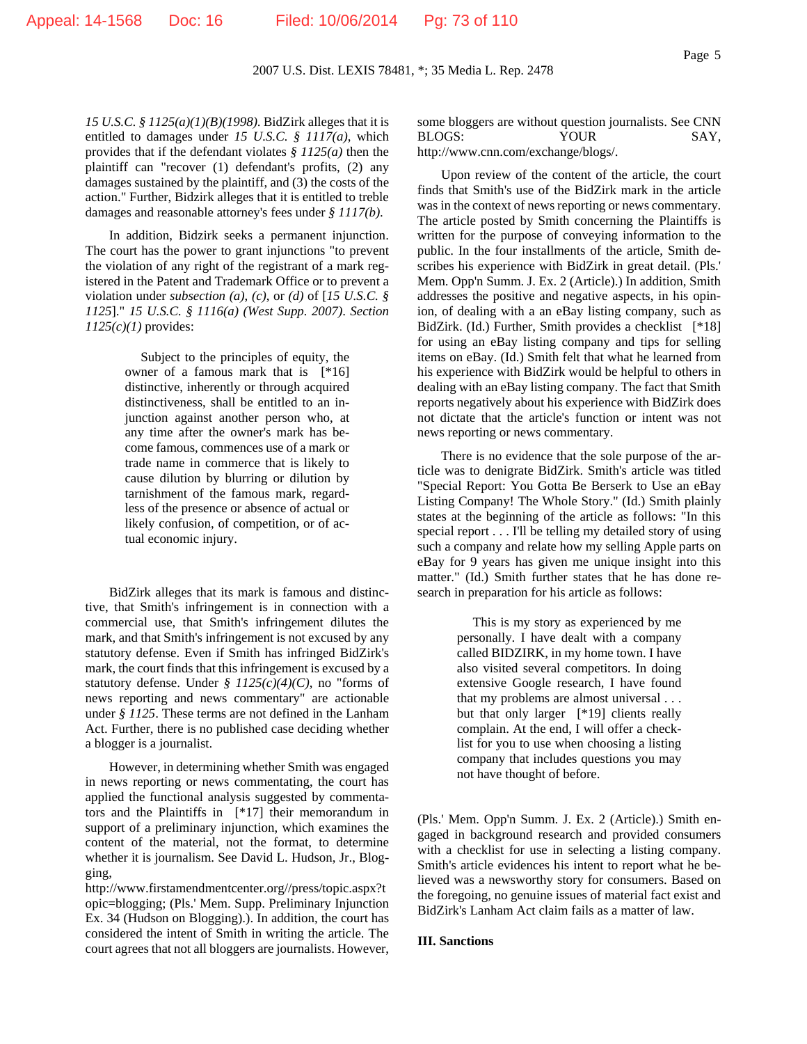*15 U.S.C. § 1125(a)(1)(B)(1998)*. BidZirk alleges that it is entitled to damages under *15 U.S.C. § 1117(a)*, which provides that if the defendant violates *§ 1125(a)* then the plaintiff can "recover (1) defendant's profits, (2) any damages sustained by the plaintiff, and (3) the costs of the action." Further, Bidzirk alleges that it is entitled to treble damages and reasonable attorney's fees under *§ 1117(b)*.

In addition, Bidzirk seeks a permanent injunction. The court has the power to grant injunctions "to prevent the violation of any right of the registrant of a mark registered in the Patent and Trademark Office or to prevent a violation under *subsection (a)*, *(c)*, or *(d)* of [*15 U.S.C. § 1125*]." *15 U.S.C. § 1116(a) (West Supp. 2007)*. *Section 1125(c)(1)* provides:

> Subject to the principles of equity, the owner of a famous mark that is [*16] distinctive, inherently or through acquired distinctiveness, shall be entitled to an injunction against another person who, at any time after the owner's mark has become famous, commences use of a mark or trade name in commerce that is likely to cause dilution by blurring or dilution by tarnishment of the famous mark, regardless of the presence or absence of actual or likely confusion, of competition, or of actual economic injury.

BidZirk alleges that its mark is famous and distinctive, that Smith's infringement is in connection with a commercial use, that Smith's infringement dilutes the mark, and that Smith's infringement is not excused by any statutory defense. Even if Smith has infringed BidZirk's mark, the court finds that this infringement is excused by a statutory defense. Under *§ 1125(c)(4)(C)*, no "forms of news reporting and news commentary" are actionable under *§ 1125*. These terms are not defined in the Lanham Act. Further, there is no published case deciding whether a blogger is a journalist.

However, in determining whether Smith was engaged in news reporting or news commentating, the court has applied the functional analysis suggested by commentators and the Plaintiffs in [*17] their memorandum in support of a preliminary injunction, which examines the content of the material, not the format, to determine whether it is journalism. See David L. Hudson, Jr., Blogging, http://www.firstamendmentcenter.org//press/topic.aspx?topic=blogging; (Pls.' Mem. Supp. Preliminary Injunction Ex. 34 (Hudson on Blogging).). In addition, the court has considered the intent of Smith in writing the article. The court agrees that not all bloggers are journalists. However, some bloggers are without question journalists. See CNN BLOGS: YOUR SAY, http://www.cnn.com/exchange/blogs/.

Upon review of the content of the article, the court finds that Smith's use of the BidZirk mark in the article was in the context of news reporting or news commentary. The article posted by Smith concerning the Plaintiffs is written for the purpose of conveying information to the public. In the four installments of the article, Smith describes his experience with BidZirk in great detail. (Pls.' Mem. Opp'n Summ. J. Ex. 2 (Article).) In addition, Smith addresses the positive and negative aspects, in his opinion, of dealing with a an eBay listing company, such as BidZirk. (Id.) Further, Smith provides a checklist [*18] for using an eBay listing company and tips for selling items on eBay. (Id.) Smith felt that what he learned from his experience with BidZirk would be helpful to others in dealing with an eBay listing company. The fact that Smith reports negatively about his experience with BidZirk does not dictate that the article's function or intent was not news reporting or news commentary.

There is no evidence that the sole purpose of the article was to denigrate BidZirk. Smith's article was titled "Special Report: You Gotta Be Berserk to Use an eBay Listing Company! The Whole Story." (Id.) Smith plainly states at the beginning of the article as follows: "In this special report . . . I'll be telling my detailed story of using such a company and relate how my selling Apple parts on eBay for 9 years has given me unique insight into this matter." (Id.) Smith further states that he has done research in preparation for his article as follows:

> This is my story as experienced by me personally. I have dealt with a company called BIDZIRK, in my home town. I have also visited several competitors. In doing extensive Google research, I have found that my problems are almost universal . . . but that only larger [*19] clients really complain. At the end, I will offer a checklist for you to use when choosing a listing company that includes questions you may not have thought of before.

(Pls.' Mem. Opp'n Summ. J. Ex. 2 (Article).) Smith engaged in background research and provided consumers with a checklist for use in selecting a listing company. Smith's article evidences his intent to report what he believed was a newsworthy story for consumers. Based on the foregoing, no genuine issues of material fact exist and BidZirk's Lanham Act claim fails as a matter of law.

**III. Sanctions**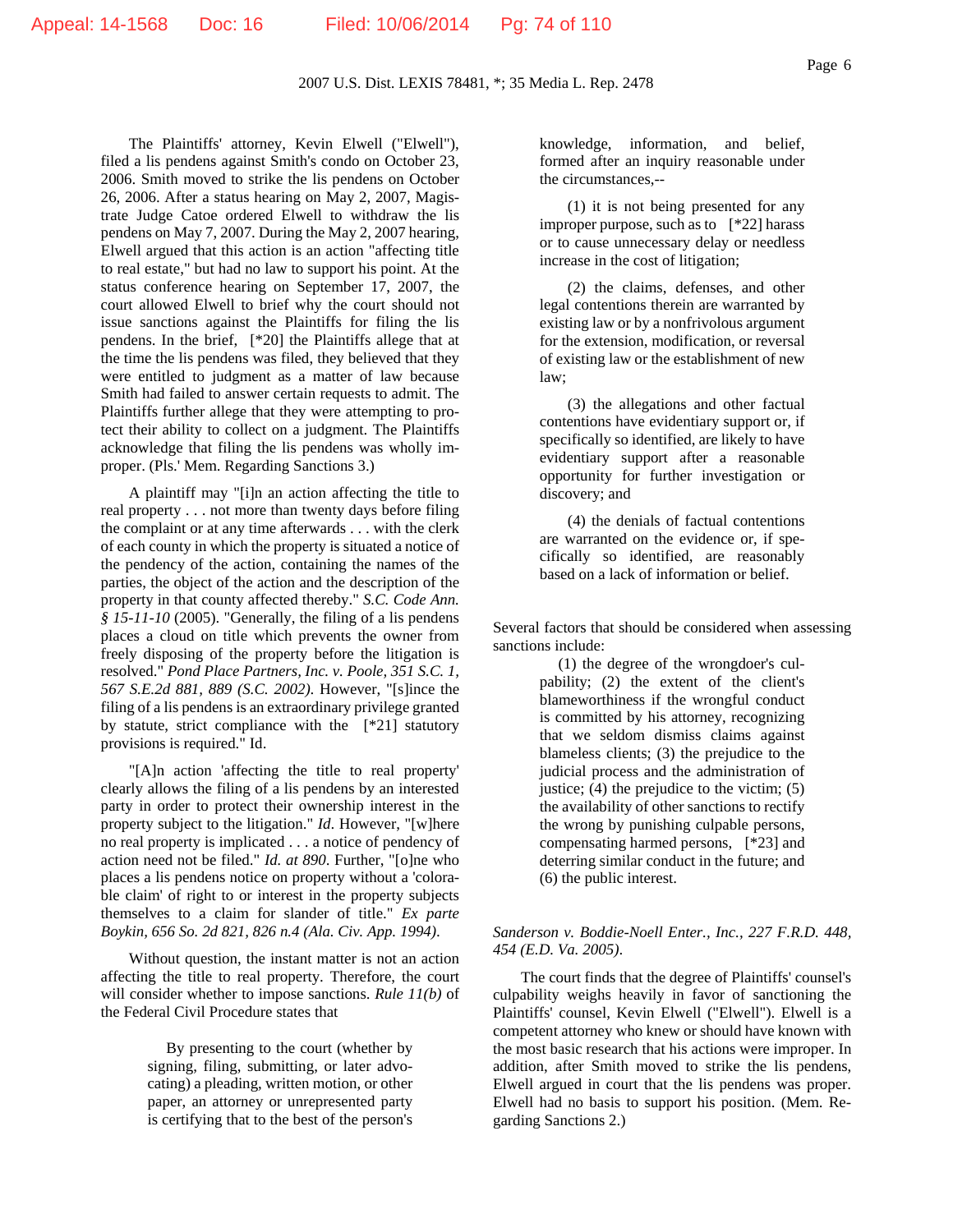The Plaintiffs' attorney, Kevin Elwell ("Elwell"), filed a lis pendens against Smith's condo on October 23, 2006. Smith moved to strike the lis pendens on October 26, 2006. After a status hearing on May 2, 2007, Magistrate Judge Catoe ordered Elwell to withdraw the lis pendens on May 7, 2007. During the May 2, 2007 hearing, Elwell argued that this action is an action "affecting title to real estate," but had no law to support his point. At the status conference hearing on September 17, 2007, the court allowed Elwell to brief why the court should not issue sanctions against the Plaintiffs for filing the lis pendens. In the brief, [*20] the Plaintiffs allege that at the time the lis pendens was filed, they believed that they were entitled to judgment as a matter of law because Smith had failed to answer certain requests to admit. The Plaintiffs further allege that they were attempting to protect their ability to collect on a judgment. The Plaintiffs acknowledge that filing the lis pendens was wholly improper. (Pls.' Mem. Regarding Sanctions 3.)

A plaintiff may "[i]n an action affecting the title to real property . . . not more than twenty days before filing the complaint or at any time afterwards . . . with the clerk of each county in which the property is situated a notice of the pendency of the action, containing the names of the parties, the object of the action and the description of the property in that county affected thereby." *S.C. Code Ann. § 15-11-10* (2005). "Generally, the filing of a lis pendens places a cloud on title which prevents the owner from freely disposing of the property before the litigation is resolved." *Pond Place Partners, Inc. v. Poole, 351 S.C. 1, 567 S.E.2d 881, 889 (S.C. 2002).* However, "[s]ince the filing of a lis pendens is an extraordinary privilege granted by statute, strict compliance with the [*21] statutory provisions is required." Id.

"[A]n action 'affecting the title to real property' clearly allows the filing of a lis pendens by an interested party in order to protect their ownership interest in the property subject to the litigation." *Id*. However, "[w]here no real property is implicated . . . a notice of pendency of action need not be filed." *Id. at 890*. Further, "[o]ne who places a lis pendens notice on property without a 'colorable claim' of right to or interest in the property subjects themselves to a claim for slander of title." *Ex parte Boykin, 656 So. 2d 821, 826 n.4 (Ala. Civ. App. 1994)*.

Without question, the instant matter is not an action affecting the title to real property. Therefore, the court will consider whether to impose sanctions. *Rule 11(b)* of the Federal Civil Procedure states that

> By presenting to the court (whether by signing, filing, submitting, or later advocating) a pleading, written motion, or other paper, an attorney or unrepresented party is certifying that to the best of the person's knowledge, information, and belief, formed after an inquiry reasonable under the circumstances,--
>
> (1) it is not being presented for any improper purpose, such as to [*22] harass or to cause unnecessary delay or needless increase in the cost of litigation;
>
> (2) the claims, defenses, and other legal contentions therein are warranted by existing law or by a nonfrivolous argument for the extension, modification, or reversal of existing law or the establishment of new law;
>
> (3) the allegations and other factual contentions have evidentiary support or, if specifically so identified, are likely to have evidentiary support after a reasonable opportunity for further investigation or discovery; and
>
> (4) the denials of factual contentions are warranted on the evidence or, if specifically so identified, are reasonably based on a lack of information or belief.

Several factors that should be considered when assessing sanctions include:

> (1) the degree of the wrongdoer's culpability; (2) the extent of the client's blameworthiness if the wrongful conduct is committed by his attorney, recognizing that we seldom dismiss claims against blameless clients; (3) the prejudice to the judicial process and the administration of justice; (4) the prejudice to the victim; (5) the availability of other sanctions to rectify the wrong by punishing culpable persons, compensating harmed persons, [*23] and deterring similar conduct in the future; and (6) the public interest.

*Sanderson v. Boddie-Noell Enter., Inc., 227 F.R.D. 448, 454 (E.D. Va. 2005).*

The court finds that the degree of Plaintiffs' counsel's culpability weighs heavily in favor of sanctioning the Plaintiffs' counsel, Kevin Elwell ("Elwell"). Elwell is a competent attorney who knew or should have known with the most basic research that his actions were improper. In addition, after Smith moved to strike the lis pendens, Elwell argued in court that the lis pendens was proper. Elwell had no basis to support his position. (Mem. Regarding Sanctions 2.)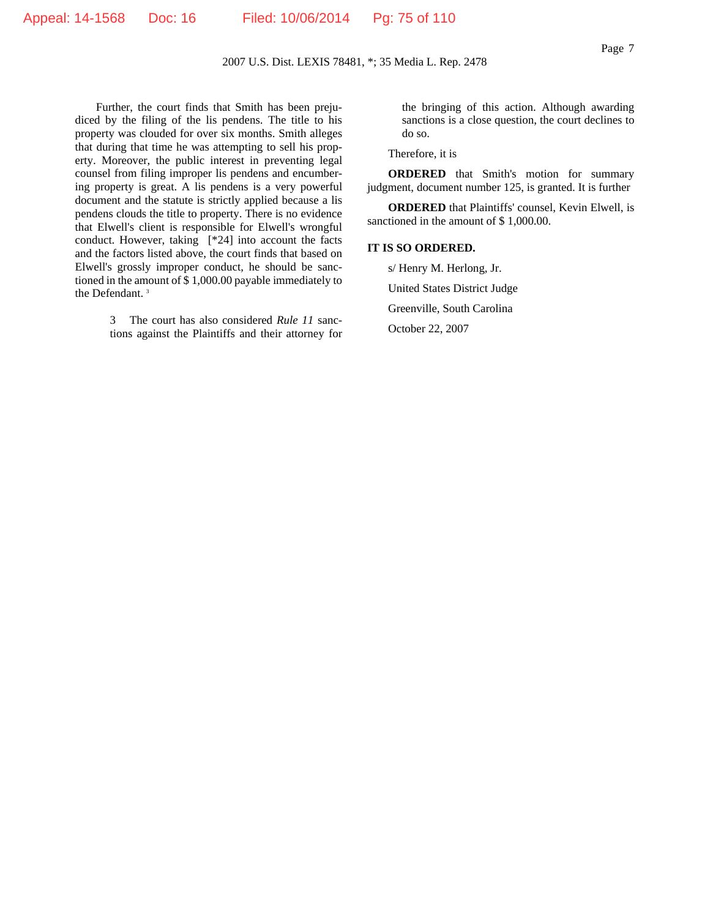Further, the court finds that Smith has been prejudiced by the filing of the lis pendens. The title to his property was clouded for over six months. Smith alleges that during that time he was attempting to sell his property. Moreover, the public interest in preventing legal counsel from filing improper lis pendens and encumbering property is great. A lis pendens is a very powerful document and the statute is strictly applied because a lis pendens clouds the title to property. There is no evidence that Elwell's client is responsible for Elwell's wrongful conduct. However, taking [*24] into account the facts and the factors listed above, the court finds that based on Elwell's grossly improper conduct, he should be sanctioned in the amount of $ 1,000.00 payable immediately to the Defendant. [3]

> 3 The court has also considered *Rule 11* sanctions against the Plaintiffs and their attorney for the bringing of this action. Although awarding sanctions is a close question, the court declines to do so.

Therefore, it is

**ORDERED** that Smith's motion for summary judgment, document number 125, is granted. It is further

**ORDERED** that Plaintiffs' counsel, Kevin Elwell, is sanctioned in the amount of $ 1,000.00.

**IT IS SO ORDERED.**

s/ Henry M. Herlong, Jr.

United States District Judge

Greenville, South Carolina

October 22, 2007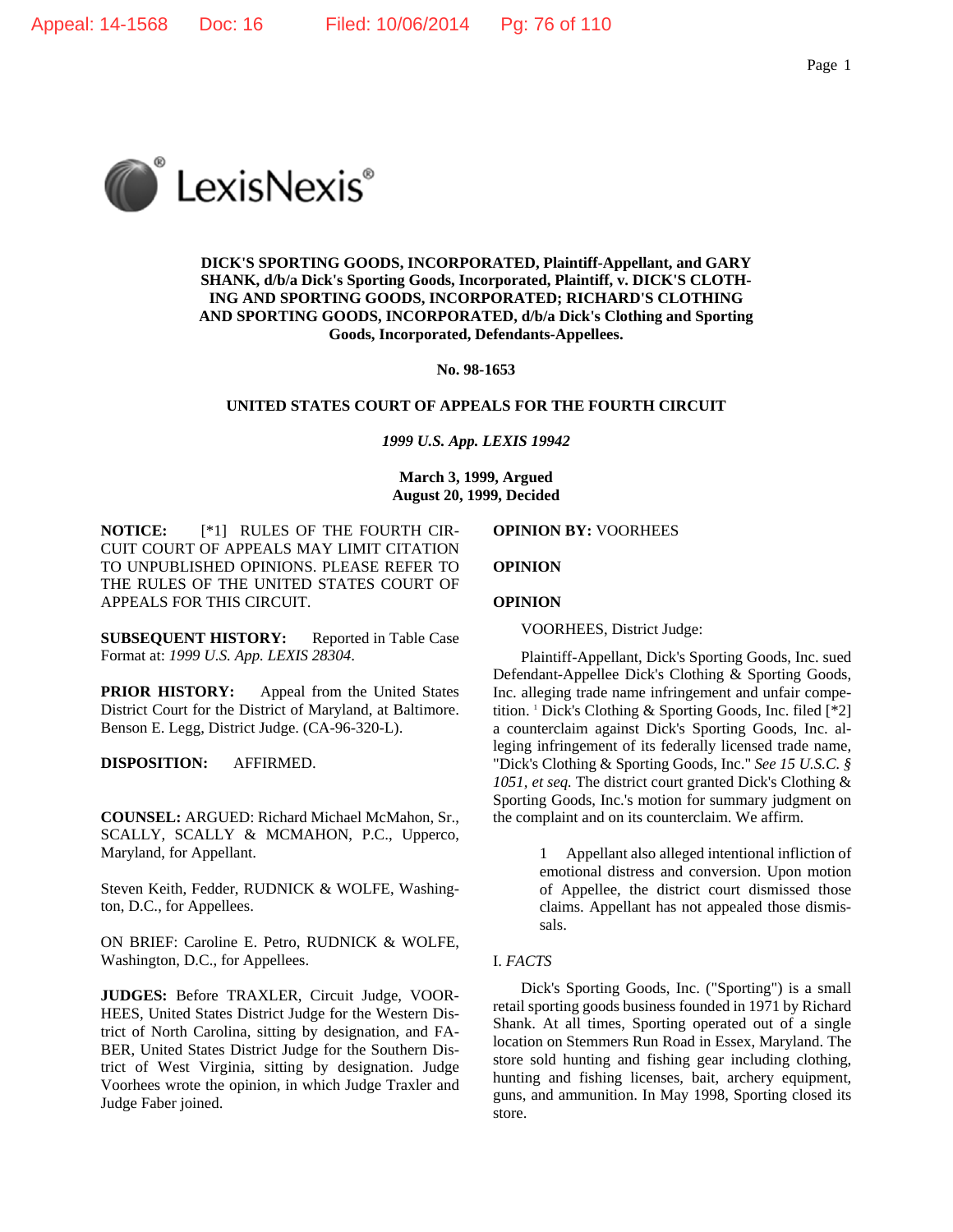**DICK'S SPORTING GOODS, INCORPORATED, Plaintiff-Appellant, and GARY SHANK, d/b/a Dick's Sporting Goods, Incorporated, Plaintiff, v. DICK'S CLOTHING AND SPORTING GOODS, INCORPORATED; RICHARD'S CLOTHING AND SPORTING GOODS, INCORPORATED, d/b/a Dick's Clothing and Sporting Goods, Incorporated, Defendants-Appellees.**

**No. 98-1653**

**UNITED STATES COURT OF APPEALS FOR THE FOURTH CIRCUIT**

*1999 U.S. App. LEXIS 19942*

**March 3, 1999, Argued**
**August 20, 1999, Decided**

**NOTICE:** [*1] RULES OF THE FOURTH CIRCUIT COURT OF APPEALS MAY LIMIT CITATION TO UNPUBLISHED OPINIONS. PLEASE REFER TO THE RULES OF THE UNITED STATES COURT OF APPEALS FOR THIS CIRCUIT.

**SUBSEQUENT HISTORY:** Reported in Table Case Format at: *1999 U.S. App. LEXIS 28304*.

**PRIOR HISTORY:** Appeal from the United States District Court for the District of Maryland, at Baltimore. Benson E. Legg, District Judge. (CA-96-320-L).

**DISPOSITION:** AFFIRMED.

**COUNSEL:** ARGUED: Richard Michael McMahon, Sr., SCALLY, SCALLY & MCMAHON, P.C., Upperco, Maryland, for Appellant.

Steven Keith, Fedder, RUDNICK & WOLFE, Washington, D.C., for Appellees.

ON BRIEF: Caroline E. Petro, RUDNICK & WOLFE, Washington, D.C., for Appellees.

**JUDGES:** Before TRAXLER, Circuit Judge, VOORHEES, United States District Judge for the Western District of North Carolina, sitting by designation, and FABER, United States District Judge for the Southern District of West Virginia, sitting by designation. Judge Voorhees wrote the opinion, in which Judge Traxler and Judge Faber joined.

**OPINION BY:** VOORHEES

**OPINION**

**OPINION**

VOORHEES, District Judge:

Plaintiff-Appellant, Dick's Sporting Goods, Inc. sued Defendant-Appellee Dick's Clothing & Sporting Goods, Inc. alleging trade name infringement and unfair competition. [1] Dick's Clothing & Sporting Goods, Inc. filed [*2] a counterclaim against Dick's Sporting Goods, Inc. alleging infringement of its federally licensed trade name, "Dick's Clothing & Sporting Goods, Inc." *See 15 U.S.C. § 1051, et seq.* The district court granted Dick's Clothing & Sporting Goods, Inc.'s motion for summary judgment on the complaint and on its counterclaim. We affirm.

> 1 Appellant also alleged intentional infliction of emotional distress and conversion. Upon motion of Appellee, the district court dismissed those claims. Appellant has not appealed those dismissals.

I. *FACTS*

Dick's Sporting Goods, Inc. ("Sporting") is a small retail sporting goods business founded in 1971 by Richard Shank. At all times, Sporting operated out of a single location on Stemmers Run Road in Essex, Maryland. The store sold hunting and fishing gear including clothing, hunting and fishing licenses, bait, archery equipment, guns, and ammunition. In May 1998, Sporting closed its store.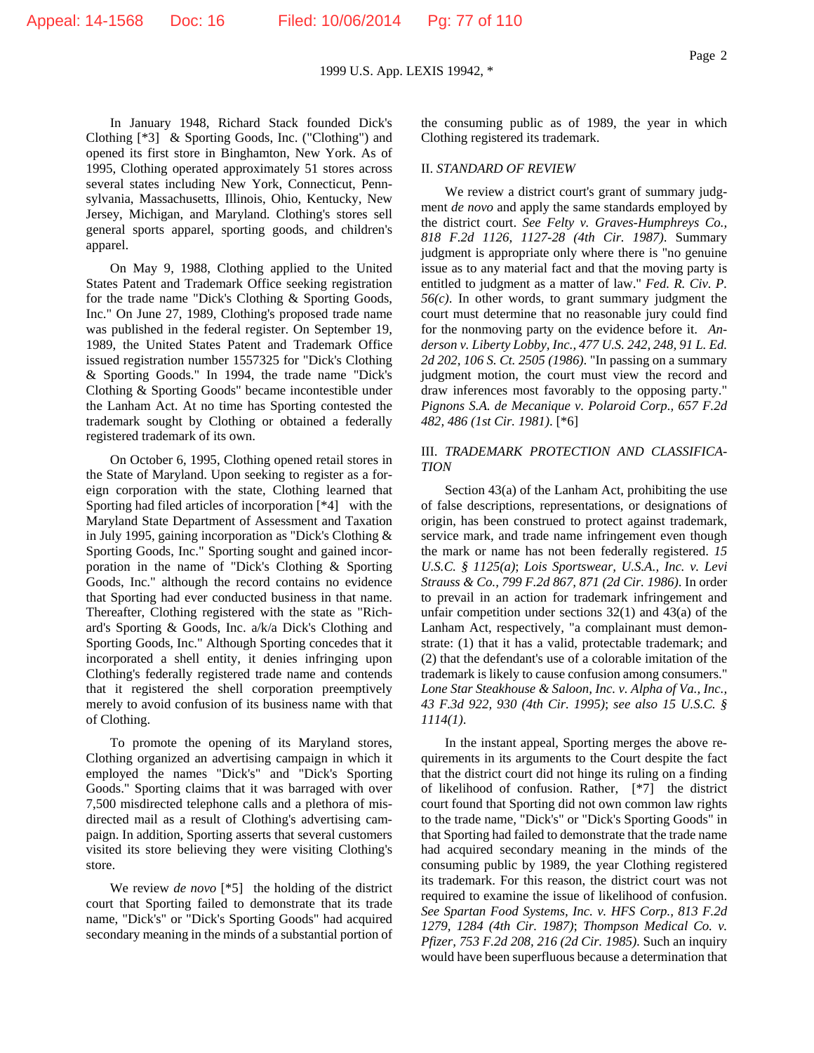In January 1948, Richard Stack founded Dick's Clothing [*3] & Sporting Goods, Inc. ("Clothing") and opened its first store in Binghamton, New York. As of 1995, Clothing operated approximately 51 stores across several states including New York, Connecticut, Pennsylvania, Massachusetts, Illinois, Ohio, Kentucky, New Jersey, Michigan, and Maryland. Clothing's stores sell general sports apparel, sporting goods, and children's apparel.

On May 9, 1988, Clothing applied to the United States Patent and Trademark Office seeking registration for the trade name "Dick's Clothing & Sporting Goods, Inc." On June 27, 1989, Clothing's proposed trade name was published in the federal register. On September 19, 1989, the United States Patent and Trademark Office issued registration number 1557325 for "Dick's Clothing & Sporting Goods." In 1994, the trade name "Dick's Clothing & Sporting Goods" became incontestible under the Lanham Act. At no time has Sporting contested the trademark sought by Clothing or obtained a federally registered trademark of its own.

On October 6, 1995, Clothing opened retail stores in the State of Maryland. Upon seeking to register as a foreign corporation with the state, Clothing learned that Sporting had filed articles of incorporation [*4] with the Maryland State Department of Assessment and Taxation in July 1995, gaining incorporation as "Dick's Clothing & Sporting Goods, Inc." Sporting sought and gained incorporation in the name of "Dick's Clothing & Sporting Goods, Inc." although the record contains no evidence that Sporting had ever conducted business in that name. Thereafter, Clothing registered with the state as "Richard's Sporting & Goods, Inc. a/k/a Dick's Clothing and Sporting Goods, Inc." Although Sporting concedes that it incorporated a shell entity, it denies infringing upon Clothing's federally registered trade name and contends that it registered the shell corporation preemptively merely to avoid confusion of its business name with that of Clothing.

To promote the opening of its Maryland stores, Clothing organized an advertising campaign in which it employed the names "Dick's" and "Dick's Sporting Goods." Sporting claims that it was barraged with over 7,500 misdirected telephone calls and a plethora of misdirected mail as a result of Clothing's advertising campaign. In addition, Sporting asserts that several customers visited its store believing they were visiting Clothing's store.

We review *de novo* [*5] the holding of the district court that Sporting failed to demonstrate that its trade name, "Dick's" or "Dick's Sporting Goods" had acquired secondary meaning in the minds of a substantial portion of the consuming public as of 1989, the year in which Clothing registered its trademark.

## II. *STANDARD OF REVIEW*

We review a district court's grant of summary judgment *de novo* and apply the same standards employed by the district court. *See Felty v. Graves-Humphreys Co., 818 F.2d 1126, 1127-28 (4th Cir. 1987)*. Summary judgment is appropriate only where there is "no genuine issue as to any material fact and that the moving party is entitled to judgment as a matter of law." *Fed. R. Civ. P. 56(c)*. In other words, to grant summary judgment the court must determine that no reasonable jury could find for the nonmoving party on the evidence before it. *Anderson v. Liberty Lobby, Inc., 477 U.S. 242, 248, 91 L. Ed. 2d 202, 106 S. Ct. 2505 (1986)*. "In passing on a summary judgment motion, the court must view the record and draw inferences most favorably to the opposing party." *Pignons S.A. de Mecanique v. Polaroid Corp., 657 F.2d 482, 486 (1st Cir. 1981)*. [*6]

## III. *TRADEMARK PROTECTION AND CLASSIFICATION*

Section 43(a) of the Lanham Act, prohibiting the use of false descriptions, representations, or designations of origin, has been construed to protect against trademark, service mark, and trade name infringement even though the mark or name has not been federally registered. *15 U.S.C. § 1125(a)*; *Lois Sportswear, U.S.A., Inc. v. Levi Strauss & Co., 799 F.2d 867, 871 (2d Cir. 1986)*. In order to prevail in an action for trademark infringement and unfair competition under sections 32(1) and 43(a) of the Lanham Act, respectively, "a complainant must demonstrate: (1) that it has a valid, protectable trademark; and (2) that the defendant's use of a colorable imitation of the trademark is likely to cause confusion among consumers." *Lone Star Steakhouse & Saloon, Inc. v. Alpha of Va., Inc., 43 F.3d 922, 930 (4th Cir. 1995)*; *see also 15 U.S.C. § 1114(1)*.

In the instant appeal, Sporting merges the above requirements in its arguments to the Court despite the fact that the district court did not hinge its ruling on a finding of likelihood of confusion. Rather, [*7] the district court found that Sporting did not own common law rights to the trade name, "Dick's" or "Dick's Sporting Goods" in that Sporting had failed to demonstrate that the trade name had acquired secondary meaning in the minds of the consuming public by 1989, the year Clothing registered its trademark. For this reason, the district court was not required to examine the issue of likelihood of confusion. *See Spartan Food Systems, Inc. v. HFS Corp., 813 F.2d 1279, 1284 (4th Cir. 1987)*; *Thompson Medical Co. v. Pfizer, 753 F.2d 208, 216 (2d Cir. 1985)*. Such an inquiry would have been superfluous because a determination that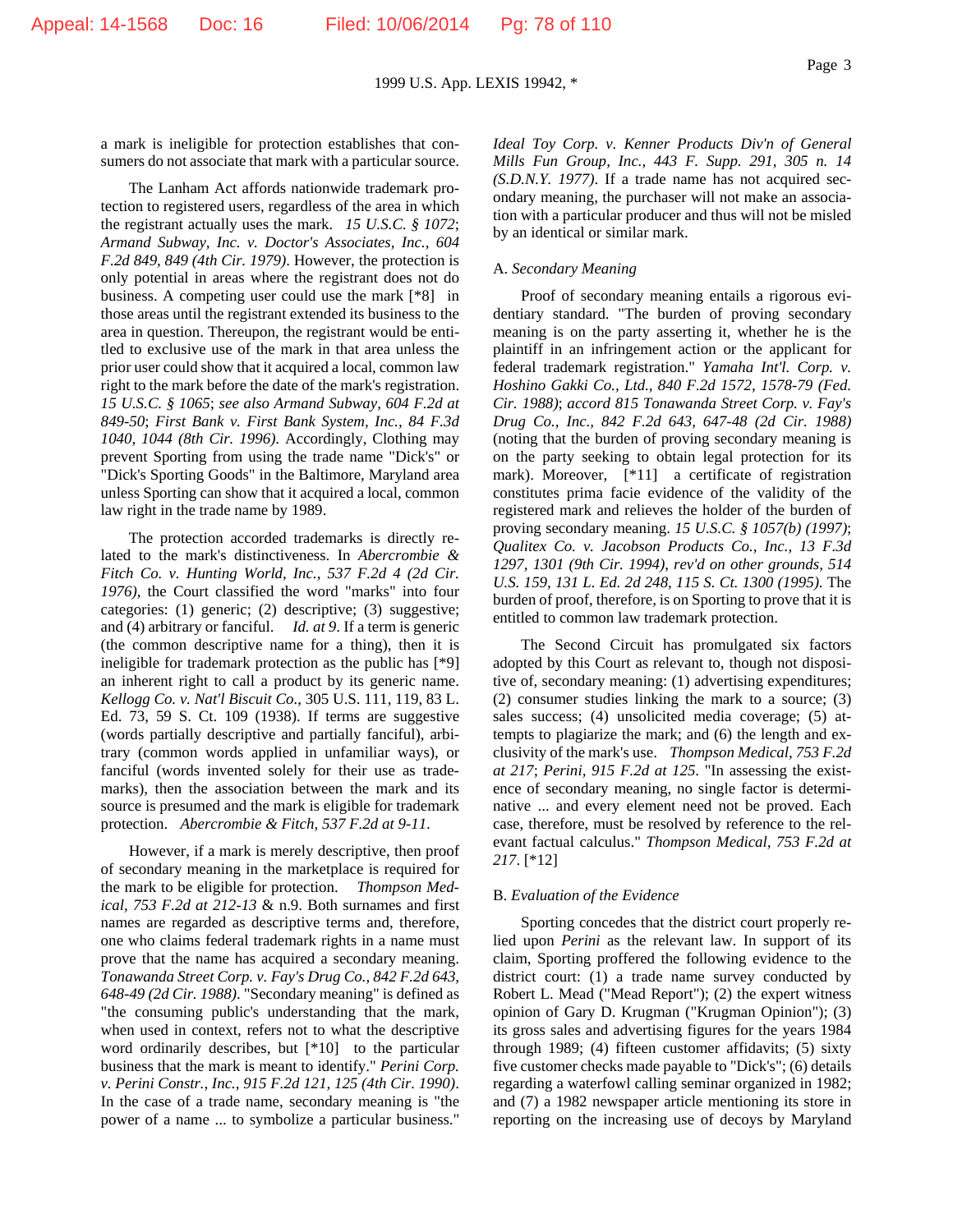a mark is ineligible for protection establishes that consumers do not associate that mark with a particular source.

The Lanham Act affords nationwide trademark protection to registered users, regardless of the area in which the registrant actually uses the mark. *15 U.S.C. § 1072*; *Armand Subway, Inc. v. Doctor's Associates, Inc., 604 F.2d 849, 849 (4th Cir. 1979)*. However, the protection is only potential in areas where the registrant does not do business. A competing user could use the mark [*8] in those areas until the registrant extended its business to the area in question. Thereupon, the registrant would be entitled to exclusive use of the mark in that area unless the prior user could show that it acquired a local, common law right to the mark before the date of the mark's registration. *15 U.S.C. § 1065*; *see also Armand Subway, 604 F.2d at 849-50*; *First Bank v. First Bank System, Inc., 84 F.3d 1040, 1044 (8th Cir. 1996)*. Accordingly, Clothing may prevent Sporting from using the trade name "Dick's" or "Dick's Sporting Goods" in the Baltimore, Maryland area unless Sporting can show that it acquired a local, common law right in the trade name by 1989.

The protection accorded trademarks is directly related to the mark's distinctiveness. In *Abercrombie & Fitch Co. v. Hunting World, Inc., 537 F.2d 4 (2d Cir. 1976)*, the Court classified the word "marks" into four categories: (1) generic; (2) descriptive; (3) suggestive; and (4) arbitrary or fanciful. *Id. at 9*. If a term is generic (the common descriptive name for a thing), then it is ineligible for trademark protection as the public has [*9] an inherent right to call a product by its generic name. *Kellogg Co. v. Nat'l Biscuit Co.*, 305 U.S. 111, 119, 83 L. Ed. 73, 59 S. Ct. 109 (1938). If terms are suggestive (words partially descriptive and partially fanciful), arbitrary (common words applied in unfamiliar ways), or fanciful (words invented solely for their use as trademarks), then the association between the mark and its source is presumed and the mark is eligible for trademark protection. *Abercrombie & Fitch, 537 F.2d at 9-11*.

However, if a mark is merely descriptive, then proof of secondary meaning in the marketplace is required for the mark to be eligible for protection. *Thompson Medical, 753 F.2d at 212-13* & n.9. Both surnames and first names are regarded as descriptive terms and, therefore, one who claims federal trademark rights in a name must prove that the name has acquired a secondary meaning. *Tonawanda Street Corp. v. Fay's Drug Co., 842 F.2d 643, 648-49 (2d Cir. 1988)*. "Secondary meaning" is defined as "the consuming public's understanding that the mark, when used in context, refers not to what the descriptive word ordinarily describes, but [*10] to the particular business that the mark is meant to identify." *Perini Corp. v. Perini Constr., Inc., 915 F.2d 121, 125 (4th Cir. 1990)*. In the case of a trade name, secondary meaning is "the power of a name ... to symbolize a particular business." *Ideal Toy Corp. v. Kenner Products Div'n of General Mills Fun Group, Inc., 443 F. Supp. 291, 305 n. 14 (S.D.N.Y. 1977)*. If a trade name has not acquired secondary meaning, the purchaser will not make an association with a particular producer and thus will not be misled by an identical or similar mark.

### A. *Secondary Meaning*

Proof of secondary meaning entails a rigorous evidentiary standard. "The burden of proving secondary meaning is on the party asserting it, whether he is the plaintiff in an infringement action or the applicant for federal trademark registration." *Yamaha Int'l. Corp. v. Hoshino Gakki Co., Ltd., 840 F.2d 1572, 1578-79 (Fed. Cir. 1988)*; *accord 815 Tonawanda Street Corp. v. Fay's Drug Co., Inc., 842 F.2d 643, 647-48 (2d Cir. 1988)* (noting that the burden of proving secondary meaning is on the party seeking to obtain legal protection for its mark). Moreover, [*11] a certificate of registration constitutes prima facie evidence of the validity of the registered mark and relieves the holder of the burden of proving secondary meaning. *15 U.S.C. § 1057(b) (1997)*; *Qualitex Co. v. Jacobson Products Co., Inc., 13 F.3d 1297, 1301 (9th Cir. 1994), rev'd on other grounds, 514 U.S. 159, 131 L. Ed. 2d 248, 115 S. Ct. 1300 (1995)*. The burden of proof, therefore, is on Sporting to prove that it is entitled to common law trademark protection.

The Second Circuit has promulgated six factors adopted by this Court as relevant to, though not dispositive of, secondary meaning: (1) advertising expenditures; (2) consumer studies linking the mark to a source; (3) sales success; (4) unsolicited media coverage; (5) attempts to plagiarize the mark; and (6) the length and exclusivity of the mark's use. *Thompson Medical, 753 F.2d at 217*; *Perini, 915 F.2d at 125*. "In assessing the existence of secondary meaning, no single factor is determinative ... and every element need not be proved. Each case, therefore, must be resolved by reference to the relevant factual calculus." *Thompson Medical, 753 F.2d at 217*. [*12]

### B. *Evaluation of the Evidence*

Sporting concedes that the district court properly relied upon *Perini* as the relevant law. In support of its claim, Sporting proffered the following evidence to the district court: (1) a trade name survey conducted by Robert L. Mead ("Mead Report"); (2) the expert witness opinion of Gary D. Krugman ("Krugman Opinion"); (3) its gross sales and advertising figures for the years 1984 through 1989; (4) fifteen customer affidavits; (5) sixty five customer checks made payable to "Dick's"; (6) details regarding a waterfowl calling seminar organized in 1982; and (7) a 1982 newspaper article mentioning its store in reporting on the increasing use of decoys by Maryland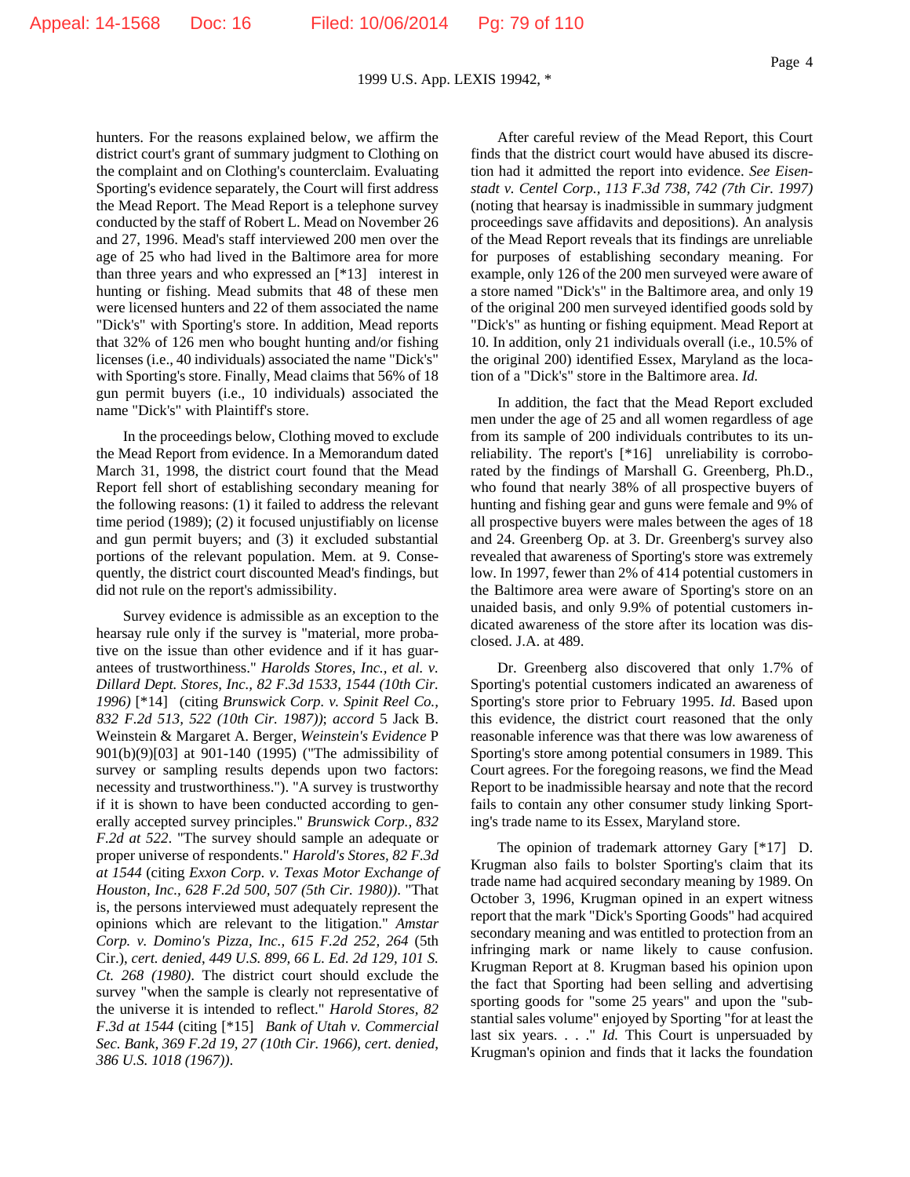hunters. For the reasons explained below, we affirm the district court's grant of summary judgment to Clothing on the complaint and on Clothing's counterclaim. Evaluating Sporting's evidence separately, the Court will first address the Mead Report. The Mead Report is a telephone survey conducted by the staff of Robert L. Mead on November 26 and 27, 1996. Mead's staff interviewed 200 men over the age of 25 who had lived in the Baltimore area for more than three years and who expressed an [*13] interest in hunting or fishing. Mead submits that 48 of these men were licensed hunters and 22 of them associated the name "Dick's" with Sporting's store. In addition, Mead reports that 32% of 126 men who bought hunting and/or fishing licenses (i.e., 40 individuals) associated the name "Dick's" with Sporting's store. Finally, Mead claims that 56% of 18 gun permit buyers (i.e., 10 individuals) associated the name "Dick's" with Plaintiff's store.

In the proceedings below, Clothing moved to exclude the Mead Report from evidence. In a Memorandum dated March 31, 1998, the district court found that the Mead Report fell short of establishing secondary meaning for the following reasons: (1) it failed to address the relevant time period (1989); (2) it focused unjustifiably on license and gun permit buyers; and (3) it excluded substantial portions of the relevant population. Mem. at 9. Consequently, the district court discounted Mead's findings, but did not rule on the report's admissibility.

Survey evidence is admissible as an exception to the hearsay rule only if the survey is "material, more probative on the issue than other evidence and if it has guarantees of trustworthiness." *Harolds Stores, Inc., et al. v. Dillard Dept. Stores, Inc., 82 F.3d 1533, 1544 (10th Cir. 1996)* [*14] (citing *Brunswick Corp. v. Spinit Reel Co., 832 F.2d 513, 522 (10th Cir. 1987)*); *accord* 5 Jack B. Weinstein & Margaret A. Berger, *Weinstein's Evidence* P 901(b)(9)[03] at 901-140 (1995) ("The admissibility of survey or sampling results depends upon two factors: necessity and trustworthiness."). "A survey is trustworthy if it is shown to have been conducted according to generally accepted survey principles." *Brunswick Corp., 832 F.2d at 522*. "The survey should sample an adequate or proper universe of respondents." *Harold's Stores, 82 F.3d at 1544* (citing *Exxon Corp. v. Texas Motor Exchange of Houston, Inc., 628 F.2d 500, 507 (5th Cir. 1980))*. "That is, the persons interviewed must adequately represent the opinions which are relevant to the litigation." *Amstar Corp. v. Domino's Pizza, Inc., 615 F.2d 252, 264* (5th Cir.), *cert. denied, 449 U.S. 899, 66 L. Ed. 2d 129, 101 S. Ct. 268 (1980)*. The district court should exclude the survey "when the sample is clearly not representative of the universe it is intended to reflect." *Harold Stores, 82 F.3d at 1544* (citing [*15] *Bank of Utah v. Commercial Sec. Bank, 369 F.2d 19, 27 (10th Cir. 1966), cert. denied, 386 U.S. 1018 (1967))*.

After careful review of the Mead Report, this Court finds that the district court would have abused its discretion had it admitted the report into evidence. *See Eisenstadt v. Centel Corp., 113 F.3d 738, 742 (7th Cir. 1997)* (noting that hearsay is inadmissible in summary judgment proceedings save affidavits and depositions). An analysis of the Mead Report reveals that its findings are unreliable for purposes of establishing secondary meaning. For example, only 126 of the 200 men surveyed were aware of a store named "Dick's" in the Baltimore area, and only 19 of the original 200 men surveyed identified goods sold by "Dick's" as hunting or fishing equipment. Mead Report at 10. In addition, only 21 individuals overall (i.e., 10.5% of the original 200) identified Essex, Maryland as the location of a "Dick's" store in the Baltimore area. *Id.*

In addition, the fact that the Mead Report excluded men under the age of 25 and all women regardless of age from its sample of 200 individuals contributes to its unreliability. The report's [*16] unreliability is corroborated by the findings of Marshall G. Greenberg, Ph.D., who found that nearly 38% of all prospective buyers of hunting and fishing gear and guns were female and 9% of all prospective buyers were males between the ages of 18 and 24. Greenberg Op. at 3. Dr. Greenberg's survey also revealed that awareness of Sporting's store was extremely low. In 1997, fewer than 2% of 414 potential customers in the Baltimore area were aware of Sporting's store on an unaided basis, and only 9.9% of potential customers indicated awareness of the store after its location was disclosed. J.A. at 489.

Dr. Greenberg also discovered that only 1.7% of Sporting's potential customers indicated an awareness of Sporting's store prior to February 1995. *Id.* Based upon this evidence, the district court reasoned that the only reasonable inference was that there was low awareness of Sporting's store among potential consumers in 1989. This Court agrees. For the foregoing reasons, we find the Mead Report to be inadmissible hearsay and note that the record fails to contain any other consumer study linking Sporting's trade name to its Essex, Maryland store.

The opinion of trademark attorney Gary [*17] D. Krugman also fails to bolster Sporting's claim that its trade name had acquired secondary meaning by 1989. On October 3, 1996, Krugman opined in an expert witness report that the mark "Dick's Sporting Goods" had acquired secondary meaning and was entitled to protection from an infringing mark or name likely to cause confusion. Krugman Report at 8. Krugman based his opinion upon the fact that Sporting had been selling and advertising sporting goods for "some 25 years" and upon the "substantial sales volume" enjoyed by Sporting "for at least the last six years. . . ." *Id.* This Court is unpersuaded by Krugman's opinion and finds that it lacks the foundation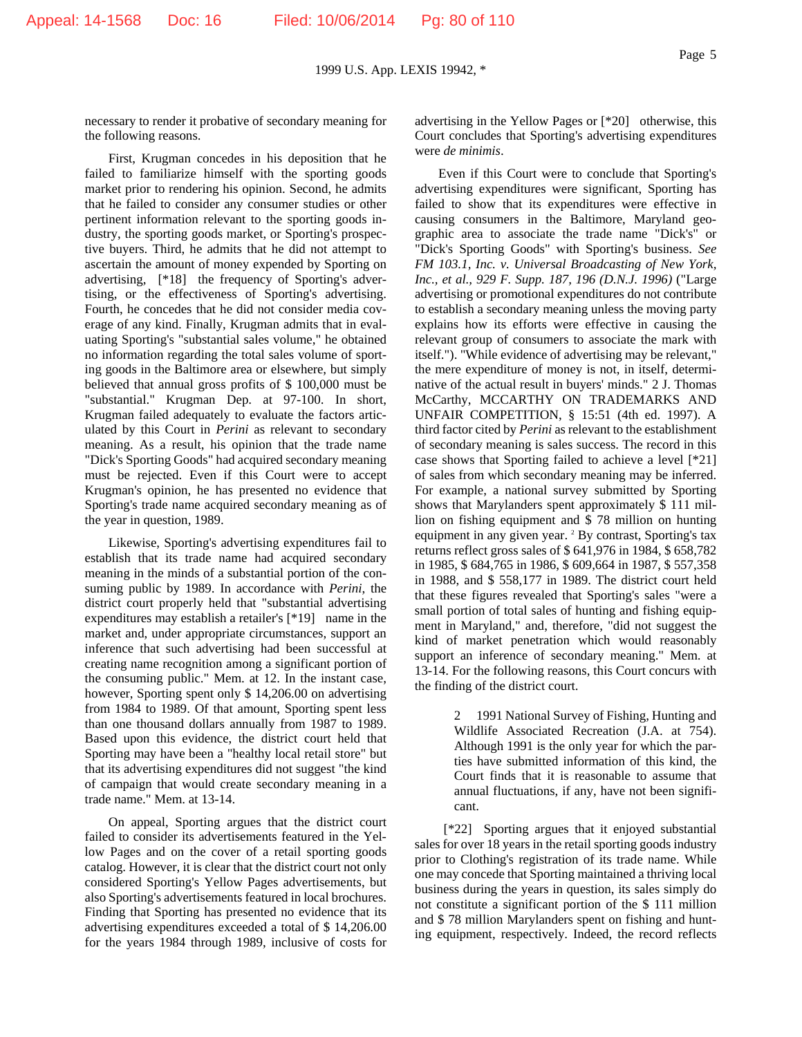necessary to render it probative of secondary meaning for the following reasons.

First, Krugman concedes in his deposition that he failed to familiarize himself with the sporting goods market prior to rendering his opinion. Second, he admits that he failed to consider any consumer studies or other pertinent information relevant to the sporting goods industry, the sporting goods market, or Sporting's prospective buyers. Third, he admits that he did not attempt to ascertain the amount of money expended by Sporting on advertising, [*18] the frequency of Sporting's advertising, or the effectiveness of Sporting's advertising. Fourth, he concedes that he did not consider media coverage of any kind. Finally, Krugman admits that in evaluating Sporting's "substantial sales volume," he obtained no information regarding the total sales volume of sporting goods in the Baltimore area or elsewhere, but simply believed that annual gross profits of $ 100,000 must be "substantial." Krugman Dep. at 97-100. In short, Krugman failed adequately to evaluate the factors articulated by this Court in *Perini* as relevant to secondary meaning. As a result, his opinion that the trade name "Dick's Sporting Goods" had acquired secondary meaning must be rejected. Even if this Court were to accept Krugman's opinion, he has presented no evidence that Sporting's trade name acquired secondary meaning as of the year in question, 1989.

Likewise, Sporting's advertising expenditures fail to establish that its trade name had acquired secondary meaning in the minds of a substantial portion of the consuming public by 1989. In accordance with *Perini*, the district court properly held that "substantial advertising expenditures may establish a retailer's [*19] name in the market and, under appropriate circumstances, support an inference that such advertising had been successful at creating name recognition among a significant portion of the consuming public." Mem. at 12. In the instant case, however, Sporting spent only $ 14,206.00 on advertising from 1984 to 1989. Of that amount, Sporting spent less than one thousand dollars annually from 1987 to 1989. Based upon this evidence, the district court held that Sporting may have been a "healthy local retail store" but that its advertising expenditures did not suggest "the kind of campaign that would create secondary meaning in a trade name." Mem. at 13-14.

On appeal, Sporting argues that the district court failed to consider its advertisements featured in the Yellow Pages and on the cover of a retail sporting goods catalog. However, it is clear that the district court not only considered Sporting's Yellow Pages advertisements, but also Sporting's advertisements featured in local brochures. Finding that Sporting has presented no evidence that its advertising expenditures exceeded a total of $ 14,206.00 for the years 1984 through 1989, inclusive of costs for advertising in the Yellow Pages or [*20] otherwise, this Court concludes that Sporting's advertising expenditures were *de minimis*.

Even if this Court were to conclude that Sporting's advertising expenditures were significant, Sporting has failed to show that its expenditures were effective in causing consumers in the Baltimore, Maryland geographic area to associate the trade name "Dick's" or "Dick's Sporting Goods" with Sporting's business. *See FM 103.1, Inc. v. Universal Broadcasting of New York, Inc., et al., 929 F. Supp. 187, 196 (D.N.J. 1996)* ("Large advertising or promotional expenditures do not contribute to establish a secondary meaning unless the moving party explains how its efforts were effective in causing the relevant group of consumers to associate the mark with itself."). "While evidence of advertising may be relevant," the mere expenditure of money is not, in itself, determinative of the actual result in buyers' minds." 2 J. Thomas McCarthy, MCCARTHY ON TRADEMARKS AND UNFAIR COMPETITION, § 15:51 (4th ed. 1997). A third factor cited by *Perini* as relevant to the establishment of secondary meaning is sales success. The record in this case shows that Sporting failed to achieve a level [*21] of sales from which secondary meaning may be inferred. For example, a national survey submitted by Sporting shows that Marylanders spent approximately $ 111 million on fishing equipment and $ 78 million on hunting equipment in any given year. [2] By contrast, Sporting's tax returns reflect gross sales of $ 641,976 in 1984, $ 658,782 in 1985, $ 684,765 in 1986, $ 609,664 in 1987, $ 557,358 in 1988, and $ 558,177 in 1989. The district court held that these figures revealed that Sporting's sales "were a small portion of total sales of hunting and fishing equipment in Maryland," and, therefore, "did not suggest the kind of market penetration which would reasonably support an inference of secondary meaning." Mem. at 13-14. For the following reasons, this Court concurs with the finding of the district court.

> 2 1991 National Survey of Fishing, Hunting and Wildlife Associated Recreation (J.A. at 754). Although 1991 is the only year for which the parties have submitted information of this kind, the Court finds that it is reasonable to assume that annual fluctuations, if any, have not been significant.

[*22] Sporting argues that it enjoyed substantial sales for over 18 years in the retail sporting goods industry prior to Clothing's registration of its trade name. While one may concede that Sporting maintained a thriving local business during the years in question, its sales simply do not constitute a significant portion of the $ 111 million and $ 78 million Marylanders spent on fishing and hunting equipment, respectively. Indeed, the record reflects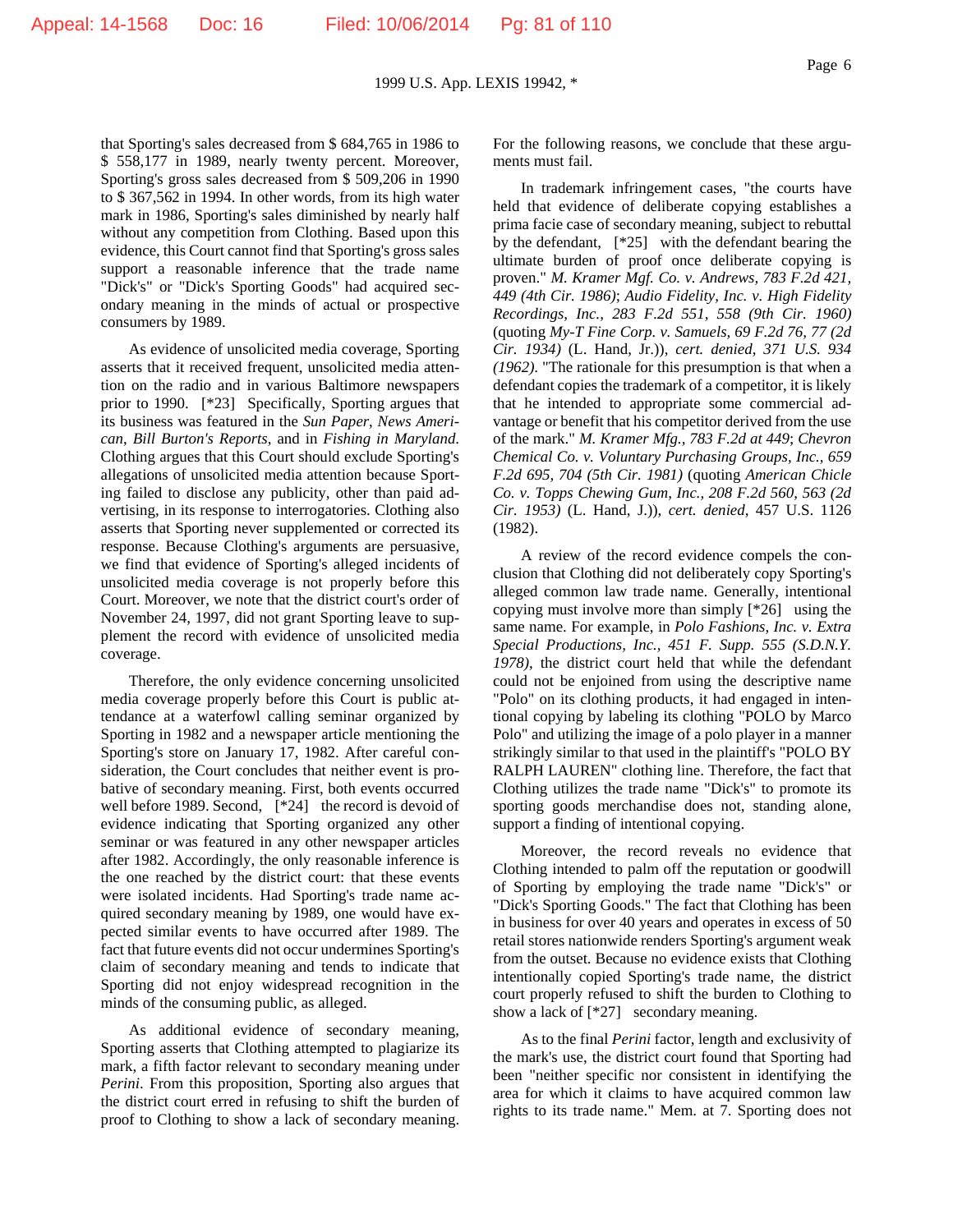that Sporting's sales decreased from $ 684,765 in 1986 to $ 558,177 in 1989, nearly twenty percent. Moreover, Sporting's gross sales decreased from $ 509,206 in 1990 to $ 367,562 in 1994. In other words, from its high water mark in 1986, Sporting's sales diminished by nearly half without any competition from Clothing. Based upon this evidence, this Court cannot find that Sporting's gross sales support a reasonable inference that the trade name "Dick's" or "Dick's Sporting Goods" had acquired secondary meaning in the minds of actual or prospective consumers by 1989.

As evidence of unsolicited media coverage, Sporting asserts that it received frequent, unsolicited media attention on the radio and in various Baltimore newspapers prior to 1990. [*23] Specifically, Sporting argues that its business was featured in the *Sun Paper*, *News American*, *Bill Burton's Reports*, and in *Fishing in Maryland*. Clothing argues that this Court should exclude Sporting's allegations of unsolicited media attention because Sporting failed to disclose any publicity, other than paid advertising, in its response to interrogatories. Clothing also asserts that Sporting never supplemented or corrected its response. Because Clothing's arguments are persuasive, we find that evidence of Sporting's alleged incidents of unsolicited media coverage is not properly before this Court. Moreover, we note that the district court's order of November 24, 1997, did not grant Sporting leave to supplement the record with evidence of unsolicited media coverage.

Therefore, the only evidence concerning unsolicited media coverage properly before this Court is public attendance at a waterfowl calling seminar organized by Sporting in 1982 and a newspaper article mentioning the Sporting's store on January 17, 1982. After careful consideration, the Court concludes that neither event is probative of secondary meaning. First, both events occurred well before 1989. Second, [*24] the record is devoid of evidence indicating that Sporting organized any other seminar or was featured in any other newspaper articles after 1982. Accordingly, the only reasonable inference is the one reached by the district court: that these events were isolated incidents. Had Sporting's trade name acquired secondary meaning by 1989, one would have expected similar events to have occurred after 1989. The fact that future events did not occur undermines Sporting's claim of secondary meaning and tends to indicate that Sporting did not enjoy widespread recognition in the minds of the consuming public, as alleged.

As additional evidence of secondary meaning, Sporting asserts that Clothing attempted to plagiarize its mark, a fifth factor relevant to secondary meaning under *Perini*. From this proposition, Sporting also argues that the district court erred in refusing to shift the burden of proof to Clothing to show a lack of secondary meaning. For the following reasons, we conclude that these arguments must fail.

In trademark infringement cases, "the courts have held that evidence of deliberate copying establishes a prima facie case of secondary meaning, subject to rebuttal by the defendant, [*25] with the defendant bearing the ultimate burden of proof once deliberate copying is proven." *M. Kramer Mgf. Co. v. Andrews, 783 F.2d 421, 449 (4th Cir. 1986)*; *Audio Fidelity, Inc. v. High Fidelity Recordings, Inc., 283 F.2d 551, 558 (9th Cir. 1960)* (quoting *My-T Fine Corp. v. Samuels, 69 F.2d 76, 77 (2d Cir. 1934)* (L. Hand, Jr.)), *cert. denied, 371 U.S. 934 (1962)*. "The rationale for this presumption is that when a defendant copies the trademark of a competitor, it is likely that he intended to appropriate some commercial advantage or benefit that his competitor derived from the use of the mark." *M. Kramer Mfg., 783 F.2d at 449*; *Chevron Chemical Co. v. Voluntary Purchasing Groups, Inc., 659 F.2d 695, 704 (5th Cir. 1981)* (quoting *American Chicle Co. v. Topps Chewing Gum, Inc., 208 F.2d 560, 563 (2d Cir. 1953)* (L. Hand, J.)), *cert. denied*, 457 U.S. 1126 (1982).

A review of the record evidence compels the conclusion that Clothing did not deliberately copy Sporting's alleged common law trade name. Generally, intentional copying must involve more than simply [*26] using the same name. For example, in *Polo Fashions, Inc. v. Extra Special Productions, Inc., 451 F. Supp. 555 (S.D.N.Y. 1978)*, the district court held that while the defendant could not be enjoined from using the descriptive name "Polo" on its clothing products, it had engaged in intentional copying by labeling its clothing "POLO by Marco Polo" and utilizing the image of a polo player in a manner strikingly similar to that used in the plaintiff's "POLO BY RALPH LAUREN" clothing line. Therefore, the fact that Clothing utilizes the trade name "Dick's" to promote its sporting goods merchandise does not, standing alone, support a finding of intentional copying.

Moreover, the record reveals no evidence that Clothing intended to palm off the reputation or goodwill of Sporting by employing the trade name "Dick's" or "Dick's Sporting Goods." The fact that Clothing has been in business for over 40 years and operates in excess of 50 retail stores nationwide renders Sporting's argument weak from the outset. Because no evidence exists that Clothing intentionally copied Sporting's trade name, the district court properly refused to shift the burden to Clothing to show a lack of [*27] secondary meaning.

As to the final *Perini* factor, length and exclusivity of the mark's use, the district court found that Sporting had been "neither specific nor consistent in identifying the area for which it claims to have acquired common law rights to its trade name." Mem. at 7. Sporting does not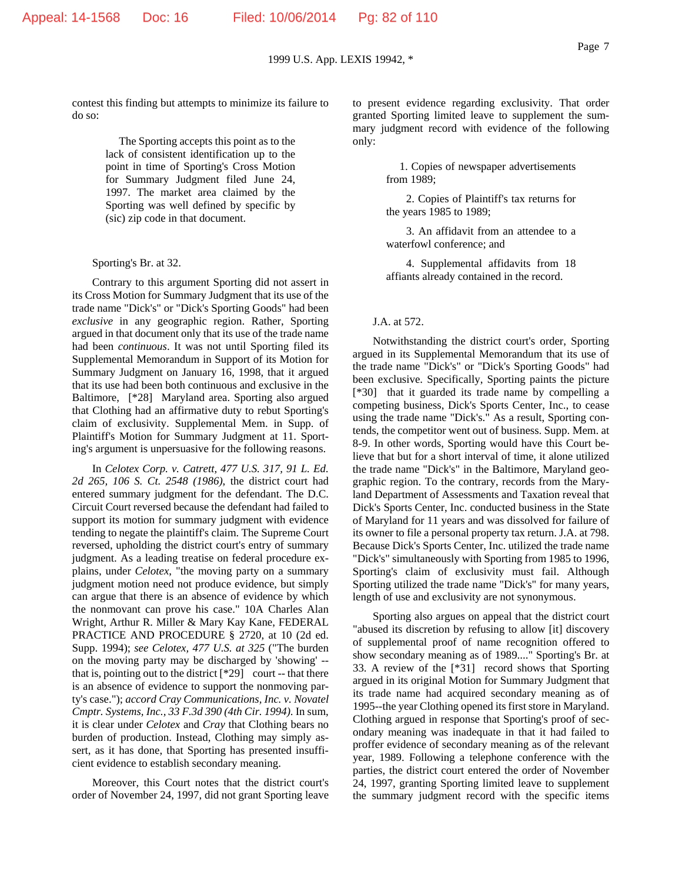contest this finding but attempts to minimize its failure to do so:

> The Sporting accepts this point as to the lack of consistent identification up to the point in time of Sporting's Cross Motion for Summary Judgment filed June 24, 1997. The market area claimed by the Sporting was well defined by specific by (sic) zip code in that document.

Sporting's Br. at 32.

Contrary to this argument Sporting did not assert in its Cross Motion for Summary Judgment that its use of the trade name "Dick's" or "Dick's Sporting Goods" had been *exclusive* in any geographic region. Rather, Sporting argued in that document only that its use of the trade name had been *continuous*. It was not until Sporting filed its Supplemental Memorandum in Support of its Motion for Summary Judgment on January 16, 1998, that it argued that its use had been both continuous and exclusive in the Baltimore, [*28] Maryland area. Sporting also argued that Clothing had an affirmative duty to rebut Sporting's claim of exclusivity. Supplemental Mem. in Supp. of Plaintiff's Motion for Summary Judgment at 11. Sporting's argument is unpersuasive for the following reasons.

In *Celotex Corp. v. Catrett, 477 U.S. 317, 91 L. Ed. 2d 265, 106 S. Ct. 2548 (1986)*, the district court had entered summary judgment for the defendant. The D.C. Circuit Court reversed because the defendant had failed to support its motion for summary judgment with evidence tending to negate the plaintiff's claim. The Supreme Court reversed, upholding the district court's entry of summary judgment. As a leading treatise on federal procedure explains, under *Celotex*, "the moving party on a summary judgment motion need not produce evidence, but simply can argue that there is an absence of evidence by which the nonmovant can prove his case." 10A Charles Alan Wright, Arthur R. Miller & Mary Kay Kane, FEDERAL PRACTICE AND PROCEDURE § 2720, at 10 (2d ed. Supp. 1994); *see Celotex, 477 U.S. at 325* ("The burden on the moving party may be discharged by 'showing' -- that is, pointing out to the district [*29] court -- that there is an absence of evidence to support the nonmoving party's case."); *accord Cray Communications, Inc. v. Novatel Cmptr. Systems, Inc., 33 F.3d 390 (4th Cir. 1994)*. In sum, it is clear under *Celotex* and *Cray* that Clothing bears no burden of production. Instead, Clothing may simply assert, as it has done, that Sporting has presented insufficient evidence to establish secondary meaning.

Moreover, this Court notes that the district court's order of November 24, 1997, did not grant Sporting leave to present evidence regarding exclusivity. That order granted Sporting limited leave to supplement the summary judgment record with evidence of the following only:

> 1. Copies of newspaper advertisements from 1989;
>
> 2. Copies of Plaintiff's tax returns for the years 1985 to 1989;
>
> 3. An affidavit from an attendee to a waterfowl conference; and
>
> 4. Supplemental affidavits from 18 affiants already contained in the record.

J.A. at 572.

Notwithstanding the district court's order, Sporting argued in its Supplemental Memorandum that its use of the trade name "Dick's" or "Dick's Sporting Goods" had been exclusive. Specifically, Sporting paints the picture [*30] that it guarded its trade name by compelling a competing business, Dick's Sports Center, Inc., to cease using the trade name "Dick's." As a result, Sporting contends, the competitor went out of business. Supp. Mem. at 8-9. In other words, Sporting would have this Court believe that but for a short interval of time, it alone utilized the trade name "Dick's" in the Baltimore, Maryland geographic region. To the contrary, records from the Maryland Department of Assessments and Taxation reveal that Dick's Sports Center, Inc. conducted business in the State of Maryland for 11 years and was dissolved for failure of its owner to file a personal property tax return. J.A. at 798. Because Dick's Sports Center, Inc. utilized the trade name "Dick's" simultaneously with Sporting from 1985 to 1996, Sporting's claim of exclusivity must fail. Although Sporting utilized the trade name "Dick's" for many years, length of use and exclusivity are not synonymous.

Sporting also argues on appeal that the district court "abused its discretion by refusing to allow [it] discovery of supplemental proof of name recognition offered to show secondary meaning as of 1989...." Sporting's Br. at 33. A review of the [*31] record shows that Sporting argued in its original Motion for Summary Judgment that its trade name had acquired secondary meaning as of 1995--the year Clothing opened its first store in Maryland. Clothing argued in response that Sporting's proof of secondary meaning was inadequate in that it had failed to proffer evidence of secondary meaning as of the relevant year, 1989. Following a telephone conference with the parties, the district court entered the order of November 24, 1997, granting Sporting limited leave to supplement the summary judgment record with the specific items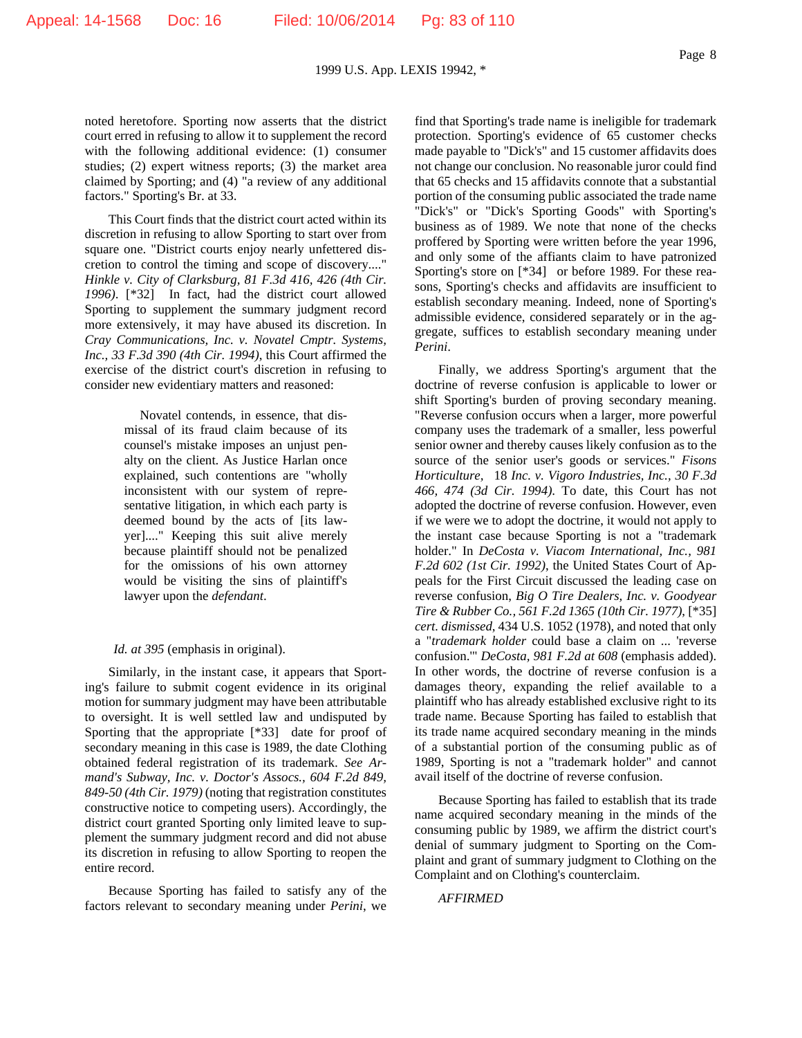noted heretofore. Sporting now asserts that the district court erred in refusing to allow it to supplement the record with the following additional evidence: (1) consumer studies; (2) expert witness reports; (3) the market area claimed by Sporting; and (4) "a review of any additional factors." Sporting's Br. at 33.

This Court finds that the district court acted within its discretion in refusing to allow Sporting to start over from square one. "District courts enjoy nearly unfettered discretion to control the timing and scope of discovery...." *Hinkle v. City of Clarksburg, 81 F.3d 416, 426 (4th Cir. 1996)*. [*32] In fact, had the district court allowed Sporting to supplement the summary judgment record more extensively, it may have abused its discretion. In *Cray Communications, Inc. v. Novatel Cmptr. Systems, Inc., 33 F.3d 390 (4th Cir. 1994)*, this Court affirmed the exercise of the district court's discretion in refusing to consider new evidentiary matters and reasoned:

> Novatel contends, in essence, that dismissal of its fraud claim because of its counsel's mistake imposes an unjust penalty on the client. As Justice Harlan once explained, such contentions are "wholly inconsistent with our system of representative litigation, in which each party is deemed bound by the acts of [its lawyer]...." Keeping this suit alive merely because plaintiff should not be penalized for the omissions of his own attorney would be visiting the sins of plaintiff's lawyer upon the *defendant*.

*Id. at 395* (emphasis in original).

Similarly, in the instant case, it appears that Sporting's failure to submit cogent evidence in its original motion for summary judgment may have been attributable to oversight. It is well settled law and undisputed by Sporting that the appropriate [*33] date for proof of secondary meaning in this case is 1989, the date Clothing obtained federal registration of its trademark. *See Armand's Subway, Inc. v. Doctor's Assocs., 604 F.2d 849, 849-50 (4th Cir. 1979)* (noting that registration constitutes constructive notice to competing users). Accordingly, the district court granted Sporting only limited leave to supplement the summary judgment record and did not abuse its discretion in refusing to allow Sporting to reopen the entire record.

Because Sporting has failed to satisfy any of the factors relevant to secondary meaning under *Perini*, we find that Sporting's trade name is ineligible for trademark protection. Sporting's evidence of 65 customer checks made payable to "Dick's" and 15 customer affidavits does not change our conclusion. No reasonable juror could find that 65 checks and 15 affidavits connote that a substantial portion of the consuming public associated the trade name "Dick's" or "Dick's Sporting Goods" with Sporting's business as of 1989. We note that none of the checks proffered by Sporting were written before the year 1996, and only some of the affiants claim to have patronized Sporting's store on [*34] or before 1989. For these reasons, Sporting's checks and affidavits are insufficient to establish secondary meaning. Indeed, none of Sporting's admissible evidence, considered separately or in the aggregate, suffices to establish secondary meaning under *Perini*.

Finally, we address Sporting's argument that the doctrine of reverse confusion is applicable to lower or shift Sporting's burden of proving secondary meaning. "Reverse confusion occurs when a larger, more powerful company uses the trademark of a smaller, less powerful senior owner and thereby causes likely confusion as to the source of the senior user's goods or services." *Fisons Horticulture,* 18 *Inc. v. Vigoro Industries, Inc., 30 F.3d 466, 474 (3d Cir. 1994)*. To date, this Court has not adopted the doctrine of reverse confusion. However, even if we were we to adopt the doctrine, it would not apply to the instant case because Sporting is not a "trademark holder." In *DeCosta v. Viacom International, Inc., 981 F.2d 602 (1st Cir. 1992)*, the United States Court of Appeals for the First Circuit discussed the leading case on reverse confusion, *Big O Tire Dealers, Inc. v. Goodyear Tire & Rubber Co., 561 F.2d 1365 (10th Cir. 1977)*, [*35] *cert. dismissed*, 434 U.S. 1052 (1978), and noted that only a "*trademark holder* could base a claim on ... 'reverse confusion.'" *DeCosta, 981 F.2d at 608* (emphasis added). In other words, the doctrine of reverse confusion is a damages theory, expanding the relief available to a plaintiff who has already established exclusive right to its trade name. Because Sporting has failed to establish that its trade name acquired secondary meaning in the minds of a substantial portion of the consuming public as of 1989, Sporting is not a "trademark holder" and cannot avail itself of the doctrine of reverse confusion.

Because Sporting has failed to establish that its trade name acquired secondary meaning in the minds of the consuming public by 1989, we affirm the district court's denial of summary judgment to Sporting on the Complaint and grant of summary judgment to Clothing on the Complaint and on Clothing's counterclaim.

*AFFIRMED*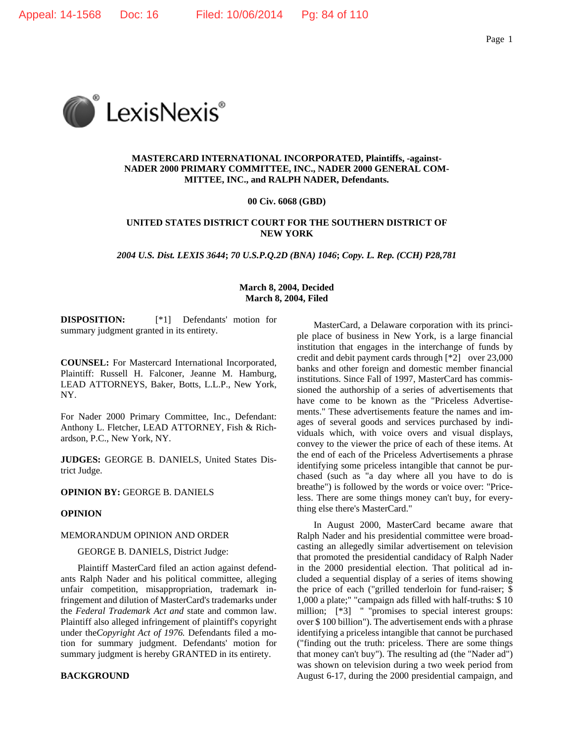**MASTERCARD INTERNATIONAL INCORPORATED, Plaintiffs, -against- NADER 2000 PRIMARY COMMITTEE, INC., NADER 2000 GENERAL COMMITTEE, INC., and RALPH NADER, Defendants.**

**00 Civ. 6068 (GBD)**

**UNITED STATES DISTRICT COURT FOR THE SOUTHERN DISTRICT OF NEW YORK**

***2004 U.S. Dist. LEXIS 3644; 70 U.S.P.Q.2D (BNA) 1046; Copy. L. Rep. (CCH) P28,781***

**March 8, 2004, Decided**
**March 8, 2004, Filed**

**DISPOSITION:** [*1] Defendants' motion for summary judgment granted in its entirety.

**COUNSEL:** For Mastercard International Incorporated, Plaintiff: Russell H. Falconer, Jeanne M. Hamburg, LEAD ATTORNEYS, Baker, Botts, L.L.P., New York, NY.

For Nader 2000 Primary Committee, Inc., Defendant: Anthony L. Fletcher, LEAD ATTORNEY, Fish & Richardson, P.C., New York, NY.

**JUDGES:** GEORGE B. DANIELS, United States District Judge.

**OPINION BY:** GEORGE B. DANIELS

**OPINION**

MEMORANDUM OPINION AND ORDER

GEORGE B. DANIELS, District Judge:

Plaintiff MasterCard filed an action against defendants Ralph Nader and his political committee, alleging unfair competition, misappropriation, trademark infringement and dilution of MasterCard's trademarks under the *Federal Trademark Act and* state and common law. Plaintiff also alleged infringement of plaintiff's copyright under the *Copyright Act of 1976.* Defendants filed a motion for summary judgment. Defendants' motion for summary judgment is hereby GRANTED in its entirety.

**BACKGROUND**

MasterCard, a Delaware corporation with its principle place of business in New York, is a large financial institution that engages in the interchange of funds by credit and debit payment cards through [*2] over 23,000 banks and other foreign and domestic member financial institutions. Since Fall of 1997, MasterCard has commissioned the authorship of a series of advertisements that have come to be known as the "Priceless Advertisements." These advertisements feature the names and images of several goods and services purchased by individuals which, with voice overs and visual displays, convey to the viewer the price of each of these items. At the end of each of the Priceless Advertisements a phrase identifying some priceless intangible that cannot be purchased (such as "a day where all you have to do is breathe") is followed by the words or voice over: "Priceless. There are some things money can't buy, for everything else there's MasterCard."

In August 2000, MasterCard became aware that Ralph Nader and his presidential committee were broadcasting an allegedly similar advertisement on television that promoted the presidential candidacy of Ralph Nader in the 2000 presidential election. That political ad included a sequential display of a series of items showing the price of each ("grilled tenderloin for fund-raiser; $ 1,000 a plate;" "campaign ads filled with half-truths: $ 10 million; [*3] " "promises to special interest groups: over $ 100 billion"). The advertisement ends with a phrase identifying a priceless intangible that cannot be purchased ("finding out the truth: priceless. There are some things that money can't buy"). The resulting ad (the "Nader ad") was shown on television during a two week period from August 6-17, during the 2000 presidential campaign, and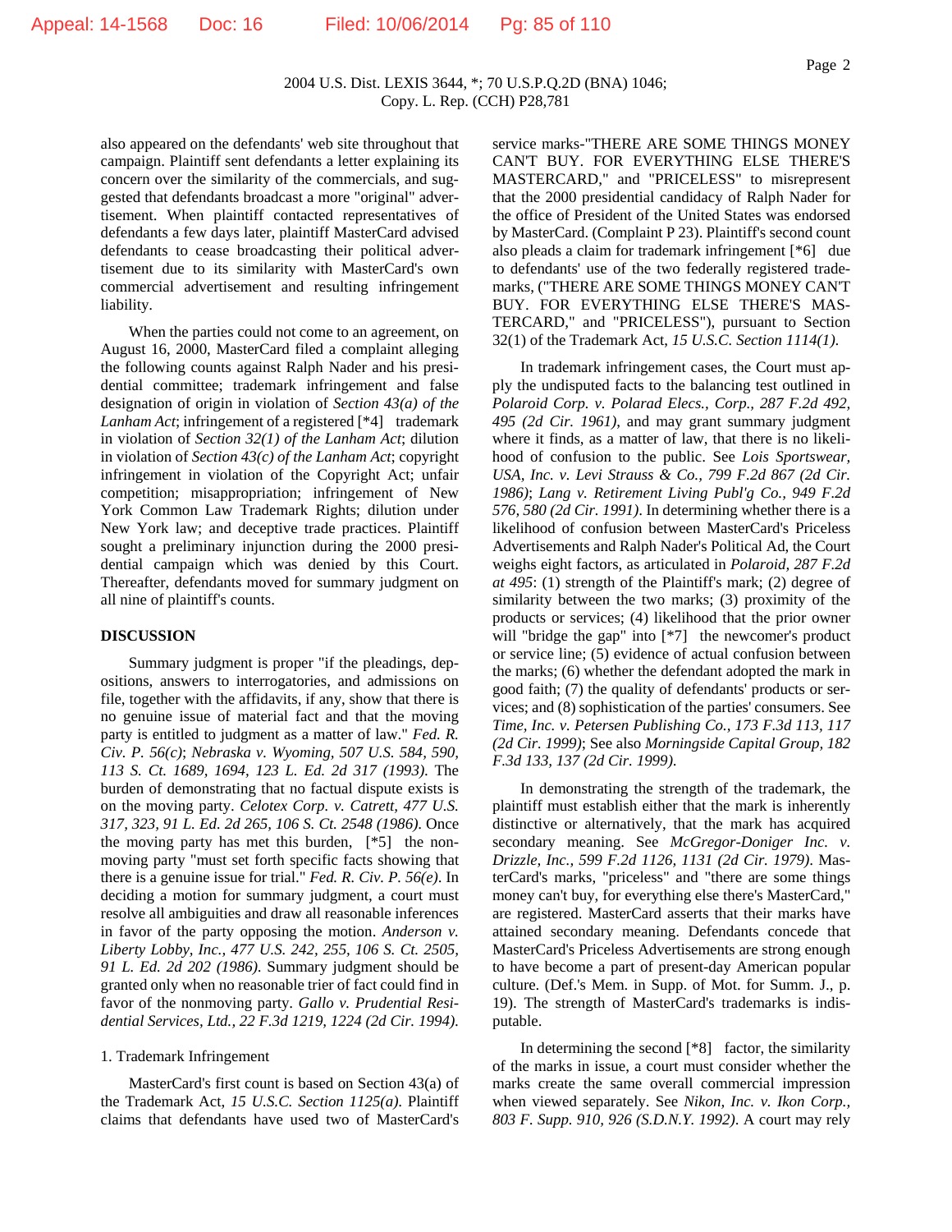also appeared on the defendants' web site throughout that campaign. Plaintiff sent defendants a letter explaining its concern over the similarity of the commercials, and suggested that defendants broadcast a more "original" advertisement. When plaintiff contacted representatives of defendants a few days later, plaintiff MasterCard advised defendants to cease broadcasting their political advertisement due to its similarity with MasterCard's own commercial advertisement and resulting infringement liability.

When the parties could not come to an agreement, on August 16, 2000, MasterCard filed a complaint alleging the following counts against Ralph Nader and his presidential committee; trademark infringement and false designation of origin in violation of *Section 43(a) of the Lanham Act*; infringement of a registered [*4] trademark in violation of *Section 32(1) of the Lanham Act*; dilution in violation of *Section 43(c) of the Lanham Act*; copyright infringement in violation of the Copyright Act; unfair competition; misappropriation; infringement of New York Common Law Trademark Rights; dilution under New York law; and deceptive trade practices. Plaintiff sought a preliminary injunction during the 2000 presidential campaign which was denied by this Court. Thereafter, defendants moved for summary judgment on all nine of plaintiff's counts.

**DISCUSSION**

Summary judgment is proper "if the pleadings, depositions, answers to interrogatories, and admissions on file, together with the affidavits, if any, show that there is no genuine issue of material fact and that the moving party is entitled to judgment as a matter of law." *Fed. R. Civ. P. 56(c)*; *Nebraska v. Wyoming, 507 U.S. 584, 590, 113 S. Ct. 1689, 1694, 123 L. Ed. 2d 317 (1993)*. The burden of demonstrating that no factual dispute exists is on the moving party. *Celotex Corp. v. Catrett, 477 U.S. 317, 323, 91 L. Ed. 2d 265, 106 S. Ct. 2548 (1986)*. Once the moving party has met this burden, [*5] the nonmoving party "must set forth specific facts showing that there is a genuine issue for trial." *Fed. R. Civ. P. 56(e)*. In deciding a motion for summary judgment, a court must resolve all ambiguities and draw all reasonable inferences in favor of the party opposing the motion. *Anderson v. Liberty Lobby, Inc., 477 U.S. 242, 255, 106 S. Ct. 2505, 91 L. Ed. 2d 202 (1986)*. Summary judgment should be granted only when no reasonable trier of fact could find in favor of the nonmoving party. *Gallo v. Prudential Residential Services, Ltd., 22 F.3d 1219, 1224 (2d Cir. 1994)*.

1. Trademark Infringement

MasterCard's first count is based on Section 43(a) of the Trademark Act, *15 U.S.C. Section 1125(a)*. Plaintiff claims that defendants have used two of MasterCard's service marks-"THERE ARE SOME THINGS MONEY CAN'T BUY. FOR EVERYTHING ELSE THERE'S MASTERCARD," and "PRICELESS" to misrepresent that the 2000 presidential candidacy of Ralph Nader for the office of President of the United States was endorsed by MasterCard. (Complaint P 23). Plaintiff's second count also pleads a claim for trademark infringement [*6] due to defendants' use of the two federally registered trademarks, ("THERE ARE SOME THINGS MONEY CAN'T BUY. FOR EVERYTHING ELSE THERE'S MASTERCARD," and "PRICELESS"), pursuant to Section 32(1) of the Trademark Act, *15 U.S.C. Section 1114(1)*.

In trademark infringement cases, the Court must apply the undisputed facts to the balancing test outlined in *Polaroid Corp. v. Polarad Elecs., Corp., 287 F.2d 492, 495 (2d Cir. 1961)*, and may grant summary judgment where it finds, as a matter of law, that there is no likelihood of confusion to the public. See *Lois Sportswear, USA, Inc. v. Levi Strauss & Co., 799 F.2d 867 (2d Cir. 1986)*; *Lang v. Retirement Living Publ'g Co., 949 F.2d 576, 580 (2d Cir. 1991)*. In determining whether there is a likelihood of confusion between MasterCard's Priceless Advertisements and Ralph Nader's Political Ad, the Court weighs eight factors, as articulated in *Polaroid, 287 F.2d at 495*: (1) strength of the Plaintiff's mark; (2) degree of similarity between the two marks; (3) proximity of the products or services; (4) likelihood that the prior owner will "bridge the gap" into [*7] the newcomer's product or service line; (5) evidence of actual confusion between the marks; (6) whether the defendant adopted the mark in good faith; (7) the quality of defendants' products or services; and (8) sophistication of the parties' consumers. See *Time, Inc. v. Petersen Publishing Co., 173 F.3d 113, 117 (2d Cir. 1999)*; See also *Morningside Capital Group, 182 F.3d 133, 137 (2d Cir. 1999)*.

In demonstrating the strength of the trademark, the plaintiff must establish either that the mark is inherently distinctive or alternatively, that the mark has acquired secondary meaning. See *McGregor-Doniger Inc. v. Drizzle, Inc., 599 F.2d 1126, 1131 (2d Cir. 1979)*. MasterCard's marks, "priceless" and "there are some things money can't buy, for everything else there's MasterCard," are registered. MasterCard asserts that their marks have attained secondary meaning. Defendants concede that MasterCard's Priceless Advertisements are strong enough to have become a part of present-day American popular culture. (Def.'s Mem. in Supp. of Mot. for Summ. J., p. 19). The strength of MasterCard's trademarks is indisputable.

In determining the second [*8] factor, the similarity of the marks in issue, a court must consider whether the marks create the same overall commercial impression when viewed separately. See *Nikon, Inc. v. Ikon Corp., 803 F. Supp. 910, 926 (S.D.N.Y. 1992)*. A court may rely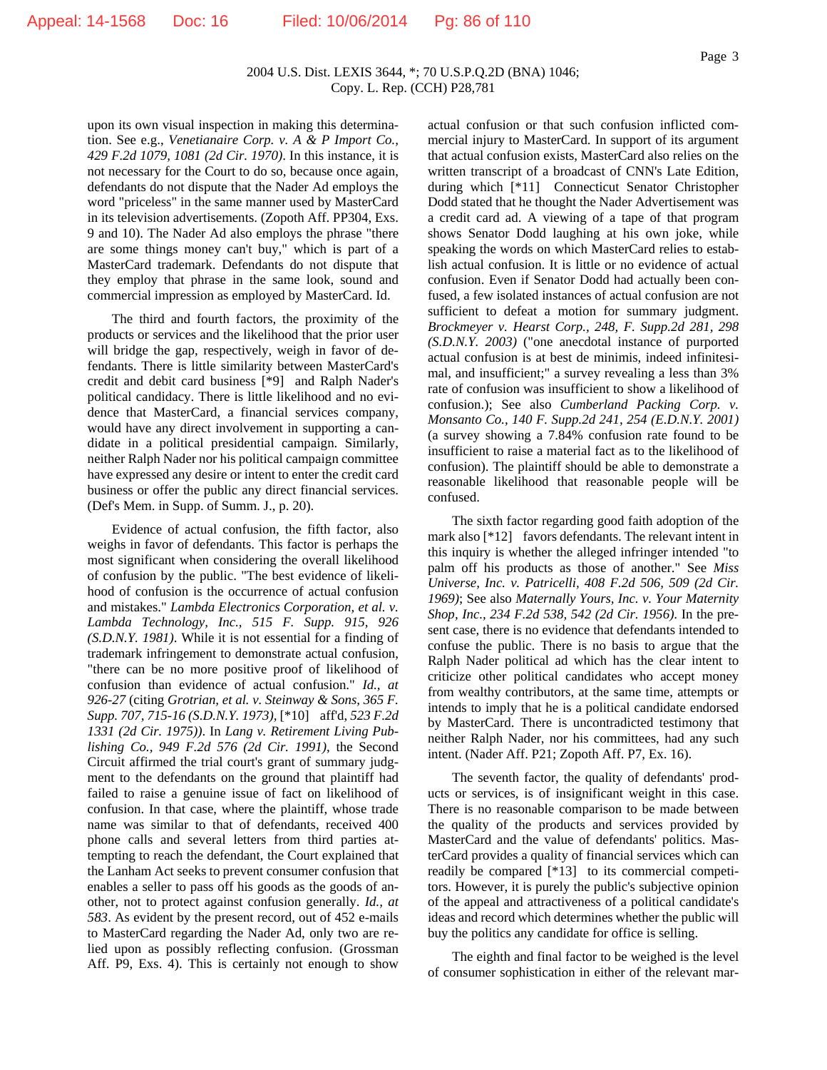upon its own visual inspection in making this determination. See e.g., *Venetianaire Corp. v. A & P Import Co., 429 F.2d 1079, 1081 (2d Cir. 1970)*. In this instance, it is not necessary for the Court to do so, because once again, defendants do not dispute that the Nader Ad employs the word "priceless" in the same manner used by MasterCard in its television advertisements. (Zopoth Aff. PP304, Exs. 9 and 10). The Nader Ad also employs the phrase "there are some things money can't buy," which is part of a MasterCard trademark. Defendants do not dispute that they employ that phrase in the same look, sound and commercial impression as employed by MasterCard. Id.

The third and fourth factors, the proximity of the products or services and the likelihood that the prior user will bridge the gap, respectively, weigh in favor of defendants. There is little similarity between MasterCard's credit and debit card business [*9] and Ralph Nader's political candidacy. There is little likelihood and no evidence that MasterCard, a financial services company, would have any direct involvement in supporting a candidate in a political presidential campaign. Similarly, neither Ralph Nader nor his political campaign committee have expressed any desire or intent to enter the credit card business or offer the public any direct financial services. (Def's Mem. in Supp. of Summ. J., p. 20).

Evidence of actual confusion, the fifth factor, also weighs in favor of defendants. This factor is perhaps the most significant when considering the overall likelihood of confusion by the public. "The best evidence of likelihood of confusion is the occurrence of actual confusion and mistakes." *Lambda Electronics Corporation, et al. v. Lambda Technology, Inc., 515 F. Supp. 915, 926 (S.D.N.Y. 1981)*. While it is not essential for a finding of trademark infringement to demonstrate actual confusion, "there can be no more positive proof of likelihood of confusion than evidence of actual confusion." *Id., at 926-27* (citing *Grotrian, et al. v. Steinway & Sons, 365 F. Supp. 707, 715-16 (S.D.N.Y. 1973),* [*10] aff'd, *523 F.2d 1331 (2d Cir. 1975))*. In *Lang v. Retirement Living Publishing Co., 949 F.2d 576 (2d Cir. 1991)*, the Second Circuit affirmed the trial court's grant of summary judgment to the defendants on the ground that plaintiff had failed to raise a genuine issue of fact on likelihood of confusion. In that case, where the plaintiff, whose trade name was similar to that of defendants, received 400 phone calls and several letters from third parties attempting to reach the defendant, the Court explained that the Lanham Act seeks to prevent consumer confusion that enables a seller to pass off his goods as the goods of another, not to protect against confusion generally. *Id., at 583*. As evident by the present record, out of 452 e-mails to MasterCard regarding the Nader Ad, only two are relied upon as possibly reflecting confusion. (Grossman Aff. P9, Exs. 4). This is certainly not enough to show actual confusion or that such confusion inflicted commercial injury to MasterCard. In support of its argument that actual confusion exists, MasterCard also relies on the written transcript of a broadcast of CNN's Late Edition, during which [*11] Connecticut Senator Christopher Dodd stated that he thought the Nader Advertisement was a credit card ad. A viewing of a tape of that program shows Senator Dodd laughing at his own joke, while speaking the words on which MasterCard relies to establish actual confusion. It is little or no evidence of actual confusion. Even if Senator Dodd had actually been confused, a few isolated instances of actual confusion are not sufficient to defeat a motion for summary judgment. *Brockmeyer v. Hearst Corp., 248, F. Supp.2d 281, 298 (S.D.N.Y. 2003)* ("one anecdotal instance of purported actual confusion is at best de minimis, indeed infinitesimal, and insufficient;" a survey revealing a less than 3% rate of confusion was insufficient to show a likelihood of confusion.); See also *Cumberland Packing Corp. v. Monsanto Co., 140 F. Supp.2d 241, 254 (E.D.N.Y. 2001)* (a survey showing a 7.84% confusion rate found to be insufficient to raise a material fact as to the likelihood of confusion). The plaintiff should be able to demonstrate a reasonable likelihood that reasonable people will be confused.

The sixth factor regarding good faith adoption of the mark also [*12] favors defendants. The relevant intent in this inquiry is whether the alleged infringer intended "to palm off his products as those of another." See *Miss Universe, Inc. v. Patricelli, 408 F.2d 506, 509 (2d Cir. 1969)*; See also *Maternally Yours, Inc. v. Your Maternity Shop, Inc., 234 F.2d 538, 542 (2d Cir. 1956)*. In the present case, there is no evidence that defendants intended to confuse the public. There is no basis to argue that the Ralph Nader political ad which has the clear intent to criticize other political candidates who accept money from wealthy contributors, at the same time, attempts or intends to imply that he is a political candidate endorsed by MasterCard. There is uncontradicted testimony that neither Ralph Nader, nor his committees, had any such intent. (Nader Aff. P21; Zopoth Aff. P7, Ex. 16).

The seventh factor, the quality of defendants' products or services, is of insignificant weight in this case. There is no reasonable comparison to be made between the quality of the products and services provided by MasterCard and the value of defendants' politics. MasterCard provides a quality of financial services which can readily be compared [*13] to its commercial competitors. However, it is purely the public's subjective opinion of the appeal and attractiveness of a political candidate's ideas and record which determines whether the public will buy the politics any candidate for office is selling.

The eighth and final factor to be weighed is the level of consumer sophistication in either of the relevant mar-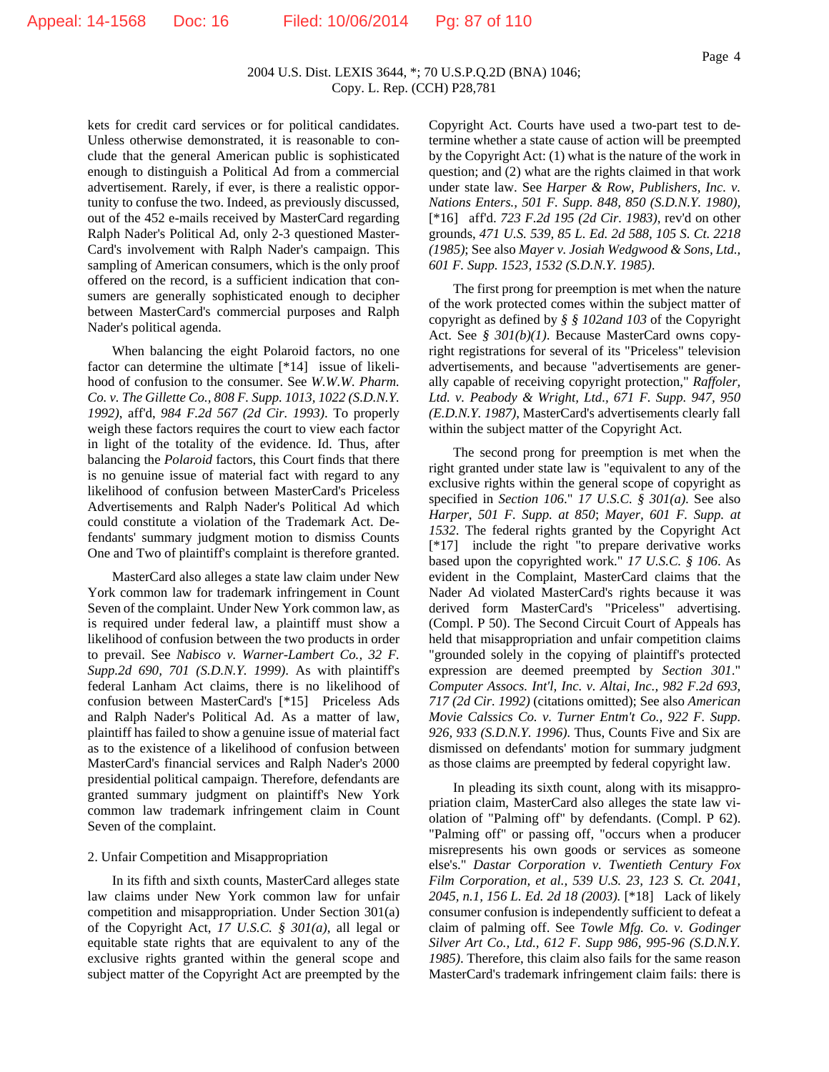kets for credit card services or for political candidates. Unless otherwise demonstrated, it is reasonable to conclude that the general American public is sophisticated enough to distinguish a Political Ad from a commercial advertisement. Rarely, if ever, is there a realistic opportunity to confuse the two. Indeed, as previously discussed, out of the 452 e-mails received by MasterCard regarding Ralph Nader's Political Ad, only 2-3 questioned MasterCard's involvement with Ralph Nader's campaign. This sampling of American consumers, which is the only proof offered on the record, is a sufficient indication that consumers are generally sophisticated enough to decipher between MasterCard's commercial purposes and Ralph Nader's political agenda.

When balancing the eight Polaroid factors, no one factor can determine the ultimate [*14] issue of likelihood of confusion. See *W.W.W. Pharm. Co. v. The Gillette Co., 808 F. Supp. 1013, 1022 (S.D.N.Y. 1992)*, aff'd, *984 F.2d 567 (2d Cir. 1993)*. To properly weigh these factors requires the court to view each factor in light of the totality of the evidence. Id. Thus, after balancing the *Polaroid* factors, this Court finds that there is no genuine issue of material fact with regard to any likelihood of confusion between MasterCard's Priceless Advertisements and Ralph Nader's Political Ad which could constitute a violation of the Trademark Act. Defendants' summary judgment motion to dismiss Counts One and Two of plaintiff's complaint is therefore granted.

MasterCard also alleges a state law claim under New York common law for trademark infringement in Count Seven of the complaint. Under New York common law, as is required under federal law, a plaintiff must show a likelihood of confusion between the two products in order to prevail. See *Nabisco v. Warner-Lambert Co., 32 F. Supp.2d 690, 701 (S.D.N.Y. 1999)*. As with plaintiff's federal Lanham Act claims, there is no likelihood of confusion between MasterCard's [*15] Priceless Ads and Ralph Nader's Political Ad. As a matter of law, plaintiff has failed to show a genuine issue of material fact as to the existence of a likelihood of confusion between MasterCard's financial services and Ralph Nader's 2000 presidential political campaign. Therefore, defendants are granted summary judgment on plaintiff's New York common law trademark infringement claim in Count Seven of the complaint.

2. Unfair Competition and Misappropriation

In its fifth and sixth counts, MasterCard alleges state law claims under New York common law for unfair competition and misappropriation. Under Section 301(a) of the Copyright Act, *17 U.S.C. § 301(a)*, all legal or equitable state rights that are equivalent to any of the exclusive rights granted within the general scope and subject matter of the Copyright Act are preempted by the Copyright Act. Courts have used a two-part test to determine whether a state cause of action will be preempted by the Copyright Act: (1) what is the nature of the work in question; and (2) what are the rights claimed in that work under state law. See *Harper & Row, Publishers, Inc. v. Nations Enters., 501 F. Supp. 848, 850 (S.D.N.Y. 1980)*, [*16] aff'd. *723 F.2d 195 (2d Cir. 1983)*, rev'd on other grounds, *471 U.S. 539, 85 L. Ed. 2d 588, 105 S. Ct. 2218 (1985)*; See also *Mayer v. Josiah Wedgwood & Sons, Ltd., 601 F. Supp. 1523, 1532 (S.D.N.Y. 1985)*.

The first prong for preemption is met when the nature of the work protected comes within the subject matter of copyright as defined by *§ § 102and 103* of the Copyright Act. See *§ 301(b)(1)*. Because MasterCard owns copyright registrations for several of its "Priceless" television advertisements, and because "advertisements are generally capable of receiving copyright protection," *Raffoler, Ltd. v. Peabody & Wright, Ltd., 671 F. Supp. 947, 950 (E.D.N.Y. 1987)*, MasterCard's advertisements clearly fall within the subject matter of the Copyright Act.

The second prong for preemption is met when the right granted under state law is "equivalent to any of the exclusive rights within the general scope of copyright as specified in *Section 106*." *17 U.S.C. § 301(a)*. See also *Harper, 501 F. Supp. at 850*; *Mayer, 601 F. Supp. at 1532*. The federal rights granted by the Copyright Act [*17] include the right "to prepare derivative works based upon the copyrighted work." *17 U.S.C. § 106*. As evident in the Complaint, MasterCard claims that the Nader Ad violated MasterCard's rights because it was derived form MasterCard's "Priceless" advertising. (Compl. P 50). The Second Circuit Court of Appeals has held that misappropriation and unfair competition claims "grounded solely in the copying of plaintiff's protected expression are deemed preempted by *Section 301*." *Computer Assocs. Int'l, Inc. v. Altai, Inc., 982 F.2d 693, 717 (2d Cir. 1992)* (citations omitted); See also *American Movie Calssics Co. v. Turner Entm't Co., 922 F. Supp. 926, 933 (S.D.N.Y. 1996)*. Thus, Counts Five and Six are dismissed on defendants' motion for summary judgment as those claims are preempted by federal copyright law.

In pleading its sixth count, along with its misappropriation claim, MasterCard also alleges the state law violation of "Palming off" by defendants. (Compl. P 62). "Palming off" or passing off, "occurs when a producer misrepresents his own goods or services as someone else's." *Dastar Corporation v. Twentieth Century Fox Film Corporation, et al., 539 U.S. 23, 123 S. Ct. 2041, 2045, n.1, 156 L. Ed. 2d 18 (2003)*. [*18] Lack of likely consumer confusion is independently sufficient to defeat a claim of palming off. See *Towle Mfg. Co. v. Godinger Silver Art Co., Ltd., 612 F. Supp 986, 995-96 (S.D.N.Y. 1985)*. Therefore, this claim also fails for the same reason MasterCard's trademark infringement claim fails: there is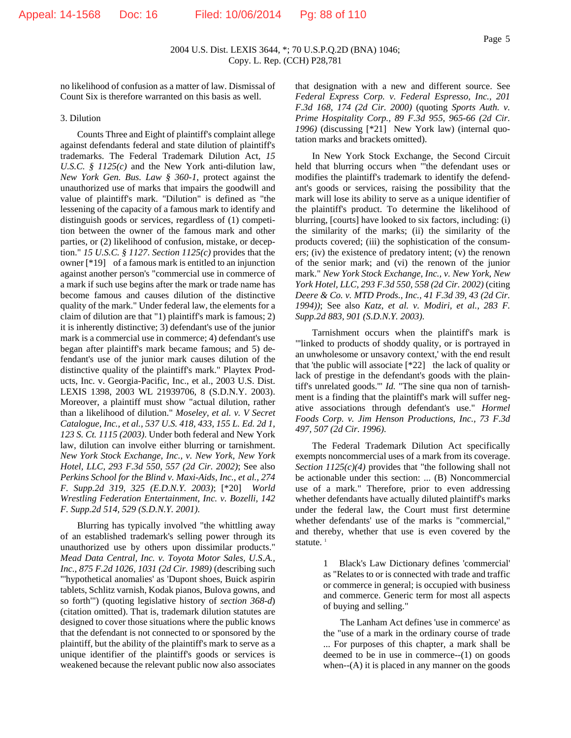no likelihood of confusion as a matter of law. Dismissal of Count Six is therefore warranted on this basis as well.

3. Dilution

Counts Three and Eight of plaintiff's complaint allege against defendants federal and state dilution of plaintiff's trademarks. The Federal Trademark Dilution Act, *15 U.S.C. § 1125(c)* and the New York anti-dilution law, *New York Gen. Bus. Law § 360-1*, protect against the unauthorized use of marks that impairs the goodwill and value of plaintiff's mark. "Dilution" is defined as "the lessening of the capacity of a famous mark to identify and distinguish goods or services, regardless of (1) competition between the owner of the famous mark and other parties, or (2) likelihood of confusion, mistake, or deception." *15 U.S.C. § 1127*. *Section 1125(c)* provides that the owner [*19] of a famous mark is entitled to an injunction against another person's "commercial use in commerce of a mark if such use begins after the mark or trade name has become famous and causes dilution of the distinctive quality of the mark." Under federal law, the elements for a claim of dilution are that "1) plaintiff's mark is famous; 2) it is inherently distinctive; 3) defendant's use of the junior mark is a commercial use in commerce; 4) defendant's use began after plaintiff's mark became famous; and 5) defendant's use of the junior mark causes dilution of the distinctive quality of the plaintiff's mark." Playtex Products, Inc. v. Georgia-Pacific, Inc., et al., 2003 U.S. Dist. LEXIS 1398, 2003 WL 21939706, 8 (S.D.N.Y. 2003). Moreover, a plaintiff must show "actual dilution, rather than a likelihood of dilution." *Moseley, et al. v. V Secret Catalogue, Inc., et al., 537 U.S. 418, 433, 155 L. Ed. 2d 1, 123 S. Ct. 1115 (2003)*. Under both federal and New York law, dilution can involve either blurring or tarnishment. *New York Stock Exchange, Inc., v. New York, New York Hotel, LLC, 293 F.3d 550, 557 (2d Cir. 2002)*; See also *Perkins School for the Blind v. Maxi-Aids, Inc., et al., 274 F. Supp.2d 319, 325 (E.D.N.Y. 2003)*; [*20] *World Wrestling Federation Entertainment, Inc. v. Bozelli, 142 F. Supp.2d 514, 529 (S.D.N.Y. 2001)*.

Blurring has typically involved "the whittling away of an established trademark's selling power through its unauthorized use by others upon dissimilar products." *Mead Data Central, Inc. v. Toyota Motor Sales, U.S.A., Inc., 875 F.2d 1026, 1031 (2d Cir. 1989)* (describing such "'hypothetical anomalies' as 'Dupont shoes, Buick aspirin tablets, Schlitz varnish, Kodak pianos, Bulova gowns, and so forth'") (quoting legislative history of *section 368-d*) (citation omitted). That is, trademark dilution statutes are designed to cover those situations where the public knows that the defendant is not connected to or sponsored by the plaintiff, but the ability of the plaintiff's mark to serve as a unique identifier of the plaintiff's goods or services is weakened because the relevant public now also associates that designation with a new and different source. See *Federal Express Corp. v. Federal Espresso, Inc., 201 F.3d 168, 174 (2d Cir. 2000)* (quoting *Sports Auth. v. Prime Hospitality Corp., 89 F.3d 955, 965-66 (2d Cir. 1996)* (discussing [*21] New York law) (internal quotation marks and brackets omitted).

In New York Stock Exchange, the Second Circuit held that blurring occurs when "'the defendant uses or modifies the plaintiff's trademark to identify the defendant's goods or services, raising the possibility that the mark will lose its ability to serve as a unique identifier of the plaintiff's product. To determine the likelihood of blurring, [courts] have looked to six factors, including: (i) the similarity of the marks; (ii) the similarity of the products covered; (iii) the sophistication of the consumers; (iv) the existence of predatory intent; (v) the renown of the senior mark; and (vi) the renown of the junior mark." *New York Stock Exchange, Inc., v. New York, New York Hotel, LLC, 293 F.3d 550, 558 (2d Cir. 2002)* (citing *Deere & Co. v. MTD Prods., Inc., 41 F.3d 39, 43 (2d Cir. 1994))*; See also *Katz, et al. v. Modiri, et al., 283 F. Supp.2d 883, 901 (S.D.N.Y. 2003)*.

Tarnishment occurs when the plaintiff's mark is "'linked to products of shoddy quality, or is portrayed in an unwholesome or unsavory context,' with the end result that 'the public will associate [*22] the lack of quality or lack of prestige in the defendant's goods with the plaintiff's unrelated goods.'" *Id.* "The sine qua non of tarnishment is a finding that the plaintiff's mark will suffer negative associations through defendant's use." *Hormel Foods Corp. v. Jim Henson Productions, Inc., 73 F.3d 497, 507 (2d Cir. 1996)*.

The Federal Trademark Dilution Act specifically exempts noncommercial uses of a mark from its coverage. *Section 1125(c)(4)* provides that "the following shall not be actionable under this section: ... (B) Noncommercial use of a mark." Therefore, prior to even addressing whether defendants have actually diluted plaintiff's marks under the federal law, the Court must first determine whether defendants' use of the marks is "commercial," and thereby, whether that use is even covered by the statute. [1]

1 Black's Law Dictionary defines 'commercial' as "Relates to or is connected with trade and traffic or commerce in general; is occupied with business and commerce. Generic term for most all aspects of buying and selling."

The Lanham Act defines 'use in commerce' as the "use of a mark in the ordinary course of trade ... For purposes of this chapter, a mark shall be deemed to be in use in commerce--(1) on goods when--(A) it is placed in any manner on the goods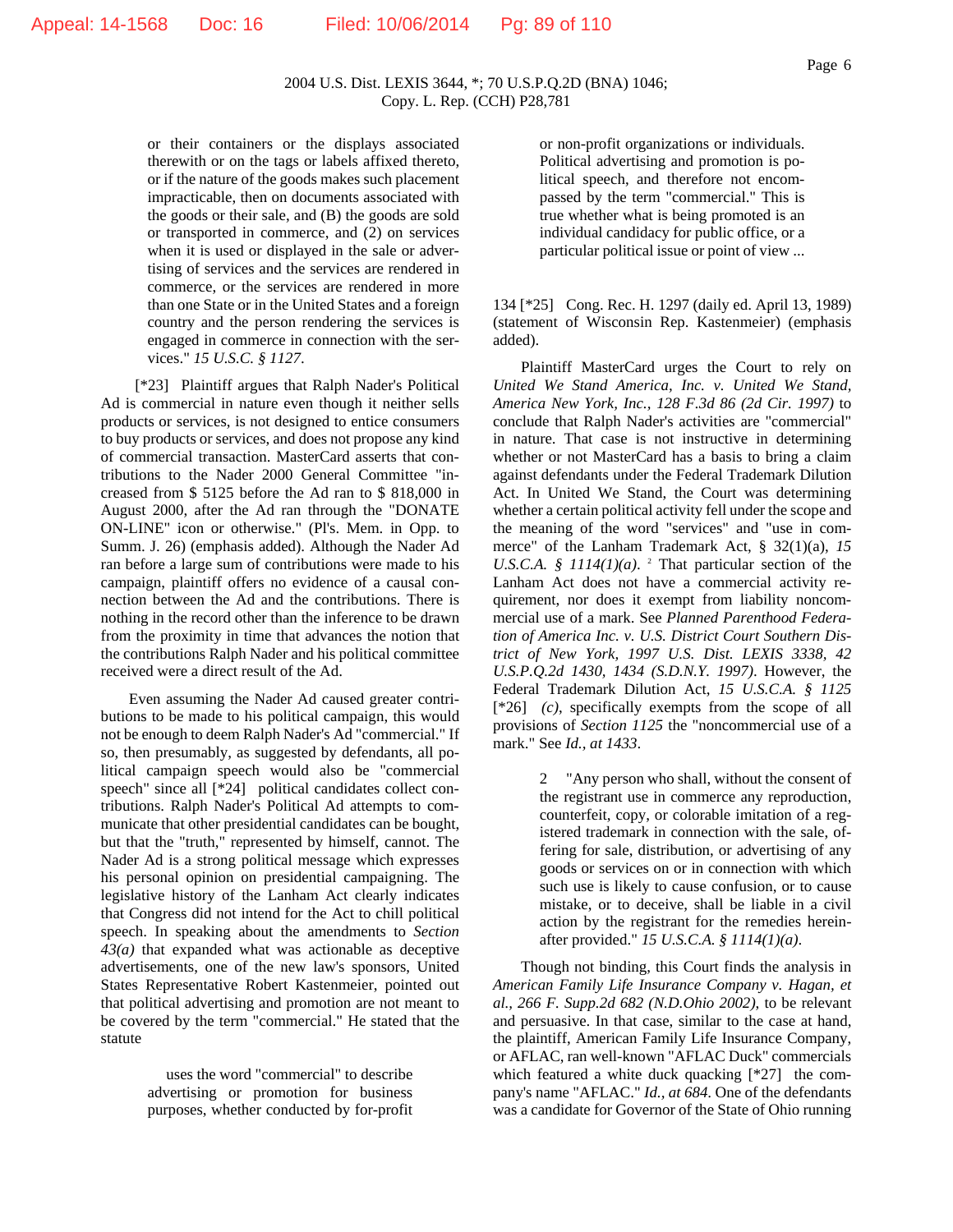or their containers or the displays associated therewith or on the tags or labels affixed thereto, or if the nature of the goods makes such placement impracticable, then on documents associated with the goods or their sale, and (B) the goods are sold or transported in commerce, and (2) on services when it is used or displayed in the sale or advertising of services and the services are rendered in commerce, or the services are rendered in more than one State or in the United States and a foreign country and the person rendering the services is engaged in commerce in connection with the services." *15 U.S.C. § 1127*.

[*23] Plaintiff argues that Ralph Nader's Political Ad is commercial in nature even though it neither sells products or services, is not designed to entice consumers to buy products or services, and does not propose any kind of commercial transaction. MasterCard asserts that contributions to the Nader 2000 General Committee "increased from $ 5125 before the Ad ran to $ 818,000 in August 2000, after the Ad ran through the "DONATE ON-LINE" icon or otherwise." (Pl's. Mem. in Opp. to Summ. J. 26) (emphasis added). Although the Nader Ad ran before a large sum of contributions were made to his campaign, plaintiff offers no evidence of a causal connection between the Ad and the contributions. There is nothing in the record other than the inference to be drawn from the proximity in time that advances the notion that the contributions Ralph Nader and his political committee received were a direct result of the Ad.

Even assuming the Nader Ad caused greater contributions to be made to his political campaign, this would not be enough to deem Ralph Nader's Ad "commercial." If so, then presumably, as suggested by defendants, all political campaign speech would also be "commercial speech" since all [*24] political candidates collect contributions. Ralph Nader's Political Ad attempts to communicate that other presidential candidates can be bought, but that the "truth," represented by himself, cannot. The Nader Ad is a strong political message which expresses his personal opinion on presidential campaigning. The legislative history of the Lanham Act clearly indicates that Congress did not intend for the Act to chill political speech. In speaking about the amendments to *Section 43(a)* that expanded what was actionable as deceptive advertisements, one of the new law's sponsors, United States Representative Robert Kastenmeier, pointed out that political advertising and promotion are not meant to be covered by the term "commercial." He stated that the statute

> uses the word "commercial" to describe advertising or promotion for business purposes, whether conducted by for-profit or non-profit organizations or individuals. Political advertising and promotion is political speech, and therefore not encompassed by the term "commercial." This is true whether what is being promoted is an individual candidacy for public office, or a particular political issue or point of view ...

134 [*25] Cong. Rec. H. 1297 (daily ed. April 13, 1989) (statement of Wisconsin Rep. Kastenmeier) (emphasis added).

Plaintiff MasterCard urges the Court to rely on *United We Stand America, Inc. v. United We Stand, America New York, Inc., 128 F.3d 86 (2d Cir. 1997)* to conclude that Ralph Nader's activities are "commercial" in nature. That case is not instructive in determining whether or not MasterCard has a basis to bring a claim against defendants under the Federal Trademark Dilution Act. In United We Stand, the Court was determining whether a certain political activity fell under the scope and the meaning of the word "services" and "use in commerce" of the Lanham Trademark Act, § 32(1)(a), *15 U.S.C.A. § 1114(1)(a)*. [2] That particular section of the Lanham Act does not have a commercial activity requirement, nor does it exempt from liability noncommercial use of a mark. See *Planned Parenthood Federation of America Inc. v. U.S. District Court Southern District of New York, 1997 U.S. Dist. LEXIS 3338, 42 U.S.P.Q.2d 1430, 1434 (S.D.N.Y. 1997)*. However, the Federal Trademark Dilution Act, *15 U.S.C.A. § 1125* [*26] *(c)*, specifically exempts from the scope of all provisions of *Section 1125* the "noncommercial use of a mark." See *Id., at 1433*.

> 2 "Any person who shall, without the consent of the registrant use in commerce any reproduction, counterfeit, copy, or colorable imitation of a registered trademark in connection with the sale, offering for sale, distribution, or advertising of any goods or services on or in connection with which such use is likely to cause confusion, or to cause mistake, or to deceive, shall be liable in a civil action by the registrant for the remedies hereinafter provided." *15 U.S.C.A. § 1114(1)(a)*.

Though not binding, this Court finds the analysis in *American Family Life Insurance Company v. Hagan, et al., 266 F. Supp.2d 682 (N.D.Ohio 2002)*, to be relevant and persuasive. In that case, similar to the case at hand, the plaintiff, American Family Life Insurance Company, or AFLAC, ran well-known "AFLAC Duck" commercials which featured a white duck quacking [*27] the company's name "AFLAC." *Id., at 684*. One of the defendants was a candidate for Governor of the State of Ohio running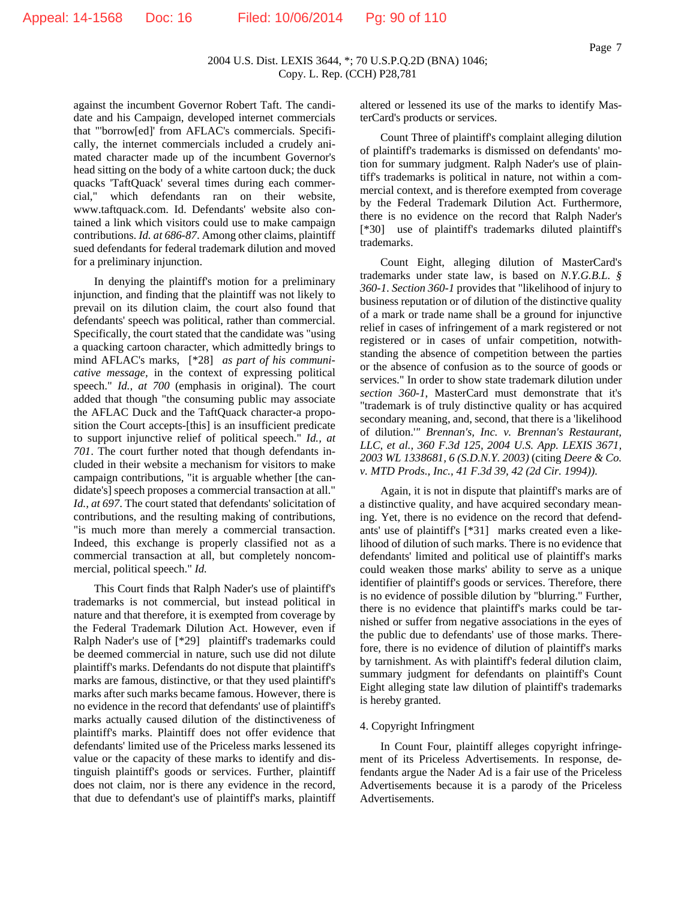against the incumbent Governor Robert Taft. The candidate and his Campaign, developed internet commercials that "'borrow[ed]' from AFLAC's commercials. Specifically, the internet commercials included a crudely animated character made up of the incumbent Governor's head sitting on the body of a white cartoon duck; the duck quacks 'TaftQuack' several times during each commercial," which defendants ran on their website, www.taftquack.com. Id. Defendants' website also contained a link which visitors could use to make campaign contributions. *Id. at 686-87*. Among other claims, plaintiff sued defendants for federal trademark dilution and moved for a preliminary injunction.

In denying the plaintiff's motion for a preliminary injunction, and finding that the plaintiff was not likely to prevail on its dilution claim, the court also found that defendants' speech was political, rather than commercial. Specifically, the court stated that the candidate was "using a quacking cartoon character, which admittedly brings to mind AFLAC's marks, [*28] *as part of his communicative message*, in the context of expressing political speech." *Id., at 700* (emphasis in original). The court added that though "the consuming public may associate the AFLAC Duck and the TaftQuack character-a proposition the Court accepts-[this] is an insufficient predicate to support injunctive relief of political speech." *Id., at 701*. The court further noted that though defendants included in their website a mechanism for visitors to make campaign contributions, "it is arguable whether [the candidate's] speech proposes a commercial transaction at all." *Id., at 697*. The court stated that defendants' solicitation of contributions, and the resulting making of contributions, "is much more than merely a commercial transaction. Indeed, this exchange is properly classified not as a commercial transaction at all, but completely noncommercial, political speech." *Id.*

This Court finds that Ralph Nader's use of plaintiff's trademarks is not commercial, but instead political in nature and that therefore, it is exempted from coverage by the Federal Trademark Dilution Act. However, even if Ralph Nader's use of [*29] plaintiff's trademarks could be deemed commercial in nature, such use did not dilute plaintiff's marks. Defendants do not dispute that plaintiff's marks are famous, distinctive, or that they used plaintiff's marks after such marks became famous. However, there is no evidence in the record that defendants' use of plaintiff's marks actually caused dilution of the distinctiveness of plaintiff's marks. Plaintiff does not offer evidence that defendants' limited use of the Priceless marks lessened its value or the capacity of these marks to identify and distinguish plaintiff's goods or services. Further, plaintiff does not claim, nor is there any evidence in the record, that due to defendant's use of plaintiff's marks, plaintiff altered or lessened its use of the marks to identify MasterCard's products or services.

Count Three of plaintiff's complaint alleging dilution of plaintiff's trademarks is dismissed on defendants' motion for summary judgment. Ralph Nader's use of plaintiff's trademarks is political in nature, not within a commercial context, and is therefore exempted from coverage by the Federal Trademark Dilution Act. Furthermore, there is no evidence on the record that Ralph Nader's [*30] use of plaintiff's trademarks diluted plaintiff's trademarks.

Count Eight, alleging dilution of MasterCard's trademarks under state law, is based on *N.Y.G.B.L. § 360-1*. *Section 360-1* provides that "likelihood of injury to business reputation or of dilution of the distinctive quality of a mark or trade name shall be a ground for injunctive relief in cases of infringement of a mark registered or not registered or in cases of unfair competition, notwithstanding the absence of competition between the parties or the absence of confusion as to the source of goods or services." In order to show state trademark dilution under *section 360-1*, MasterCard must demonstrate that it's "trademark is of truly distinctive quality or has acquired secondary meaning, and, second, that there is a 'likelihood of dilution.'" *Brennan's, Inc. v. Brennan's Restaurant, LLC, et al., 360 F.3d 125, 2004 U.S. App. LEXIS 3671, 2003 WL 1338681, 6 (S.D.N.Y. 2003)* (citing *Deere & Co. v. MTD Prods., Inc., 41 F.3d 39, 42 (2d Cir. 1994))*.

Again, it is not in dispute that plaintiff's marks are of a distinctive quality, and have acquired secondary meaning. Yet, there is no evidence on the record that defendants' use of plaintiff's [*31] marks created even a likelihood of dilution of such marks. There is no evidence that defendants' limited and political use of plaintiff's marks could weaken those marks' ability to serve as a unique identifier of plaintiff's goods or services. Therefore, there is no evidence of possible dilution by "blurring." Further, there is no evidence that plaintiff's marks could be tarnished or suffer from negative associations in the eyes of the public due to defendants' use of those marks. Therefore, there is no evidence of dilution of plaintiff's marks by tarnishment. As with plaintiff's federal dilution claim, summary judgment for defendants on plaintiff's Count Eight alleging state law dilution of plaintiff's trademarks is hereby granted.

4. Copyright Infringement

In Count Four, plaintiff alleges copyright infringement of its Priceless Advertisements. In response, defendants argue the Nader Ad is a fair use of the Priceless Advertisements because it is a parody of the Priceless Advertisements.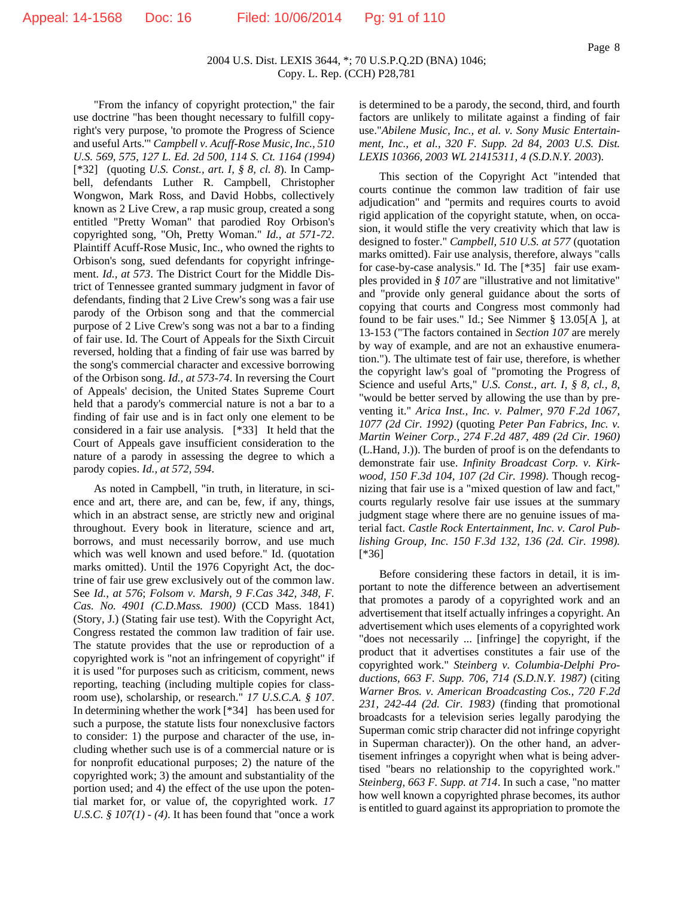"From the infancy of copyright protection," the fair use doctrine "has been thought necessary to fulfill copyright's very purpose, 'to promote the Progress of Science and useful Arts.'" *Campbell v. Acuff-Rose Music, Inc., 510 U.S. 569, 575, 127 L. Ed. 2d 500, 114 S. Ct. 1164 (1994)* [*32] (quoting *U.S. Const., art. I, § 8, cl. 8*). In Campbell, defendants Luther R. Campbell, Christopher Wongwon, Mark Ross, and David Hobbs, collectively known as 2 Live Crew, a rap music group, created a song entitled "Pretty Woman" that parodied Roy Orbison's copyrighted song, "Oh, Pretty Woman." *Id., at 571-72*. Plaintiff Acuff-Rose Music, Inc., who owned the rights to Orbison's song, sued defendants for copyright infringement. *Id., at 573*. The District Court for the Middle District of Tennessee granted summary judgment in favor of defendants, finding that 2 Live Crew's song was a fair use parody of the Orbison song and that the commercial purpose of 2 Live Crew's song was not a bar to a finding of fair use. Id. The Court of Appeals for the Sixth Circuit reversed, holding that a finding of fair use was barred by the song's commercial character and excessive borrowing of the Orbison song. *Id., at 573-74*. In reversing the Court of Appeals' decision, the United States Supreme Court held that a parody's commercial nature is not a bar to a finding of fair use and is in fact only one element to be considered in a fair use analysis. [*33] It held that the Court of Appeals gave insufficient consideration to the nature of a parody in assessing the degree to which a parody copies. *Id., at 572, 594.*

As noted in Campbell, "in truth, in literature, in science and art, there are, and can be, few, if any, things, which in an abstract sense, are strictly new and original throughout. Every book in literature, science and art, borrows, and must necessarily borrow, and use much which was well known and used before." Id. (quotation marks omitted). Until the 1976 Copyright Act, the doctrine of fair use grew exclusively out of the common law. See *Id., at 576*; *Folsom v. Marsh, 9 F.Cas 342, 348, F. Cas. No. 4901 (C.D.Mass. 1900)* (CCD Mass. 1841) (Story, J.) (Stating fair use test). With the Copyright Act, Congress restated the common law tradition of fair use. The statute provides that the use or reproduction of a copyrighted work is "not an infringement of copyright" if it is used "for purposes such as criticism, comment, news reporting, teaching (including multiple copies for classroom use), scholarship, or research." *17 U.S.C.A. § 107*. In determining whether the work [*34] has been used for such a purpose, the statute lists four nonexclusive factors to consider: 1) the purpose and character of the use, including whether such use is of a commercial nature or is for nonprofit educational purposes; 2) the nature of the copyrighted work; 3) the amount and substantiality of the portion used; and 4) the effect of the use upon the potential market for, or value of, the copyrighted work. *17 U.S.C. § 107(1) - (4)*. It has been found that "once a work is determined to be a parody, the second, third, and fourth factors are unlikely to militate against a finding of fair use."*Abilene Music, Inc., et al. v. Sony Music Entertainment, Inc., et al., 320 F. Supp. 2d 84, 2003 U.S. Dist. LEXIS 10366, 2003 WL 21415311, 4 (S.D.N.Y. 2003*).

This section of the Copyright Act "intended that courts continue the common law tradition of fair use adjudication" and "permits and requires courts to avoid rigid application of the copyright statute, when, on occasion, it would stifle the very creativity which that law is designed to foster." *Campbell, 510 U.S. at 577* (quotation marks omitted). Fair use analysis, therefore, always "calls for case-by-case analysis." Id. The [*35] fair use examples provided in *§ 107* are "illustrative and not limitative" and "provide only general guidance about the sorts of copying that courts and Congress most commonly had found to be fair uses." Id.; See Nimmer § 13.05[A ], at 13-153 ("The factors contained in *Section 107* are merely by way of example, and are not an exhaustive enumeration."). The ultimate test of fair use, therefore, is whether the copyright law's goal of "promoting the Progress of Science and useful Arts," *U.S. Const., art. I, § 8, cl., 8,* "would be better served by allowing the use than by preventing it." *Arica Inst., Inc. v. Palmer, 970 F.2d 1067, 1077 (2d Cir. 1992)* (quoting *Peter Pan Fabrics, Inc. v. Martin Weiner Corp., 274 F.2d 487, 489 (2d Cir. 1960)* (L.Hand, J.)). The burden of proof is on the defendants to demonstrate fair use. *Infinity Broadcast Corp. v. Kirkwood, 150 F.3d 104, 107 (2d Cir. 1998)*. Though recognizing that fair use is a "mixed question of law and fact," courts regularly resolve fair use issues at the summary judgment stage where there are no genuine issues of material fact. *Castle Rock Entertainment, Inc. v. Carol Publishing Group, Inc. 150 F.3d 132, 136 (2d. Cir. 1998).* [*36]

Before considering these factors in detail, it is important to note the difference between an advertisement that promotes a parody of a copyrighted work and an advertisement that itself actually infringes a copyright. An advertisement which uses elements of a copyrighted work "does not necessarily ... [infringe] the copyright, if the product that it advertises constitutes a fair use of the copyrighted work." *Steinberg v. Columbia-Delphi Productions, 663 F. Supp. 706, 714 (S.D.N.Y. 1987)* (citing *Warner Bros. v. American Broadcasting Cos., 720 F.2d 231, 242-44 (2d. Cir. 1983)* (finding that promotional broadcasts for a television series legally parodying the Superman comic strip character did not infringe copyright in Superman character)). On the other hand, an advertisement infringes a copyright when what is being advertised "bears no relationship to the copyrighted work." *Steinberg, 663 F. Supp. at 714*. In such a case, "no matter how well known a copyrighted phrase becomes, its author is entitled to guard against its appropriation to promote the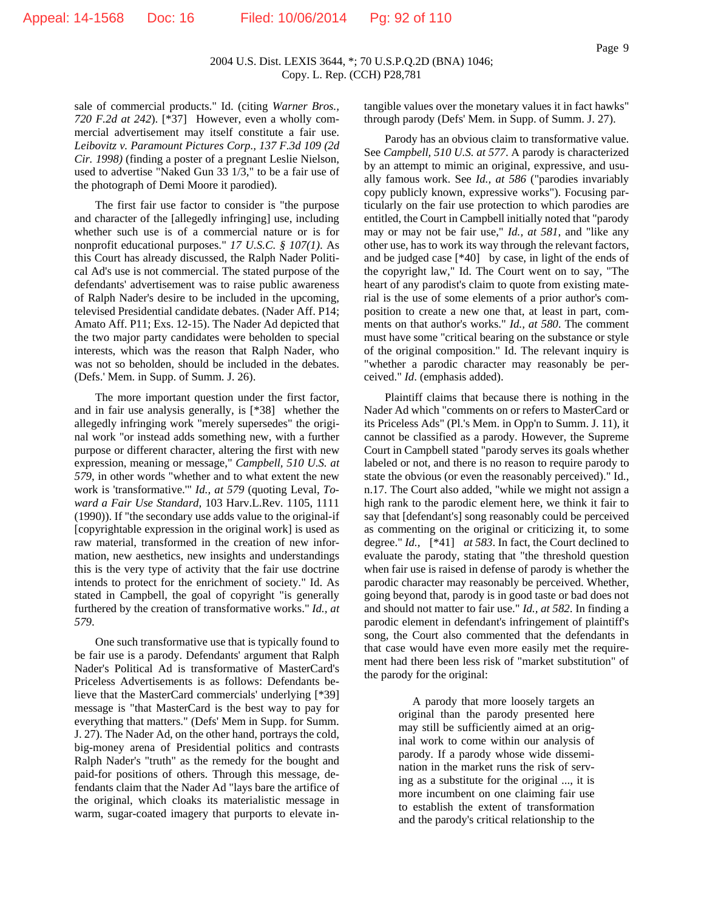sale of commercial products." Id. (citing *Warner Bros., 720 F.2d at 242*). [*37] However, even a wholly commercial advertisement may itself constitute a fair use. *Leibovitz v. Paramount Pictures Corp., 137 F.3d 109 (2d Cir. 1998)* (finding a poster of a pregnant Leslie Nielson, used to advertise "Naked Gun 33 1/3," to be a fair use of the photograph of Demi Moore it parodied).

The first fair use factor to consider is "the purpose and character of the [allegedly infringing] use, including whether such use is of a commercial nature or is for nonprofit educational purposes." *17 U.S.C. § 107(1)*. As this Court has already discussed, the Ralph Nader Political Ad's use is not commercial. The stated purpose of the defendants' advertisement was to raise public awareness of Ralph Nader's desire to be included in the upcoming, televised Presidential candidate debates. (Nader Aff. P14; Amato Aff. P11; Exs. 12-15). The Nader Ad depicted that the two major party candidates were beholden to special interests, which was the reason that Ralph Nader, who was not so beholden, should be included in the debates. (Defs.' Mem. in Supp. of Summ. J. 26).

The more important question under the first factor, and in fair use analysis generally, is [*38] whether the allegedly infringing work "merely supersedes" the original work "or instead adds something new, with a further purpose or different character, altering the first with new expression, meaning or message," *Campbell, 510 U.S. at 579*, in other words "whether and to what extent the new work is 'transformative.'" *Id., at 579* (quoting Leval, *Toward a Fair Use Standard*, 103 Harv.L.Rev. 1105, 1111 (1990)). If "the secondary use adds value to the original-if [copyrightable expression in the original work] is used as raw material, transformed in the creation of new information, new aesthetics, new insights and understandings this is the very type of activity that the fair use doctrine intends to protect for the enrichment of society." Id. As stated in Campbell, the goal of copyright "is generally furthered by the creation of transformative works." *Id., at 579*.

One such transformative use that is typically found to be fair use is a parody. Defendants' argument that Ralph Nader's Political Ad is transformative of MasterCard's Priceless Advertisements is as follows: Defendants believe that the MasterCard commercials' underlying [*39] message is "that MasterCard is the best way to pay for everything that matters." (Defs' Mem in Supp. for Summ. J. 27). The Nader Ad, on the other hand, portrays the cold, big-money arena of Presidential politics and contrasts Ralph Nader's "truth" as the remedy for the bought and paid-for positions of others. Through this message, defendants claim that the Nader Ad "lays bare the artifice of the original, which cloaks its materialistic message in warm, sugar-coated imagery that purports to elevate intangible values over the monetary values it in fact hawks" through parody (Defs' Mem. in Supp. of Summ. J. 27).

Parody has an obvious claim to transformative value. See *Campbell, 510 U.S. at 577*. A parody is characterized by an attempt to mimic an original, expressive, and usually famous work. See *Id., at 586* ("parodies invariably copy publicly known, expressive works"). Focusing particularly on the fair use protection to which parodies are entitled, the Court in Campbell initially noted that "parody may or may not be fair use," *Id., at 581*, and "like any other use, has to work its way through the relevant factors, and be judged case [*40] by case, in light of the ends of the copyright law," Id. The Court went on to say, "The heart of any parodist's claim to quote from existing material is the use of some elements of a prior author's composition to create a new one that, at least in part, comments on that author's works." *Id., at 580*. The comment must have some "critical bearing on the substance or style of the original composition." Id. The relevant inquiry is "whether a parodic character may reasonably be perceived." *Id*. (emphasis added).

Plaintiff claims that because there is nothing in the Nader Ad which "comments on or refers to MasterCard or its Priceless Ads" (Pl.'s Mem. in Opp'n to Summ. J. 11), it cannot be classified as a parody. However, the Supreme Court in Campbell stated "parody serves its goals whether labeled or not, and there is no reason to require parody to state the obvious (or even the reasonably perceived)." Id., n.17. The Court also added, "while we might not assign a high rank to the parodic element here, we think it fair to say that [defendant's] song reasonably could be perceived as commenting on the original or criticizing it, to some degree." *Id.,* [*41] *at 583*. In fact, the Court declined to evaluate the parody, stating that "the threshold question when fair use is raised in defense of parody is whether the parodic character may reasonably be perceived. Whether, going beyond that, parody is in good taste or bad does not and should not matter to fair use." *Id., at 582*. In finding a parodic element in defendant's infringement of plaintiff's song, the Court also commented that the defendants in that case would have even more easily met the requirement had there been less risk of "market substitution" of the parody for the original:

> A parody that more loosely targets an original than the parody presented here may still be sufficiently aimed at an original work to come within our analysis of parody. If a parody whose wide dissemination in the market runs the risk of serving as a substitute for the original ..., it is more incumbent on one claiming fair use to establish the extent of transformation and the parody's critical relationship to the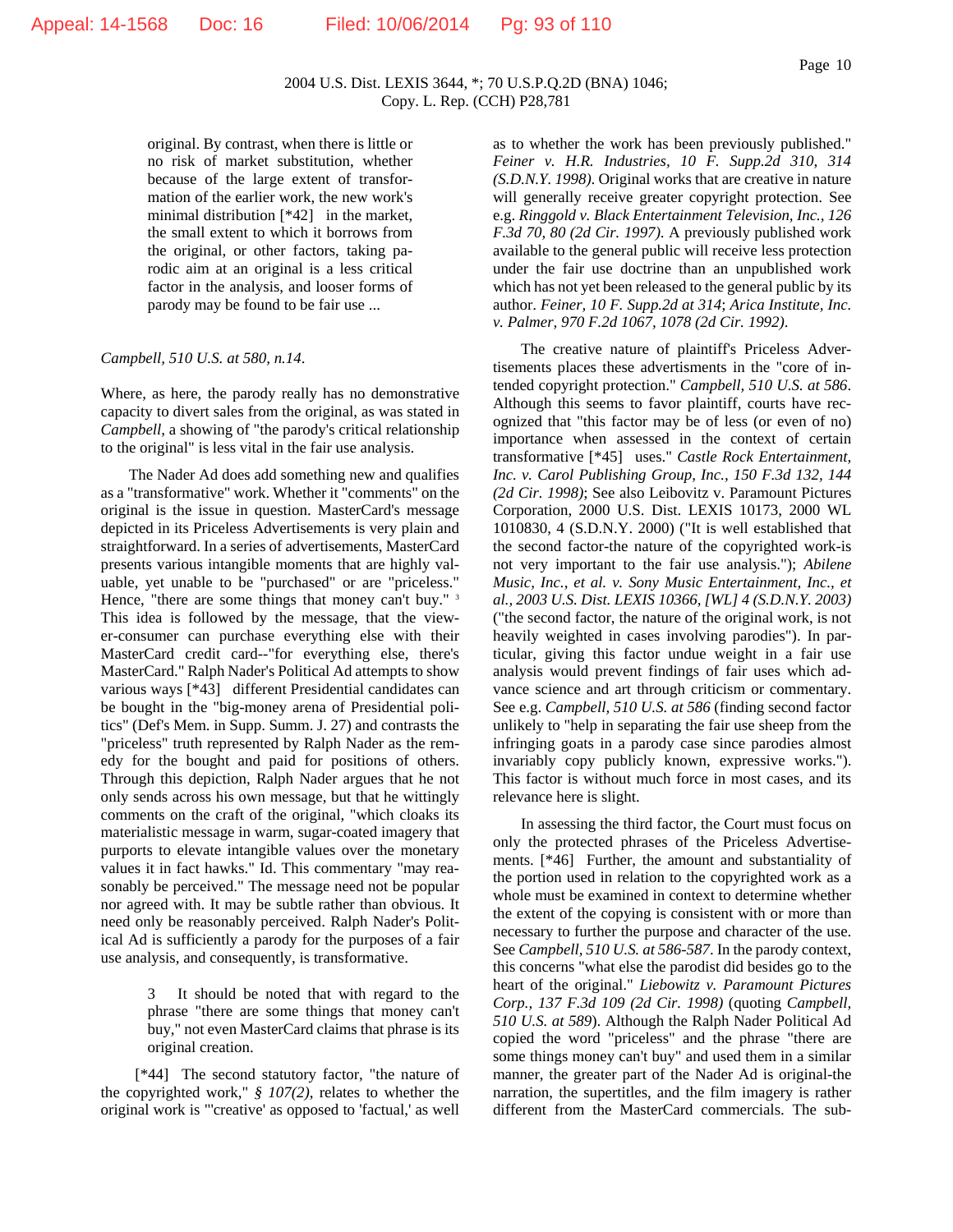original. By contrast, when there is little or no risk of market substitution, whether because of the large extent of transformation of the earlier work, the new work's minimal distribution [*42] in the market, the small extent to which it borrows from the original, or other factors, taking parodic aim at an original is a less critical factor in the analysis, and looser forms of parody may be found to be fair use ...

*Campbell, 510 U.S. at 580, n.14.*

Where, as here, the parody really has no demonstrative capacity to divert sales from the original, as was stated in *Campbell,* a showing of "the parody's critical relationship to the original" is less vital in the fair use analysis.

The Nader Ad does add something new and qualifies as a "transformative" work. Whether it "comments" on the original is the issue in question. MasterCard's message depicted in its Priceless Advertisements is very plain and straightforward. In a series of advertisements, MasterCard presents various intangible moments that are highly valuable, yet unable to be "purchased" or are "priceless." Hence, "there are some things that money can't buy." [3] This idea is followed by the message, that the viewer-consumer can purchase everything else with their MasterCard credit card--"for everything else, there's MasterCard." Ralph Nader's Political Ad attempts to show various ways [*43] different Presidential candidates can be bought in the "big-money arena of Presidential politics" (Def's Mem. in Supp. Summ. J. 27) and contrasts the "priceless" truth represented by Ralph Nader as the remedy for the bought and paid for positions of others. Through this depiction, Ralph Nader argues that he not only sends across his own message, but that he wittingly comments on the craft of the original, "which cloaks its materialistic message in warm, sugar-coated imagery that purports to elevate intangible values over the monetary values it in fact hawks." Id. This commentary "may reasonably be perceived." The message need not be popular nor agreed with. It may be subtle rather than obvious. It need only be reasonably perceived. Ralph Nader's Political Ad is sufficiently a parody for the purposes of a fair use analysis, and consequently, is transformative.

3 It should be noted that with regard to the phrase "there are some things that money can't buy," not even MasterCard claims that phrase is its original creation.

[*44] The second statutory factor, "the nature of the copyrighted work," *§ 107(2)*, relates to whether the original work is "'creative' as opposed to 'factual,' as well as to whether the work has been previously published." *Feiner v. H.R. Industries, 10 F. Supp.2d 310, 314 (S.D.N.Y. 1998).* Original works that are creative in nature will generally receive greater copyright protection. See e.g. *Ringgold v. Black Entertainment Television, Inc., 126 F.3d 70, 80 (2d Cir. 1997).* A previously published work available to the general public will receive less protection under the fair use doctrine than an unpublished work which has not yet been released to the general public by its author. *Feiner, 10 F. Supp.2d at 314*; *Arica Institute, Inc. v. Palmer, 970 F.2d 1067, 1078 (2d Cir. 1992).*

The creative nature of plaintiff's Priceless Advertisements places these advertisments in the "core of intended copyright protection." *Campbell, 510 U.S. at 586*. Although this seems to favor plaintiff, courts have recognized that "this factor may be of less (or even of no) importance when assessed in the context of certain transformative [*45] uses." *Castle Rock Entertainment, Inc. v. Carol Publishing Group, Inc., 150 F.3d 132, 144 (2d Cir. 1998)*; See also Leibovitz v. Paramount Pictures Corporation, 2000 U.S. Dist. LEXIS 10173, 2000 WL 1010830, 4 (S.D.N.Y. 2000) ("It is well established that the second factor-the nature of the copyrighted work-is not very important to the fair use analysis."); *Abilene Music, Inc., et al. v. Sony Music Entertainment, Inc., et al., 2003 U.S. Dist. LEXIS 10366, [WL] 4 (S.D.N.Y. 2003)* ("the second factor, the nature of the original work, is not heavily weighted in cases involving parodies"). In particular, giving this factor undue weight in a fair use analysis would prevent findings of fair uses which advance science and art through criticism or commentary. See e.g. *Campbell, 510 U.S. at 586* (finding second factor unlikely to "help in separating the fair use sheep from the infringing goats in a parody case since parodies almost invariably copy publicly known, expressive works."). This factor is without much force in most cases, and its relevance here is slight.

In assessing the third factor, the Court must focus on only the protected phrases of the Priceless Advertisements. [*46] Further, the amount and substantiality of the portion used in relation to the copyrighted work as a whole must be examined in context to determine whether the extent of the copying is consistent with or more than necessary to further the purpose and character of the use. See *Campbell, 510 U.S. at 586-587*. In the parody context, this concerns "what else the parodist did besides go to the heart of the original." *Liebowitz v. Paramount Pictures Corp., 137 F.3d 109 (2d Cir. 1998)* (quoting *Campbell, 510 U.S. at 589*). Although the Ralph Nader Political Ad copied the word "priceless" and the phrase "there are some things money can't buy" and used them in a similar manner, the greater part of the Nader Ad is original-the narration, the supertitles, and the film imagery is rather different from the MasterCard commercials. The sub-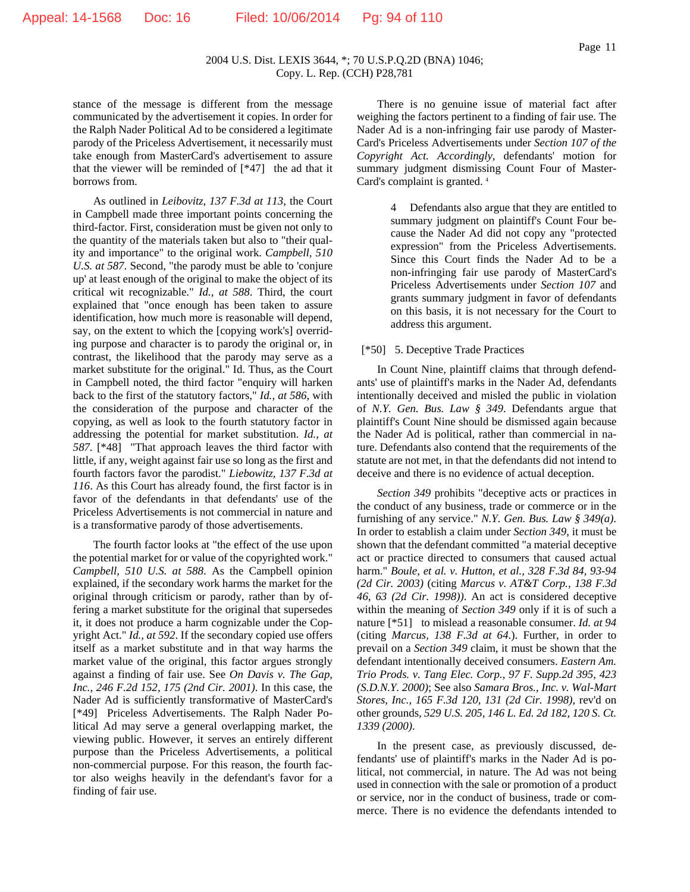stance of the message is different from the message communicated by the advertisement it copies. In order for the Ralph Nader Political Ad to be considered a legitimate parody of the Priceless Advertisement, it necessarily must take enough from MasterCard's advertisement to assure that the viewer will be reminded of [*47] the ad that it borrows from.

As outlined in *Leibovitz, 137 F.3d at 113*, the Court in Campbell made three important points concerning the third-factor. First, consideration must be given not only to the quantity of the materials taken but also to "their quality and importance" to the original work. *Campbell, 510 U.S. at 587*. Second, "the parody must be able to 'conjure up' at least enough of the original to make the object of its critical wit recognizable." *Id., at 588*. Third, the court explained that "once enough has been taken to assure identification, how much more is reasonable will depend, say, on the extent to which the [copying work's] overriding purpose and character is to parody the original or, in contrast, the likelihood that the parody may serve as a market substitute for the original." Id. Thus, as the Court in Campbell noted, the third factor "enquiry will harken back to the first of the statutory factors," *Id., at 586*, with the consideration of the purpose and character of the copying, as well as look to the fourth statutory factor in addressing the potential for market substitution. *Id., at 587*. [*48] "That approach leaves the third factor with little, if any, weight against fair use so long as the first and fourth factors favor the parodist." *Liebowitz, 137 F.3d at 116*. As this Court has already found, the first factor is in favor of the defendants in that defendants' use of the Priceless Advertisements is not commercial in nature and is a transformative parody of those advertisements.

The fourth factor looks at "the effect of the use upon the potential market for or value of the copyrighted work." *Campbell, 510 U.S. at 588*. As the Campbell opinion explained, if the secondary work harms the market for the original through criticism or parody, rather than by offering a market substitute for the original that supersedes it, it does not produce a harm cognizable under the Copyright Act." *Id., at 592*. If the secondary copied use offers itself as a market substitute and in that way harms the market value of the original, this factor argues strongly against a finding of fair use. See *On Davis v. The Gap, Inc., 246 F.2d 152, 175 (2nd Cir. 2001)*. In this case, the Nader Ad is sufficiently transformative of MasterCard's [*49] Priceless Advertisements. The Ralph Nader Political Ad may serve a general overlapping market, the viewing public. However, it serves an entirely different purpose than the Priceless Advertisements, a political non-commercial purpose. For this reason, the fourth factor also weighs heavily in the defendant's favor for a finding of fair use.

There is no genuine issue of material fact after weighing the factors pertinent to a finding of fair use. The Nader Ad is a non-infringing fair use parody of MasterCard's Priceless Advertisements under *Section 107 of the Copyright Act. Accordingly*, defendants' motion for summary judgment dismissing Count Four of MasterCard's complaint is granted. [4]

> 4 Defendants also argue that they are entitled to summary judgment on plaintiff's Count Four because the Nader Ad did not copy any "protected expression" from the Priceless Advertisements. Since this Court finds the Nader Ad to be a non-infringing fair use parody of MasterCard's Priceless Advertisements under *Section 107* and grants summary judgment in favor of defendants on this basis, it is not necessary for the Court to address this argument.

[*50] 5. Deceptive Trade Practices

In Count Nine, plaintiff claims that through defendants' use of plaintiff's marks in the Nader Ad, defendants intentionally deceived and misled the public in violation of *N.Y. Gen. Bus. Law § 349*. Defendants argue that plaintiff's Count Nine should be dismissed again because the Nader Ad is political, rather than commercial in nature. Defendants also contend that the requirements of the statute are not met, in that the defendants did not intend to deceive and there is no evidence of actual deception.

*Section 349* prohibits "deceptive acts or practices in the conduct of any business, trade or commerce or in the furnishing of any service." *N.Y. Gen. Bus. Law § 349(a)*. In order to establish a claim under *Section 349*, it must be shown that the defendant committed "a material deceptive act or practice directed to consumers that caused actual harm." *Boule, et al. v. Hutton, et al., 328 F.3d 84, 93-94 (2d Cir. 2003)* (citing *Marcus v. AT&T Corp., 138 F.3d 46, 63 (2d Cir. 1998))*. An act is considered deceptive within the meaning of *Section 349* only if it is of such a nature [*51] to mislead a reasonable consumer. *Id. at 94* (citing *Marcus, 138 F.3d at 64*.). Further, in order to prevail on a *Section 349* claim, it must be shown that the defendant intentionally deceived consumers. *Eastern Am. Trio Prods. v. Tang Elec. Corp., 97 F. Supp.2d 395, 423 (S.D.N.Y. 2000)*; See also *Samara Bros., Inc. v. Wal-Mart Stores, Inc., 165 F.3d 120, 131 (2d Cir. 1998)*, rev'd on other grounds, *529 U.S. 205, 146 L. Ed. 2d 182, 120 S. Ct. 1339 (2000)*.

In the present case, as previously discussed, defendants' use of plaintiff's marks in the Nader Ad is political, not commercial, in nature. The Ad was not being used in connection with the sale or promotion of a product or service, nor in the conduct of business, trade or commerce. There is no evidence the defendants intended to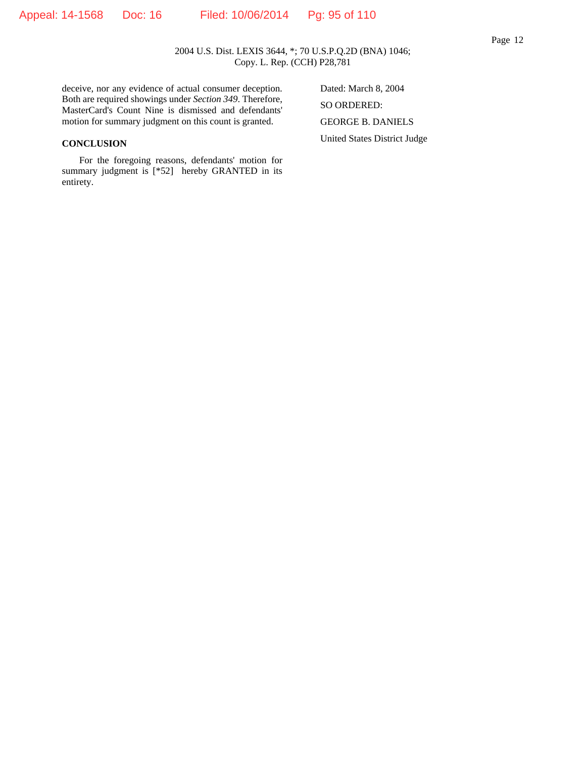deceive, nor any evidence of actual consumer deception. Both are required showings under *Section 349*. Therefore, MasterCard's Count Nine is dismissed and defendants' motion for summary judgment on this count is granted.

**CONCLUSION**

For the foregoing reasons, defendants' motion for summary judgment is [*52] hereby GRANTED in its entirety.

Dated: March 8, 2004

SO ORDERED:

GEORGE B. DANIELS

United States District Judge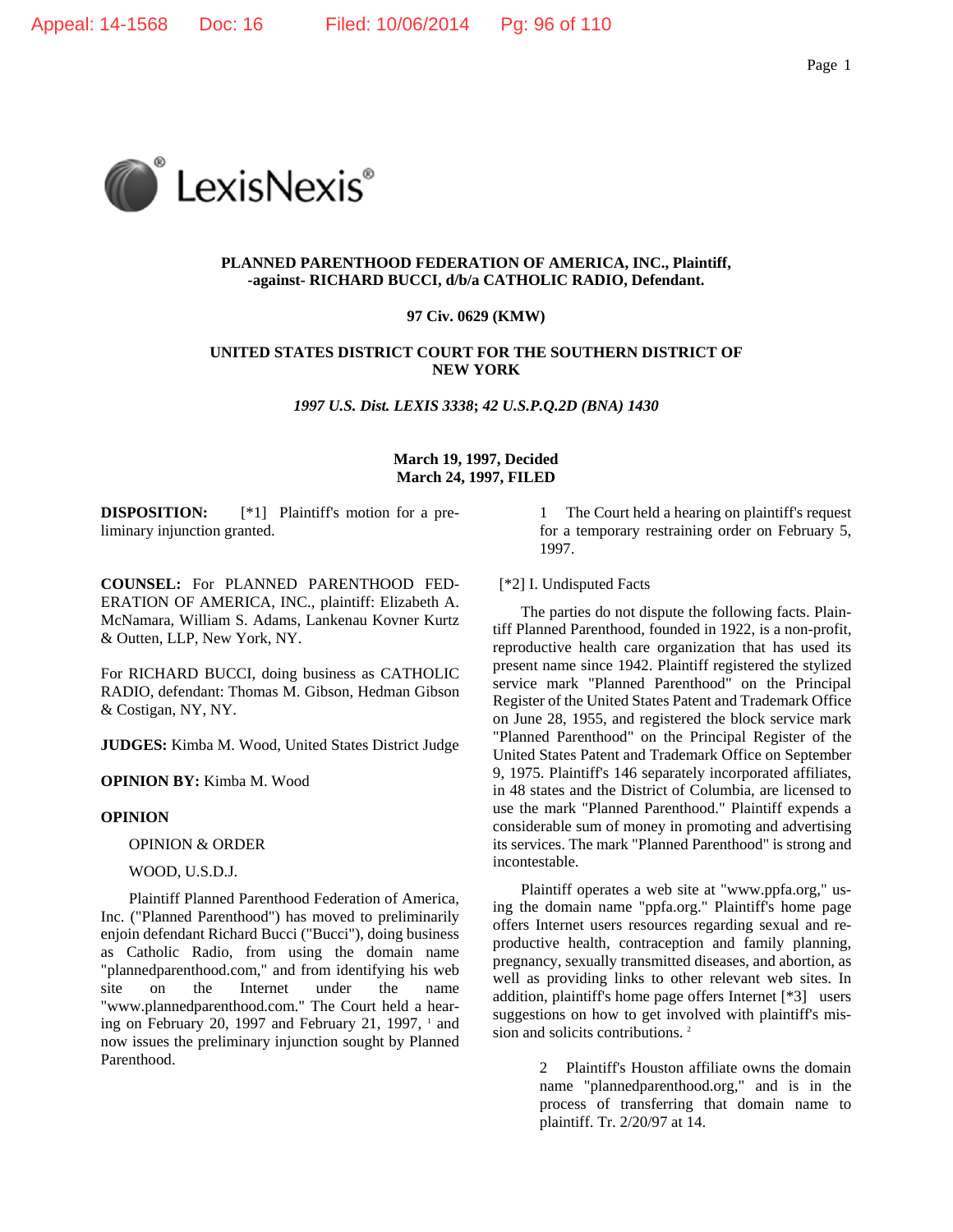PLANNED PARENTHOOD FEDERATION OF AMERICA, INC., Plaintiff, -against- RICHARD BUCCI, d/b/a CATHOLIC RADIO, Defendant.

**97 Civ. 0629 (KMW)**

**UNITED STATES DISTRICT COURT FOR THE SOUTHERN DISTRICT OF NEW YORK**

***1997 U.S. Dist. LEXIS 3338*; *42 U.S.P.Q.2D (BNA) 1430***

**March 19, 1997, Decided**
**March 24, 1997, FILED**

**DISPOSITION:** [*1] Plaintiff's motion for a preliminary injunction granted.

**COUNSEL:** For PLANNED PARENTHOOD FEDERATION OF AMERICA, INC., plaintiff: Elizabeth A. McNamara, William S. Adams, Lankenau Kovner Kurtz & Outten, LLP, New York, NY.

For RICHARD BUCCI, doing business as CATHOLIC RADIO, defendant: Thomas M. Gibson, Hedman Gibson & Costigan, NY, NY.

**JUDGES:** Kimba M. Wood, United States District Judge

**OPINION BY:** Kimba M. Wood

**OPINION**

OPINION & ORDER

WOOD, U.S.D.J.

Plaintiff Planned Parenthood Federation of America, Inc. ("Planned Parenthood") has moved to preliminarily enjoin defendant Richard Bucci ("Bucci"), doing business as Catholic Radio, from using the domain name "plannedparenthood.com," and from identifying his web site on the Internet under the name "www.plannedparenthood.com." The Court held a hearing on February 20, 1997 and February 21, 1997, [1] and now issues the preliminary injunction sought by Planned Parenthood.

> 1 The Court held a hearing on plaintiff's request for a temporary restraining order on February 5, 1997.

[*2] I. Undisputed Facts

The parties do not dispute the following facts. Plaintiff Planned Parenthood, founded in 1922, is a non-profit, reproductive health care organization that has used its present name since 1942. Plaintiff registered the stylized service mark "Planned Parenthood" on the Principal Register of the United States Patent and Trademark Office on June 28, 1955, and registered the block service mark "Planned Parenthood" on the Principal Register of the United States Patent and Trademark Office on September 9, 1975. Plaintiff's 146 separately incorporated affiliates, in 48 states and the District of Columbia, are licensed to use the mark "Planned Parenthood." Plaintiff expends a considerable sum of money in promoting and advertising its services. The mark "Planned Parenthood" is strong and incontestable.

Plaintiff operates a web site at "www.ppfa.org," using the domain name "ppfa.org." Plaintiff's home page offers Internet users resources regarding sexual and reproductive health, contraception and family planning, pregnancy, sexually transmitted diseases, and abortion, as well as providing links to other relevant web sites. In addition, plaintiff's home page offers Internet [*3] users suggestions on how to get involved with plaintiff's mission and solicits contributions. [2]

> 2 Plaintiff's Houston affiliate owns the domain name "plannedparenthood.org," and is in the process of transferring that domain name to plaintiff. Tr. 2/20/97 at 14.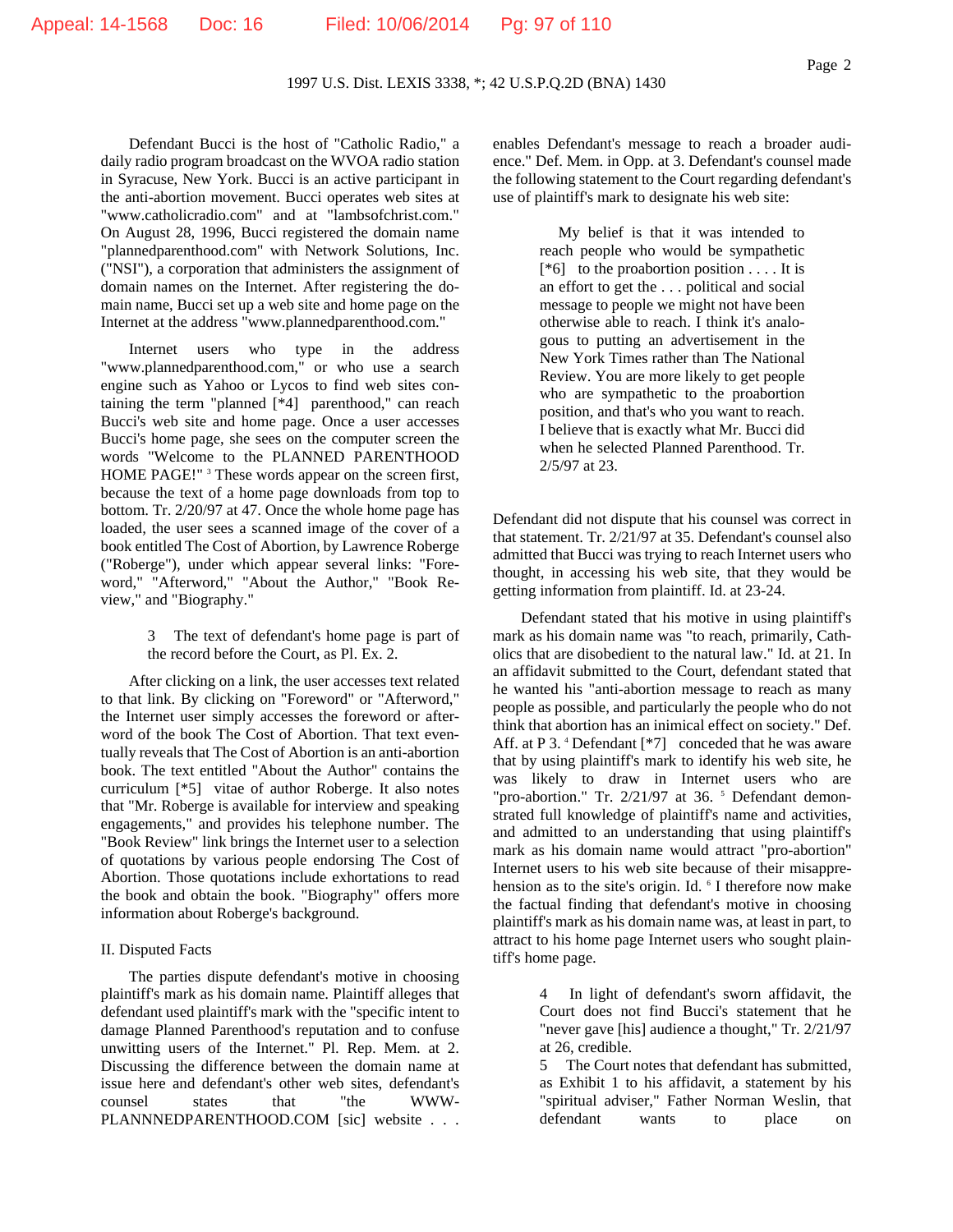Defendant Bucci is the host of "Catholic Radio," a daily radio program broadcast on the WVOA radio station in Syracuse, New York. Bucci is an active participant in the anti-abortion movement. Bucci operates web sites at "www.catholicradio.com" and at "lambsofchrist.com." On August 28, 1996, Bucci registered the domain name "plannedparenthood.com" with Network Solutions, Inc. ("NSI"), a corporation that administers the assignment of domain names on the Internet. After registering the domain name, Bucci set up a web site and home page on the Internet at the address "www.plannedparenthood.com."

Internet users who type in the address "www.plannedparenthood.com," or who use a search engine such as Yahoo or Lycos to find web sites containing the term "planned [*4] parenthood," can reach Bucci's web site and home page. Once a user accesses Bucci's home page, she sees on the computer screen the words "Welcome to the PLANNED PARENTHOOD HOME PAGE!" [3] These words appear on the screen first, because the text of a home page downloads from top to bottom. Tr. 2/20/97 at 47. Once the whole home page has loaded, the user sees a scanned image of the cover of a book entitled The Cost of Abortion, by Lawrence Roberge ("Roberge"), under which appear several links: "Foreword," "Afterword," "About the Author," "Book Review," and "Biography."

> 3 The text of defendant's home page is part of the record before the Court, as Pl. Ex. 2.

After clicking on a link, the user accesses text related to that link. By clicking on "Foreword" or "Afterword," the Internet user simply accesses the foreword or afterword of the book The Cost of Abortion. That text eventually reveals that The Cost of Abortion is an anti-abortion book. The text entitled "About the Author" contains the curriculum [*5] vitae of author Roberge. It also notes that "Mr. Roberge is available for interview and speaking engagements," and provides his telephone number. The "Book Review" link brings the Internet user to a selection of quotations by various people endorsing The Cost of Abortion. Those quotations include exhortations to read the book and obtain the book. "Biography" offers more information about Roberge's background.

II. Disputed Facts

The parties dispute defendant's motive in choosing plaintiff's mark as his domain name. Plaintiff alleges that defendant used plaintiff's mark with the "specific intent to damage Planned Parenthood's reputation and to confuse unwitting users of the Internet." Pl. Rep. Mem. at 2. Discussing the difference between the domain name at issue here and defendant's other web sites, defendant's counsel states that "the WWW-PLANNNEDPARENTHOOD.COM [sic] website . . . enables Defendant's message to reach a broader audience." Def. Mem. in Opp. at 3. Defendant's counsel made the following statement to the Court regarding defendant's use of plaintiff's mark to designate his web site:

> My belief is that it was intended to reach people who would be sympathetic [*6] to the proabortion position . . . . It is an effort to get the . . . political and social message to people we might not have been otherwise able to reach. I think it's analogous to putting an advertisement in the New York Times rather than The National Review. You are more likely to get people who are sympathetic to the proabortion position, and that's who you want to reach. I believe that is exactly what Mr. Bucci did when he selected Planned Parenthood. Tr. 2/5/97 at 23.

Defendant did not dispute that his counsel was correct in that statement. Tr. 2/21/97 at 35. Defendant's counsel also admitted that Bucci was trying to reach Internet users who thought, in accessing his web site, that they would be getting information from plaintiff. Id. at 23-24.

Defendant stated that his motive in using plaintiff's mark as his domain name was "to reach, primarily, Catholics that are disobedient to the natural law." Id. at 21. In an affidavit submitted to the Court, defendant stated that he wanted his "anti-abortion message to reach as many people as possible, and particularly the people who do not think that abortion has an inimical effect on society." Def. Aff. at P 3. [4] Defendant [*7] conceded that he was aware that by using plaintiff's mark to identify his web site, he was likely to draw in Internet users who are "pro-abortion." Tr. 2/21/97 at 36. [5] Defendant demonstrated full knowledge of plaintiff's name and activities, and admitted to an understanding that using plaintiff's mark as his domain name would attract "pro-abortion" Internet users to his web site because of their misapprehension as to the site's origin. Id. [6] I therefore now make the factual finding that defendant's motive in choosing plaintiff's mark as his domain name was, at least in part, to attract to his home page Internet users who sought plaintiff's home page.

> 4 In light of defendant's sworn affidavit, the Court does not find Bucci's statement that he "never gave [his] audience a thought," Tr. 2/21/97 at 26, credible.
>
> 5 The Court notes that defendant has submitted, as Exhibit 1 to his affidavit, a statement by his "spiritual adviser," Father Norman Weslin, that defendant wants to place on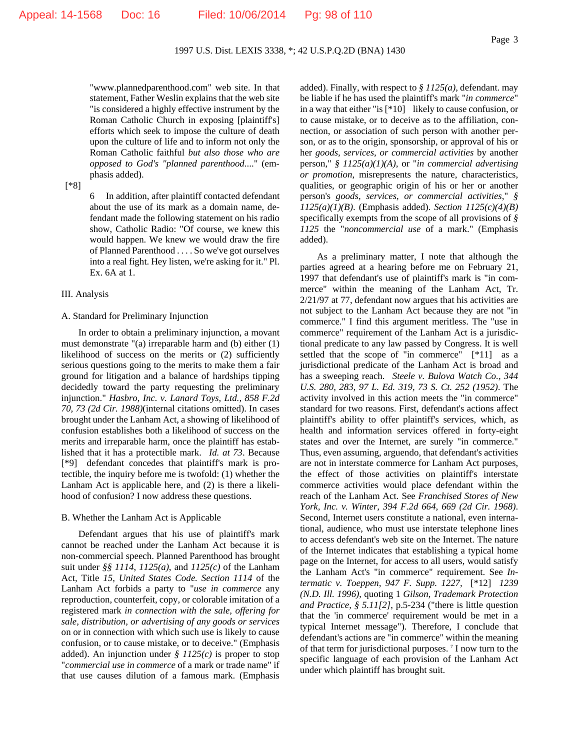"www.plannedparenthood.com" web site. In that statement, Father Weslin explains that the web site "is considered a highly effective instrument by the Roman Catholic Church in exposing [plaintiff's] efforts which seek to impose the culture of death upon the culture of life and to inform not only the Roman Catholic faithful *but also those who are opposed to God's "planned parenthood....*" (emphasis added).

[*8]

6 In addition, after plaintiff contacted defendant about the use of its mark as a domain name, defendant made the following statement on his radio show, Catholic Radio: "Of course, we knew this would happen. We knew we would draw the fire of Planned Parenthood . . . . So we've got ourselves into a real fight. Hey listen, we're asking for it." Pl. Ex. 6A at 1.

III. Analysis

A. Standard for Preliminary Injunction

In order to obtain a preliminary injunction, a movant must demonstrate "(a) irreparable harm and (b) either (1) likelihood of success on the merits or (2) sufficiently serious questions going to the merits to make them a fair ground for litigation and a balance of hardships tipping decidedly toward the party requesting the preliminary injunction." *Hasbro, Inc. v. Lanard Toys, Ltd., 858 F.2d 70, 73 (2d Cir. 1988)*(internal citations omitted). In cases brought under the Lanham Act, a showing of likelihood of confusion establishes both a likelihood of success on the merits and irreparable harm, once the plaintiff has established that it has a protectible mark. *Id. at 73*. Because [*9] defendant concedes that plaintiff's mark is protectible, the inquiry before me is twofold: (1) whether the Lanham Act is applicable here, and (2) is there a likelihood of confusion? I now address these questions.

B. Whether the Lanham Act is Applicable

Defendant argues that his use of plaintiff's mark cannot be reached under the Lanham Act because it is non-commercial speech. Planned Parenthood has brought suit under *§§ 1114*, *1125(a)*, and *1125(c)* of the Lanham Act, Title *15, United States Code. Section 1114* of the Lanham Act forbids a party to "*use in commerce* any reproduction, counterfeit, copy, or colorable imitation of a registered mark *in connection with the sale, offering for sale, distribution, or advertising of any goods or services* on or in connection with which such use is likely to cause confusion, or to cause mistake, or to deceive." (Emphasis added). An injunction under *§ 1125(c)* is proper to stop "*commercial use in commerce* of a mark or trade name" if that use causes dilution of a famous mark. (Emphasis added). Finally, with respect to *§ 1125(a)*, defendant. may be liable if he has used the plaintiff's mark "*in commerce*" in a way that either "is [*10] likely to cause confusion, or to cause mistake, or to deceive as to the affiliation, connection, or association of such person with another person, or as to the origin, sponsorship, or approval of his or her *goods, services, or commercial activities* by another person," *§ 1125(a)(1)(A)*, or "*in commercial advertising or promotion*, misrepresents the nature, characteristics, qualities, or geographic origin of his or her or another person's *goods, services, or commercial activities*," *§ 1125(a)(1)(B)*. (Emphasis added). *Section 1125(c)(4)(B)* specifically exempts from the scope of all provisions of *§ 1125* the "*noncommercial use* of a mark." (Emphasis added).

As a preliminary matter, I note that although the parties agreed at a hearing before me on February 21, 1997 that defendant's use of plaintiff's mark is "in commerce" within the meaning of the Lanham Act, Tr. 2/21/97 at 77, defendant now argues that his activities are not subject to the Lanham Act because they are not "in commerce." I find this argument meritless. The "use in commerce" requirement of the Lanham Act is a jurisdictional predicate to any law passed by Congress. It is well settled that the scope of "in commerce" [*11] as a jurisdictional predicate of the Lanham Act is broad and has a sweeping reach. *Steele v. Bulova Watch Co., 344 U.S. 280, 283, 97 L. Ed. 319, 73 S. Ct. 252 (1952)*. The activity involved in this action meets the "in commerce" standard for two reasons. First, defendant's actions affect plaintiff's ability to offer plaintiff's services, which, as health and information services offered in forty-eight states and over the Internet, are surely "in commerce." Thus, even assuming, arguendo, that defendant's activities are not in interstate commerce for Lanham Act purposes, the effect of those activities on plaintiff's interstate commerce activities would place defendant within the reach of the Lanham Act. See *Franchised Stores of New York, Inc. v. Winter, 394 F.2d 664, 669 (2d Cir. 1968)*. Second, Internet users constitute a national, even international, audience, who must use interstate telephone lines to access defendant's web site on the Internet. The nature of the Internet indicates that establishing a typical home page on the Internet, for access to all users, would satisfy the Lanham Act's "in commerce" requirement. See *Intermatic v. Toeppen, 947 F. Supp. 1227,* [*12] *1239 (N.D. Ill. 1996)*, quoting 1 *Gilson, Trademark Protection and Practice, § 5.11[2]*, p.5-234 ("there is little question that the 'in commerce' requirement would be met in a typical Internet message"). Therefore, I conclude that defendant's actions are "in commerce" within the meaning of that term for jurisdictional purposes. [7] I now turn to the specific language of each provision of the Lanham Act under which plaintiff has brought suit.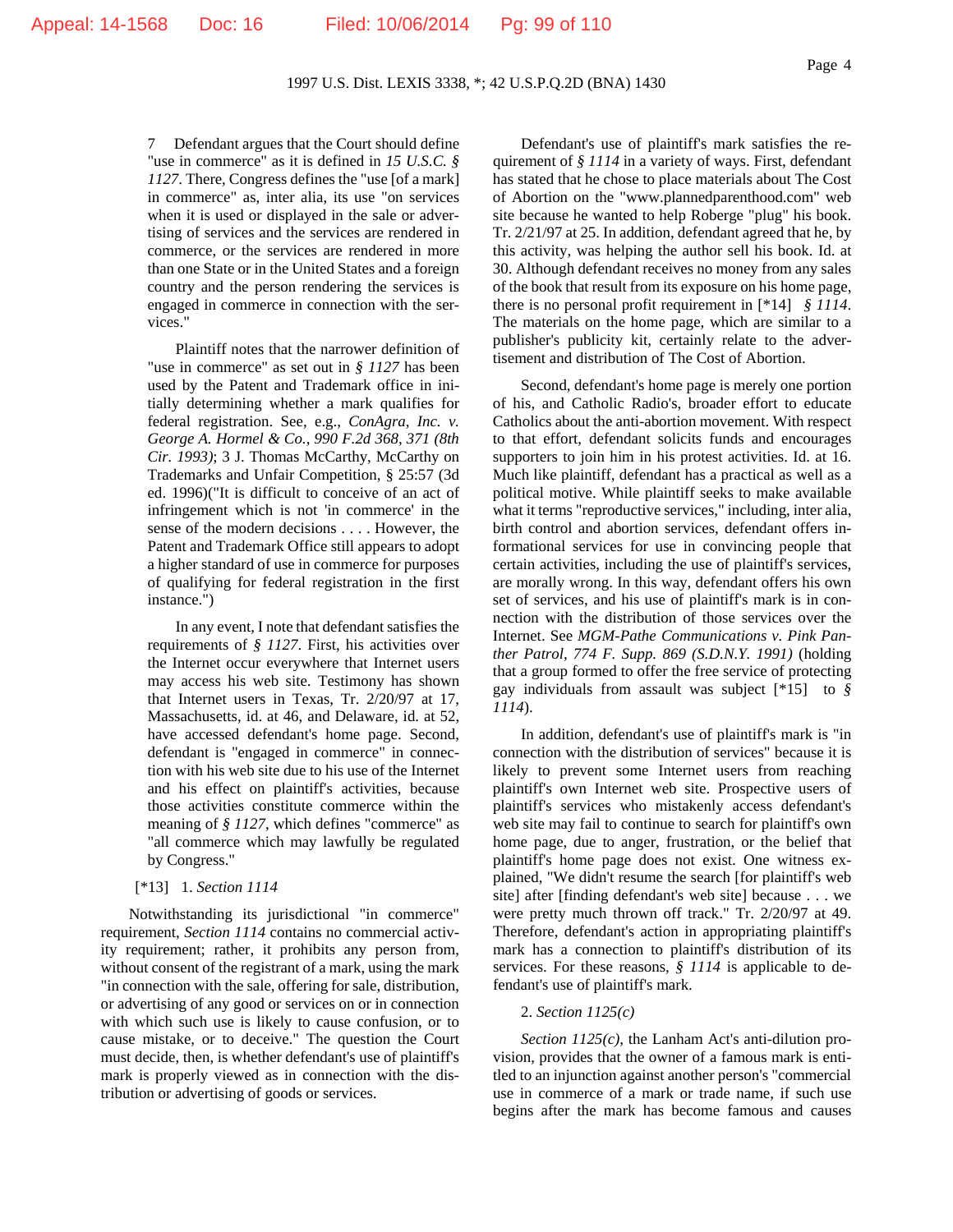7 Defendant argues that the Court should define "use in commerce" as it is defined in *15 U.S.C. § 1127*. There, Congress defines the "use [of a mark] in commerce" as, inter alia, its use "on services when it is used or displayed in the sale or advertising of services and the services are rendered in commerce, or the services are rendered in more than one State or in the United States and a foreign country and the person rendering the services is engaged in commerce in connection with the services."

Plaintiff notes that the narrower definition of "use in commerce" as set out in *§ 1127* has been used by the Patent and Trademark office in initially determining whether a mark qualifies for federal registration. See, e.g., *ConAgra, Inc. v. George A. Hormel & Co., 990 F.2d 368, 371 (8th Cir. 1993)*; 3 J. Thomas McCarthy, McCarthy on Trademarks and Unfair Competition, § 25:57 (3d ed. 1996)("It is difficult to conceive of an act of infringement which is not 'in commerce' in the sense of the modern decisions . . . . However, the Patent and Trademark Office still appears to adopt a higher standard of use in commerce for purposes of qualifying for federal registration in the first instance.")

In any event, I note that defendant satisfies the requirements of *§ 1127*. First, his activities over the Internet occur everywhere that Internet users may access his web site. Testimony has shown that Internet users in Texas, Tr. 2/20/97 at 17, Massachusetts, id. at 46, and Delaware, id. at 52, have accessed defendant's home page. Second, defendant is "engaged in commerce" in connection with his web site due to his use of the Internet and his effect on plaintiff's activities, because those activities constitute commerce within the meaning of *§ 1127*, which defines "commerce" as "all commerce which may lawfully be regulated by Congress."

[*13] 1. *Section 1114*

Notwithstanding its jurisdictional "in commerce" requirement, *Section 1114* contains no commercial activity requirement; rather, it prohibits any person from, without consent of the registrant of a mark, using the mark "in connection with the sale, offering for sale, distribution, or advertising of any good or services on or in connection with which such use is likely to cause confusion, or to cause mistake, or to deceive." The question the Court must decide, then, is whether defendant's use of plaintiff's mark is properly viewed as in connection with the distribution or advertising of goods or services.

Defendant's use of plaintiff's mark satisfies the requirement of *§ 1114* in a variety of ways. First, defendant has stated that he chose to place materials about The Cost of Abortion on the "www.plannedparenthood.com" web site because he wanted to help Roberge "plug" his book. Tr. 2/21/97 at 25. In addition, defendant agreed that he, by this activity, was helping the author sell his book. Id. at 30. Although defendant receives no money from any sales of the book that result from its exposure on his home page, there is no personal profit requirement in [*14] *§ 1114*. The materials on the home page, which are similar to a publisher's publicity kit, certainly relate to the advertisement and distribution of The Cost of Abortion.

Second, defendant's home page is merely one portion of his, and Catholic Radio's, broader effort to educate Catholics about the anti-abortion movement. With respect to that effort, defendant solicits funds and encourages supporters to join him in his protest activities. Id. at 16. Much like plaintiff, defendant has a practical as well as a political motive. While plaintiff seeks to make available what it terms "reproductive services," including, inter alia, birth control and abortion services, defendant offers informational services for use in convincing people that certain activities, including the use of plaintiff's services, are morally wrong. In this way, defendant offers his own set of services, and his use of plaintiff's mark is in connection with the distribution of those services over the Internet. See *MGM-Pathe Communications v. Pink Panther Patrol, 774 F. Supp. 869 (S.D.N.Y. 1991)* (holding that a group formed to offer the free service of protecting gay individuals from assault was subject [*15] to *§ 1114*).

In addition, defendant's use of plaintiff's mark is "in connection with the distribution of services" because it is likely to prevent some Internet users from reaching plaintiff's own Internet web site. Prospective users of plaintiff's services who mistakenly access defendant's web site may fail to continue to search for plaintiff's own home page, due to anger, frustration, or the belief that plaintiff's home page does not exist. One witness explained, "We didn't resume the search [for plaintiff's web site] after [finding defendant's web site] because . . . we were pretty much thrown off track." Tr. 2/20/97 at 49. Therefore, defendant's action in appropriating plaintiff's mark has a connection to plaintiff's distribution of its services. For these reasons, *§ 1114* is applicable to defendant's use of plaintiff's mark.

2. *Section 1125(c)*

*Section 1125(c)*, the Lanham Act's anti-dilution provision, provides that the owner of a famous mark is entitled to an injunction against another person's "commercial use in commerce of a mark or trade name, if such use begins after the mark has become famous and causes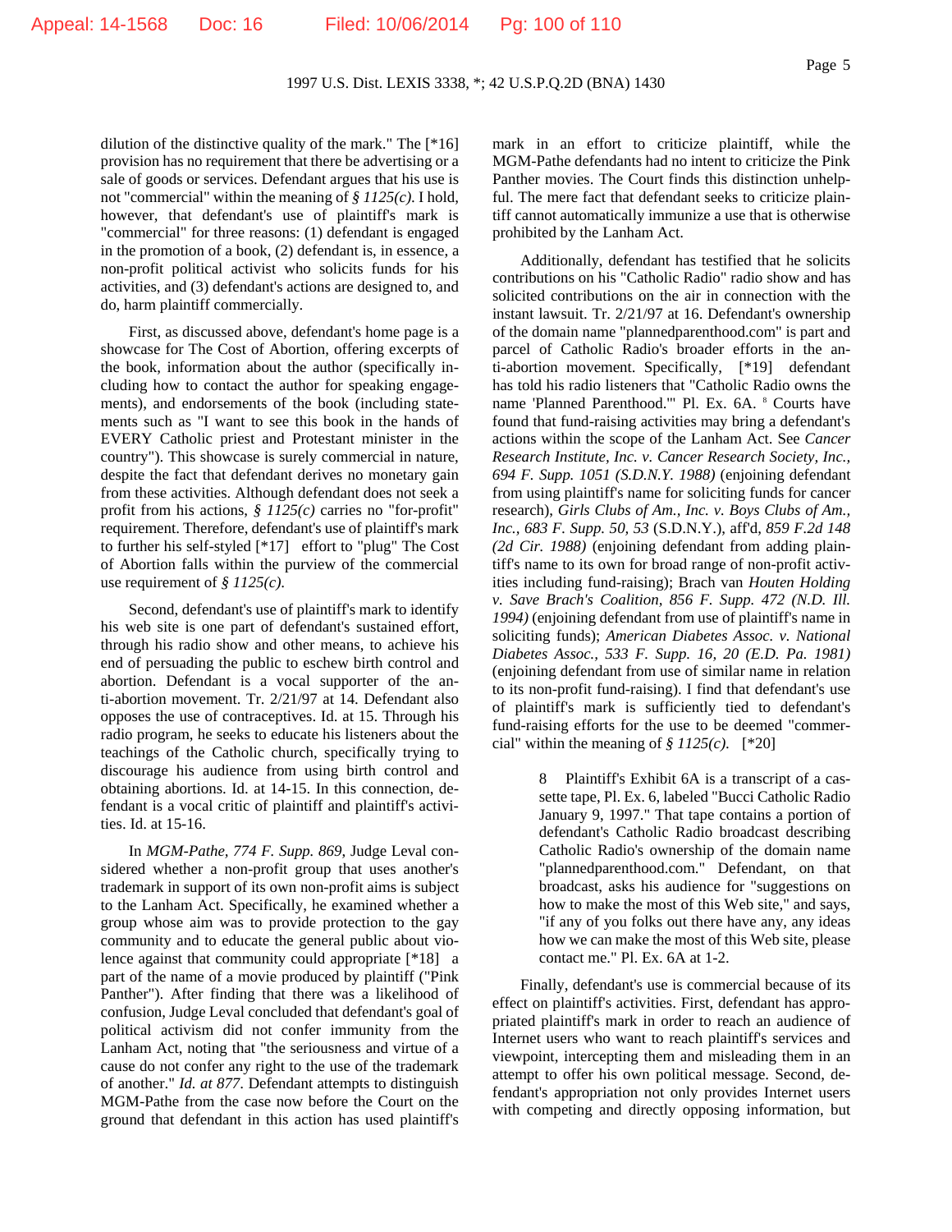dilution of the distinctive quality of the mark." The [*16] provision has no requirement that there be advertising or a sale of goods or services. Defendant argues that his use is not "commercial" within the meaning of *§ 1125(c)*. I hold, however, that defendant's use of plaintiff's mark is "commercial" for three reasons: (1) defendant is engaged in the promotion of a book, (2) defendant is, in essence, a non-profit political activist who solicits funds for his activities, and (3) defendant's actions are designed to, and do, harm plaintiff commercially.

First, as discussed above, defendant's home page is a showcase for The Cost of Abortion, offering excerpts of the book, information about the author (specifically including how to contact the author for speaking engagements), and endorsements of the book (including statements such as "I want to see this book in the hands of EVERY Catholic priest and Protestant minister in the country"). This showcase is surely commercial in nature, despite the fact that defendant derives no monetary gain from these activities. Although defendant does not seek a profit from his actions, *§ 1125(c)* carries no "for-profit" requirement. Therefore, defendant's use of plaintiff's mark to further his self-styled [*17] effort to "plug" The Cost of Abortion falls within the purview of the commercial use requirement of *§ 1125(c)*.

Second, defendant's use of plaintiff's mark to identify his web site is one part of defendant's sustained effort, through his radio show and other means, to achieve his end of persuading the public to eschew birth control and abortion. Defendant is a vocal supporter of the anti-abortion movement. Tr. 2/21/97 at 14. Defendant also opposes the use of contraceptives. Id. at 15. Through his radio program, he seeks to educate his listeners about the teachings of the Catholic church, specifically trying to discourage his audience from using birth control and obtaining abortions. Id. at 14-15. In this connection, defendant is a vocal critic of plaintiff and plaintiff's activities. Id. at 15-16.

In *MGM-Pathe, 774 F. Supp. 869*, Judge Leval considered whether a non-profit group that uses another's trademark in support of its own non-profit aims is subject to the Lanham Act. Specifically, he examined whether a group whose aim was to provide protection to the gay community and to educate the general public about violence against that community could appropriate [*18] a part of the name of a movie produced by plaintiff ("Pink Panther"). After finding that there was a likelihood of confusion, Judge Leval concluded that defendant's goal of political activism did not confer immunity from the Lanham Act, noting that "the seriousness and virtue of a cause do not confer any right to the use of the trademark of another." *Id. at 877*. Defendant attempts to distinguish MGM-Pathe from the case now before the Court on the ground that defendant in this action has used plaintiff's mark in an effort to criticize plaintiff, while the MGM-Pathe defendants had no intent to criticize the Pink Panther movies. The Court finds this distinction unhelpful. The mere fact that defendant seeks to criticize plaintiff cannot automatically immunize a use that is otherwise prohibited by the Lanham Act.

Additionally, defendant has testified that he solicits contributions on his "Catholic Radio" radio show and has solicited contributions on the air in connection with the instant lawsuit. Tr. 2/21/97 at 16. Defendant's ownership of the domain name "plannedparenthood.com" is part and parcel of Catholic Radio's broader efforts in the anti-abortion movement. Specifically, [*19] defendant has told his radio listeners that "Catholic Radio owns the name 'Planned Parenthood.'" Pl. Ex. 6A. [8] Courts have found that fund-raising activities may bring a defendant's actions within the scope of the Lanham Act. See *Cancer Research Institute, Inc. v. Cancer Research Society, Inc., 694 F. Supp. 1051 (S.D.N.Y. 1988)* (enjoining defendant from using plaintiff's name for soliciting funds for cancer research), *Girls Clubs of Am., Inc. v. Boys Clubs of Am., Inc., 683 F. Supp. 50, 53* (S.D.N.Y.), aff'd, *859 F.2d 148 (2d Cir. 1988)* (enjoining defendant from adding plaintiff's name to its own for broad range of non-profit activities including fund-raising); Brach van *Houten Holding v. Save Brach's Coalition, 856 F. Supp. 472 (N.D. Ill. 1994)* (enjoining defendant from use of plaintiff's name in soliciting funds); *American Diabetes Assoc. v. National Diabetes Assoc., 533 F. Supp. 16, 20 (E.D. Pa. 1981)* (enjoining defendant from use of similar name in relation to its non-profit fund-raising). I find that defendant's use of plaintiff's mark is sufficiently tied to defendant's fund-raising efforts for the use to be deemed "commercial" within the meaning of *§ 1125(c)*. [*20]

> 8 Plaintiff's Exhibit 6A is a transcript of a cassette tape, Pl. Ex. 6, labeled "Bucci Catholic Radio January 9, 1997." That tape contains a portion of defendant's Catholic Radio broadcast describing Catholic Radio's ownership of the domain name "plannedparenthood.com." Defendant, on that broadcast, asks his audience for "suggestions on how to make the most of this Web site," and says, "if any of you folks out there have any, any ideas how we can make the most of this Web site, please contact me." Pl. Ex. 6A at 1-2.

Finally, defendant's use is commercial because of its effect on plaintiff's activities. First, defendant has appropriated plaintiff's mark in order to reach an audience of Internet users who want to reach plaintiff's services and viewpoint, intercepting them and misleading them in an attempt to offer his own political message. Second, defendant's appropriation not only provides Internet users with competing and directly opposing information, but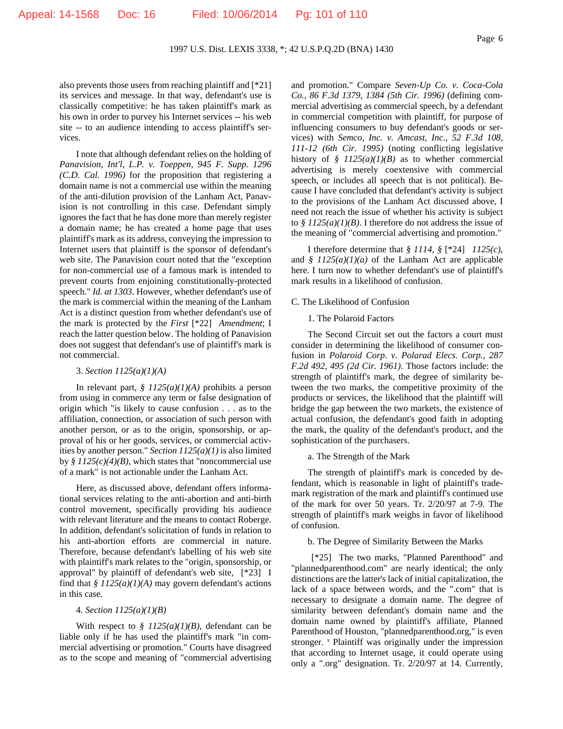also prevents those users from reaching plaintiff and [*21] its services and message. In that way, defendant's use is classically competitive: he has taken plaintiff's mark as his own in order to purvey his Internet services -- his web site -- to an audience intending to access plaintiff's services.

I note that although defendant relies on the holding of *Panavision, Int'l, L.P. v. Toeppen, 945 F. Supp. 1296 (C.D. Cal. 1996)* for the proposition that registering a domain name is not a commercial use within the meaning of the anti-dilution provision of the Lanham Act, Panavision is not controlling in this case. Defendant simply ignores the fact that he has done more than merely register a domain name; he has created a home page that uses plaintiff's mark as its address, conveying the impression to Internet users that plaintiff is the sponsor of defendant's web site. The Panavision court noted that the "exception for non-commercial use of a famous mark is intended to prevent courts from enjoining constitutionally-protected speech." *Id. at 1303*. However, whether defendant's use of the mark is commercial within the meaning of the Lanham Act is a distinct question from whether defendant's use of the mark is protected by the *First* [*22] *Amendment*; I reach the latter question below. The holding of Panavision does not suggest that defendant's use of plaintiff's mark is not commercial.

3. *Section 1125(a)(1)(A)*

In relevant part, *§ 1125(a)(1)(A)* prohibits a person from using in commerce any term or false designation of origin which "is likely to cause confusion . . . as to the affiliation, connection, or association of such person with another person, or as to the origin, sponsorship, or approval of his or her goods, services, or commercial activities by another person." *Section 1125(a)(1)* is also limited by *§ 1125(c)(4)(B)*, which states that "noncommercial use of a mark" is not actionable under the Lanham Act.

Here, as discussed above, defendant offers informational services relating to the anti-abortion and anti-birth control movement, specifically providing his audience with relevant literature and the means to contact Roberge. In addition, defendant's solicitation of funds in relation to his anti-abortion efforts are commercial in nature. Therefore, because defendant's labelling of his web site with plaintiff's mark relates to the "origin, sponsorship, or approval" by plaintiff of defendant's web site, [*23] I find that *§ 1125(a)(1)(A)* may govern defendant's actions in this case.

4. *Section 1125(a)(1)(B)*

With respect to *§ 1125(a)(1)(B)*, defendant can be liable only if he has used the plaintiff's mark "in commercial advertising or promotion." Courts have disagreed as to the scope and meaning of "commercial advertising and promotion." Compare *Seven-Up Co. v. Coca-Cola Co., 86 F.3d 1379, 1384 (5th Cir. 1996)* (defining commercial advertising as commercial speech, by a defendant in commercial competition with plaintiff, for purpose of influencing consumers to buy defendant's goods or services) with *Semco, Inc. v. Amcast, Inc., 52 F.3d 108, 111-12 (6th Cir. 1995)* (noting conflicting legislative history of *§ 1125(a)(1)(B)* as to whether commercial advertising is merely coextensive with commercial speech, or includes all speech that is not political). Because I have concluded that defendant's activity is subject to the provisions of the Lanham Act discussed above, I need not reach the issue of whether his activity is subject to *§ 1125(a)(1)(B)*. I therefore do not address the issue of the meaning of "commercial advertising and promotion."

I therefore determine that *§ 1114*, *§* [*24] *1125(c)*, and *§ 1125(a)(1)(a)* of the Lanham Act are applicable here. I turn now to whether defendant's use of plaintiff's mark results in a likelihood of confusion.

C. The Likelihood of Confusion

1. The Polaroid Factors

The Second Circuit set out the factors a court must consider in determining the likelihood of consumer confusion in *Polaroid Corp. v. Polarad Elecs. Corp., 287 F.2d 492, 495 (2d Cir. 1961)*. Those factors include: the strength of plaintiff's mark, the degree of similarity between the two marks, the competitive proximity of the products or services, the likelihood that the plaintiff will bridge the gap between the two markets, the existence of actual confusion, the defendant's good faith in adopting the mark, the quality of the defendant's product, and the sophistication of the purchasers.

a. The Strength of the Mark

The strength of plaintiff's mark is conceded by defendant, which is reasonable in light of plaintiff's trademark registration of the mark and plaintiff's continued use of the mark for over 50 years. Tr. 2/20/97 at 7-9. The strength of plaintiff's mark weighs in favor of likelihood of confusion.

b. The Degree of Similarity Between the Marks

[*25] The two marks, "Planned Parenthood" and "plannedparenthood.com" are nearly identical; the only distinctions are the latter's lack of initial capitalization, the lack of a space between words, and the ".com" that is necessary to designate a domain name. The degree of similarity between defendant's domain name and the domain name owned by plaintiff's affiliate, Planned Parenthood of Houston, "plannedparenthood.org," is even stronger. [9] Plaintiff was originally under the impression that according to Internet usage, it could operate using only a ".org" designation. Tr. 2/20/97 at 14. Currently,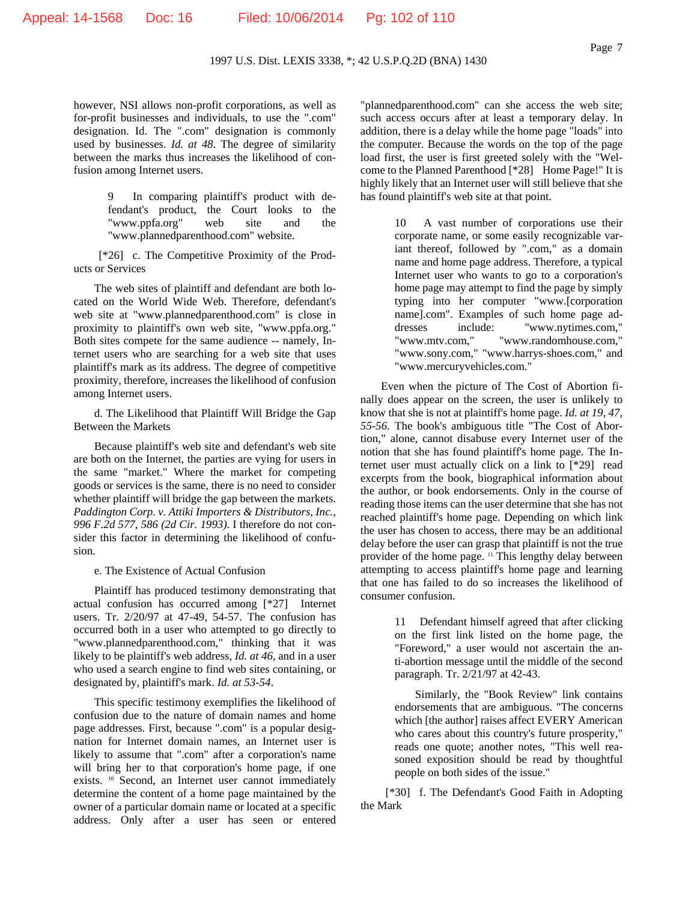however, NSI allows non-profit corporations, as well as for-profit businesses and individuals, to use the ".com" designation. Id. The ".com" designation is commonly used by businesses. *Id. at 48*. The degree of similarity between the marks thus increases the likelihood of confusion among Internet users.

> 9 In comparing plaintiff's product with defendant's product, the Court looks to the "www.ppfa.org" web site and the "www.plannedparenthood.com" website.

[*26] c. The Competitive Proximity of the Products or Services

The web sites of plaintiff and defendant are both located on the World Wide Web. Therefore, defendant's web site at "www.plannedparenthood.com" is close in proximity to plaintiff's own web site, "www.ppfa.org." Both sites compete for the same audience -- namely, Internet users who are searching for a web site that uses plaintiff's mark as its address. The degree of competitive proximity, therefore, increases the likelihood of confusion among Internet users.

d. The Likelihood that Plaintiff Will Bridge the Gap Between the Markets

Because plaintiff's web site and defendant's web site are both on the Internet, the parties are vying for users in the same "market." Where the market for competing goods or services is the same, there is no need to consider whether plaintiff will bridge the gap between the markets. *Paddington Corp. v. Attiki Importers & Distributors, Inc., 996 F.2d 577, 586 (2d Cir. 1993)*. I therefore do not consider this factor in determining the likelihood of confusion.

e. The Existence of Actual Confusion

Plaintiff has produced testimony demonstrating that actual confusion has occurred among [*27] Internet users. Tr. 2/20/97 at 47-49, 54-57. The confusion has occurred both in a user who attempted to go directly to "www.plannedparenthood.com," thinking that it was likely to be plaintiff's web address, *Id. at 46*, and in a user who used a search engine to find web sites containing, or designated by, plaintiff's mark. *Id. at 53-54*.

This specific testimony exemplifies the likelihood of confusion due to the nature of domain names and home page addresses. First, because ".com" is a popular designation for Internet domain names, an Internet user is likely to assume that ".com" after a corporation's name will bring her to that corporation's home page, if one exists. [10] Second, an Internet user cannot immediately determine the content of a home page maintained by the owner of a particular domain name or located at a specific address. Only after a user has seen or entered "plannedparenthood.com" can she access the web site; such access occurs after at least a temporary delay. In addition, there is a delay while the home page "loads" into the computer. Because the words on the top of the page load first, the user is first greeted solely with the "Welcome to the Planned Parenthood [*28] Home Page!" It is highly likely that an Internet user will still believe that she has found plaintiff's web site at that point.

> 10 A vast number of corporations use their corporate name, or some easily recognizable variant thereof, followed by ".com," as a domain name and home page address. Therefore, a typical Internet user who wants to go to a corporation's home page may attempt to find the page by simply typing into her computer "www.[corporation name].com". Examples of such home page addresses include: "www.nytimes.com," "www.mtv.com," "www.randomhouse.com," "www.sony.com," "www.harrys-shoes.com," and "www.mercuryvehicles.com."

Even when the picture of The Cost of Abortion finally does appear on the screen, the user is unlikely to know that she is not at plaintiff's home page. *Id. at 19, 47, 55-56*. The book's ambiguous title "The Cost of Abortion," alone, cannot disabuse every Internet user of the notion that she has found plaintiff's home page. The Internet user must actually click on a link to [*29] read excerpts from the book, biographical information about the author, or book endorsements. Only in the course of reading those items can the user determine that she has not reached plaintiff's home page. Depending on which link the user has chosen to access, there may be an additional delay before the user can grasp that plaintiff is not the true provider of the home page. [11] This lengthy delay between attempting to access plaintiff's home page and learning that one has failed to do so increases the likelihood of consumer confusion.

> 11 Defendant himself agreed that after clicking on the first link listed on the home page, the "Foreword," a user would not ascertain the anti-abortion message until the middle of the second paragraph. Tr. 2/21/97 at 42-43.
>
> Similarly, the "Book Review" link contains endorsements that are ambiguous. "The concerns which [the author] raises affect EVERY American who cares about this country's future prosperity," reads one quote; another notes, "This well reasoned exposition should be read by thoughtful people on both sides of the issue."

[*30] f. The Defendant's Good Faith in Adopting the Mark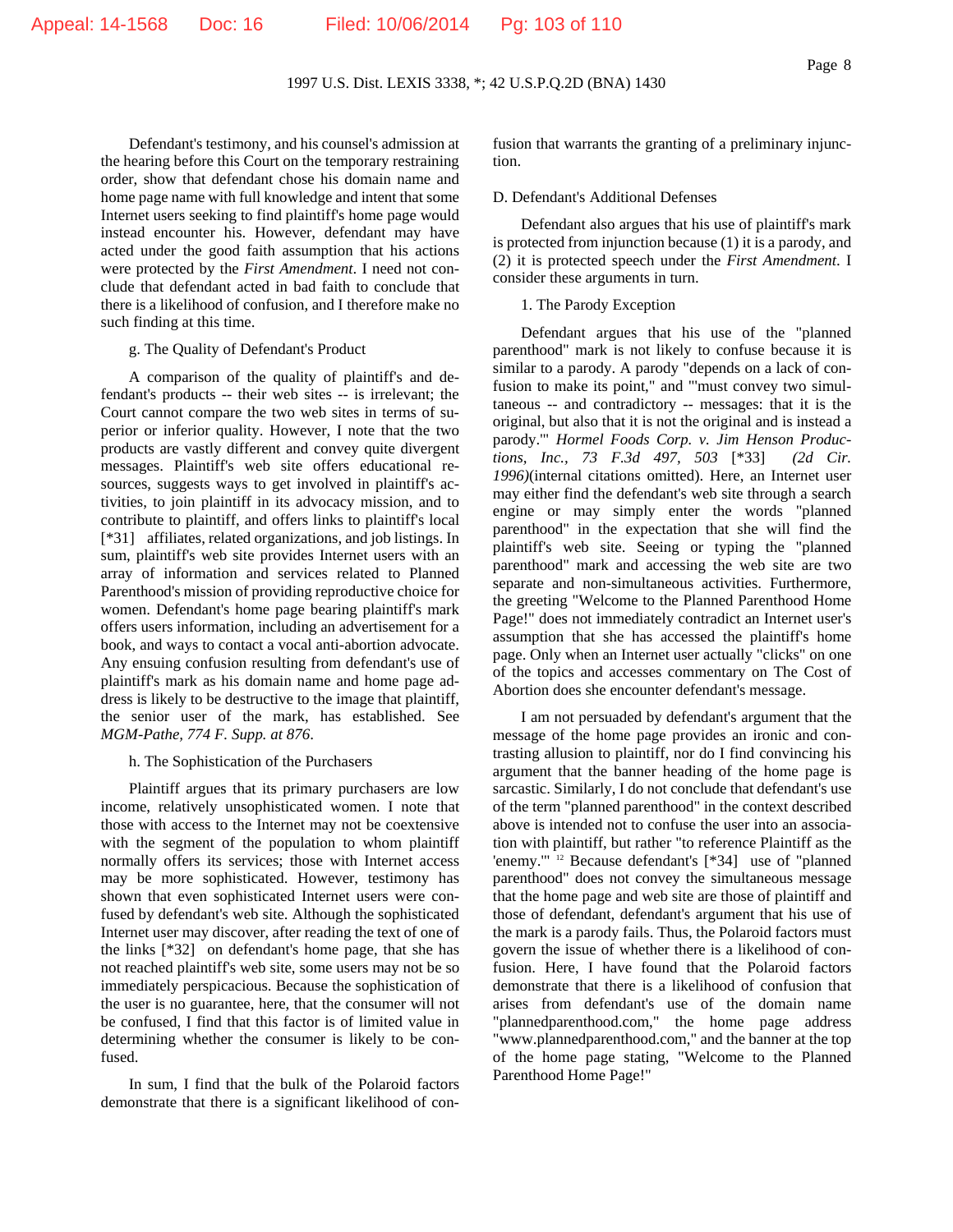Defendant's testimony, and his counsel's admission at the hearing before this Court on the temporary restraining order, show that defendant chose his domain name and home page name with full knowledge and intent that some Internet users seeking to find plaintiff's home page would instead encounter his. However, defendant may have acted under the good faith assumption that his actions were protected by the *First Amendment*. I need not conclude that defendant acted in bad faith to conclude that there is a likelihood of confusion, and I therefore make no such finding at this time.

g. The Quality of Defendant's Product

A comparison of the quality of plaintiff's and defendant's products -- their web sites -- is irrelevant; the Court cannot compare the two web sites in terms of superior or inferior quality. However, I note that the two products are vastly different and convey quite divergent messages. Plaintiff's web site offers educational resources, suggests ways to get involved in plaintiff's activities, to join plaintiff in its advocacy mission, and to contribute to plaintiff, and offers links to plaintiff's local [*31] affiliates, related organizations, and job listings. In sum, plaintiff's web site provides Internet users with an array of information and services related to Planned Parenthood's mission of providing reproductive choice for women. Defendant's home page bearing plaintiff's mark offers users information, including an advertisement for a book, and ways to contact a vocal anti-abortion advocate. Any ensuing confusion resulting from defendant's use of plaintiff's mark as his domain name and home page address is likely to be destructive to the image that plaintiff, the senior user of the mark, has established. See *MGM-Pathe, 774 F. Supp. at 876*.

h. The Sophistication of the Purchasers

Plaintiff argues that its primary purchasers are low income, relatively unsophisticated women. I note that those with access to the Internet may not be coextensive with the segment of the population to whom plaintiff normally offers its services; those with Internet access may be more sophisticated. However, testimony has shown that even sophisticated Internet users were confused by defendant's web site. Although the sophisticated Internet user may discover, after reading the text of one of the links [*32] on defendant's home page, that she has not reached plaintiff's web site, some users may not be so immediately perspicacious. Because the sophistication of the user is no guarantee, here, that the consumer will not be confused, I find that this factor is of limited value in determining whether the consumer is likely to be confused.

In sum, I find that the bulk of the Polaroid factors demonstrate that there is a significant likelihood of confusion that warrants the granting of a preliminary injunction.

D. Defendant's Additional Defenses

Defendant also argues that his use of plaintiff's mark is protected from injunction because (1) it is a parody, and (2) it is protected speech under the *First Amendment*. I consider these arguments in turn.

1. The Parody Exception

Defendant argues that his use of the "planned parenthood" mark is not likely to confuse because it is similar to a parody. A parody "depends on a lack of confusion to make its point," and "'must convey two simultaneous -- and contradictory -- messages: that it is the original, but also that it is not the original and is instead a parody.'" *Hormel Foods Corp. v. Jim Henson Productions, Inc., 73 F.3d 497, 503* [*33] *(2d Cir. 1996)*(internal citations omitted). Here, an Internet user may either find the defendant's web site through a search engine or may simply enter the words "planned parenthood" in the expectation that she will find the plaintiff's web site. Seeing or typing the "planned parenthood" mark and accessing the web site are two separate and non-simultaneous activities. Furthermore, the greeting "Welcome to the Planned Parenthood Home Page!" does not immediately contradict an Internet user's assumption that she has accessed the plaintiff's home page. Only when an Internet user actually "clicks" on one of the topics and accesses commentary on The Cost of Abortion does she encounter defendant's message.

I am not persuaded by defendant's argument that the message of the home page provides an ironic and contrasting allusion to plaintiff, nor do I find convincing his argument that the banner heading of the home page is sarcastic. Similarly, I do not conclude that defendant's use of the term "planned parenthood" in the context described above is intended not to confuse the user into an association with plaintiff, but rather "to reference Plaintiff as the 'enemy.'" [12] Because defendant's [*34] use of "planned parenthood" does not convey the simultaneous message that the home page and web site are those of plaintiff and those of defendant, defendant's argument that his use of the mark is a parody fails. Thus, the Polaroid factors must govern the issue of whether there is a likelihood of confusion. Here, I have found that the Polaroid factors demonstrate that there is a likelihood of confusion that arises from defendant's use of the domain name "plannedparenthood.com," the home page address "www.plannedparenthood.com," and the banner at the top of the home page stating, "Welcome to the Planned Parenthood Home Page!"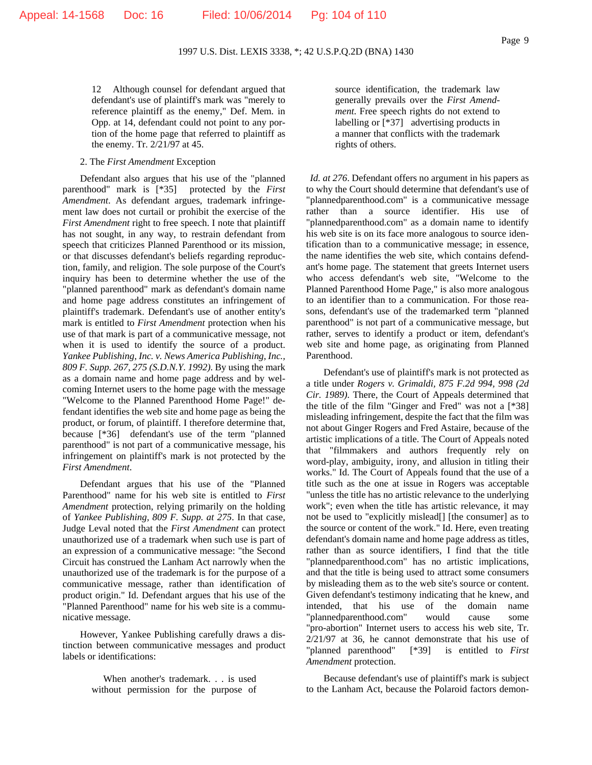12 Although counsel for defendant argued that defendant's use of plaintiff's mark was "merely to reference plaintiff as the enemy," Def. Mem. in Opp. at 14, defendant could not point to any portion of the home page that referred to plaintiff as the enemy. Tr. 2/21/97 at 45.

2. The *First Amendment* Exception

Defendant also argues that his use of the "planned parenthood" mark is [*35] protected by the *First Amendment*. As defendant argues, trademark infringement law does not curtail or prohibit the exercise of the *First Amendment* right to free speech. I note that plaintiff has not sought, in any way, to restrain defendant from speech that criticizes Planned Parenthood or its mission, or that discusses defendant's beliefs regarding reproduction, family, and religion. The sole purpose of the Court's inquiry has been to determine whether the use of the "planned parenthood" mark as defendant's domain name and home page address constitutes an infringement of plaintiff's trademark. Defendant's use of another entity's mark is entitled to *First Amendment* protection when his use of that mark is part of a communicative message, not when it is used to identify the source of a product. *Yankee Publishing, Inc. v. News America Publishing, Inc., 809 F. Supp. 267, 275 (S.D.N.Y. 1992)*. By using the mark as a domain name and home page address and by welcoming Internet users to the home page with the message "Welcome to the Planned Parenthood Home Page!" defendant identifies the web site and home page as being the product, or forum, of plaintiff. I therefore determine that, because [*36] defendant's use of the term "planned parenthood" is not part of a communicative message, his infringement on plaintiff's mark is not protected by the *First Amendment*.

Defendant argues that his use of the "Planned Parenthood" name for his web site is entitled to *First Amendment* protection, relying primarily on the holding of *Yankee Publishing, 809 F. Supp. at 275*. In that case, Judge Leval noted that the *First Amendment* can protect unauthorized use of a trademark when such use is part of an expression of a communicative message: "the Second Circuit has construed the Lanham Act narrowly when the unauthorized use of the trademark is for the purpose of a communicative message, rather than identification of product origin." Id. Defendant argues that his use of the "Planned Parenthood" name for his web site is a communicative message.

However, Yankee Publishing carefully draws a distinction between communicative messages and product labels or identifications:

> When another's trademark. . . is used without permission for the purpose of source identification, the trademark law generally prevails over the *First Amendment*. Free speech rights do not extend to labelling or [*37] advertising products in a manner that conflicts with the trademark rights of others.

*Id. at 276*. Defendant offers no argument in his papers as to why the Court should determine that defendant's use of "plannedparenthood.com" is a communicative message rather than a source identifier. His use of "plannedparenthood.com" as a domain name to identify his web site is on its face more analogous to source identification than to a communicative message; in essence, the name identifies the web site, which contains defendant's home page. The statement that greets Internet users who access defendant's web site, "Welcome to the Planned Parenthood Home Page," is also more analogous to an identifier than to a communication. For those reasons, defendant's use of the trademarked term "planned parenthood" is not part of a communicative message, but rather, serves to identify a product or item, defendant's web site and home page, as originating from Planned Parenthood.

Defendant's use of plaintiff's mark is not protected as a title under *Rogers v. Grimaldi, 875 F.2d 994, 998 (2d Cir. 1989)*. There, the Court of Appeals determined that the title of the film "Ginger and Fred" was not a [*38] misleading infringement, despite the fact that the film was not about Ginger Rogers and Fred Astaire, because of the artistic implications of a title. The Court of Appeals noted that "filmmakers and authors frequently rely on word-play, ambiguity, irony, and allusion in titling their works." Id. The Court of Appeals found that the use of a title such as the one at issue in Rogers was acceptable "unless the title has no artistic relevance to the underlying work"; even when the title has artistic relevance, it may not be used to "explicitly mislead[] [the consumer] as to the source or content of the work." Id. Here, even treating defendant's domain name and home page address as titles, rather than as source identifiers, I find that the title "plannedparenthood.com" has no artistic implications, and that the title is being used to attract some consumers by misleading them as to the web site's source or content. Given defendant's testimony indicating that he knew, and intended, that his use of the domain name "plannedparenthood.com" would cause some "pro-abortion" Internet users to access his web site, Tr. 2/21/97 at 36, he cannot demonstrate that his use of "planned parenthood" [*39] is entitled to *First Amendment* protection.

Because defendant's use of plaintiff's mark is subject to the Lanham Act, because the Polaroid factors demon-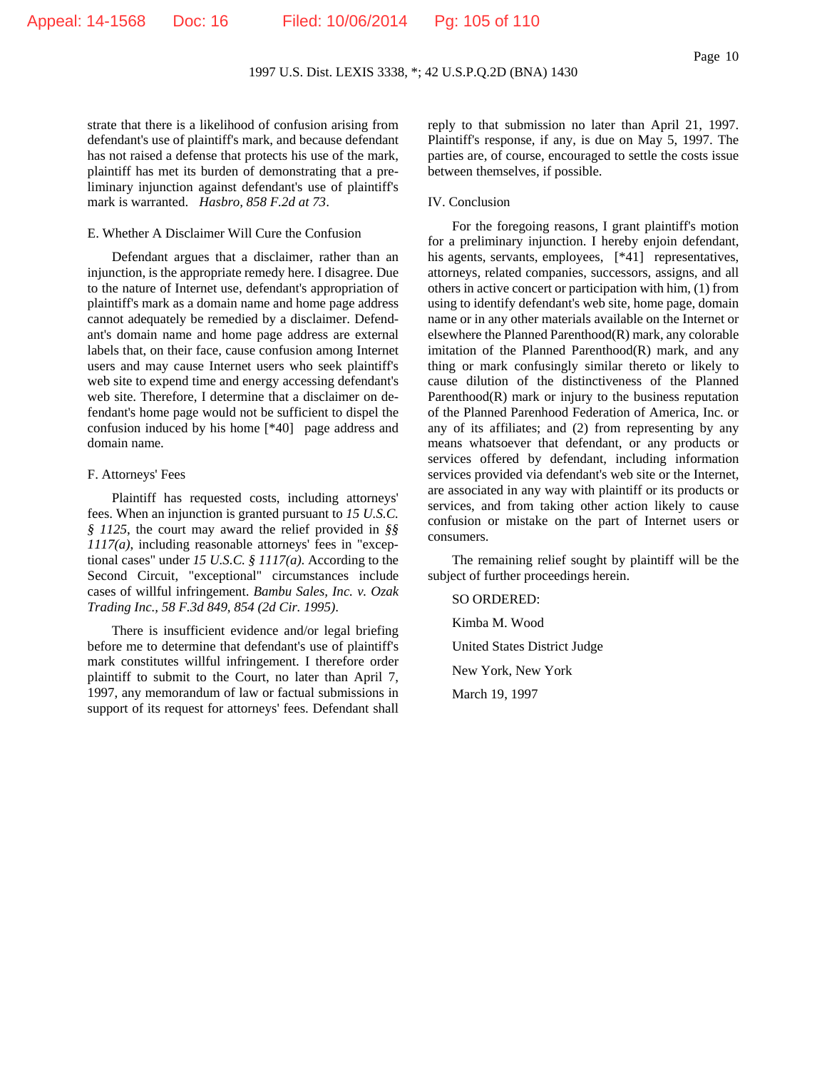strate that there is a likelihood of confusion arising from defendant's use of plaintiff's mark, and because defendant has not raised a defense that protects his use of the mark, plaintiff has met its burden of demonstrating that a preliminary injunction against defendant's use of plaintiff's mark is warranted. *Hasbro, 858 F.2d at 73*.

E. Whether A Disclaimer Will Cure the Confusion

Defendant argues that a disclaimer, rather than an injunction, is the appropriate remedy here. I disagree. Due to the nature of Internet use, defendant's appropriation of plaintiff's mark as a domain name and home page address cannot adequately be remedied by a disclaimer. Defendant's domain name and home page address are external labels that, on their face, cause confusion among Internet users and may cause Internet users who seek plaintiff's web site to expend time and energy accessing defendant's web site. Therefore, I determine that a disclaimer on defendant's home page would not be sufficient to dispel the confusion induced by his home [*40] page address and domain name.

F. Attorneys' Fees

Plaintiff has requested costs, including attorneys' fees. When an injunction is granted pursuant to *15 U.S.C. § 1125*, the court may award the relief provided in *§§ 1117(a)*, including reasonable attorneys' fees in "exceptional cases" under *15 U.S.C. § 1117(a)*. According to the Second Circuit, "exceptional" circumstances include cases of willful infringement. *Bambu Sales, Inc. v. Ozak Trading Inc., 58 F.3d 849, 854 (2d Cir. 1995)*.

There is insufficient evidence and/or legal briefing before me to determine that defendant's use of plaintiff's mark constitutes willful infringement. I therefore order plaintiff to submit to the Court, no later than April 7, 1997, any memorandum of law or factual submissions in support of its request for attorneys' fees. Defendant shall reply to that submission no later than April 21, 1997. Plaintiff's response, if any, is due on May 5, 1997. The parties are, of course, encouraged to settle the costs issue between themselves, if possible.

IV. Conclusion

For the foregoing reasons, I grant plaintiff's motion for a preliminary injunction. I hereby enjoin defendant, his agents, servants, employees, [*41] representatives, attorneys, related companies, successors, assigns, and all others in active concert or participation with him, (1) from using to identify defendant's web site, home page, domain name or in any other materials available on the Internet or elsewhere the Planned Parenthood(R) mark, any colorable imitation of the Planned Parenthood(R) mark, and any thing or mark confusingly similar thereto or likely to cause dilution of the distinctiveness of the Planned Parenthood(R) mark or injury to the business reputation of the Planned Parenhood Federation of America, Inc. or any of its affiliates; and (2) from representing by any means whatsoever that defendant, or any products or services offered by defendant, including information services provided via defendant's web site or the Internet, are associated in any way with plaintiff or its products or services, and from taking other action likely to cause confusion or mistake on the part of Internet users or consumers.

The remaining relief sought by plaintiff will be the subject of further proceedings herein.

SO ORDERED:

Kimba M. Wood

United States District Judge

New York, New York

March 19, 1997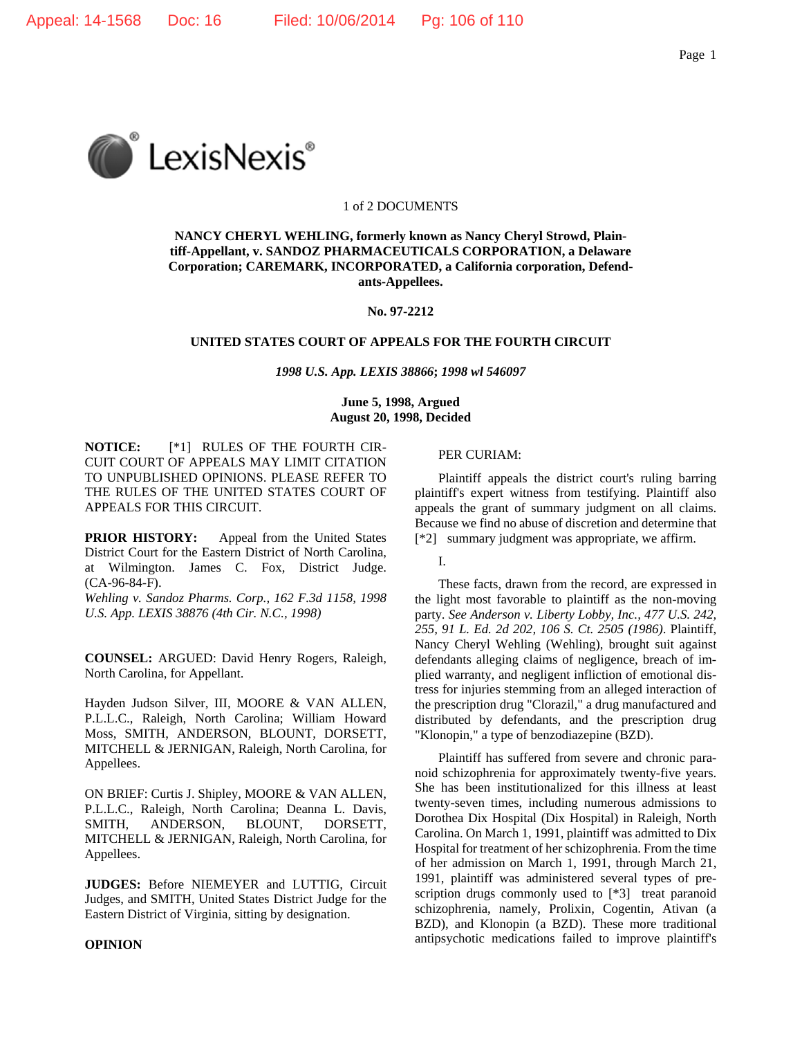1 of 2 DOCUMENTS

**NANCY CHERYL WEHLING, formerly known as Nancy Cheryl Strowd, Plaintiff-Appellant, v. SANDOZ PHARMACEUTICALS CORPORATION, a Delaware Corporation; CAREMARK, INCORPORATED, a California corporation, Defendants-Appellees.**

**No. 97-2212**

**UNITED STATES COURT OF APPEALS FOR THE FOURTH CIRCUIT**

*1998 U.S. App. LEXIS 38866*; *1998 wl 546097*

**June 5, 1998, Argued**
**August 20, 1998, Decided**

**NOTICE:** [*1] RULES OF THE FOURTH CIRCUIT COURT OF APPEALS MAY LIMIT CITATION TO UNPUBLISHED OPINIONS. PLEASE REFER TO THE RULES OF THE UNITED STATES COURT OF APPEALS FOR THIS CIRCUIT.

**PRIOR HISTORY:** Appeal from the United States District Court for the Eastern District of North Carolina, at Wilmington. James C. Fox, District Judge. (CA-96-84-F).
*Wehling v. Sandoz Pharms. Corp., 162 F.3d 1158, 1998 U.S. App. LEXIS 38876 (4th Cir. N.C., 1998)*

**COUNSEL:** ARGUED: David Henry Rogers, Raleigh, North Carolina, for Appellant.

Hayden Judson Silver, III, MOORE & VAN ALLEN, P.L.L.C., Raleigh, North Carolina; William Howard Moss, SMITH, ANDERSON, BLOUNT, DORSETT, MITCHELL & JERNIGAN, Raleigh, North Carolina, for Appellees.

ON BRIEF: Curtis J. Shipley, MOORE & VAN ALLEN, P.L.L.C., Raleigh, North Carolina; Deanna L. Davis, SMITH, ANDERSON, BLOUNT, DORSETT, MITCHELL & JERNIGAN, Raleigh, North Carolina, for Appellees.

**JUDGES:** Before NIEMEYER and LUTTIG, Circuit Judges, and SMITH, United States District Judge for the Eastern District of Virginia, sitting by designation.

**OPINION**

PER CURIAM:

Plaintiff appeals the district court's ruling barring plaintiff's expert witness from testifying. Plaintiff also appeals the grant of summary judgment on all claims. Because we find no abuse of discretion and determine that [*2] summary judgment was appropriate, we affirm.

I.

These facts, drawn from the record, are expressed in the light most favorable to plaintiff as the non-moving party. *See Anderson v. Liberty Lobby, Inc., 477 U.S. 242, 255, 91 L. Ed. 2d 202, 106 S. Ct. 2505 (1986)*. Plaintiff, Nancy Cheryl Wehling (Wehling), brought suit against defendants alleging claims of negligence, breach of implied warranty, and negligent infliction of emotional distress for injuries stemming from an alleged interaction of the prescription drug "Clorazil," a drug manufactured and distributed by defendants, and the prescription drug "Klonopin," a type of benzodiazepine (BZD).

Plaintiff has suffered from severe and chronic paranoid schizophrenia for approximately twenty-five years. She has been institutionalized for this illness at least twenty-seven times, including numerous admissions to Dorothea Dix Hospital (Dix Hospital) in Raleigh, North Carolina. On March 1, 1991, plaintiff was admitted to Dix Hospital for treatment of her schizophrenia. From the time of her admission on March 1, 1991, through March 21, 1991, plaintiff was administered several types of prescription drugs commonly used to [*3] treat paranoid schizophrenia, namely, Prolixin, Cogentin, Ativan (a BZD), and Klonopin (a BZD). These more traditional antipsychotic medications failed to improve plaintiff's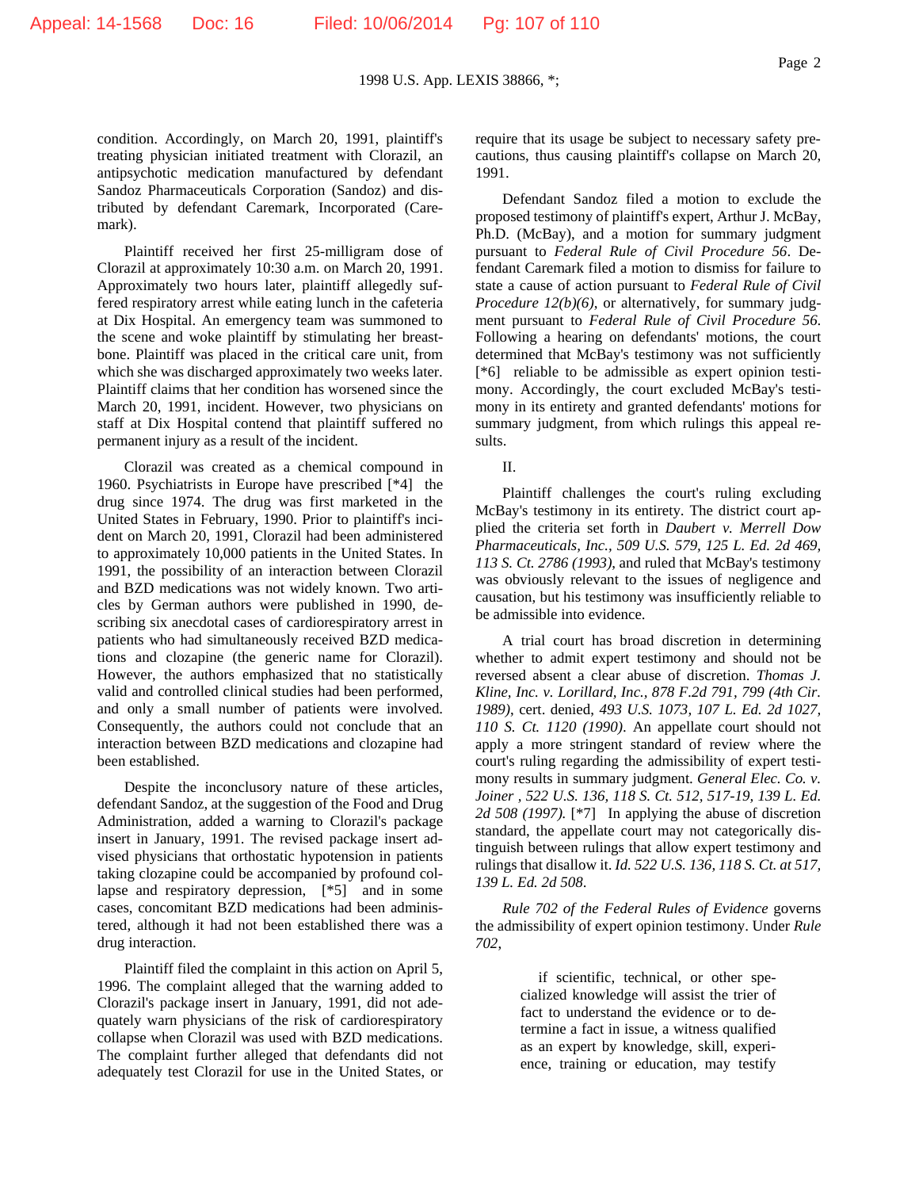condition. Accordingly, on March 20, 1991, plaintiff's treating physician initiated treatment with Clorazil, an antipsychotic medication manufactured by defendant Sandoz Pharmaceuticals Corporation (Sandoz) and distributed by defendant Caremark, Incorporated (Caremark).

Plaintiff received her first 25-milligram dose of Clorazil at approximately 10:30 a.m. on March 20, 1991. Approximately two hours later, plaintiff allegedly suffered respiratory arrest while eating lunch in the cafeteria at Dix Hospital. An emergency team was summoned to the scene and woke plaintiff by stimulating her breastbone. Plaintiff was placed in the critical care unit, from which she was discharged approximately two weeks later. Plaintiff claims that her condition has worsened since the March 20, 1991, incident. However, two physicians on staff at Dix Hospital contend that plaintiff suffered no permanent injury as a result of the incident.

Clorazil was created as a chemical compound in 1960. Psychiatrists in Europe have prescribed [*4] the drug since 1974. The drug was first marketed in the United States in February, 1990. Prior to plaintiff's incident on March 20, 1991, Clorazil had been administered to approximately 10,000 patients in the United States. In 1991, the possibility of an interaction between Clorazil and BZD medications was not widely known. Two articles by German authors were published in 1990, describing six anecdotal cases of cardiorespiratory arrest in patients who had simultaneously received BZD medications and clozapine (the generic name for Clorazil). However, the authors emphasized that no statistically valid and controlled clinical studies had been performed, and only a small number of patients were involved. Consequently, the authors could not conclude that an interaction between BZD medications and clozapine had been established.

Despite the inconclusory nature of these articles, defendant Sandoz, at the suggestion of the Food and Drug Administration, added a warning to Clorazil's package insert in January, 1991. The revised package insert advised physicians that orthostatic hypotension in patients taking clozapine could be accompanied by profound collapse and respiratory depression, [*5] and in some cases, concomitant BZD medications had been administered, although it had not been established there was a drug interaction.

Plaintiff filed the complaint in this action on April 5, 1996. The complaint alleged that the warning added to Clorazil's package insert in January, 1991, did not adequately warn physicians of the risk of cardiorespiratory collapse when Clorazil was used with BZD medications. The complaint further alleged that defendants did not adequately test Clorazil for use in the United States, or require that its usage be subject to necessary safety precautions, thus causing plaintiff's collapse on March 20, 1991.

Defendant Sandoz filed a motion to exclude the proposed testimony of plaintiff's expert, Arthur J. McBay, Ph.D. (McBay), and a motion for summary judgment pursuant to *Federal Rule of Civil Procedure 56*. Defendant Caremark filed a motion to dismiss for failure to state a cause of action pursuant to *Federal Rule of Civil Procedure 12(b)(6)*, or alternatively, for summary judgment pursuant to *Federal Rule of Civil Procedure 56*. Following a hearing on defendants' motions, the court determined that McBay's testimony was not sufficiently [*6] reliable to be admissible as expert opinion testimony. Accordingly, the court excluded McBay's testimony in its entirety and granted defendants' motions for summary judgment, from which rulings this appeal results.

II.

Plaintiff challenges the court's ruling excluding McBay's testimony in its entirety. The district court applied the criteria set forth in *Daubert v. Merrell Dow Pharmaceuticals, Inc., 509 U.S. 579, 125 L. Ed. 2d 469, 113 S. Ct. 2786 (1993)*, and ruled that McBay's testimony was obviously relevant to the issues of negligence and causation, but his testimony was insufficiently reliable to be admissible into evidence.

A trial court has broad discretion in determining whether to admit expert testimony and should not be reversed absent a clear abuse of discretion. *Thomas J. Kline, Inc. v. Lorillard, Inc., 878 F.2d 791, 799 (4th Cir. 1989)*, cert. denied, *493 U.S. 1073, 107 L. Ed. 2d 1027, 110 S. Ct. 1120 (1990)*. An appellate court should not apply a more stringent standard of review where the court's ruling regarding the admissibility of expert testimony results in summary judgment. *General Elec. Co. v. Joiner , 522 U.S. 136, 118 S. Ct. 512, 517-19, 139 L. Ed. 2d 508 (1997).* [*7] In applying the abuse of discretion standard, the appellate court may not categorically distinguish between rulings that allow expert testimony and rulings that disallow it. *Id. 522 U.S. 136, 118 S. Ct. at 517, 139 L. Ed. 2d 508*.

*Rule 702 of the Federal Rules of Evidence* governs the admissibility of expert opinion testimony. Under *Rule 702,*

> if scientific, technical, or other specialized knowledge will assist the trier of fact to understand the evidence or to determine a fact in issue, a witness qualified as an expert by knowledge, skill, experience, training or education, may testify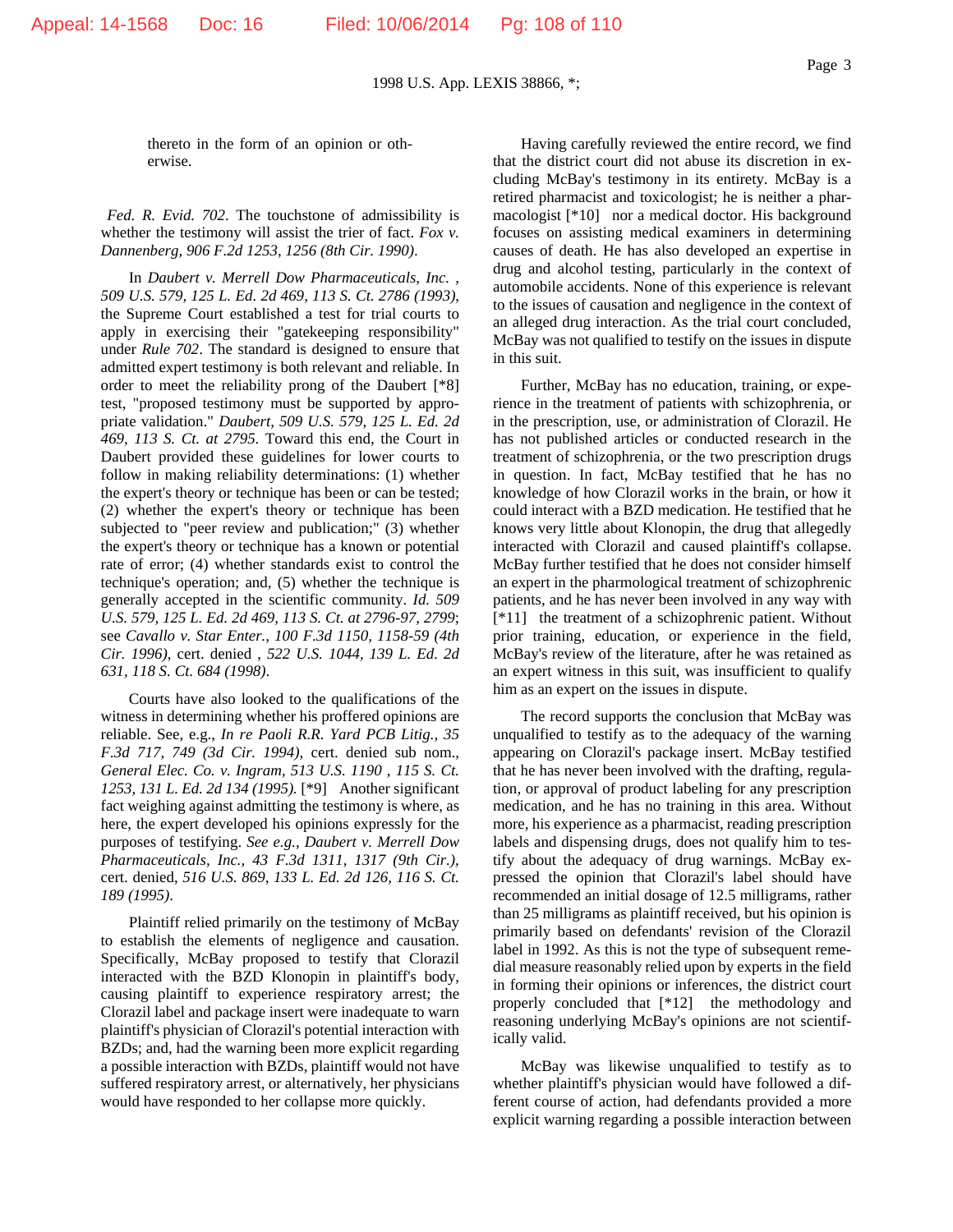thereto in the form of an opinion or otherwise.

*Fed. R. Evid. 702*. The touchstone of admissibility is whether the testimony will assist the trier of fact. *Fox v. Dannenberg, 906 F.2d 1253, 1256 (8th Cir. 1990)*.

In *Daubert v. Merrell Dow Pharmaceuticals, Inc. , 509 U.S. 579, 125 L. Ed. 2d 469, 113 S. Ct. 2786 (1993)*, the Supreme Court established a test for trial courts to apply in exercising their "gatekeeping responsibility" under *Rule 702*. The standard is designed to ensure that admitted expert testimony is both relevant and reliable. In order to meet the reliability prong of the Daubert [*8] test, "proposed testimony must be supported by appropriate validation." *Daubert, 509 U.S. 579, 125 L. Ed. 2d 469, 113 S. Ct. at 2795*. Toward this end, the Court in Daubert provided these guidelines for lower courts to follow in making reliability determinations: (1) whether the expert's theory or technique has been or can be tested; (2) whether the expert's theory or technique has been subjected to "peer review and publication;" (3) whether the expert's theory or technique has a known or potential rate of error; (4) whether standards exist to control the technique's operation; and, (5) whether the technique is generally accepted in the scientific community. *Id. 509 U.S. 579, 125 L. Ed. 2d 469, 113 S. Ct. at 2796-97, 2799*; see *Cavallo v. Star Enter., 100 F.3d 1150, 1158-59 (4th Cir. 1996)*, cert. denied *, 522 U.S. 1044, 139 L. Ed. 2d 631, 118 S. Ct. 684 (1998)*.

Courts have also looked to the qualifications of the witness in determining whether his proffered opinions are reliable. See, e.g., *In re Paoli R.R. Yard PCB Litig., 35 F.3d 717, 749 (3d Cir. 1994)*, cert. denied sub nom., *General Elec. Co. v. Ingram, 513 U.S. 1190 , 115 S. Ct. 1253, 131 L. Ed. 2d 134 (1995).* [*9] Another significant fact weighing against admitting the testimony is where, as here, the expert developed his opinions expressly for the purposes of testifying. *See e.g., Daubert v. Merrell Dow Pharmaceuticals, Inc., 43 F.3d 1311, 1317 (9th Cir.)*, cert. denied, *516 U.S. 869, 133 L. Ed. 2d 126, 116 S. Ct. 189 (1995)*.

Plaintiff relied primarily on the testimony of McBay to establish the elements of negligence and causation. Specifically, McBay proposed to testify that Clorazil interacted with the BZD Klonopin in plaintiff's body, causing plaintiff to experience respiratory arrest; the Clorazil label and package insert were inadequate to warn plaintiff's physician of Clorazil's potential interaction with BZDs; and, had the warning been more explicit regarding a possible interaction with BZDs, plaintiff would not have suffered respiratory arrest, or alternatively, her physicians would have responded to her collapse more quickly.

Having carefully reviewed the entire record, we find that the district court did not abuse its discretion in excluding McBay's testimony in its entirety. McBay is a retired pharmacist and toxicologist; he is neither a pharmacologist [*10] nor a medical doctor. His background focuses on assisting medical examiners in determining causes of death. He has also developed an expertise in drug and alcohol testing, particularly in the context of automobile accidents. None of this experience is relevant to the issues of causation and negligence in the context of an alleged drug interaction. As the trial court concluded, McBay was not qualified to testify on the issues in dispute in this suit.

Further, McBay has no education, training, or experience in the treatment of patients with schizophrenia, or in the prescription, use, or administration of Clorazil. He has not published articles or conducted research in the treatment of schizophrenia, or the two prescription drugs in question. In fact, McBay testified that he has no knowledge of how Clorazil works in the brain, or how it could interact with a BZD medication. He testified that he knows very little about Klonopin, the drug that allegedly interacted with Clorazil and caused plaintiff's collapse. McBay further testified that he does not consider himself an expert in the pharmological treatment of schizophrenic patients, and he has never been involved in any way with [*11] the treatment of a schizophrenic patient. Without prior training, education, or experience in the field, McBay's review of the literature, after he was retained as an expert witness in this suit, was insufficient to qualify him as an expert on the issues in dispute.

The record supports the conclusion that McBay was unqualified to testify as to the adequacy of the warning appearing on Clorazil's package insert. McBay testified that he has never been involved with the drafting, regulation, or approval of product labeling for any prescription medication, and he has no training in this area. Without more, his experience as a pharmacist, reading prescription labels and dispensing drugs, does not qualify him to testify about the adequacy of drug warnings. McBay expressed the opinion that Clorazil's label should have recommended an initial dosage of 12.5 milligrams, rather than 25 milligrams as plaintiff received, but his opinion is primarily based on defendants' revision of the Clorazil label in 1992. As this is not the type of subsequent remedial measure reasonably relied upon by experts in the field in forming their opinions or inferences, the district court properly concluded that [*12] the methodology and reasoning underlying McBay's opinions are not scientifically valid.

McBay was likewise unqualified to testify as to whether plaintiff's physician would have followed a different course of action, had defendants provided a more explicit warning regarding a possible interaction between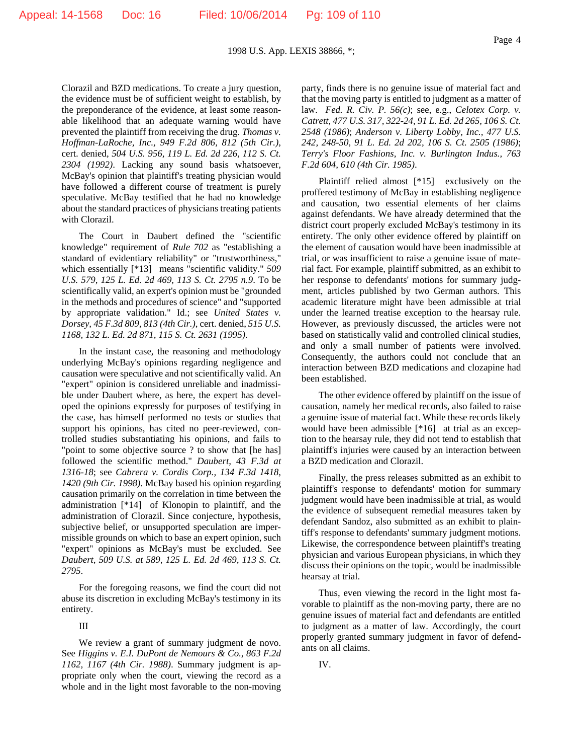Clorazil and BZD medications. To create a jury question, the evidence must be of sufficient weight to establish, by the preponderance of the evidence, at least some reasonable likelihood that an adequate warning would have prevented the plaintiff from receiving the drug. *Thomas v. Hoffman-LaRoche, Inc., 949 F.2d 806, 812 (5th Cir.)*, cert. denied, *504 U.S. 956, 119 L. Ed. 2d 226, 112 S. Ct. 2304 (1992)*. Lacking any sound basis whatsoever, McBay's opinion that plaintiff's treating physician would have followed a different course of treatment is purely speculative. McBay testified that he had no knowledge about the standard practices of physicians treating patients with Clorazil.

The Court in Daubert defined the "scientific knowledge" requirement of *Rule 702* as "establishing a standard of evidentiary reliability" or "trustworthiness," which essentially [*13] means "scientific validity." *509 U.S. 579, 125 L. Ed. 2d 469, 113 S. Ct. 2795 n.9*. To be scientifically valid, an expert's opinion must be "grounded in the methods and procedures of science" and "supported by appropriate validation." Id.; see *United States v. Dorsey, 45 F.3d 809, 813 (4th Cir.)*, cert. denied, *515 U.S. 1168, 132 L. Ed. 2d 871, 115 S. Ct. 2631 (1995)*.

In the instant case, the reasoning and methodology underlying McBay's opinions regarding negligence and causation were speculative and not scientifically valid. An "expert" opinion is considered unreliable and inadmissible under Daubert where, as here, the expert has developed the opinions expressly for purposes of testifying in the case, has himself performed no tests or studies that support his opinions, has cited no peer-reviewed, controlled studies substantiating his opinions, and fails to "point to some objective source ? to show that [he has] followed the scientific method." *Daubert, 43 F.3d at 1316-18*; see *Cabrera v. Cordis Corp., 134 F.3d 1418, 1420 (9th Cir. 1998)*. McBay based his opinion regarding causation primarily on the correlation in time between the administration [*14] of Klonopin to plaintiff, and the administration of Clorazil. Since conjecture, hypothesis, subjective belief, or unsupported speculation are impermissible grounds on which to base an expert opinion, such "expert" opinions as McBay's must be excluded. See *Daubert, 509 U.S. at 589, 125 L. Ed. 2d 469, 113 S. Ct. 2795*.

For the foregoing reasons, we find the court did not abuse its discretion in excluding McBay's testimony in its entirety.

III

We review a grant of summary judgment de novo. See *Higgins v. E.I. DuPont de Nemours & Co., 863 F.2d 1162, 1167 (4th Cir. 1988)*. Summary judgment is appropriate only when the court, viewing the record as a whole and in the light most favorable to the non-moving party, finds there is no genuine issue of material fact and that the moving party is entitled to judgment as a matter of law. *Fed. R. Civ. P. 56(c)*; see, e.g., *Celotex Corp. v. Catrett, 477 U.S. 317, 322-24, 91 L. Ed. 2d 265, 106 S. Ct. 2548 (1986)*; *Anderson v. Liberty Lobby, Inc., 477 U.S. 242, 248-50, 91 L. Ed. 2d 202, 106 S. Ct. 2505 (1986)*; *Terry's Floor Fashions, Inc. v. Burlington Indus., 763 F.2d 604, 610 (4th Cir. 1985)*.

Plaintiff relied almost [*15] exclusively on the proffered testimony of McBay in establishing negligence and causation, two essential elements of her claims against defendants. We have already determined that the district court properly excluded McBay's testimony in its entirety. The only other evidence offered by plaintiff on the element of causation would have been inadmissible at trial, or was insufficient to raise a genuine issue of material fact. For example, plaintiff submitted, as an exhibit to her response to defendants' motions for summary judgment, articles published by two German authors. This academic literature might have been admissible at trial under the learned treatise exception to the hearsay rule. However, as previously discussed, the articles were not based on statistically valid and controlled clinical studies, and only a small number of patients were involved. Consequently, the authors could not conclude that an interaction between BZD medications and clozapine had been established.

The other evidence offered by plaintiff on the issue of causation, namely her medical records, also failed to raise a genuine issue of material fact. While these records likely would have been admissible [*16] at trial as an exception to the hearsay rule, they did not tend to establish that plaintiff's injuries were caused by an interaction between a BZD medication and Clorazil.

Finally, the press releases submitted as an exhibit to plaintiff's response to defendants' motion for summary judgment would have been inadmissible at trial, as would the evidence of subsequent remedial measures taken by defendant Sandoz, also submitted as an exhibit to plaintiff's response to defendants' summary judgment motions. Likewise, the correspondence between plaintiff's treating physician and various European physicians, in which they discuss their opinions on the topic, would be inadmissible hearsay at trial.

Thus, even viewing the record in the light most favorable to plaintiff as the non-moving party, there are no genuine issues of material fact and defendants are entitled to judgment as a matter of law. Accordingly, the court properly granted summary judgment in favor of defendants on all claims.

IV.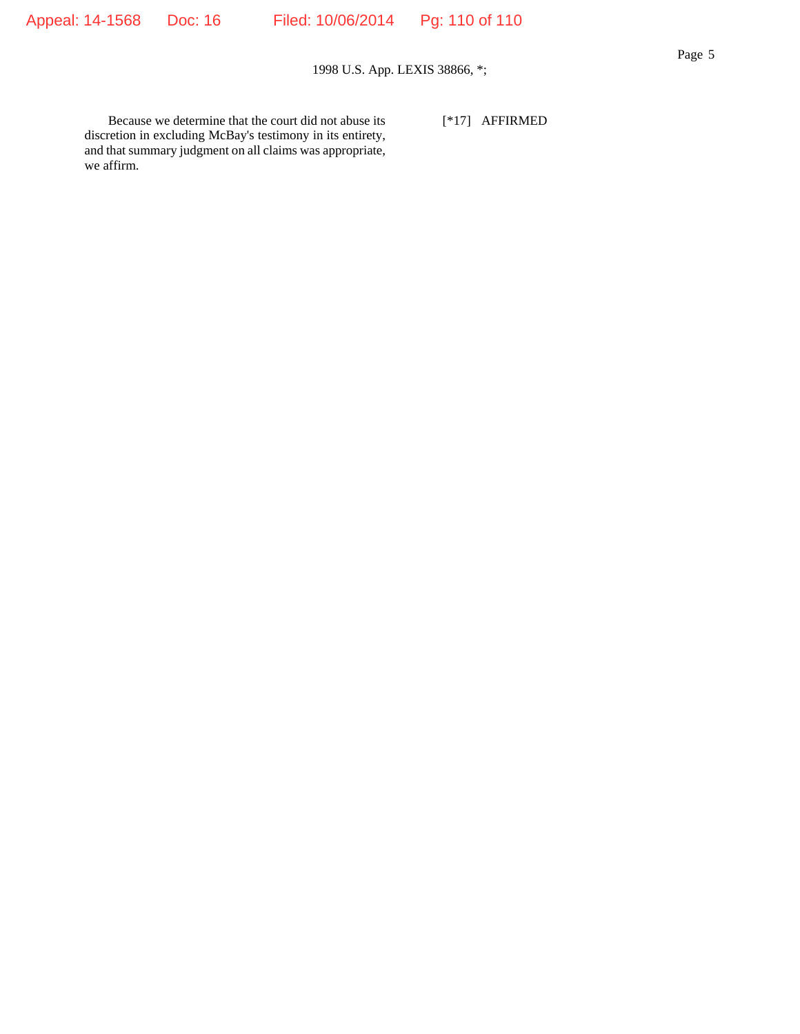Because we determine that the court did not abuse its discretion in excluding McBay's testimony in its entirety, and that summary judgment on all claims was appropriate, we affirm.

[*17] AFFIRMED